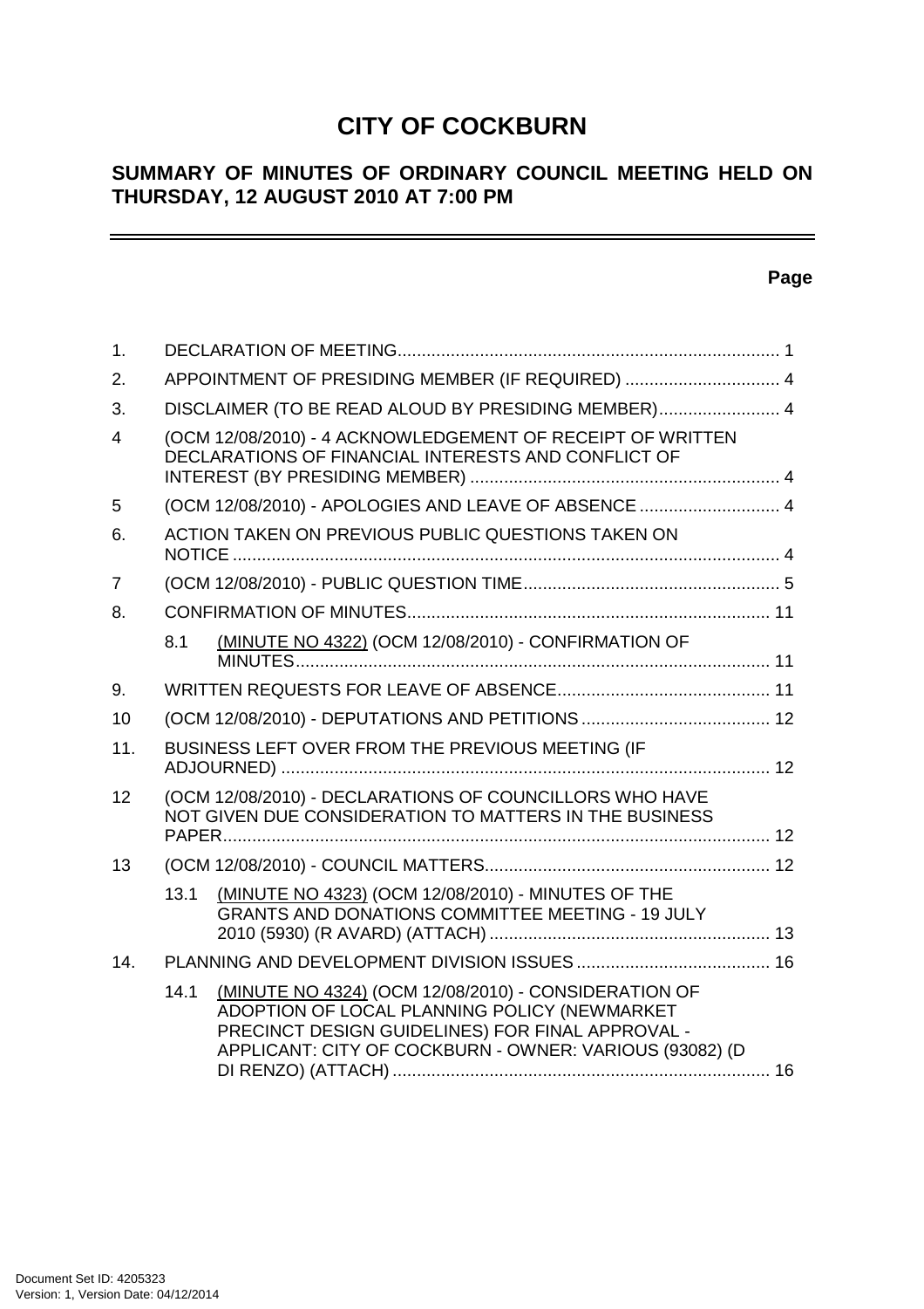# CITY OF COCKBURN

## SUMMARY OF MINUTES OF ORDINARY COUNCIL MEETING HELD ON THURSDAY, 12 AUGUST 2010 AT 7:00 PM

**Page**

| | | Page |
|---|---|---|
| 1. | DECLARATION OF MEETING | 1 |
| 2. | APPOINTMENT OF PRESIDING MEMBER (IF REQUIRED) | 4 |
| 3. | DISCLAIMER (TO BE READ ALOUD BY PRESIDING MEMBER) | 4 |
| 4 | (OCM 12/08/2010) - 4 ACKNOWLEDGEMENT OF RECEIPT OF WRITTEN DECLARATIONS OF FINANCIAL INTERESTS AND CONFLICT OF INTEREST (BY PRESIDING MEMBER) | 4 |
| 5 | (OCM 12/08/2010) - APOLOGIES AND LEAVE OF ABSENCE | 4 |
| 6. | ACTION TAKEN ON PREVIOUS PUBLIC QUESTIONS TAKEN ON NOTICE | 4 |
| 7 | (OCM 12/08/2010) - PUBLIC QUESTION TIME | 5 |
| 8. | CONFIRMATION OF MINUTES | 11 |
| 8.1 | (MINUTE NO 4322) (OCM 12/08/2010) - CONFIRMATION OF MINUTES | 11 |
| 9. | WRITTEN REQUESTS FOR LEAVE OF ABSENCE | 11 |
| 10 | (OCM 12/08/2010) - DEPUTATIONS AND PETITIONS | 12 |
| 11. | BUSINESS LEFT OVER FROM THE PREVIOUS MEETING (IF ADJOURNED) | 12 |
| 12 | (OCM 12/08/2010) - DECLARATIONS OF COUNCILLORS WHO HAVE NOT GIVEN DUE CONSIDERATION TO MATTERS IN THE BUSINESS PAPER | 12 |
| 13 | (OCM 12/08/2010) - COUNCIL MATTERS | 12 |
| 13.1 | (MINUTE NO 4323) (OCM 12/08/2010) - MINUTES OF THE GRANTS AND DONATIONS COMMITTEE MEETING - 19 JULY 2010 (5930) (R AVARD) (ATTACH) | 13 |
| 14. | PLANNING AND DEVELOPMENT DIVISION ISSUES | 16 |
| 14.1 | (MINUTE NO 4324) (OCM 12/08/2010) - CONSIDERATION OF ADOPTION OF LOCAL PLANNING POLICY (NEWMARKET PRECINCT DESIGN GUIDELINES) FOR FINAL APPROVAL - APPLICANT: CITY OF COCKBURN - OWNER: VARIOUS (93082) (D DI RENZO) (ATTACH) | 16 |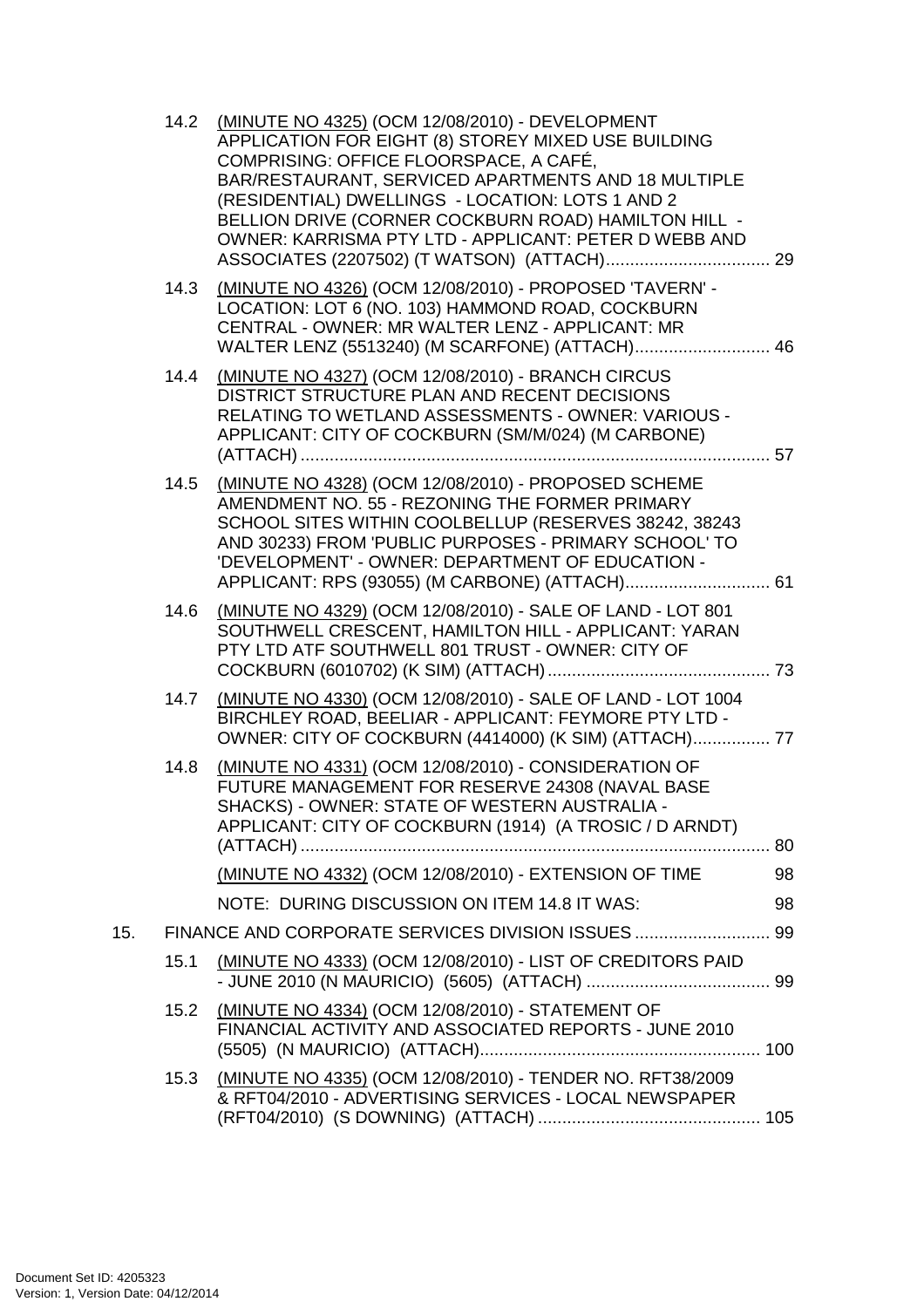14.2 (MINUTE NO 4325) (OCM 12/08/2010) - DEVELOPMENT APPLICATION FOR EIGHT (8) STOREY MIXED USE BUILDING COMPRISING: OFFICE FLOORSPACE, A CAFÉ, BAR/RESTAURANT, SERVICED APARTMENTS AND 18 MULTIPLE (RESIDENTIAL) DWELLINGS - LOCATION: LOTS 1 AND 2 BELLION DRIVE (CORNER COCKBURN ROAD) HAMILTON HILL - OWNER: KARRISMA PTY LTD - APPLICANT: PETER D WEBB AND ASSOCIATES (2207502) (T WATSON) (ATTACH) .................................. 29

14.3 (MINUTE NO 4326) (OCM 12/08/2010) - PROPOSED 'TAVERN' - LOCATION: LOT 6 (NO. 103) HAMMOND ROAD, COCKBURN CENTRAL - OWNER: MR WALTER LENZ - APPLICANT: MR WALTER LENZ (5513240) (M SCARFONE) (ATTACH) ............................ 46

14.4 (MINUTE NO 4327) (OCM 12/08/2010) - BRANCH CIRCUS DISTRICT STRUCTURE PLAN AND RECENT DECISIONS RELATING TO WETLAND ASSESSMENTS - OWNER: VARIOUS - APPLICANT: CITY OF COCKBURN (SM/M/024) (M CARBONE) (ATTACH) ................................................................................................ 57

14.5 (MINUTE NO 4328) (OCM 12/08/2010) - PROPOSED SCHEME AMENDMENT NO. 55 - REZONING THE FORMER PRIMARY SCHOOL SITES WITHIN COOLBELLUP (RESERVES 38242, 38243 AND 30233) FROM 'PUBLIC PURPOSES - PRIMARY SCHOOL' TO 'DEVELOPMENT' - OWNER: DEPARTMENT OF EDUCATION - APPLICANT: RPS (93055) (M CARBONE) (ATTACH) .............................. 61

14.6 (MINUTE NO 4329) (OCM 12/08/2010) - SALE OF LAND - LOT 801 SOUTHWELL CRESCENT, HAMILTON HILL - APPLICANT: YARAN PTY LTD ATF SOUTHWELL 801 TRUST - OWNER: CITY OF COCKBURN (6010702) (K SIM) (ATTACH) .............................................. 73

14.7 (MINUTE NO 4330) (OCM 12/08/2010) - SALE OF LAND - LOT 1004 BIRCHLEY ROAD, BEELIAR - APPLICANT: FEYMORE PTY LTD - OWNER: CITY OF COCKBURN (4414000) (K SIM) (ATTACH)................ 77

14.8 (MINUTE NO 4331) (OCM 12/08/2010) - CONSIDERATION OF FUTURE MANAGEMENT FOR RESERVE 24308 (NAVAL BASE SHACKS) - OWNER: STATE OF WESTERN AUSTRALIA - APPLICANT: CITY OF COCKBURN (1914) (A TROSIC / D ARNDT) (ATTACH) ................................................................................................ 80

(MINUTE NO 4332) (OCM 12/08/2010) - EXTENSION OF TIME 98

NOTE: DURING DISCUSSION ON ITEM 14.8 IT WAS: 98

15. FINANCE AND CORPORATE SERVICES DIVISION ISSUES ............................ 99

15.1 (MINUTE NO 4333) (OCM 12/08/2010) - LIST OF CREDITORS PAID - JUNE 2010 (N MAURICIO) (5605) (ATTACH) ...................................... 99

15.2 (MINUTE NO 4334) (OCM 12/08/2010) - STATEMENT OF FINANCIAL ACTIVITY AND ASSOCIATED REPORTS - JUNE 2010 (5505) (N MAURICIO) (ATTACH).......................................................... 100

15.3 (MINUTE NO 4335) (OCM 12/08/2010) - TENDER NO. RFT38/2009 & RFT04/2010 - ADVERTISING SERVICES - LOCAL NEWSPAPER (RFT04/2010) (S DOWNING) (ATTACH) .............................................. 105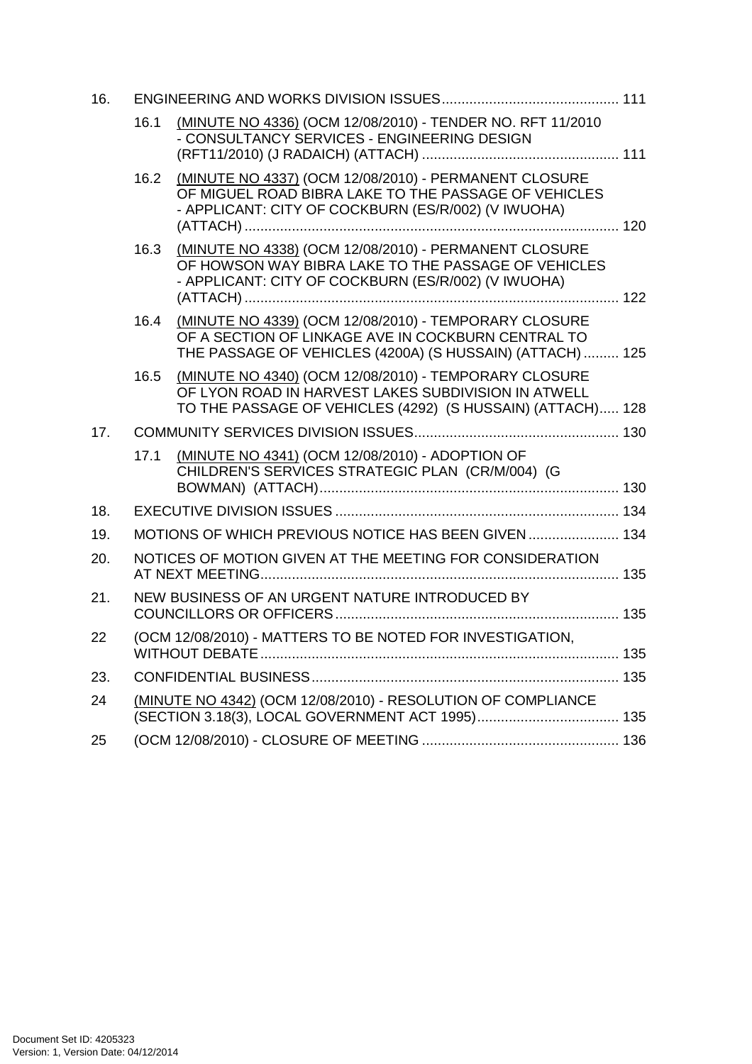| | | | |
|---|---|---|---|
| 16. | ENGINEERING AND WORKS DIVISION ISSUES | | 111 |
| | 16.1 | (MINUTE NO 4336) (OCM 12/08/2010) - TENDER NO. RFT 11/2010 - CONSULTANCY SERVICES - ENGINEERING DESIGN (RFT11/2010) (J RADAICH) (ATTACH) | 111 |
| | 16.2 | (MINUTE NO 4337) (OCM 12/08/2010) - PERMANENT CLOSURE OF MIGUEL ROAD BIBRA LAKE TO THE PASSAGE OF VEHICLES - APPLICANT: CITY OF COCKBURN (ES/R/002) (V IWUOHA) (ATTACH) | 120 |
| | 16.3 | (MINUTE NO 4338) (OCM 12/08/2010) - PERMANENT CLOSURE OF HOWSON WAY BIBRA LAKE TO THE PASSAGE OF VEHICLES - APPLICANT: CITY OF COCKBURN (ES/R/002) (V IWUOHA) (ATTACH) | 122 |
| | 16.4 | (MINUTE NO 4339) (OCM 12/08/2010) - TEMPORARY CLOSURE OF A SECTION OF LINKAGE AVE IN COCKBURN CENTRAL TO THE PASSAGE OF VEHICLES (4200A) (S HUSSAIN) (ATTACH) | 125 |
| | 16.5 | (MINUTE NO 4340) (OCM 12/08/2010) - TEMPORARY CLOSURE OF LYON ROAD IN HARVEST LAKES SUBDIVISION IN ATWELL TO THE PASSAGE OF VEHICLES (4292) (S HUSSAIN) (ATTACH) | 128 |
| 17. | COMMUNITY SERVICES DIVISION ISSUES | | 130 |
| | 17.1 | (MINUTE NO 4341) (OCM 12/08/2010) - ADOPTION OF CHILDREN'S SERVICES STRATEGIC PLAN (CR/M/004) (G BOWMAN) (ATTACH) | 130 |
| 18. | EXECUTIVE DIVISION ISSUES | | 134 |
| 19. | MOTIONS OF WHICH PREVIOUS NOTICE HAS BEEN GIVEN | | 134 |
| 20. | NOTICES OF MOTION GIVEN AT THE MEETING FOR CONSIDERATION AT NEXT MEETING | | 135 |
| 21. | NEW BUSINESS OF AN URGENT NATURE INTRODUCED BY COUNCILLORS OR OFFICERS | | 135 |
| 22 | (OCM 12/08/2010) - MATTERS TO BE NOTED FOR INVESTIGATION, WITHOUT DEBATE | | 135 |
| 23. | CONFIDENTIAL BUSINESS | | 135 |
| 24 | (MINUTE NO 4342) (OCM 12/08/2010) - RESOLUTION OF COMPLIANCE (SECTION 3.18(3), LOCAL GOVERNMENT ACT 1995) | | 135 |
| 25 | (OCM 12/08/2010) - CLOSURE OF MEETING | | 136 |

Document Set ID: 4205323
Version: 1, Version Date: 04/12/2014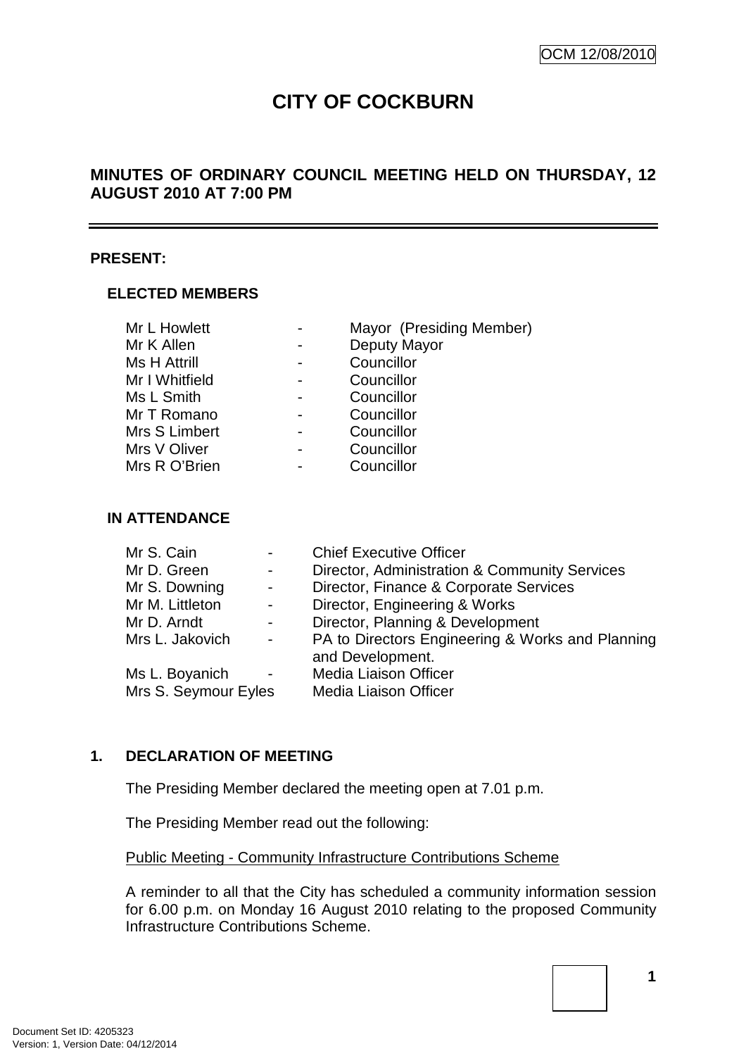OCM 12/08/2010

# CITY OF COCKBURN

## MINUTES OF ORDINARY COUNCIL MEETING HELD ON THURSDAY, 12 AUGUST 2010 AT 7:00 PM

---

**PRESENT:**

### ELECTED MEMBERS

| | | |
|---|---|---|
| Mr L Howlett | - | Mayor (Presiding Member) |
| Mr K Allen | - | Deputy Mayor |
| Ms H Attrill | - | Councillor |
| Mr I Whitfield | - | Councillor |
| Ms L Smith | - | Councillor |
| Mr T Romano | - | Councillor |
| Mrs S Limbert | - | Councillor |
| Mrs V Oliver | - | Councillor |
| Mrs R O'Brien | - | Councillor |

### IN ATTENDANCE

| | | |
|---|---|---|
| Mr S. Cain | - | Chief Executive Officer |
| Mr D. Green | - | Director, Administration & Community Services |
| Mr S. Downing | - | Director, Finance & Corporate Services |
| Mr M. Littleton | - | Director, Engineering & Works |
| Mr D. Arndt | - | Director, Planning & Development |
| Mrs L. Jakovich | - | PA to Directors Engineering & Works and Planning and Development. |
| Ms L. Boyanich | - | Media Liaison Officer |
| Mrs S. Seymour Eyles | | Media Liaison Officer |

## 1. DECLARATION OF MEETING

The Presiding Member declared the meeting open at 7.01 p.m.

The Presiding Member read out the following:

Public Meeting - Community Infrastructure Contributions Scheme

A reminder to all that the City has scheduled a community information session for 6.00 p.m. on Monday 16 August 2010 relating to the proposed Community Infrastructure Contributions Scheme.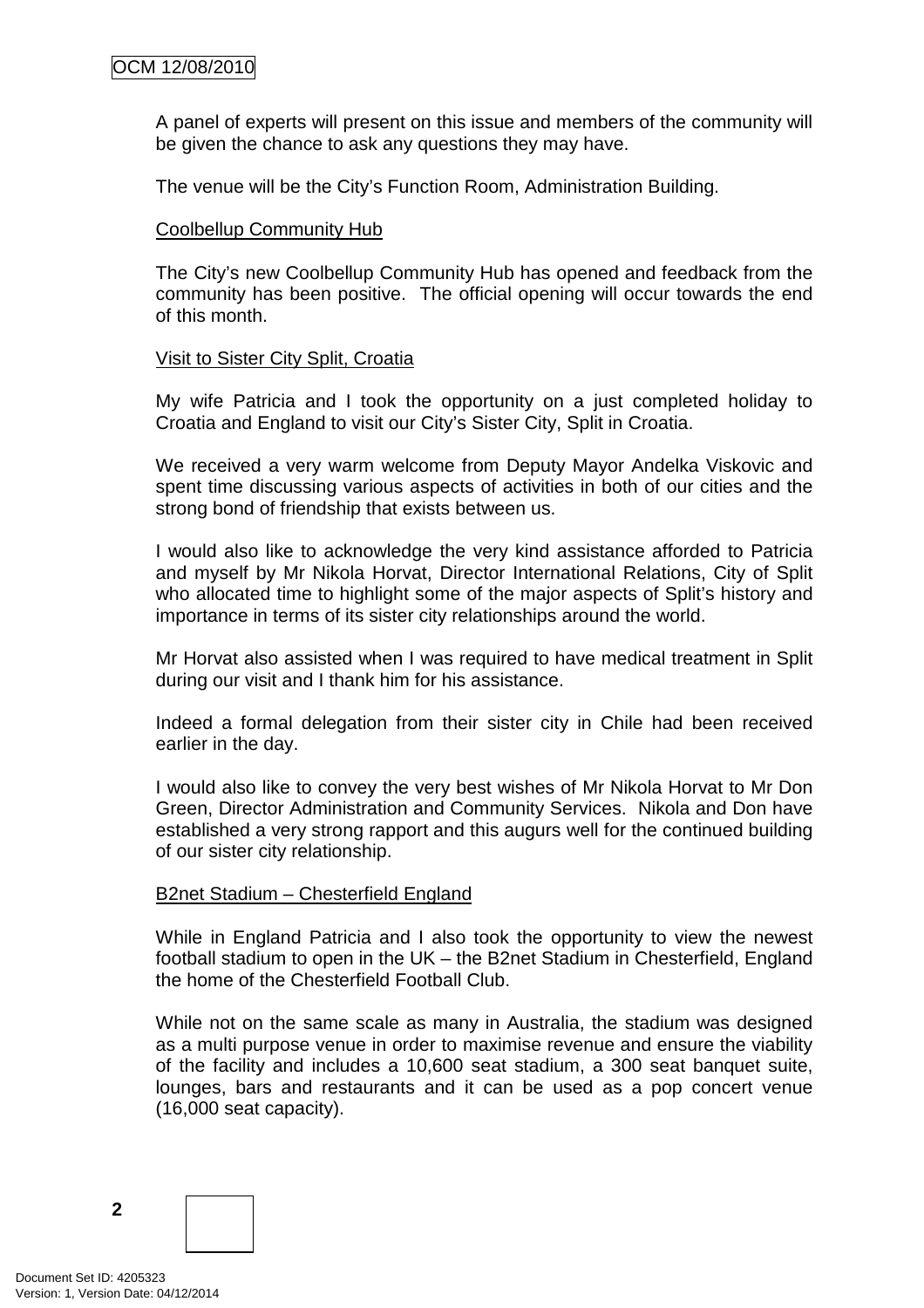A panel of experts will present on this issue and members of the community will be given the chance to ask any questions they may have.

The venue will be the City's Function Room, Administration Building.

Coolbellup Community Hub

The City's new Coolbellup Community Hub has opened and feedback from the community has been positive. The official opening will occur towards the end of this month.

Visit to Sister City Split, Croatia

My wife Patricia and I took the opportunity on a just completed holiday to Croatia and England to visit our City's Sister City, Split in Croatia.

We received a very warm welcome from Deputy Mayor Andelka Viskovic and spent time discussing various aspects of activities in both of our cities and the strong bond of friendship that exists between us.

I would also like to acknowledge the very kind assistance afforded to Patricia and myself by Mr Nikola Horvat, Director International Relations, City of Split who allocated time to highlight some of the major aspects of Split's history and importance in terms of its sister city relationships around the world.

Mr Horvat also assisted when I was required to have medical treatment in Split during our visit and I thank him for his assistance.

Indeed a formal delegation from their sister city in Chile had been received earlier in the day.

I would also like to convey the very best wishes of Mr Nikola Horvat to Mr Don Green, Director Administration and Community Services. Nikola and Don have established a very strong rapport and this augurs well for the continued building of our sister city relationship.

B2net Stadium – Chesterfield England

While in England Patricia and I also took the opportunity to view the newest football stadium to open in the UK – the B2net Stadium in Chesterfield, England the home of the Chesterfield Football Club.

While not on the same scale as many in Australia, the stadium was designed as a multi purpose venue in order to maximise revenue and ensure the viability of the facility and includes a 10,600 seat stadium, a 300 seat banquet suite, lounges, bars and restaurants and it can be used as a pop concert venue (16,000 seat capacity).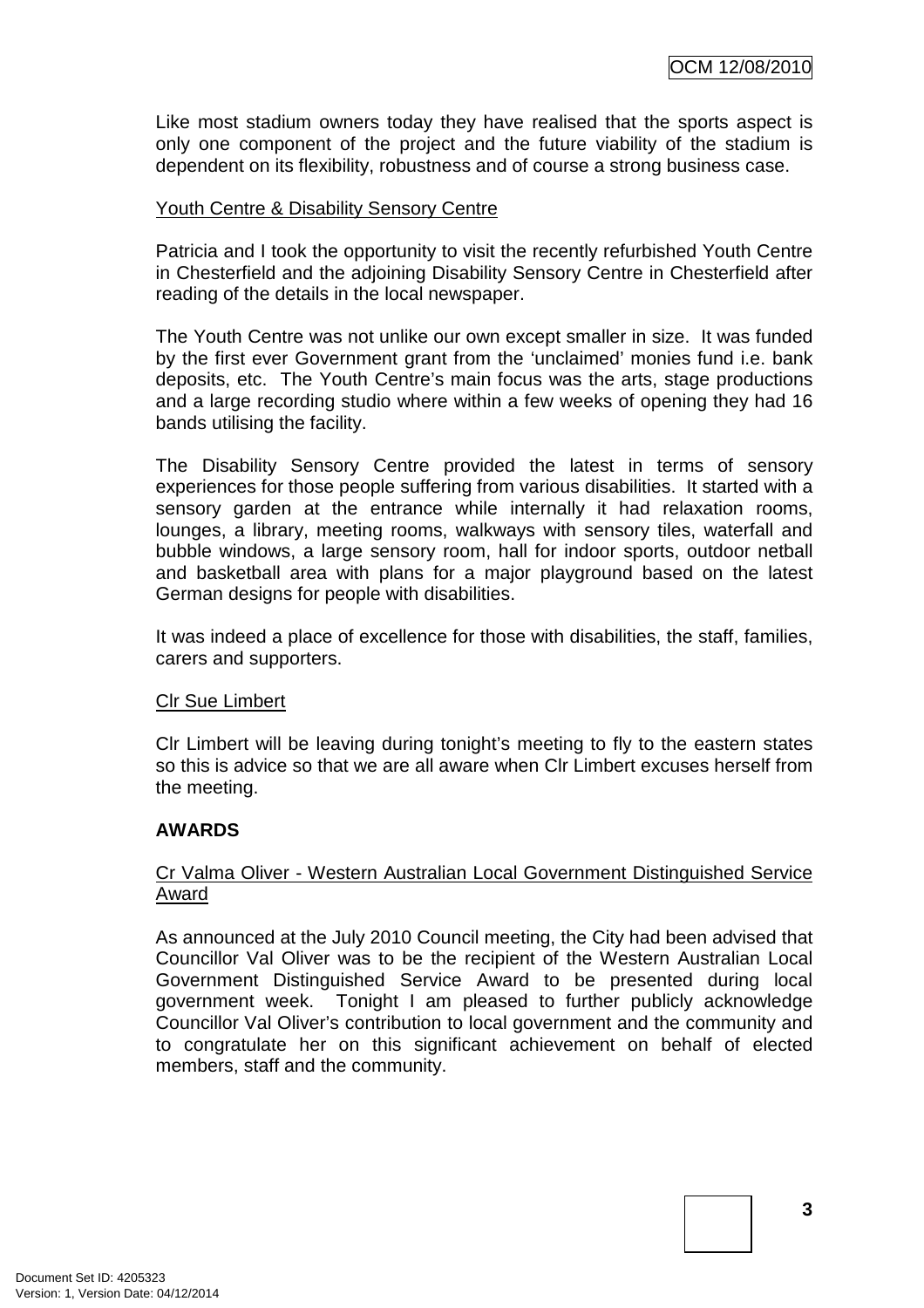Like most stadium owners today they have realised that the sports aspect is only one component of the project and the future viability of the stadium is dependent on its flexibility, robustness and of course a strong business case.

<u>Youth Centre & Disability Sensory Centre</u>

Patricia and I took the opportunity to visit the recently refurbished Youth Centre in Chesterfield and the adjoining Disability Sensory Centre in Chesterfield after reading of the details in the local newspaper.

The Youth Centre was not unlike our own except smaller in size. It was funded by the first ever Government grant from the 'unclaimed' monies fund i.e. bank deposits, etc. The Youth Centre's main focus was the arts, stage productions and a large recording studio where within a few weeks of opening they had 16 bands utilising the facility.

The Disability Sensory Centre provided the latest in terms of sensory experiences for those people suffering from various disabilities. It started with a sensory garden at the entrance while internally it had relaxation rooms, lounges, a library, meeting rooms, walkways with sensory tiles, waterfall and bubble windows, a large sensory room, hall for indoor sports, outdoor netball and basketball area with plans for a major playground based on the latest German designs for people with disabilities.

It was indeed a place of excellence for those with disabilities, the staff, families, carers and supporters.

<u>Clr Sue Limbert</u>

Clr Limbert will be leaving during tonight's meeting to fly to the eastern states so this is advice so that we are all aware when Clr Limbert excuses herself from the meeting.

**AWARDS**

<u>Cr Valma Oliver - Western Australian Local Government Distinguished Service Award</u>

As announced at the July 2010 Council meeting, the City had been advised that Councillor Val Oliver was to be the recipient of the Western Australian Local Government Distinguished Service Award to be presented during local government week. Tonight I am pleased to further publicly acknowledge Councillor Val Oliver's contribution to local government and the community and to congratulate her on this significant achievement on behalf of elected members, staff and the community.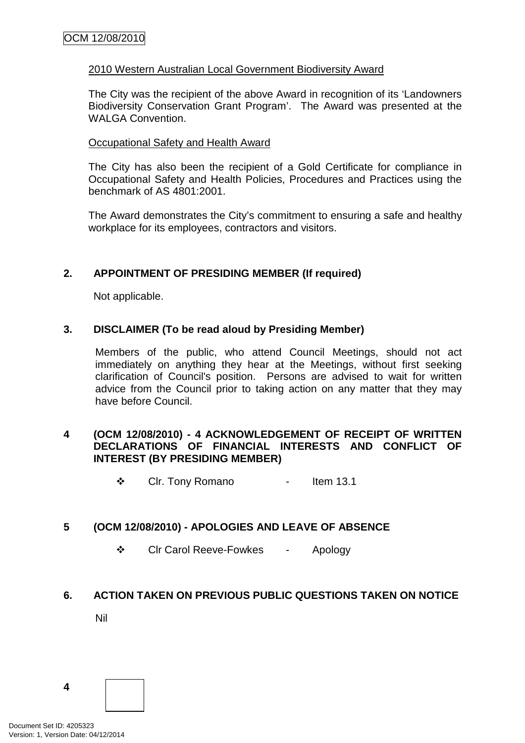2010 Western Australian Local Government Biodiversity Award

The City was the recipient of the above Award in recognition of its 'Landowners Biodiversity Conservation Grant Program'. The Award was presented at the WALGA Convention.

Occupational Safety and Health Award

The City has also been the recipient of a Gold Certificate for compliance in Occupational Safety and Health Policies, Procedures and Practices using the benchmark of AS 4801:2001.

The Award demonstrates the City's commitment to ensuring a safe and healthy workplace for its employees, contractors and visitors.

## 2. APPOINTMENT OF PRESIDING MEMBER (If required)

Not applicable.

## 3. DISCLAIMER (To be read aloud by Presiding Member)

Members of the public, who attend Council Meetings, should not act immediately on anything they hear at the Meetings, without first seeking clarification of Council's position. Persons are advised to wait for written advice from the Council prior to taking action on any matter that they may have before Council.

## 4 (OCM 12/08/2010) - 4 ACKNOWLEDGEMENT OF RECEIPT OF WRITTEN DECLARATIONS OF FINANCIAL INTERESTS AND CONFLICT OF INTEREST (BY PRESIDING MEMBER)

- Clr. Tony Romano - Item 13.1

## 5 (OCM 12/08/2010) - APOLOGIES AND LEAVE OF ABSENCE

- Clr Carol Reeve-Fowkes - Apology

## 6. ACTION TAKEN ON PREVIOUS PUBLIC QUESTIONS TAKEN ON NOTICE

Nil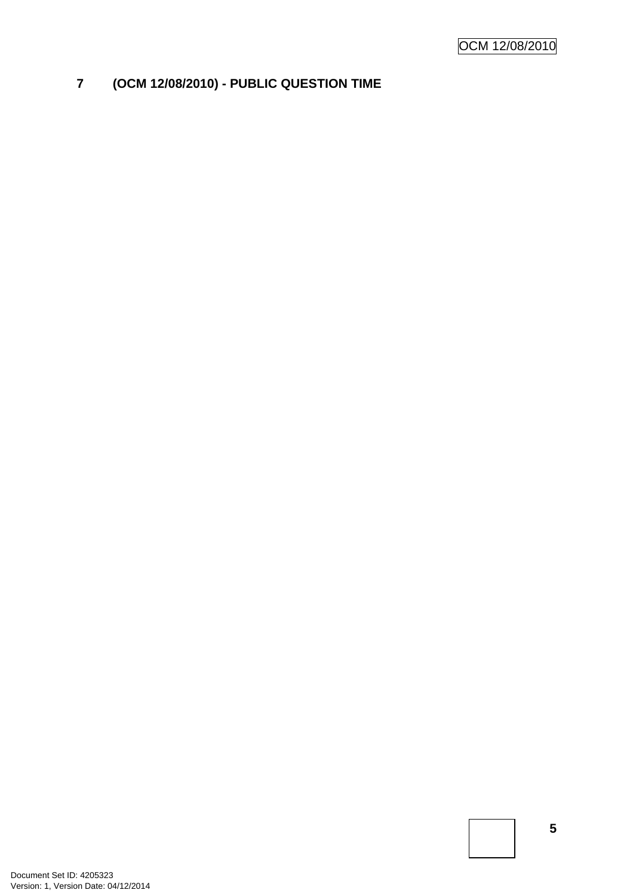# 7 (OCM 12/08/2010) - PUBLIC QUESTION TIME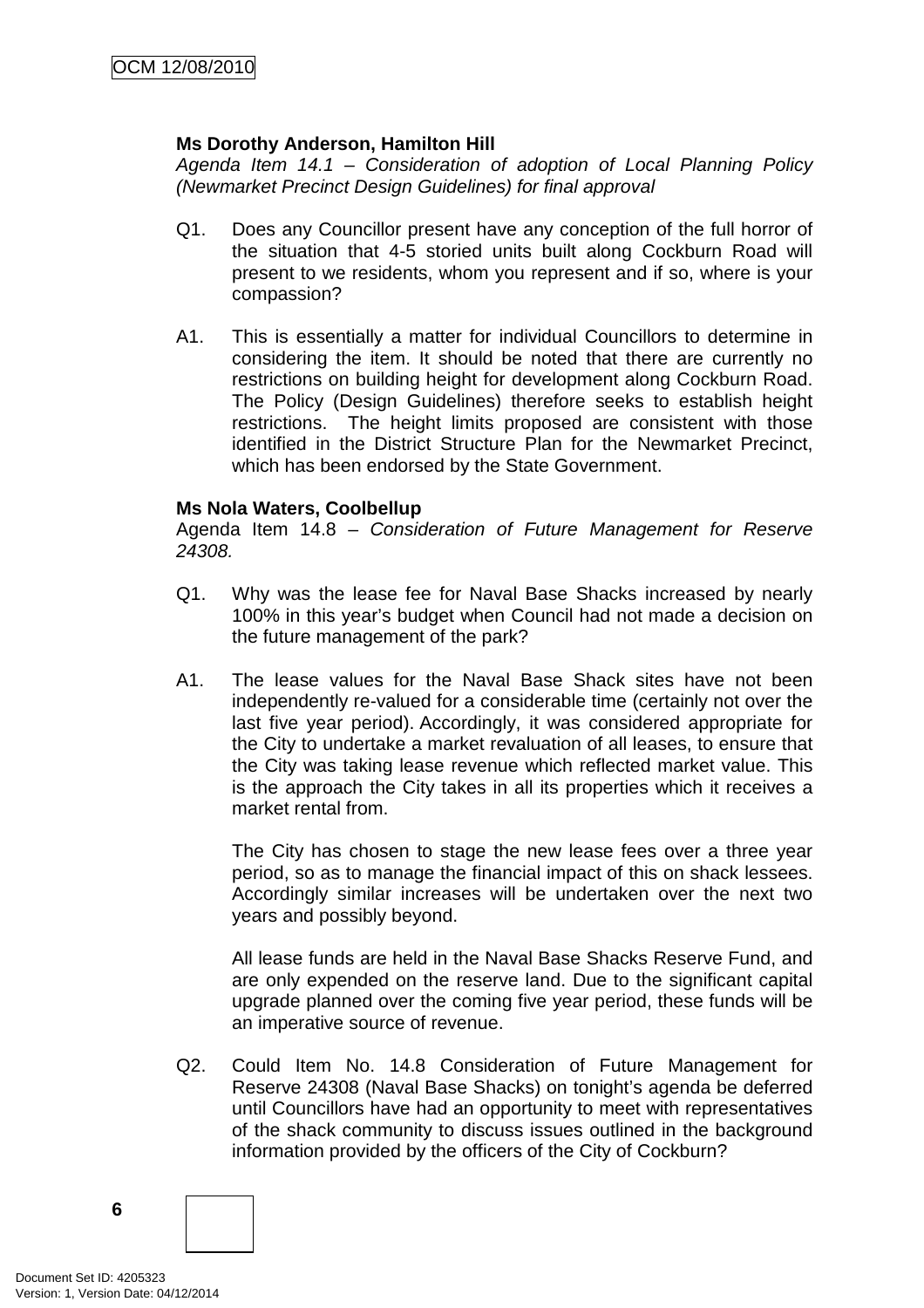**Ms Dorothy Anderson, Hamilton Hill**
*Agenda Item 14.1 – Consideration of adoption of Local Planning Policy (Newmarket Precinct Design Guidelines) for final approval*

Q1. Does any Councillor present have any conception of the full horror of the situation that 4-5 storied units built along Cockburn Road will present to we residents, whom you represent and if so, where is your compassion?

A1. This is essentially a matter for individual Councillors to determine in considering the item. It should be noted that there are currently no restrictions on building height for development along Cockburn Road. The Policy (Design Guidelines) therefore seeks to establish height restrictions. The height limits proposed are consistent with those identified in the District Structure Plan for the Newmarket Precinct, which has been endorsed by the State Government.

**Ms Nola Waters, Coolbellup**
Agenda Item 14.8 – *Consideration of Future Management for Reserve 24308.*

Q1. Why was the lease fee for Naval Base Shacks increased by nearly 100% in this year's budget when Council had not made a decision on the future management of the park?

A1. The lease values for the Naval Base Shack sites have not been independently re-valued for a considerable time (certainly not over the last five year period). Accordingly, it was considered appropriate for the City to undertake a market revaluation of all leases, to ensure that the City was taking lease revenue which reflected market value. This is the approach the City takes in all its properties which it receives a market rental from.

The City has chosen to stage the new lease fees over a three year period, so as to manage the financial impact of this on shack lessees. Accordingly similar increases will be undertaken over the next two years and possibly beyond.

All lease funds are held in the Naval Base Shacks Reserve Fund, and are only expended on the reserve land. Due to the significant capital upgrade planned over the coming five year period, these funds will be an imperative source of revenue.

Q2. Could Item No. 14.8 Consideration of Future Management for Reserve 24308 (Naval Base Shacks) on tonight's agenda be deferred until Councillors have had an opportunity to meet with representatives of the shack community to discuss issues outlined in the background information provided by the officers of the City of Cockburn?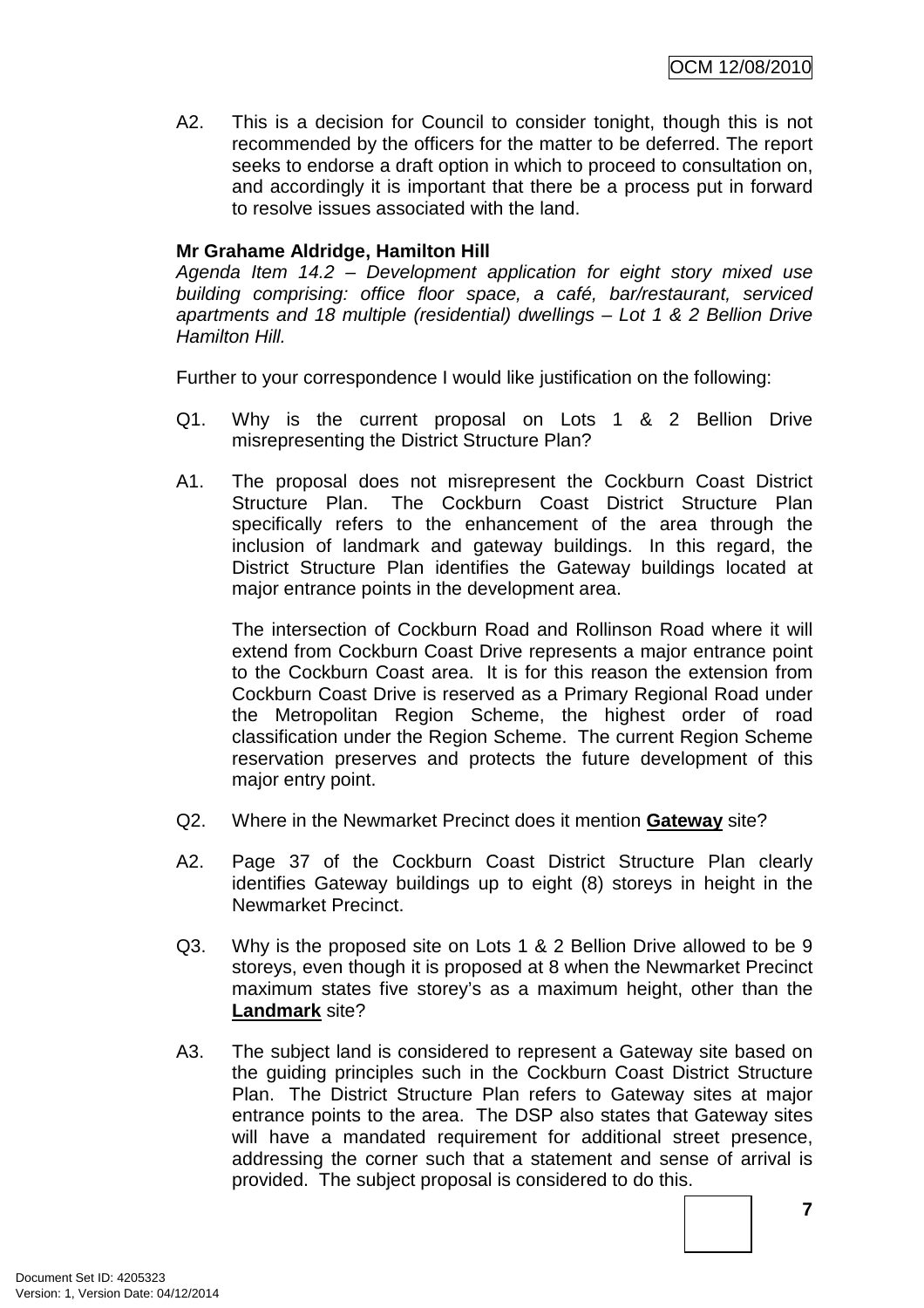A2. This is a decision for Council to consider tonight, though this is not recommended by the officers for the matter to be deferred. The report seeks to endorse a draft option in which to proceed to consultation on, and accordingly it is important that there be a process put in forward to resolve issues associated with the land.

**Mr Grahame Aldridge, Hamilton Hill**

*Agenda Item 14.2 – Development application for eight story mixed use building comprising: office floor space, a café, bar/restaurant, serviced apartments and 18 multiple (residential) dwellings – Lot 1 & 2 Bellion Drive Hamilton Hill.*

Further to your correspondence I would like justification on the following:

Q1. Why is the current proposal on Lots 1 & 2 Bellion Drive misrepresenting the District Structure Plan?

A1. The proposal does not misrepresent the Cockburn Coast District Structure Plan. The Cockburn Coast District Structure Plan specifically refers to the enhancement of the area through the inclusion of landmark and gateway buildings. In this regard, the District Structure Plan identifies the Gateway buildings located at major entrance points in the development area.

The intersection of Cockburn Road and Rollinson Road where it will extend from Cockburn Coast Drive represents a major entrance point to the Cockburn Coast area. It is for this reason the extension from Cockburn Coast Drive is reserved as a Primary Regional Road under the Metropolitan Region Scheme, the highest order of road classification under the Region Scheme. The current Region Scheme reservation preserves and protects the future development of this major entry point.

Q2. Where in the Newmarket Precinct does it mention **<u>Gateway</u>** site?

A2. Page 37 of the Cockburn Coast District Structure Plan clearly identifies Gateway buildings up to eight (8) storeys in height in the Newmarket Precinct.

Q3. Why is the proposed site on Lots 1 & 2 Bellion Drive allowed to be 9 storeys, even though it is proposed at 8 when the Newmarket Precinct maximum states five storey's as a maximum height, other than the **<u>Landmark</u>** site?

A3. The subject land is considered to represent a Gateway site based on the guiding principles such in the Cockburn Coast District Structure Plan. The District Structure Plan refers to Gateway sites at major entrance points to the area. The DSP also states that Gateway sites will have a mandated requirement for additional street presence, addressing the corner such that a statement and sense of arrival is provided. The subject proposal is considered to do this.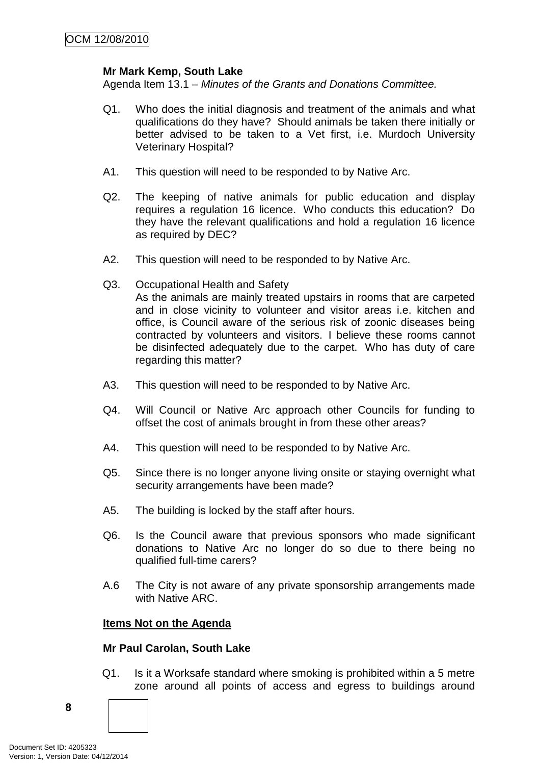**Mr Mark Kemp, South Lake**

Agenda Item 13.1 – *Minutes of the Grants and Donations Committee.*

Q1. Who does the initial diagnosis and treatment of the animals and what qualifications do they have? Should animals be taken there initially or better advised to be taken to a Vet first, i.e. Murdoch University Veterinary Hospital?

A1. This question will need to be responded to by Native Arc.

Q2. The keeping of native animals for public education and display requires a regulation 16 licence. Who conducts this education? Do they have the relevant qualifications and hold a regulation 16 licence as required by DEC?

A2. This question will need to be responded to by Native Arc.

Q3. Occupational Health and Safety
As the animals are mainly treated upstairs in rooms that are carpeted and in close vicinity to volunteer and visitor areas i.e. kitchen and office, is Council aware of the serious risk of zoonic diseases being contracted by volunteers and visitors. I believe these rooms cannot be disinfected adequately due to the carpet. Who has duty of care regarding this matter?

A3. This question will need to be responded to by Native Arc.

Q4. Will Council or Native Arc approach other Councils for funding to offset the cost of animals brought in from these other areas?

A4. This question will need to be responded to by Native Arc.

Q5. Since there is no longer anyone living onsite or staying overnight what security arrangements have been made?

A5. The building is locked by the staff after hours.

Q6. Is the Council aware that previous sponsors who made significant donations to Native Arc no longer do so due to there being no qualified full-time carers?

A.6 The City is not aware of any private sponsorship arrangements made with Native ARC.

**Items Not on the Agenda**

**Mr Paul Carolan, South Lake**

Q1. Is it a Worksafe standard where smoking is prohibited within a 5 metre zone around all points of access and egress to buildings around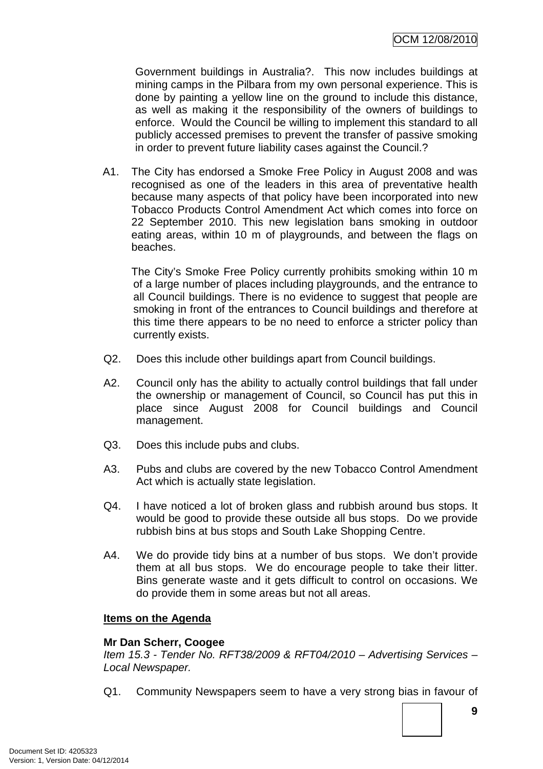Government buildings in Australia?. This now includes buildings at mining camps in the Pilbara from my own personal experience. This is done by painting a yellow line on the ground to include this distance, as well as making it the responsibility of the owners of buildings to enforce. Would the Council be willing to implement this standard to all publicly accessed premises to prevent the transfer of passive smoking in order to prevent future liability cases against the Council.?

A1. The City has endorsed a Smoke Free Policy in August 2008 and was recognised as one of the leaders in this area of preventative health because many aspects of that policy have been incorporated into new Tobacco Products Control Amendment Act which comes into force on 22 September 2010. This new legislation bans smoking in outdoor eating areas, within 10 m of playgrounds, and between the flags on beaches.

The City's Smoke Free Policy currently prohibits smoking within 10 m of a large number of places including playgrounds, and the entrance to all Council buildings. There is no evidence to suggest that people are smoking in front of the entrances to Council buildings and therefore at this time there appears to be no need to enforce a stricter policy than currently exists.

Q2. Does this include other buildings apart from Council buildings.

A2. Council only has the ability to actually control buildings that fall under the ownership or management of Council, so Council has put this in place since August 2008 for Council buildings and Council management.

Q3. Does this include pubs and clubs.

A3. Pubs and clubs are covered by the new Tobacco Control Amendment Act which is actually state legislation.

Q4. I have noticed a lot of broken glass and rubbish around bus stops. It would be good to provide these outside all bus stops. Do we provide rubbish bins at bus stops and South Lake Shopping Centre.

A4. We do provide tidy bins at a number of bus stops. We don't provide them at all bus stops. We do encourage people to take their litter. Bins generate waste and it gets difficult to control on occasions. We do provide them in some areas but not all areas.

**Items on the Agenda**

**Mr Dan Scherr, Coogee**
*Item 15.3 - Tender No. RFT38/2009 & RFT04/2010 – Advertising Services – Local Newspaper.*

Q1. Community Newspapers seem to have a very strong bias in favour of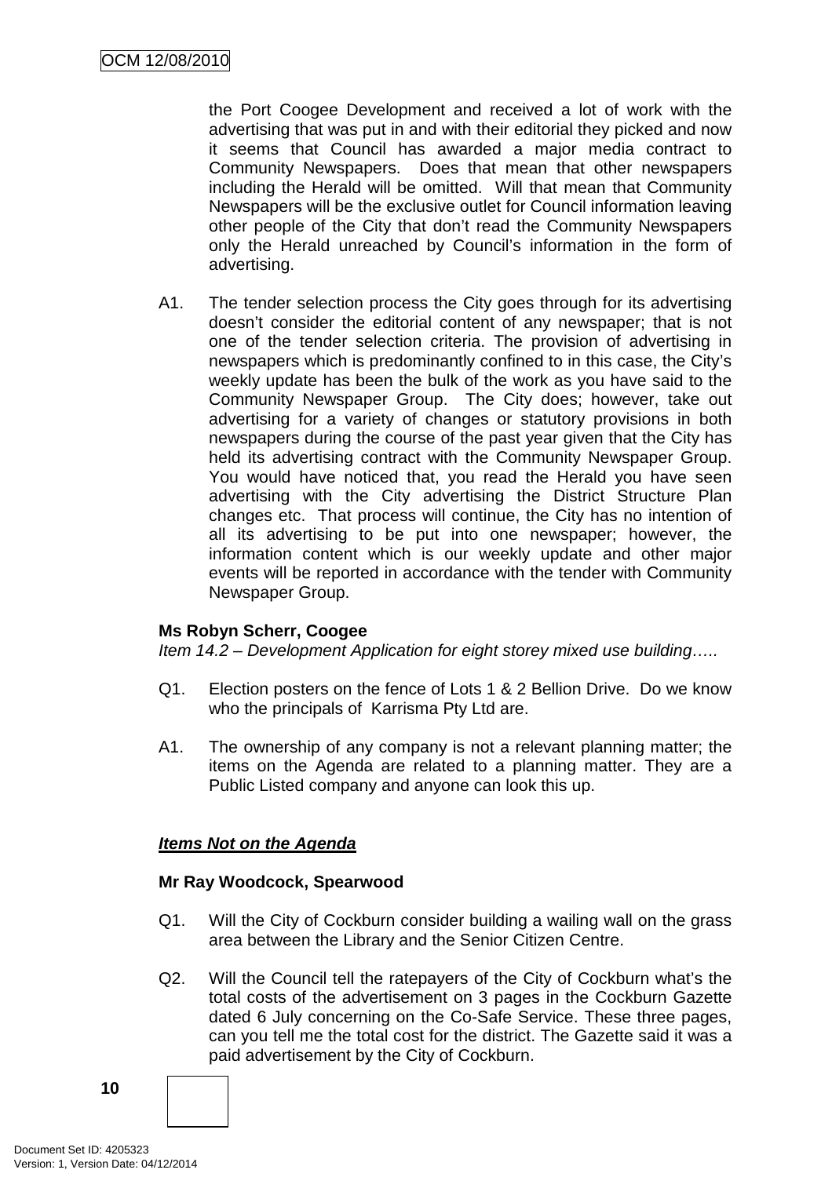the Port Coogee Development and received a lot of work with the advertising that was put in and with their editorial they picked and now it seems that Council has awarded a major media contract to Community Newspapers. Does that mean that other newspapers including the Herald will be omitted. Will that mean that Community Newspapers will be the exclusive outlet for Council information leaving other people of the City that don't read the Community Newspapers only the Herald unreached by Council's information in the form of advertising.

A1. The tender selection process the City goes through for its advertising doesn't consider the editorial content of any newspaper; that is not one of the tender selection criteria. The provision of advertising in newspapers which is predominantly confined to in this case, the City's weekly update has been the bulk of the work as you have said to the Community Newspaper Group. The City does; however, take out advertising for a variety of changes or statutory provisions in both newspapers during the course of the past year given that the City has held its advertising contract with the Community Newspaper Group. You would have noticed that, you read the Herald you have seen advertising with the City advertising the District Structure Plan changes etc. That process will continue, the City has no intention of all its advertising to be put into one newspaper; however, the information content which is our weekly update and other major events will be reported in accordance with the tender with Community Newspaper Group.

**Ms Robyn Scherr, Coogee**

*Item 14.2 – Development Application for eight storey mixed use building…..*

Q1. Election posters on the fence of Lots 1 & 2 Bellion Drive. Do we know who the principals of Karrisma Pty Ltd are.

A1. The ownership of any company is not a relevant planning matter; the items on the Agenda are related to a planning matter. They are a Public Listed company and anyone can look this up.

***Items Not on the Agenda***

**Mr Ray Woodcock, Spearwood**

Q1. Will the City of Cockburn consider building a wailing wall on the grass area between the Library and the Senior Citizen Centre.

Q2. Will the Council tell the ratepayers of the City of Cockburn what's the total costs of the advertisement on 3 pages in the Cockburn Gazette dated 6 July concerning on the Co-Safe Service. These three pages, can you tell me the total cost for the district. The Gazette said it was a paid advertisement by the City of Cockburn.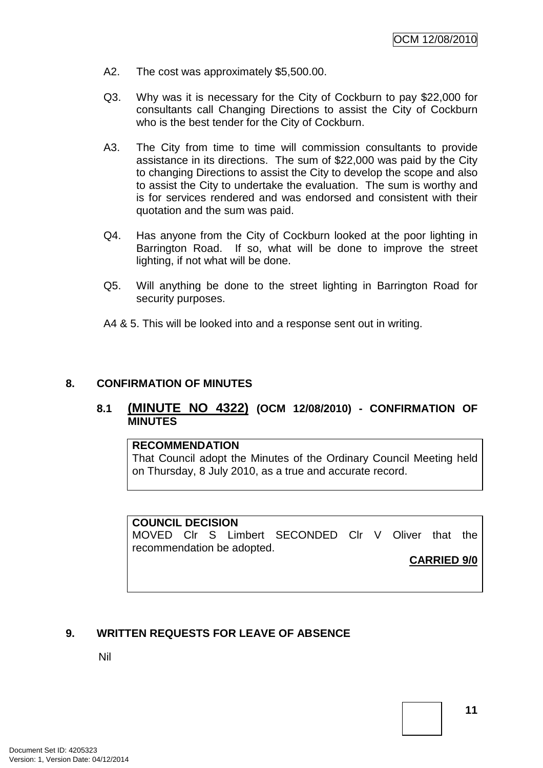A2. The cost was approximately $5,500.00.

Q3. Why was it is necessary for the City of Cockburn to pay $22,000 for consultants call Changing Directions to assist the City of Cockburn who is the best tender for the City of Cockburn.

A3. The City from time to time will commission consultants to provide assistance in its directions. The sum of $22,000 was paid by the City to changing Directions to assist the City to develop the scope and also to assist the City to undertake the evaluation. The sum is worthy and is for services rendered and was endorsed and consistent with their quotation and the sum was paid.

Q4. Has anyone from the City of Cockburn looked at the poor lighting in Barrington Road. If so, what will be done to improve the street lighting, if not what will be done.

Q5. Will anything be done to the street lighting in Barrington Road for security purposes.

A4 & 5. This will be looked into and a response sent out in writing.

## 8. CONFIRMATION OF MINUTES

### 8.1 (MINUTE NO 4322) (OCM 12/08/2010) - CONFIRMATION OF MINUTES

**RECOMMENDATION**
That Council adopt the Minutes of the Ordinary Council Meeting held on Thursday, 8 July 2010, as a true and accurate record.

**COUNCIL DECISION**
MOVED Clr S Limbert SECONDED Clr V Oliver that the recommendation be adopted.

**CARRIED 9/0**

## 9. WRITTEN REQUESTS FOR LEAVE OF ABSENCE

Nil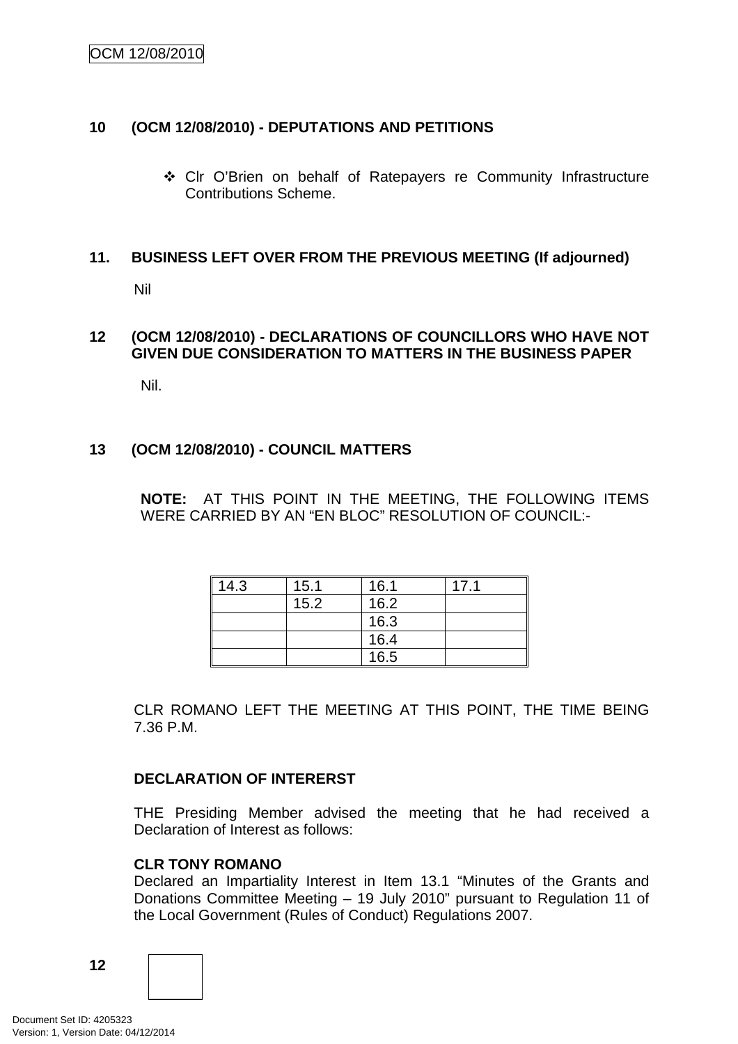## 10 (OCM 12/08/2010) - DEPUTATIONS AND PETITIONS

- ❖ Clr O'Brien on behalf of Ratepayers re Community Infrastructure Contributions Scheme.

## 11. BUSINESS LEFT OVER FROM THE PREVIOUS MEETING (If adjourned)

Nil

## 12 (OCM 12/08/2010) - DECLARATIONS OF COUNCILLORS WHO HAVE NOT GIVEN DUE CONSIDERATION TO MATTERS IN THE BUSINESS PAPER

Nil.

## 13 (OCM 12/08/2010) - COUNCIL MATTERS

**NOTE:** AT THIS POINT IN THE MEETING, THE FOLLOWING ITEMS WERE CARRIED BY AN "EN BLOC" RESOLUTION OF COUNCIL:-

| 14.3 | 15.1 | 16.1 | 17.1 |
|---|---|---|---|
| | 15.2 | 16.2 | |
| | | 16.3 | |
| | | 16.4 | |
| | | 16.5 | |

CLR ROMANO LEFT THE MEETING AT THIS POINT, THE TIME BEING 7.36 P.M.

**DECLARATION OF INTERERST**

THE Presiding Member advised the meeting that he had received a Declaration of Interest as follows:

**CLR TONY ROMANO**
Declared an Impartiality Interest in Item 13.1 "Minutes of the Grants and Donations Committee Meeting – 19 July 2010" pursuant to Regulation 11 of the Local Government (Rules of Conduct) Regulations 2007.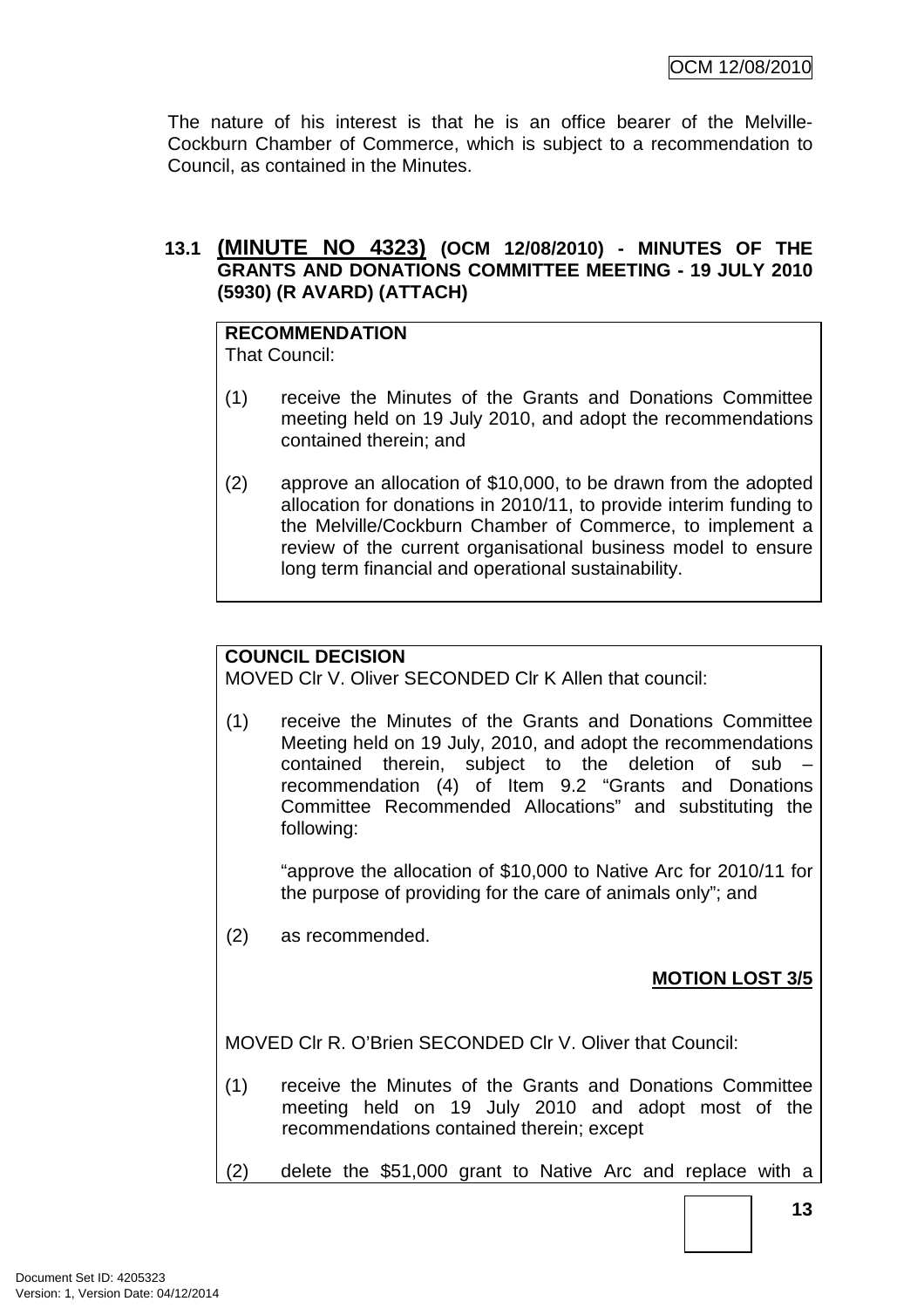The nature of his interest is that he is an office bearer of the Melville-Cockburn Chamber of Commerce, which is subject to a recommendation to Council, as contained in the Minutes.

### 13.1 (MINUTE NO 4323) (OCM 12/08/2010) - MINUTES OF THE GRANTS AND DONATIONS COMMITTEE MEETING - 19 JULY 2010 (5930) (R AVARD) (ATTACH)

**RECOMMENDATION**
That Council:

(1) receive the Minutes of the Grants and Donations Committee meeting held on 19 July 2010, and adopt the recommendations contained therein; and

(2) approve an allocation of $10,000, to be drawn from the adopted allocation for donations in 2010/11, to provide interim funding to the Melville/Cockburn Chamber of Commerce, to implement a review of the current organisational business model to ensure long term financial and operational sustainability.

**COUNCIL DECISION**
MOVED Clr V. Oliver SECONDED Clr K Allen that council:

(1) receive the Minutes of the Grants and Donations Committee Meeting held on 19 July, 2010, and adopt the recommendations contained therein, subject to the deletion of sub – recommendation (4) of Item 9.2 "Grants and Donations Committee Recommended Allocations" and substituting the following:

"approve the allocation of $10,000 to Native Arc for 2010/11 for the purpose of providing for the care of animals only"; and

(2) as recommended.

**MOTION LOST 3/5**

MOVED Clr R. O'Brien SECONDED Clr V. Oliver that Council:

(1) receive the Minutes of the Grants and Donations Committee meeting held on 19 July 2010 and adopt most of the recommendations contained therein; except

(2) delete the $51,000 grant to Native Arc and replace with a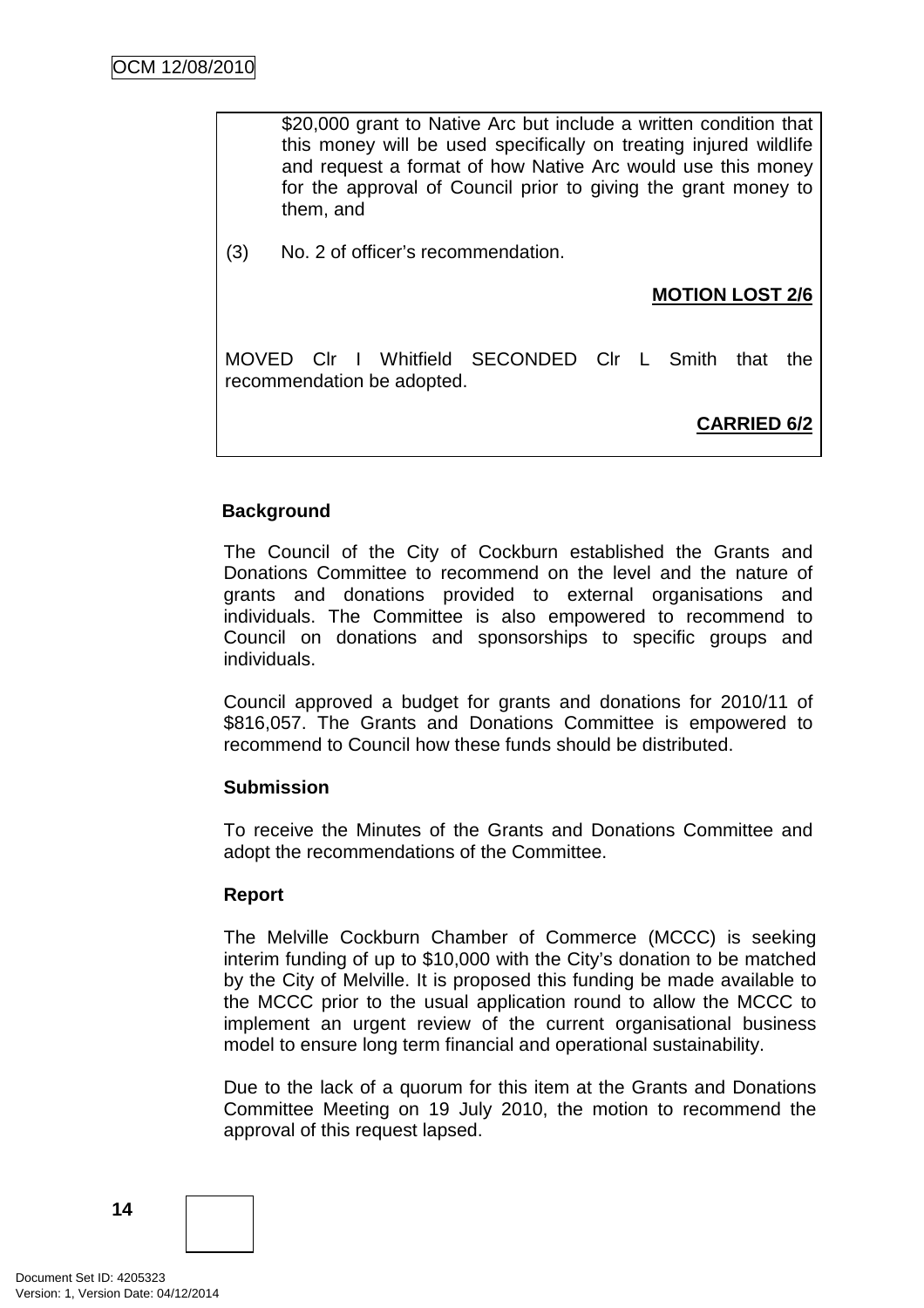$20,000 grant to Native Arc but include a written condition that this money will be used specifically on treating injured wildlife and request a format of how Native Arc would use this money for the approval of Council prior to giving the grant money to them, and

(3) No. 2 of officer's recommendation.

**MOTION LOST 2/6**

MOVED Clr I Whitfield SECONDED Clr L Smith that the recommendation be adopted.

**CARRIED 6/2**

**Background**

The Council of the City of Cockburn established the Grants and Donations Committee to recommend on the level and the nature of grants and donations provided to external organisations and individuals. The Committee is also empowered to recommend to Council on donations and sponsorships to specific groups and individuals.

Council approved a budget for grants and donations for 2010/11 of $816,057. The Grants and Donations Committee is empowered to recommend to Council how these funds should be distributed.

**Submission**

To receive the Minutes of the Grants and Donations Committee and adopt the recommendations of the Committee.

**Report**

The Melville Cockburn Chamber of Commerce (MCCC) is seeking interim funding of up to $10,000 with the City's donation to be matched by the City of Melville. It is proposed this funding be made available to the MCCC prior to the usual application round to allow the MCCC to implement an urgent review of the current organisational business model to ensure long term financial and operational sustainability.

Due to the lack of a quorum for this item at the Grants and Donations Committee Meeting on 19 July 2010, the motion to recommend the approval of this request lapsed.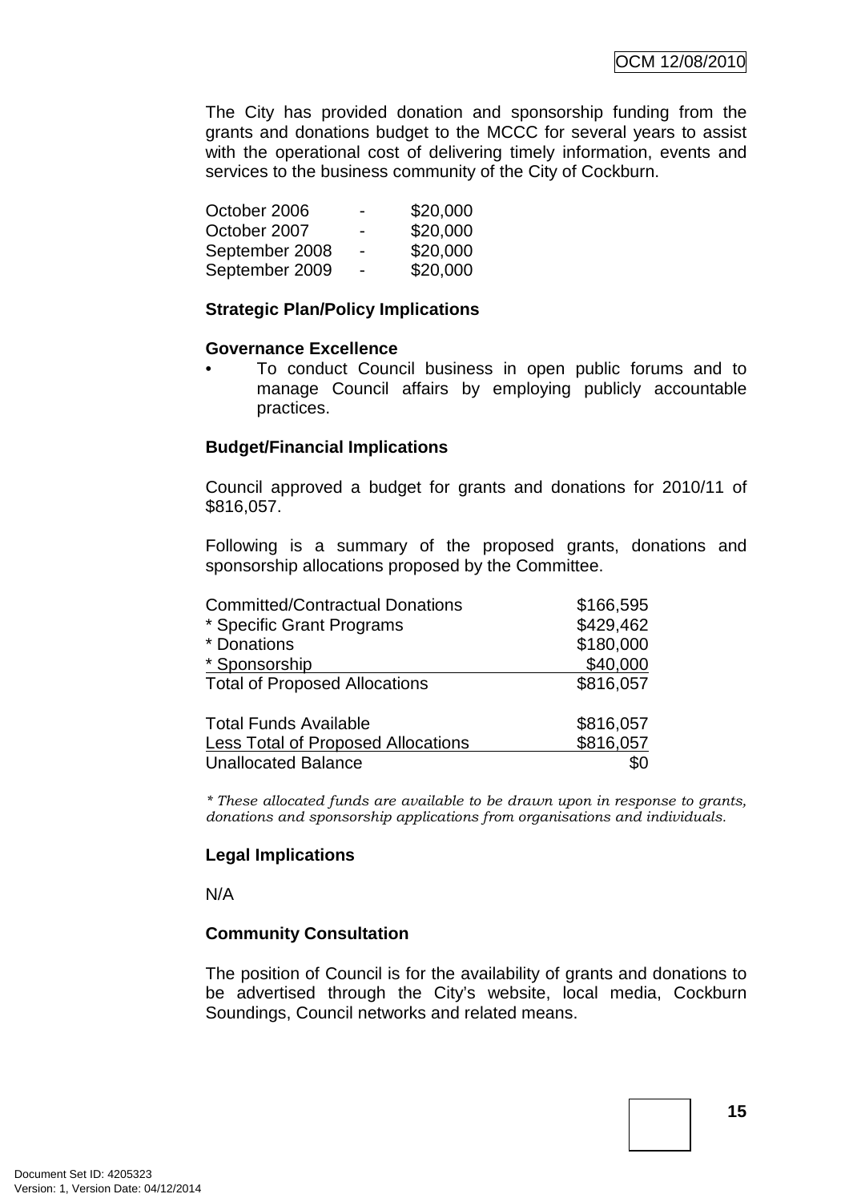The City has provided donation and sponsorship funding from the grants and donations budget to the MCCC for several years to assist with the operational cost of delivering timely information, events and services to the business community of the City of Cockburn.

| | | |
|---|---|---|
| October 2006 | - | $20,000 |
| October 2007 | - | $20,000 |
| September 2008 | - | $20,000 |
| September 2009 | - | $20,000 |

**Strategic Plan/Policy Implications**

**Governance Excellence**

- To conduct Council business in open public forums and to manage Council affairs by employing publicly accountable practices.

**Budget/Financial Implications**

Council approved a budget for grants and donations for 2010/11 of $816,057.

Following is a summary of the proposed grants, donations and sponsorship allocations proposed by the Committee.

| | |
|---|---|
| Committed/Contractual Donations | $166,595 |
| * Specific Grant Programs | $429,462 |
| * Donations | $180,000 |
| * Sponsorship | $40,000 |
| Total of Proposed Allocations | $816,057 |
| | |
| Total Funds Available | $816,057 |
| Less Total of Proposed Allocations | $816,057 |
| Unallocated Balance | $0 |

*\* These allocated funds are available to be drawn upon in response to grants, donations and sponsorship applications from organisations and individuals.*

**Legal Implications**

N/A

**Community Consultation**

The position of Council is for the availability of grants and donations to be advertised through the City's website, local media, Cockburn Soundings, Council networks and related means.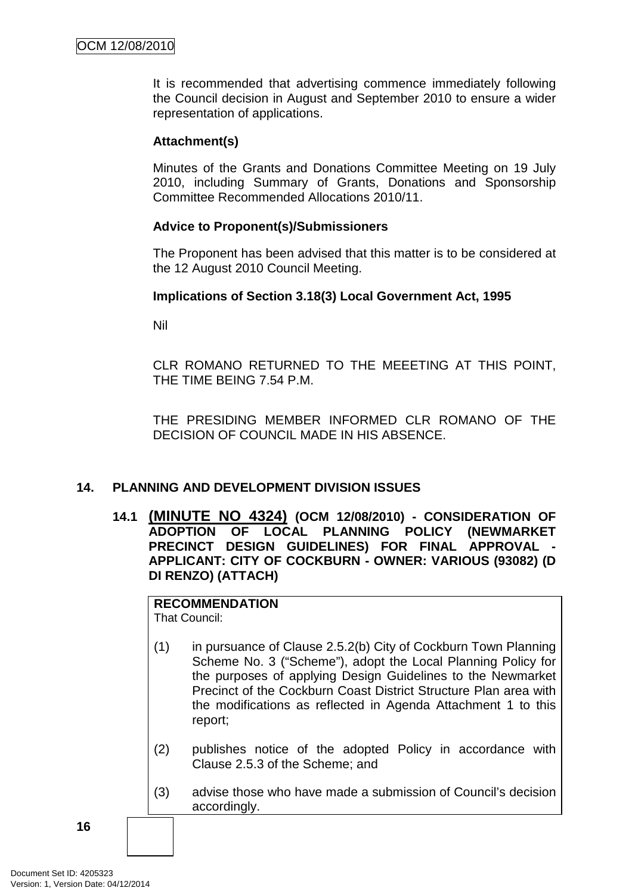It is recommended that advertising commence immediately following the Council decision in August and September 2010 to ensure a wider representation of applications.

**Attachment(s)**

Minutes of the Grants and Donations Committee Meeting on 19 July 2010, including Summary of Grants, Donations and Sponsorship Committee Recommended Allocations 2010/11.

**Advice to Proponent(s)/Submissioners**

The Proponent has been advised that this matter is to be considered at the 12 August 2010 Council Meeting.

**Implications of Section 3.18(3) Local Government Act, 1995**

Nil

CLR ROMANO RETURNED TO THE MEEETING AT THIS POINT, THE TIME BEING 7.54 P.M.

THE PRESIDING MEMBER INFORMED CLR ROMANO OF THE DECISION OF COUNCIL MADE IN HIS ABSENCE.

## 14. PLANNING AND DEVELOPMENT DIVISION ISSUES

### 14.1 (MINUTE NO 4324) (OCM 12/08/2010) - CONSIDERATION OF ADOPTION OF LOCAL PLANNING POLICY (NEWMARKET PRECINCT DESIGN GUIDELINES) FOR FINAL APPROVAL - APPLICANT: CITY OF COCKBURN - OWNER: VARIOUS (93082) (D DI RENZO) (ATTACH)

**RECOMMENDATION**
That Council:

(1) in pursuance of Clause 2.5.2(b) City of Cockburn Town Planning Scheme No. 3 ("Scheme"), adopt the Local Planning Policy for the purposes of applying Design Guidelines to the Newmarket Precinct of the Cockburn Coast District Structure Plan area with the modifications as reflected in Agenda Attachment 1 to this report;

(2) publishes notice of the adopted Policy in accordance with Clause 2.5.3 of the Scheme; and

(3) advise those who have made a submission of Council's decision accordingly.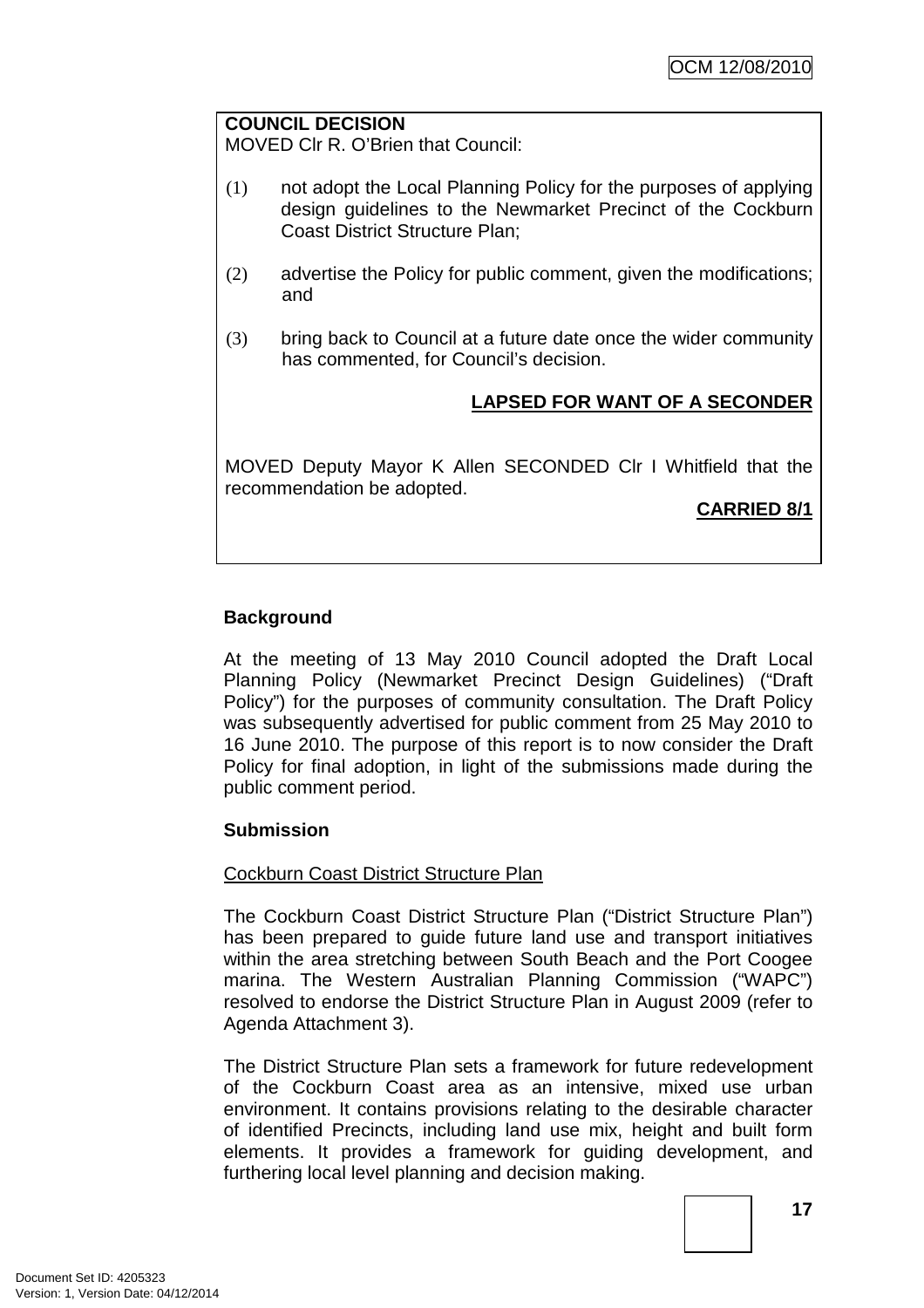**COUNCIL DECISION**
MOVED Clr R. O'Brien that Council:

(1) not adopt the Local Planning Policy for the purposes of applying design guidelines to the Newmarket Precinct of the Cockburn Coast District Structure Plan;

(2) advertise the Policy for public comment, given the modifications; and

(3) bring back to Council at a future date once the wider community has commented, for Council's decision.

**LAPSED FOR WANT OF A SECONDER**

MOVED Deputy Mayor K Allen SECONDED Clr I Whitfield that the recommendation be adopted.

**CARRIED 8/1**

## Background

At the meeting of 13 May 2010 Council adopted the Draft Local Planning Policy (Newmarket Precinct Design Guidelines) ("Draft Policy") for the purposes of community consultation. The Draft Policy was subsequently advertised for public comment from 25 May 2010 to 16 June 2010. The purpose of this report is to now consider the Draft Policy for final adoption, in light of the submissions made during the public comment period.

## Submission

Cockburn Coast District Structure Plan

The Cockburn Coast District Structure Plan ("District Structure Plan") has been prepared to guide future land use and transport initiatives within the area stretching between South Beach and the Port Coogee marina. The Western Australian Planning Commission ("WAPC") resolved to endorse the District Structure Plan in August 2009 (refer to Agenda Attachment 3).

The District Structure Plan sets a framework for future redevelopment of the Cockburn Coast area as an intensive, mixed use urban environment. It contains provisions relating to the desirable character of identified Precincts, including land use mix, height and built form elements. It provides a framework for guiding development, and furthering local level planning and decision making.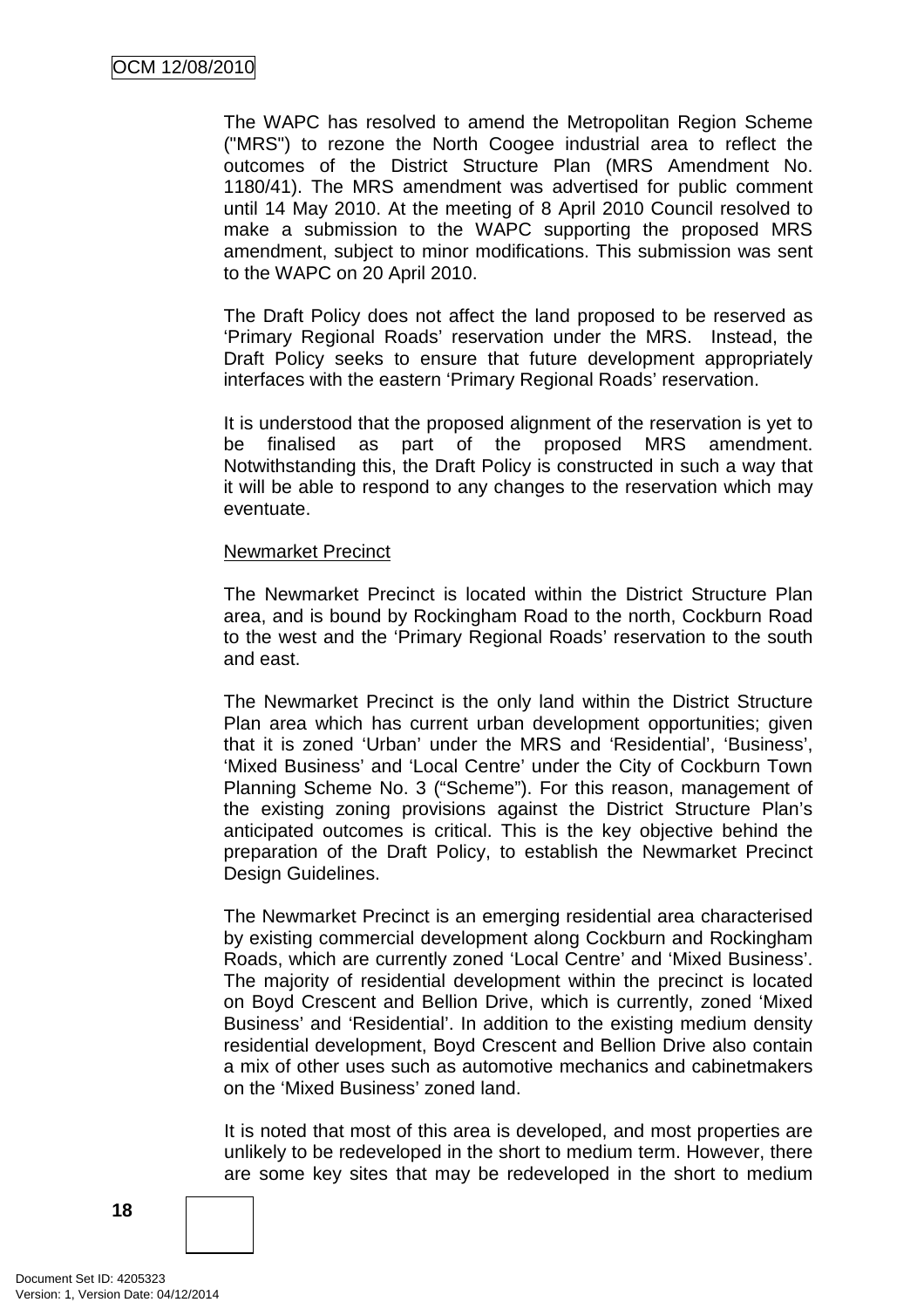The WAPC has resolved to amend the Metropolitan Region Scheme ("MRS") to rezone the North Coogee industrial area to reflect the outcomes of the District Structure Plan (MRS Amendment No. 1180/41). The MRS amendment was advertised for public comment until 14 May 2010. At the meeting of 8 April 2010 Council resolved to make a submission to the WAPC supporting the proposed MRS amendment, subject to minor modifications. This submission was sent to the WAPC on 20 April 2010.

The Draft Policy does not affect the land proposed to be reserved as 'Primary Regional Roads' reservation under the MRS. Instead, the Draft Policy seeks to ensure that future development appropriately interfaces with the eastern 'Primary Regional Roads' reservation.

It is understood that the proposed alignment of the reservation is yet to be finalised as part of the proposed MRS amendment. Notwithstanding this, the Draft Policy is constructed in such a way that it will be able to respond to any changes to the reservation which may eventuate.

Newmarket Precinct

The Newmarket Precinct is located within the District Structure Plan area, and is bound by Rockingham Road to the north, Cockburn Road to the west and the 'Primary Regional Roads' reservation to the south and east.

The Newmarket Precinct is the only land within the District Structure Plan area which has current urban development opportunities; given that it is zoned 'Urban' under the MRS and 'Residential', 'Business', 'Mixed Business' and 'Local Centre' under the City of Cockburn Town Planning Scheme No. 3 ("Scheme"). For this reason, management of the existing zoning provisions against the District Structure Plan's anticipated outcomes is critical. This is the key objective behind the preparation of the Draft Policy, to establish the Newmarket Precinct Design Guidelines.

The Newmarket Precinct is an emerging residential area characterised by existing commercial development along Cockburn and Rockingham Roads, which are currently zoned 'Local Centre' and 'Mixed Business'. The majority of residential development within the precinct is located on Boyd Crescent and Bellion Drive, which is currently, zoned 'Mixed Business' and 'Residential'. In addition to the existing medium density residential development, Boyd Crescent and Bellion Drive also contain a mix of other uses such as automotive mechanics and cabinetmakers on the 'Mixed Business' zoned land.

It is noted that most of this area is developed, and most properties are unlikely to be redeveloped in the short to medium term. However, there are some key sites that may be redeveloped in the short to medium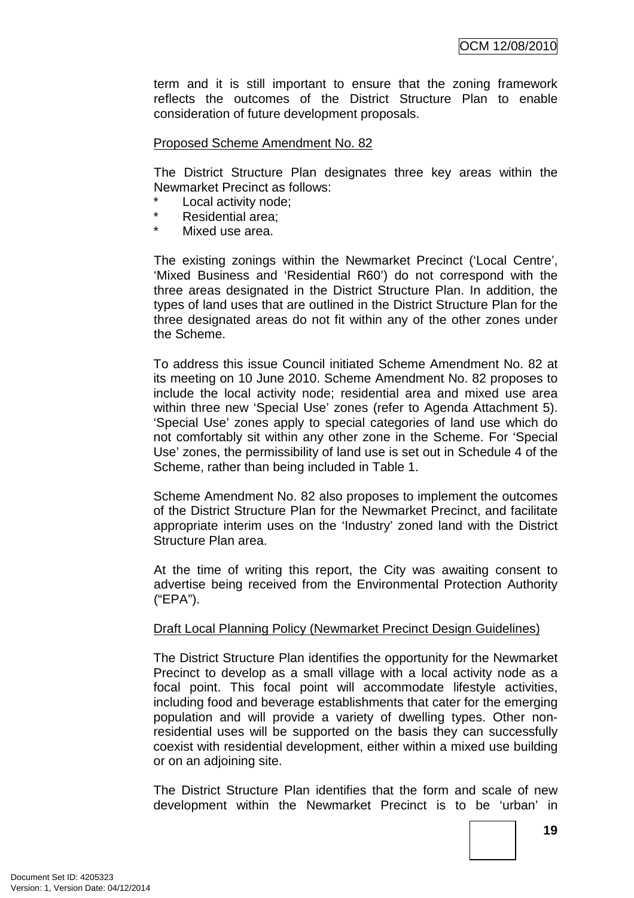term and it is still important to ensure that the zoning framework reflects the outcomes of the District Structure Plan to enable consideration of future development proposals.

Proposed Scheme Amendment No. 82

The District Structure Plan designates three key areas within the Newmarket Precinct as follows:

- Local activity node;
- Residential area;
- Mixed use area.

The existing zonings within the Newmarket Precinct ('Local Centre', 'Mixed Business and 'Residential R60') do not correspond with the three areas designated in the District Structure Plan. In addition, the types of land uses that are outlined in the District Structure Plan for the three designated areas do not fit within any of the other zones under the Scheme.

To address this issue Council initiated Scheme Amendment No. 82 at its meeting on 10 June 2010. Scheme Amendment No. 82 proposes to include the local activity node; residential area and mixed use area within three new 'Special Use' zones (refer to Agenda Attachment 5). 'Special Use' zones apply to special categories of land use which do not comfortably sit within any other zone in the Scheme. For 'Special Use' zones, the permissibility of land use is set out in Schedule 4 of the Scheme, rather than being included in Table 1.

Scheme Amendment No. 82 also proposes to implement the outcomes of the District Structure Plan for the Newmarket Precinct, and facilitate appropriate interim uses on the 'Industry' zoned land with the District Structure Plan area.

At the time of writing this report, the City was awaiting consent to advertise being received from the Environmental Protection Authority ("EPA").

Draft Local Planning Policy (Newmarket Precinct Design Guidelines)

The District Structure Plan identifies the opportunity for the Newmarket Precinct to develop as a small village with a local activity node as a focal point. This focal point will accommodate lifestyle activities, including food and beverage establishments that cater for the emerging population and will provide a variety of dwelling types. Other non-residential uses will be supported on the basis they can successfully coexist with residential development, either within a mixed use building or on an adjoining site.

The District Structure Plan identifies that the form and scale of new development within the Newmarket Precinct is to be 'urban' in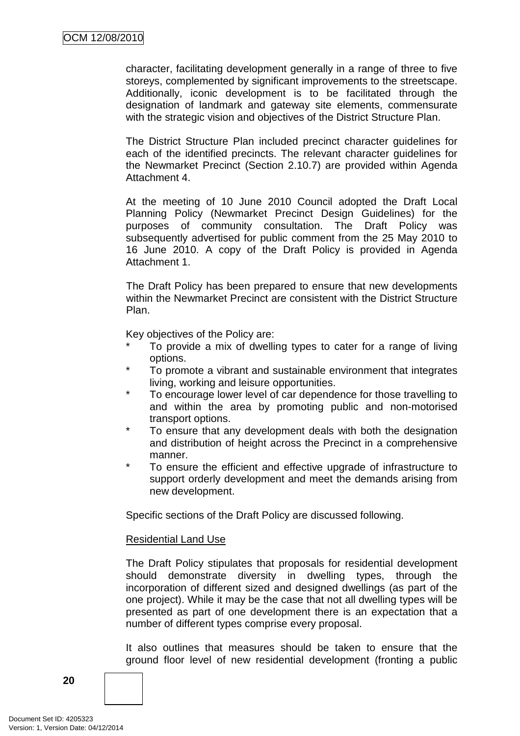character, facilitating development generally in a range of three to five storeys, complemented by significant improvements to the streetscape. Additionally, iconic development is to be facilitated through the designation of landmark and gateway site elements, commensurate with the strategic vision and objectives of the District Structure Plan.

The District Structure Plan included precinct character guidelines for each of the identified precincts. The relevant character guidelines for the Newmarket Precinct (Section 2.10.7) are provided within Agenda Attachment 4.

At the meeting of 10 June 2010 Council adopted the Draft Local Planning Policy (Newmarket Precinct Design Guidelines) for the purposes of community consultation. The Draft Policy was subsequently advertised for public comment from the 25 May 2010 to 16 June 2010. A copy of the Draft Policy is provided in Agenda Attachment 1.

The Draft Policy has been prepared to ensure that new developments within the Newmarket Precinct are consistent with the District Structure Plan.

Key objectives of the Policy are:

* To provide a mix of dwelling types to cater for a range of living options.
* To promote a vibrant and sustainable environment that integrates living, working and leisure opportunities.
* To encourage lower level of car dependence for those travelling to and within the area by promoting public and non-motorised transport options.
* To ensure that any development deals with both the designation and distribution of height across the Precinct in a comprehensive manner.
* To ensure the efficient and effective upgrade of infrastructure to support orderly development and meet the demands arising from new development.

Specific sections of the Draft Policy are discussed following.

<u>Residential Land Use</u>

The Draft Policy stipulates that proposals for residential development should demonstrate diversity in dwelling types, through the incorporation of different sized and designed dwellings (as part of the one project). While it may be the case that not all dwelling types will be presented as part of one development there is an expectation that a number of different types comprise every proposal.

It also outlines that measures should be taken to ensure that the ground floor level of new residential development (fronting a public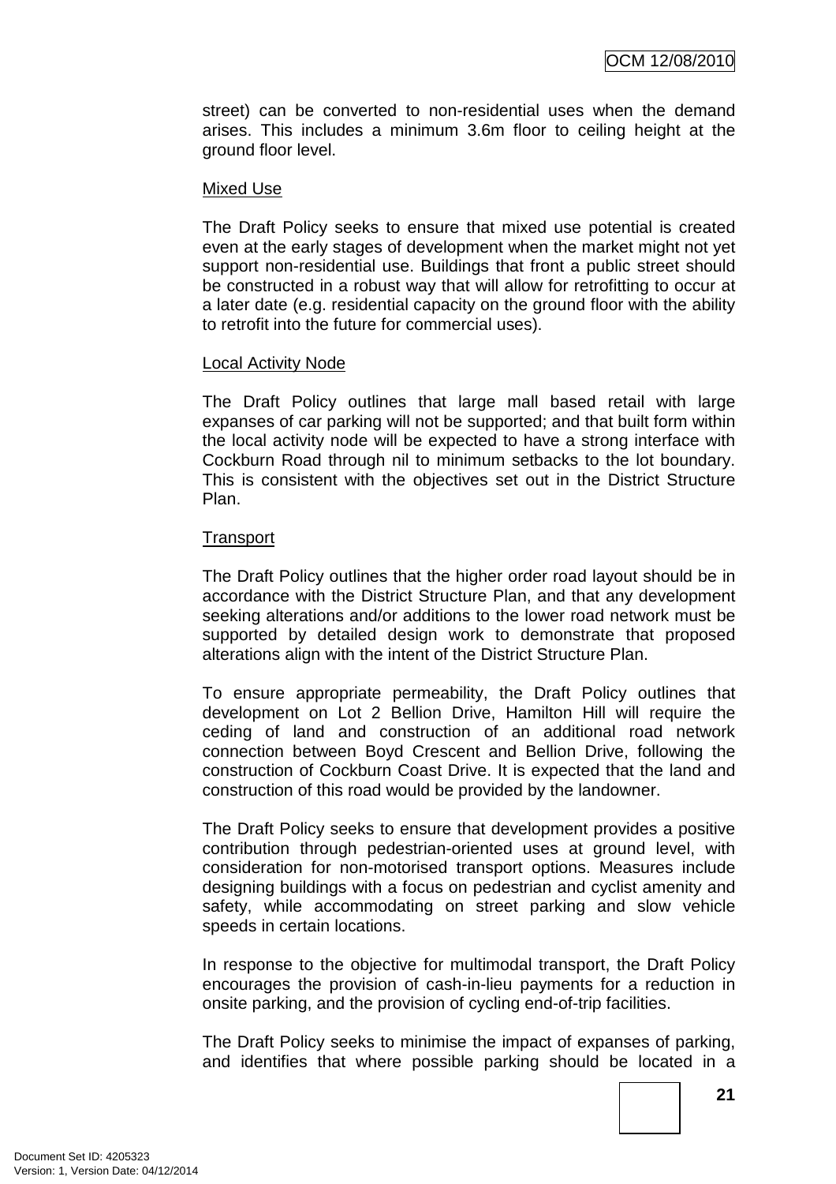street) can be converted to non-residential uses when the demand arises. This includes a minimum 3.6m floor to ceiling height at the ground floor level.

Mixed Use

The Draft Policy seeks to ensure that mixed use potential is created even at the early stages of development when the market might not yet support non-residential use. Buildings that front a public street should be constructed in a robust way that will allow for retrofitting to occur at a later date (e.g. residential capacity on the ground floor with the ability to retrofit into the future for commercial uses).

Local Activity Node

The Draft Policy outlines that large mall based retail with large expanses of car parking will not be supported; and that built form within the local activity node will be expected to have a strong interface with Cockburn Road through nil to minimum setbacks to the lot boundary. This is consistent with the objectives set out in the District Structure Plan.

Transport

The Draft Policy outlines that the higher order road layout should be in accordance with the District Structure Plan, and that any development seeking alterations and/or additions to the lower road network must be supported by detailed design work to demonstrate that proposed alterations align with the intent of the District Structure Plan.

To ensure appropriate permeability, the Draft Policy outlines that development on Lot 2 Bellion Drive, Hamilton Hill will require the ceding of land and construction of an additional road network connection between Boyd Crescent and Bellion Drive, following the construction of Cockburn Coast Drive. It is expected that the land and construction of this road would be provided by the landowner.

The Draft Policy seeks to ensure that development provides a positive contribution through pedestrian-oriented uses at ground level, with consideration for non-motorised transport options. Measures include designing buildings with a focus on pedestrian and cyclist amenity and safety, while accommodating on street parking and slow vehicle speeds in certain locations.

In response to the objective for multimodal transport, the Draft Policy encourages the provision of cash-in-lieu payments for a reduction in onsite parking, and the provision of cycling end-of-trip facilities.

The Draft Policy seeks to minimise the impact of expanses of parking, and identifies that where possible parking should be located in a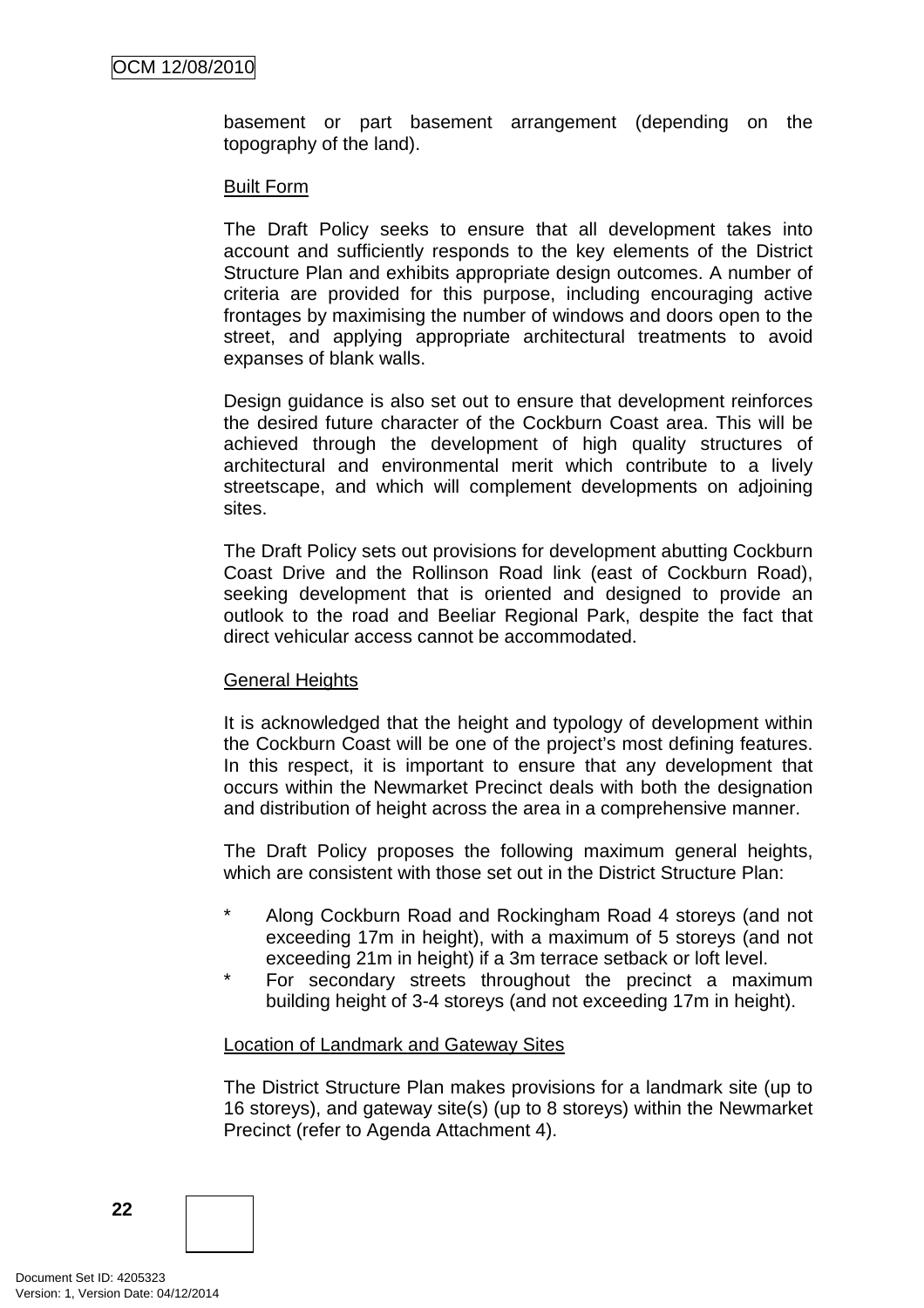basement or part basement arrangement (depending on the topography of the land).

Built Form

The Draft Policy seeks to ensure that all development takes into account and sufficiently responds to the key elements of the District Structure Plan and exhibits appropriate design outcomes. A number of criteria are provided for this purpose, including encouraging active frontages by maximising the number of windows and doors open to the street, and applying appropriate architectural treatments to avoid expanses of blank walls.

Design guidance is also set out to ensure that development reinforces the desired future character of the Cockburn Coast area. This will be achieved through the development of high quality structures of architectural and environmental merit which contribute to a lively streetscape, and which will complement developments on adjoining sites.

The Draft Policy sets out provisions for development abutting Cockburn Coast Drive and the Rollinson Road link (east of Cockburn Road), seeking development that is oriented and designed to provide an outlook to the road and Beeliar Regional Park, despite the fact that direct vehicular access cannot be accommodated.

General Heights

It is acknowledged that the height and typology of development within the Cockburn Coast will be one of the project's most defining features. In this respect, it is important to ensure that any development that occurs within the Newmarket Precinct deals with both the designation and distribution of height across the area in a comprehensive manner.

The Draft Policy proposes the following maximum general heights, which are consistent with those set out in the District Structure Plan:

* Along Cockburn Road and Rockingham Road 4 storeys (and not exceeding 17m in height), with a maximum of 5 storeys (and not exceeding 21m in height) if a 3m terrace setback or loft level.
* For secondary streets throughout the precinct a maximum building height of 3-4 storeys (and not exceeding 17m in height).

Location of Landmark and Gateway Sites

The District Structure Plan makes provisions for a landmark site (up to 16 storeys), and gateway site(s) (up to 8 storeys) within the Newmarket Precinct (refer to Agenda Attachment 4).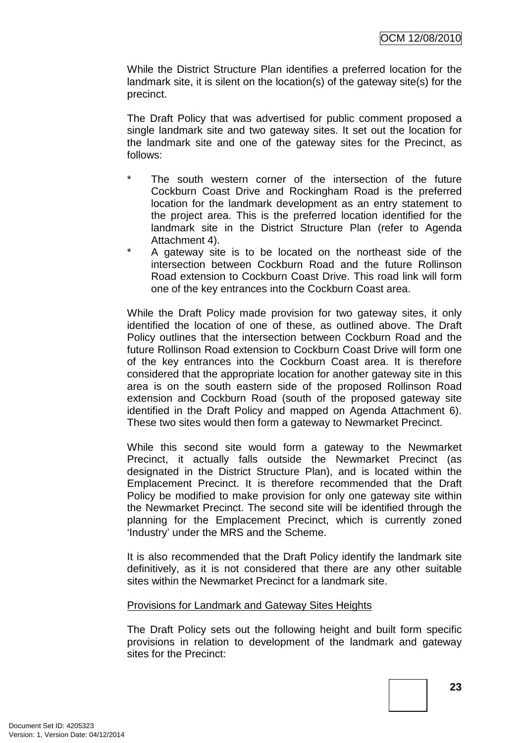While the District Structure Plan identifies a preferred location for the landmark site, it is silent on the location(s) of the gateway site(s) for the precinct.

The Draft Policy that was advertised for public comment proposed a single landmark site and two gateway sites. It set out the location for the landmark site and one of the gateway sites for the Precinct, as follows:

- The south western corner of the intersection of the future Cockburn Coast Drive and Rockingham Road is the preferred location for the landmark development as an entry statement to the project area. This is the preferred location identified for the landmark site in the District Structure Plan (refer to Agenda Attachment 4).
- A gateway site is to be located on the northeast side of the intersection between Cockburn Road and the future Rollinson Road extension to Cockburn Coast Drive. This road link will form one of the key entrances into the Cockburn Coast area.

While the Draft Policy made provision for two gateway sites, it only identified the location of one of these, as outlined above. The Draft Policy outlines that the intersection between Cockburn Road and the future Rollinson Road extension to Cockburn Coast Drive will form one of the key entrances into the Cockburn Coast area. It is therefore considered that the appropriate location for another gateway site in this area is on the south eastern side of the proposed Rollinson Road extension and Cockburn Road (south of the proposed gateway site identified in the Draft Policy and mapped on Agenda Attachment 6). These two sites would then form a gateway to Newmarket Precinct.

While this second site would form a gateway to the Newmarket Precinct, it actually falls outside the Newmarket Precinct (as designated in the District Structure Plan), and is located within the Emplacement Precinct. It is therefore recommended that the Draft Policy be modified to make provision for only one gateway site within the Newmarket Precinct. The second site will be identified through the planning for the Emplacement Precinct, which is currently zoned 'Industry' under the MRS and the Scheme.

It is also recommended that the Draft Policy identify the landmark site definitively, as it is not considered that there are any other suitable sites within the Newmarket Precinct for a landmark site.

Provisions for Landmark and Gateway Sites Heights

The Draft Policy sets out the following height and built form specific provisions in relation to development of the landmark and gateway sites for the Precinct: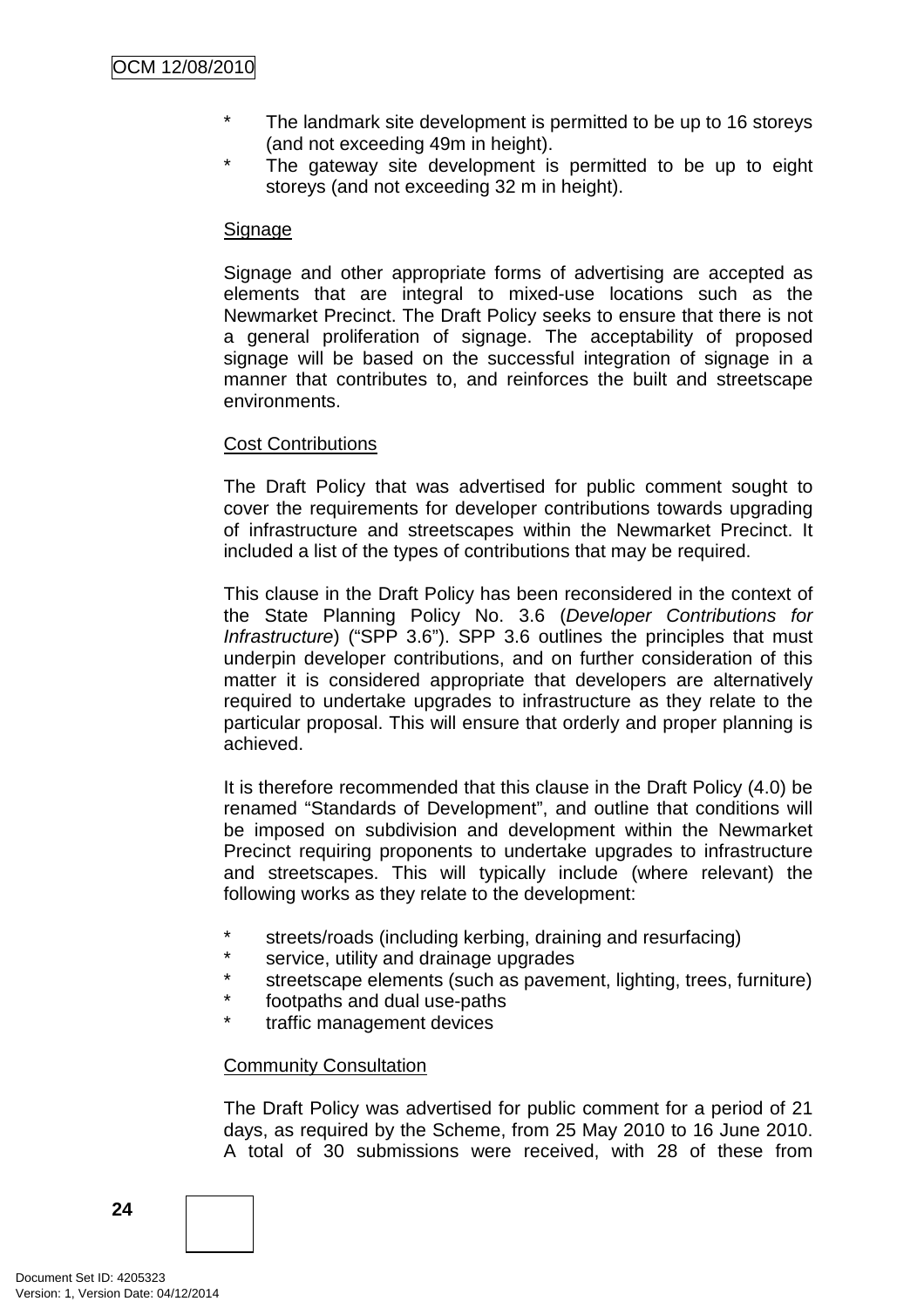* The landmark site development is permitted to be up to 16 storeys (and not exceeding 49m in height).
* The gateway site development is permitted to be up to eight storeys (and not exceeding 32 m in height).

Signage

Signage and other appropriate forms of advertising are accepted as elements that are integral to mixed-use locations such as the Newmarket Precinct. The Draft Policy seeks to ensure that there is not a general proliferation of signage. The acceptability of proposed signage will be based on the successful integration of signage in a manner that contributes to, and reinforces the built and streetscape environments.

Cost Contributions

The Draft Policy that was advertised for public comment sought to cover the requirements for developer contributions towards upgrading of infrastructure and streetscapes within the Newmarket Precinct. It included a list of the types of contributions that may be required.

This clause in the Draft Policy has been reconsidered in the context of the State Planning Policy No. 3.6 (*Developer Contributions for Infrastructure*) ("SPP 3.6"). SPP 3.6 outlines the principles that must underpin developer contributions, and on further consideration of this matter it is considered appropriate that developers are alternatively required to undertake upgrades to infrastructure as they relate to the particular proposal. This will ensure that orderly and proper planning is achieved.

It is therefore recommended that this clause in the Draft Policy (4.0) be renamed "Standards of Development", and outline that conditions will be imposed on subdivision and development within the Newmarket Precinct requiring proponents to undertake upgrades to infrastructure and streetscapes. This will typically include (where relevant) the following works as they relate to the development:

* streets/roads (including kerbing, draining and resurfacing)
* service, utility and drainage upgrades
* streetscape elements (such as pavement, lighting, trees, furniture)
* footpaths and dual use-paths
* traffic management devices

Community Consultation

The Draft Policy was advertised for public comment for a period of 21 days, as required by the Scheme, from 25 May 2010 to 16 June 2010. A total of 30 submissions were received, with 28 of these from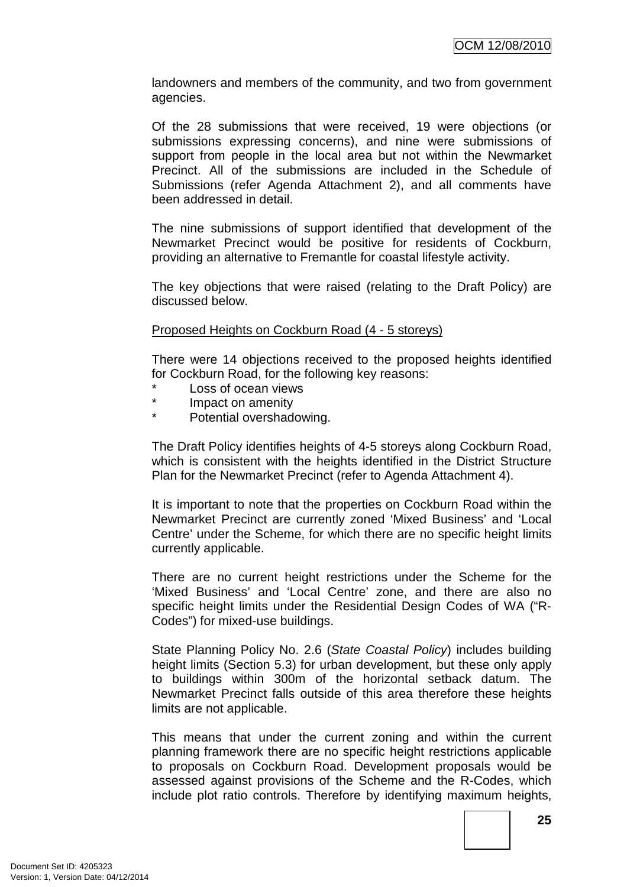landowners and members of the community, and two from government agencies.

Of the 28 submissions that were received, 19 were objections (or submissions expressing concerns), and nine were submissions of support from people in the local area but not within the Newmarket Precinct. All of the submissions are included in the Schedule of Submissions (refer Agenda Attachment 2), and all comments have been addressed in detail.

The nine submissions of support identified that development of the Newmarket Precinct would be positive for residents of Cockburn, providing an alternative to Fremantle for coastal lifestyle activity.

The key objections that were raised (relating to the Draft Policy) are discussed below.

<u>Proposed Heights on Cockburn Road (4 - 5 storeys)</u>

There were 14 objections received to the proposed heights identified for Cockburn Road, for the following key reasons:

- Loss of ocean views
- Impact on amenity
- Potential overshadowing.

The Draft Policy identifies heights of 4-5 storeys along Cockburn Road, which is consistent with the heights identified in the District Structure Plan for the Newmarket Precinct (refer to Agenda Attachment 4).

It is important to note that the properties on Cockburn Road within the Newmarket Precinct are currently zoned 'Mixed Business' and 'Local Centre' under the Scheme, for which there are no specific height limits currently applicable.

There are no current height restrictions under the Scheme for the 'Mixed Business' and 'Local Centre' zone, and there are also no specific height limits under the Residential Design Codes of WA ("R-Codes") for mixed-use buildings.

State Planning Policy No. 2.6 (*State Coastal Policy*) includes building height limits (Section 5.3) for urban development, but these only apply to buildings within 300m of the horizontal setback datum. The Newmarket Precinct falls outside of this area therefore these heights limits are not applicable.

This means that under the current zoning and within the current planning framework there are no specific height restrictions applicable to proposals on Cockburn Road. Development proposals would be assessed against provisions of the Scheme and the R-Codes, which include plot ratio controls. Therefore by identifying maximum heights,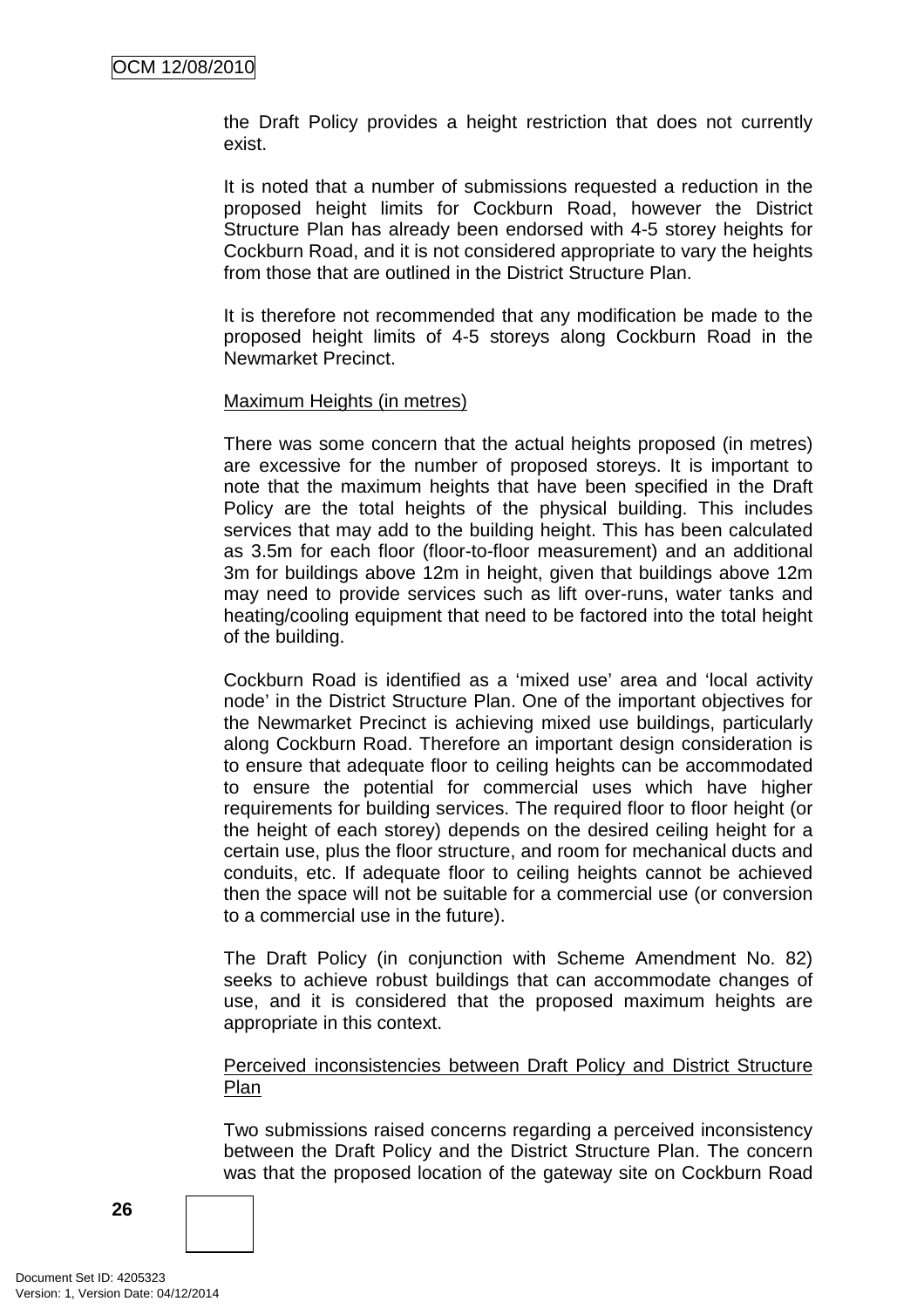the Draft Policy provides a height restriction that does not currently exist.

It is noted that a number of submissions requested a reduction in the proposed height limits for Cockburn Road, however the District Structure Plan has already been endorsed with 4-5 storey heights for Cockburn Road, and it is not considered appropriate to vary the heights from those that are outlined in the District Structure Plan.

It is therefore not recommended that any modification be made to the proposed height limits of 4-5 storeys along Cockburn Road in the Newmarket Precinct.

Maximum Heights (in metres)

There was some concern that the actual heights proposed (in metres) are excessive for the number of proposed storeys. It is important to note that the maximum heights that have been specified in the Draft Policy are the total heights of the physical building. This includes services that may add to the building height. This has been calculated as 3.5m for each floor (floor-to-floor measurement) and an additional 3m for buildings above 12m in height, given that buildings above 12m may need to provide services such as lift over-runs, water tanks and heating/cooling equipment that need to be factored into the total height of the building.

Cockburn Road is identified as a 'mixed use' area and 'local activity node' in the District Structure Plan. One of the important objectives for the Newmarket Precinct is achieving mixed use buildings, particularly along Cockburn Road. Therefore an important design consideration is to ensure that adequate floor to ceiling heights can be accommodated to ensure the potential for commercial uses which have higher requirements for building services. The required floor to floor height (or the height of each storey) depends on the desired ceiling height for a certain use, plus the floor structure, and room for mechanical ducts and conduits, etc. If adequate floor to ceiling heights cannot be achieved then the space will not be suitable for a commercial use (or conversion to a commercial use in the future).

The Draft Policy (in conjunction with Scheme Amendment No. 82) seeks to achieve robust buildings that can accommodate changes of use, and it is considered that the proposed maximum heights are appropriate in this context.

Perceived inconsistencies between Draft Policy and District Structure Plan

Two submissions raised concerns regarding a perceived inconsistency between the Draft Policy and the District Structure Plan. The concern was that the proposed location of the gateway site on Cockburn Road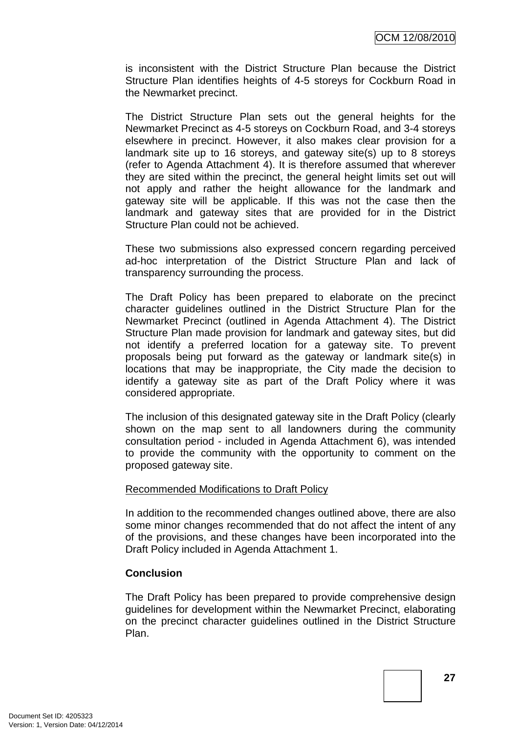is inconsistent with the District Structure Plan because the District Structure Plan identifies heights of 4-5 storeys for Cockburn Road in the Newmarket precinct.

The District Structure Plan sets out the general heights for the Newmarket Precinct as 4-5 storeys on Cockburn Road, and 3-4 storeys elsewhere in precinct. However, it also makes clear provision for a landmark site up to 16 storeys, and gateway site(s) up to 8 storeys (refer to Agenda Attachment 4). It is therefore assumed that wherever they are sited within the precinct, the general height limits set out will not apply and rather the height allowance for the landmark and gateway site will be applicable. If this was not the case then the landmark and gateway sites that are provided for in the District Structure Plan could not be achieved.

These two submissions also expressed concern regarding perceived ad-hoc interpretation of the District Structure Plan and lack of transparency surrounding the process.

The Draft Policy has been prepared to elaborate on the precinct character guidelines outlined in the District Structure Plan for the Newmarket Precinct (outlined in Agenda Attachment 4). The District Structure Plan made provision for landmark and gateway sites, but did not identify a preferred location for a gateway site. To prevent proposals being put forward as the gateway or landmark site(s) in locations that may be inappropriate, the City made the decision to identify a gateway site as part of the Draft Policy where it was considered appropriate.

The inclusion of this designated gateway site in the Draft Policy (clearly shown on the map sent to all landowners during the community consultation period - included in Agenda Attachment 6), was intended to provide the community with the opportunity to comment on the proposed gateway site.

<u>Recommended Modifications to Draft Policy</u>

In addition to the recommended changes outlined above, there are also some minor changes recommended that do not affect the intent of any of the provisions, and these changes have been incorporated into the Draft Policy included in Agenda Attachment 1.

**Conclusion**

The Draft Policy has been prepared to provide comprehensive design guidelines for development within the Newmarket Precinct, elaborating on the precinct character guidelines outlined in the District Structure Plan.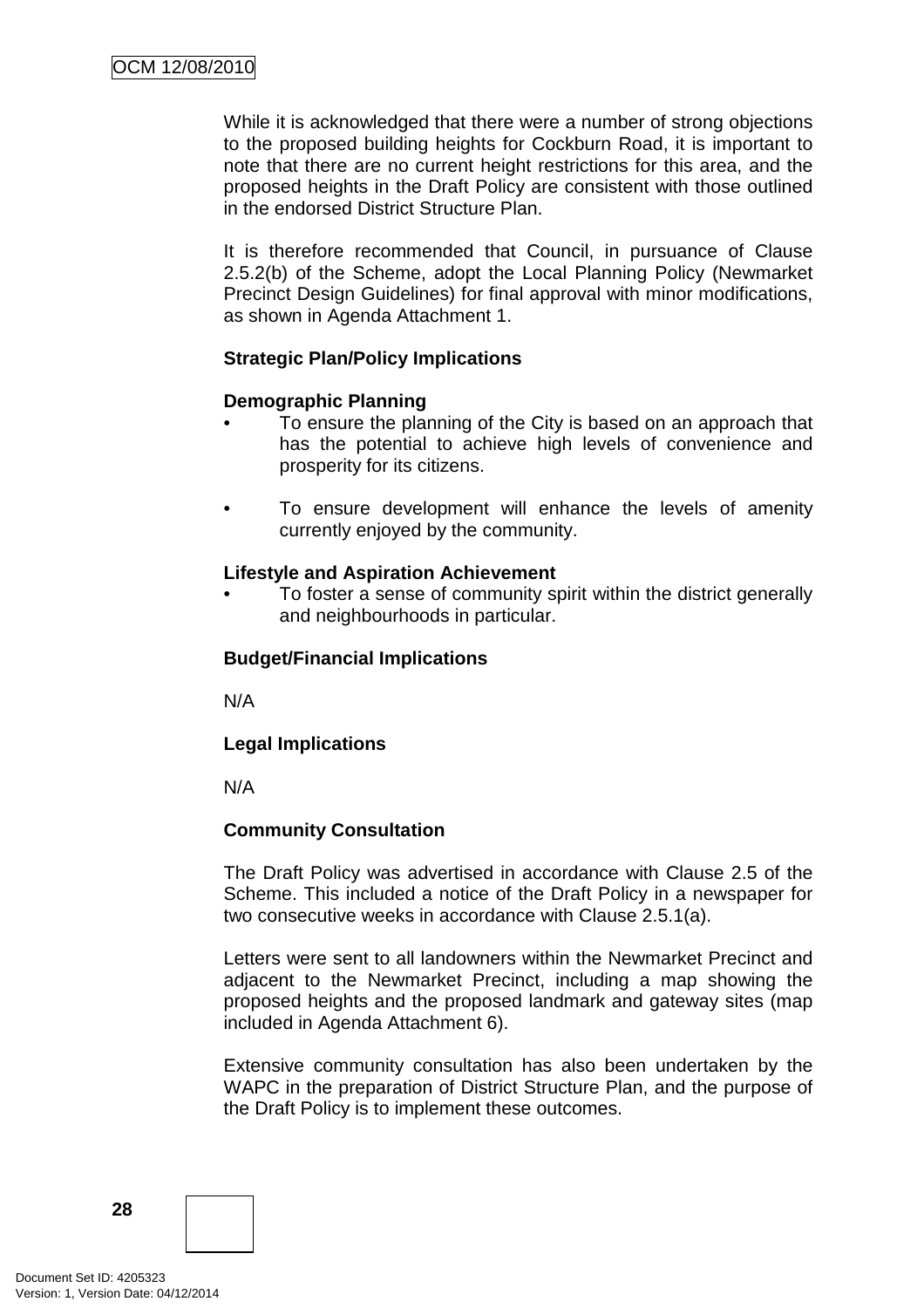While it is acknowledged that there were a number of strong objections to the proposed building heights for Cockburn Road, it is important to note that there are no current height restrictions for this area, and the proposed heights in the Draft Policy are consistent with those outlined in the endorsed District Structure Plan.

It is therefore recommended that Council, in pursuance of Clause 2.5.2(b) of the Scheme, adopt the Local Planning Policy (Newmarket Precinct Design Guidelines) for final approval with minor modifications, as shown in Agenda Attachment 1.

**Strategic Plan/Policy Implications**

**Demographic Planning**

- To ensure the planning of the City is based on an approach that has the potential to achieve high levels of convenience and prosperity for its citizens.

- To ensure development will enhance the levels of amenity currently enjoyed by the community.

**Lifestyle and Aspiration Achievement**

- To foster a sense of community spirit within the district generally and neighbourhoods in particular.

**Budget/Financial Implications**

N/A

**Legal Implications**

N/A

**Community Consultation**

The Draft Policy was advertised in accordance with Clause 2.5 of the Scheme. This included a notice of the Draft Policy in a newspaper for two consecutive weeks in accordance with Clause 2.5.1(a).

Letters were sent to all landowners within the Newmarket Precinct and adjacent to the Newmarket Precinct, including a map showing the proposed heights and the proposed landmark and gateway sites (map included in Agenda Attachment 6).

Extensive community consultation has also been undertaken by the WAPC in the preparation of District Structure Plan, and the purpose of the Draft Policy is to implement these outcomes.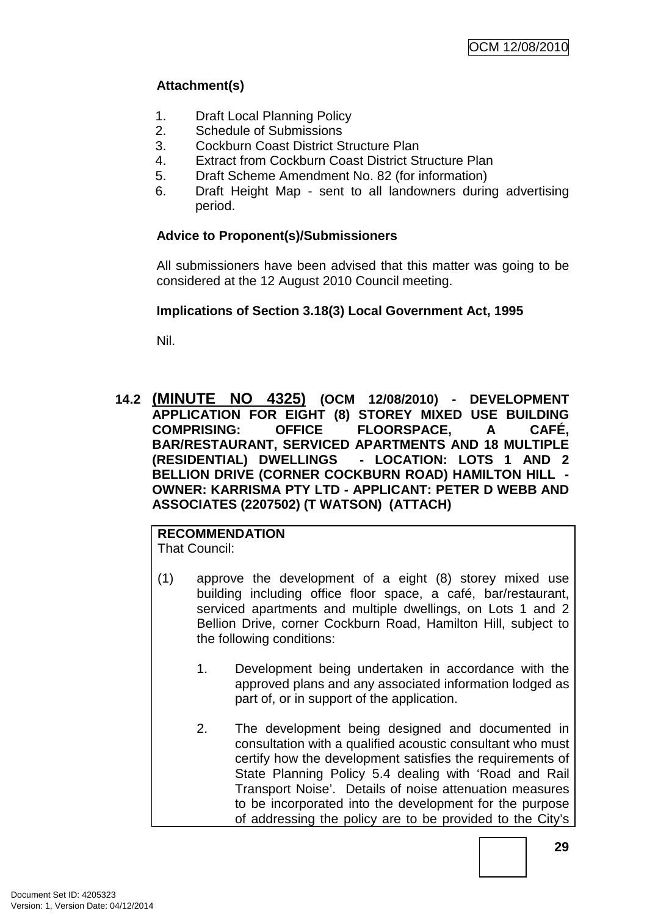**Attachment(s)**

1. Draft Local Planning Policy
2. Schedule of Submissions
3. Cockburn Coast District Structure Plan
4. Extract from Cockburn Coast District Structure Plan
5. Draft Scheme Amendment No. 82 (for information)
6. Draft Height Map - sent to all landowners during advertising period.

**Advice to Proponent(s)/Submissioners**

All submissioners have been advised that this matter was going to be considered at the 12 August 2010 Council meeting.

**Implications of Section 3.18(3) Local Government Act, 1995**

Nil.

### 14.2 (MINUTE NO 4325) (OCM 12/08/2010) - DEVELOPMENT APPLICATION FOR EIGHT (8) STOREY MIXED USE BUILDING COMPRISING: OFFICE FLOORSPACE, A CAFÉ, BAR/RESTAURANT, SERVICED APARTMENTS AND 18 MULTIPLE (RESIDENTIAL) DWELLINGS - LOCATION: LOTS 1 AND 2 BELLION DRIVE (CORNER COCKBURN ROAD) HAMILTON HILL - OWNER: KARRISMA PTY LTD - APPLICANT: PETER D WEBB AND ASSOCIATES (2207502) (T WATSON) (ATTACH)

**RECOMMENDATION**
That Council:

(1) approve the development of a eight (8) storey mixed use building including office floor space, a café, bar/restaurant, serviced apartments and multiple dwellings, on Lots 1 and 2 Bellion Drive, corner Cockburn Road, Hamilton Hill, subject to the following conditions:

1. Development being undertaken in accordance with the approved plans and any associated information lodged as part of, or in support of the application.

2. The development being designed and documented in consultation with a qualified acoustic consultant who must certify how the development satisfies the requirements of State Planning Policy 5.4 dealing with 'Road and Rail Transport Noise'. Details of noise attenuation measures to be incorporated into the development for the purpose of addressing the policy are to be provided to the City's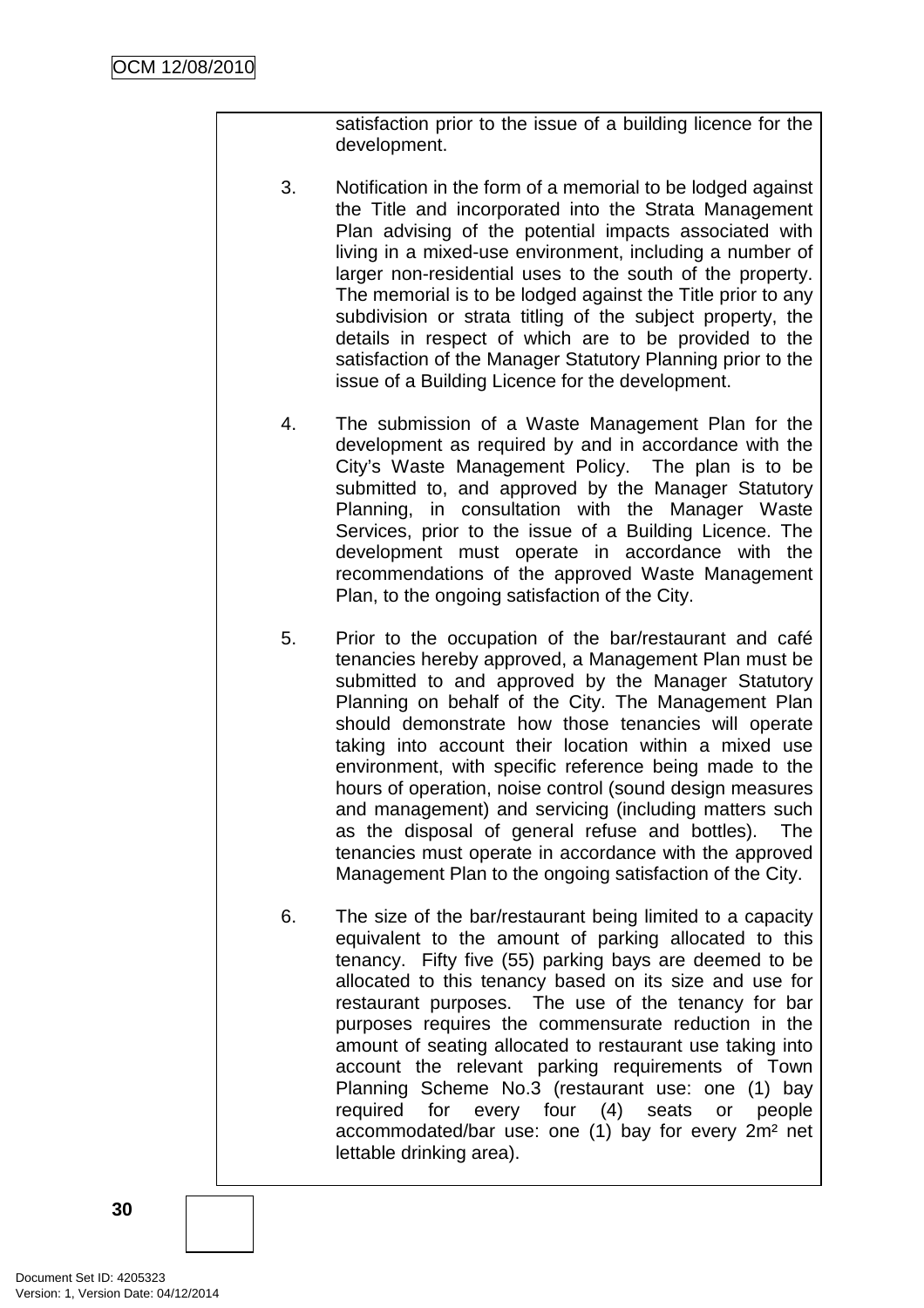satisfaction prior to the issue of a building licence for the development.

3. Notification in the form of a memorial to be lodged against the Title and incorporated into the Strata Management Plan advising of the potential impacts associated with living in a mixed-use environment, including a number of larger non-residential uses to the south of the property. The memorial is to be lodged against the Title prior to any subdivision or strata titling of the subject property, the details in respect of which are to be provided to the satisfaction of the Manager Statutory Planning prior to the issue of a Building Licence for the development.

4. The submission of a Waste Management Plan for the development as required by and in accordance with the City's Waste Management Policy. The plan is to be submitted to, and approved by the Manager Statutory Planning, in consultation with the Manager Waste Services, prior to the issue of a Building Licence. The development must operate in accordance with the recommendations of the approved Waste Management Plan, to the ongoing satisfaction of the City.

5. Prior to the occupation of the bar/restaurant and café tenancies hereby approved, a Management Plan must be submitted to and approved by the Manager Statutory Planning on behalf of the City. The Management Plan should demonstrate how those tenancies will operate taking into account their location within a mixed use environment, with specific reference being made to the hours of operation, noise control (sound design measures and management) and servicing (including matters such as the disposal of general refuse and bottles). The tenancies must operate in accordance with the approved Management Plan to the ongoing satisfaction of the City.

6. The size of the bar/restaurant being limited to a capacity equivalent to the amount of parking allocated to this tenancy. Fifty five (55) parking bays are deemed to be allocated to this tenancy based on its size and use for restaurant purposes. The use of the tenancy for bar purposes requires the commensurate reduction in the amount of seating allocated to restaurant use taking into account the relevant parking requirements of Town Planning Scheme No.3 (restaurant use: one (1) bay required for every four (4) seats or people accommodated/bar use: one (1) bay for every 2m² net lettable drinking area).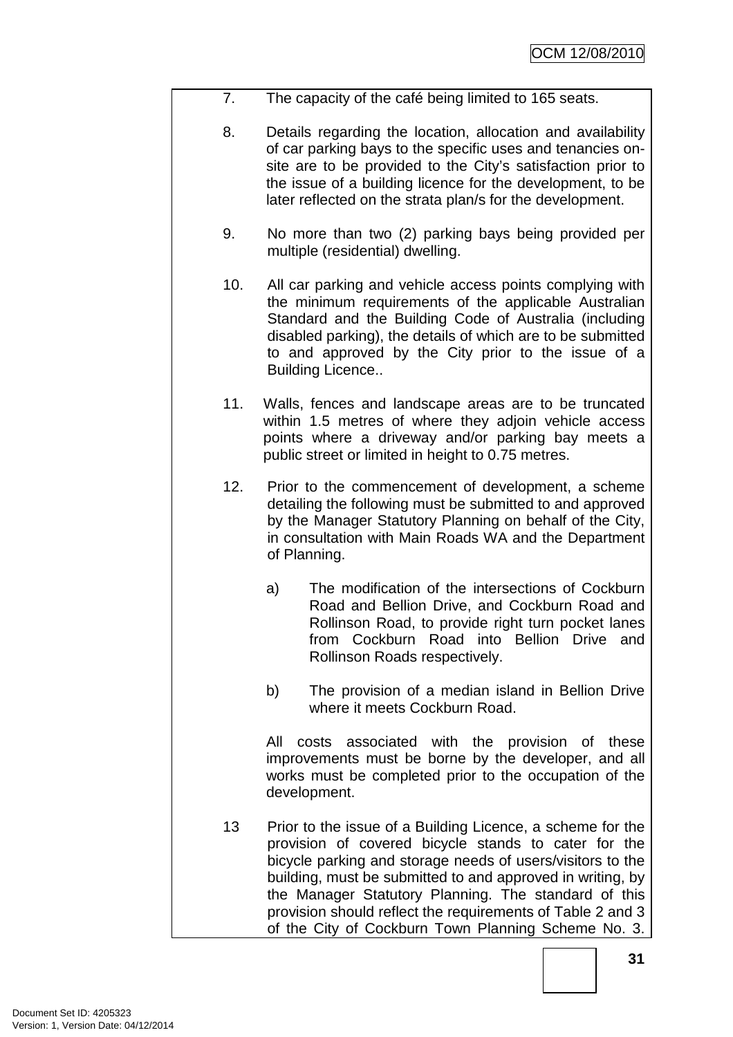7. The capacity of the café being limited to 165 seats.

8. Details regarding the location, allocation and availability of car parking bays to the specific uses and tenancies on-site are to be provided to the City's satisfaction prior to the issue of a building licence for the development, to be later reflected on the strata plan/s for the development.

9. No more than two (2) parking bays being provided per multiple (residential) dwelling.

10. All car parking and vehicle access points complying with the minimum requirements of the applicable Australian Standard and the Building Code of Australia (including disabled parking), the details of which are to be submitted to and approved by the City prior to the issue of a Building Licence..

11. Walls, fences and landscape areas are to be truncated within 1.5 metres of where they adjoin vehicle access points where a driveway and/or parking bay meets a public street or limited in height to 0.75 metres.

12. Prior to the commencement of development, a scheme detailing the following must be submitted to and approved by the Manager Statutory Planning on behalf of the City, in consultation with Main Roads WA and the Department of Planning.

    a) The modification of the intersections of Cockburn Road and Bellion Drive, and Cockburn Road and Rollinson Road, to provide right turn pocket lanes from Cockburn Road into Bellion Drive and Rollinson Roads respectively.

    b) The provision of a median island in Bellion Drive where it meets Cockburn Road.

    All costs associated with the provision of these improvements must be borne by the developer, and all works must be completed prior to the occupation of the development.

13 Prior to the issue of a Building Licence, a scheme for the provision of covered bicycle stands to cater for the bicycle parking and storage needs of users/visitors to the building, must be submitted to and approved in writing, by the Manager Statutory Planning. The standard of this provision should reflect the requirements of Table 2 and 3 of the City of Cockburn Town Planning Scheme No. 3.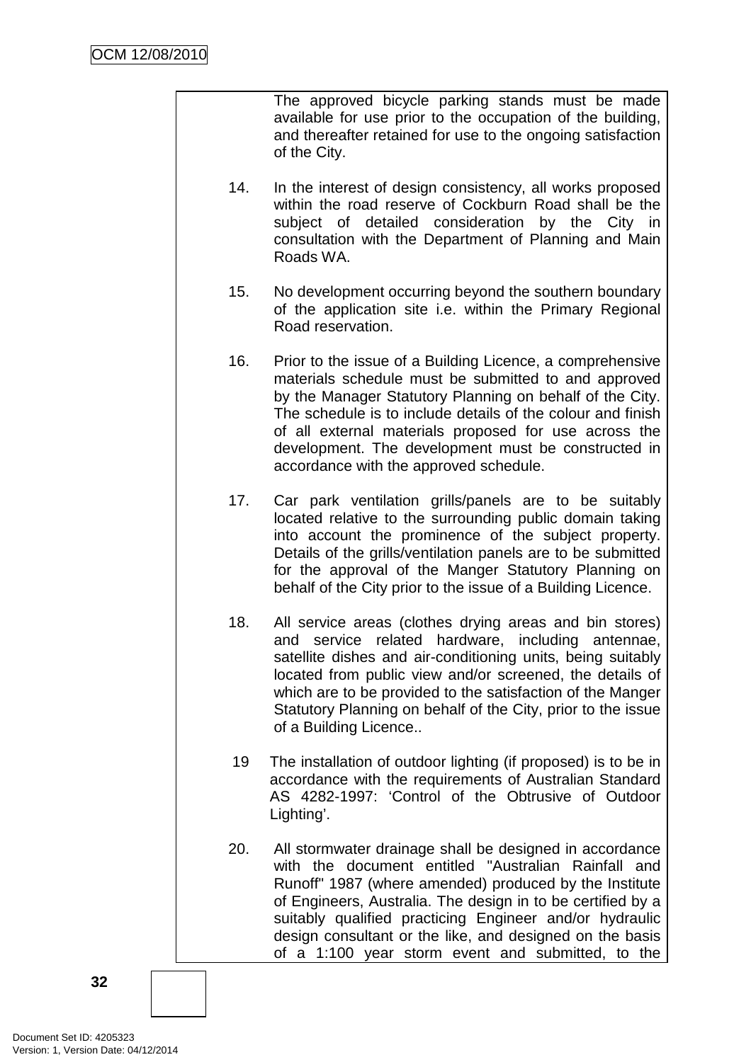The approved bicycle parking stands must be made available for use prior to the occupation of the building, and thereafter retained for use to the ongoing satisfaction of the City.

14. In the interest of design consistency, all works proposed within the road reserve of Cockburn Road shall be the subject of detailed consideration by the City in consultation with the Department of Planning and Main Roads WA.

15. No development occurring beyond the southern boundary of the application site i.e. within the Primary Regional Road reservation.

16. Prior to the issue of a Building Licence, a comprehensive materials schedule must be submitted to and approved by the Manager Statutory Planning on behalf of the City. The schedule is to include details of the colour and finish of all external materials proposed for use across the development. The development must be constructed in accordance with the approved schedule.

17. Car park ventilation grills/panels are to be suitably located relative to the surrounding public domain taking into account the prominence of the subject property. Details of the grills/ventilation panels are to be submitted for the approval of the Manger Statutory Planning on behalf of the City prior to the issue of a Building Licence.

18. All service areas (clothes drying areas and bin stores) and service related hardware, including antennae, satellite dishes and air-conditioning units, being suitably located from public view and/or screened, the details of which are to be provided to the satisfaction of the Manger Statutory Planning on behalf of the City, prior to the issue of a Building Licence..

19 The installation of outdoor lighting (if proposed) is to be in accordance with the requirements of Australian Standard AS 4282-1997: 'Control of the Obtrusive of Outdoor Lighting'.

20. All stormwater drainage shall be designed in accordance with the document entitled "Australian Rainfall and Runoff" 1987 (where amended) produced by the Institute of Engineers, Australia. The design in to be certified by a suitably qualified practicing Engineer and/or hydraulic design consultant or the like, and designed on the basis of a 1:100 year storm event and submitted, to the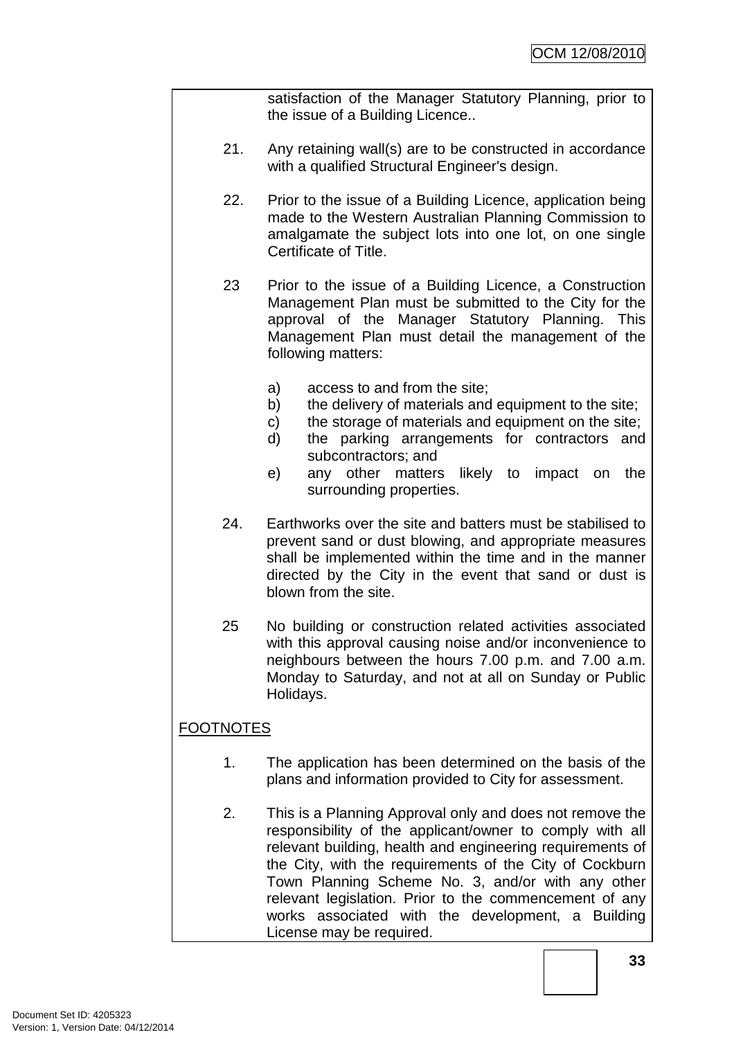satisfaction of the Manager Statutory Planning, prior to the issue of a Building Licence..

21. Any retaining wall(s) are to be constructed in accordance with a qualified Structural Engineer's design.

22. Prior to the issue of a Building Licence, application being made to the Western Australian Planning Commission to amalgamate the subject lots into one lot, on one single Certificate of Title.

23 Prior to the issue of a Building Licence, a Construction Management Plan must be submitted to the City for the approval of the Manager Statutory Planning. This Management Plan must detail the management of the following matters:

   a) access to and from the site;
   b) the delivery of materials and equipment to the site;
   c) the storage of materials and equipment on the site;
   d) the parking arrangements for contractors and subcontractors; and
   e) any other matters likely to impact on the surrounding properties.

24. Earthworks over the site and batters must be stabilised to prevent sand or dust blowing, and appropriate measures shall be implemented within the time and in the manner directed by the City in the event that sand or dust is blown from the site.

25 No building or construction related activities associated with this approval causing noise and/or inconvenience to neighbours between the hours 7.00 p.m. and 7.00 a.m. Monday to Saturday, and not at all on Sunday or Public Holidays.

FOOTNOTES

1. The application has been determined on the basis of the plans and information provided to City for assessment.

2. This is a Planning Approval only and does not remove the responsibility of the applicant/owner to comply with all relevant building, health and engineering requirements of the City, with the requirements of the City of Cockburn Town Planning Scheme No. 3, and/or with any other relevant legislation. Prior to the commencement of any works associated with the development, a Building License may be required.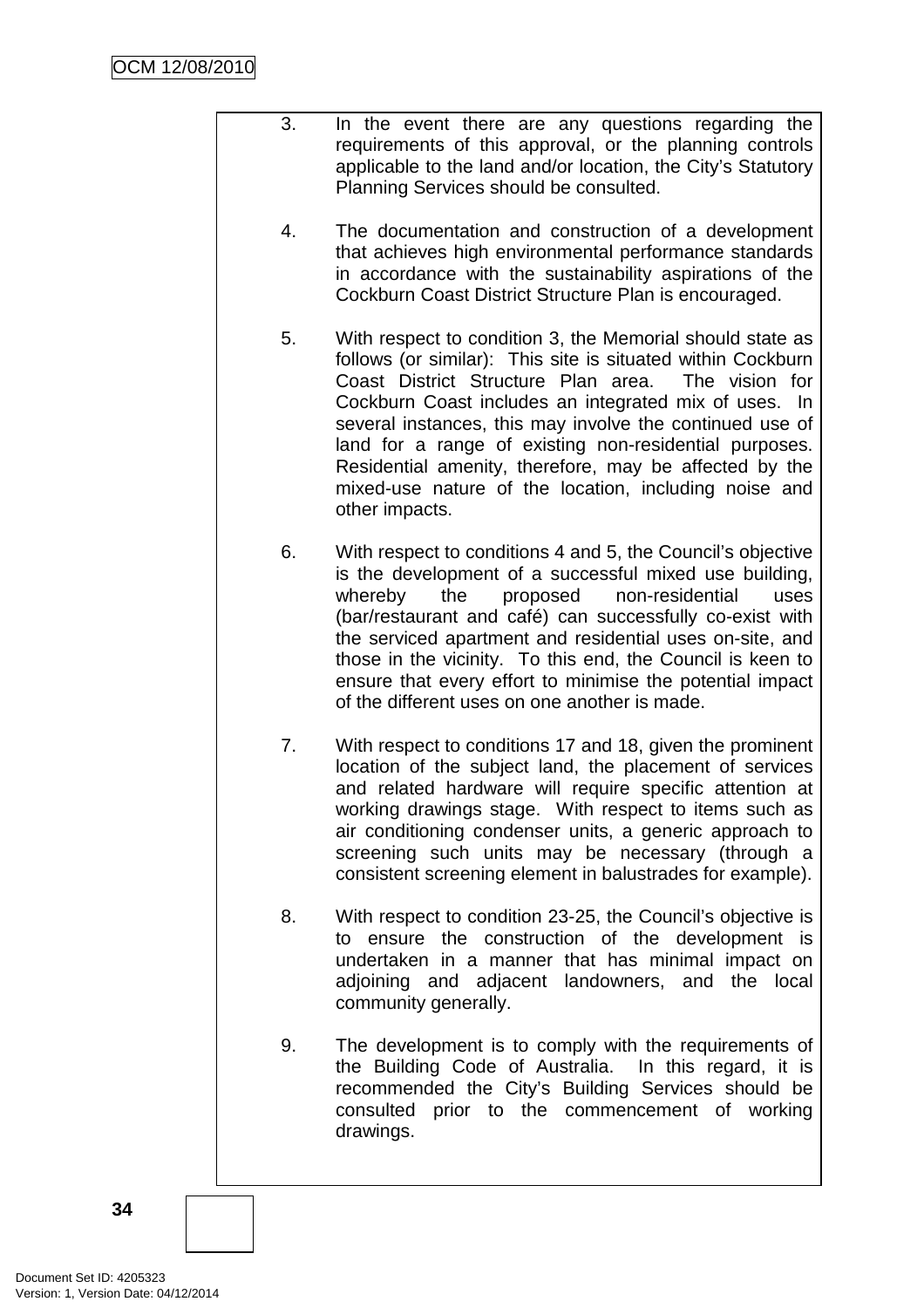3. In the event there are any questions regarding the requirements of this approval, or the planning controls applicable to the land and/or location, the City's Statutory Planning Services should be consulted.

4. The documentation and construction of a development that achieves high environmental performance standards in accordance with the sustainability aspirations of the Cockburn Coast District Structure Plan is encouraged.

5. With respect to condition 3, the Memorial should state as follows (or similar): This site is situated within Cockburn Coast District Structure Plan area. The vision for Cockburn Coast includes an integrated mix of uses. In several instances, this may involve the continued use of land for a range of existing non-residential purposes. Residential amenity, therefore, may be affected by the mixed-use nature of the location, including noise and other impacts.

6. With respect to conditions 4 and 5, the Council's objective is the development of a successful mixed use building, whereby the proposed non-residential uses (bar/restaurant and café) can successfully co-exist with the serviced apartment and residential uses on-site, and those in the vicinity. To this end, the Council is keen to ensure that every effort to minimise the potential impact of the different uses on one another is made.

7. With respect to conditions 17 and 18, given the prominent location of the subject land, the placement of services and related hardware will require specific attention at working drawings stage. With respect to items such as air conditioning condenser units, a generic approach to screening such units may be necessary (through a consistent screening element in balustrades for example).

8. With respect to condition 23-25, the Council's objective is to ensure the construction of the development is undertaken in a manner that has minimal impact on adjoining and adjacent landowners, and the local community generally.

9. The development is to comply with the requirements of the Building Code of Australia. In this regard, it is recommended the City's Building Services should be consulted prior to the commencement of working drawings.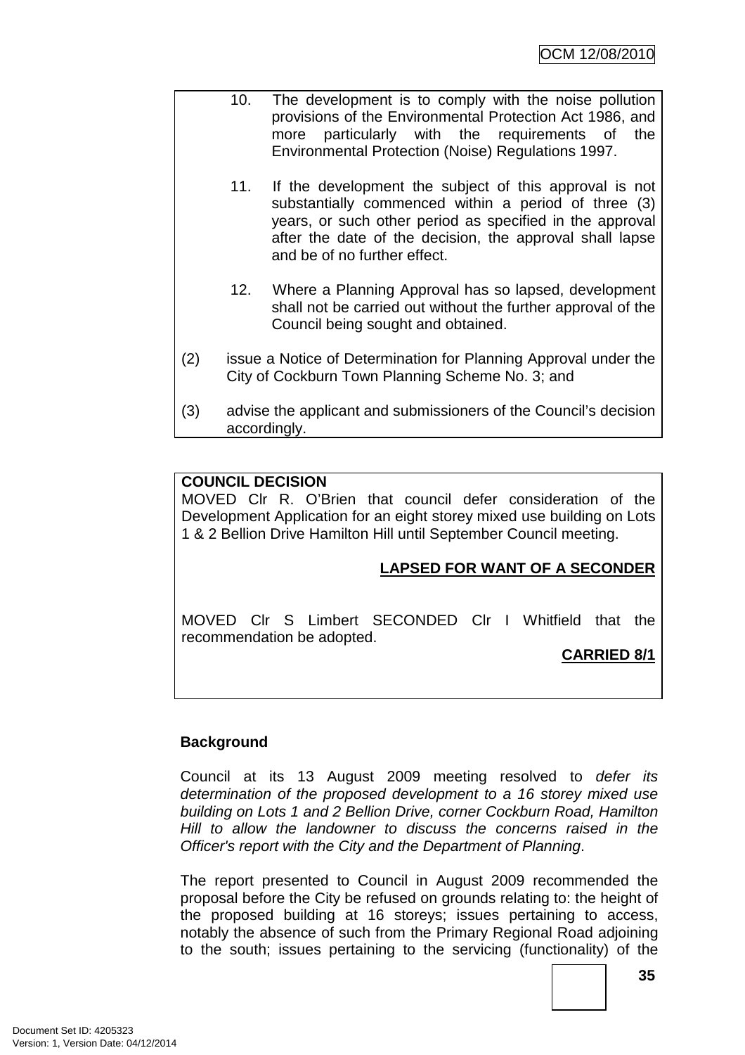10. The development is to comply with the noise pollution provisions of the Environmental Protection Act 1986, and more particularly with the requirements of the Environmental Protection (Noise) Regulations 1997.

11. If the development the subject of this approval is not substantially commenced within a period of three (3) years, or such other period as specified in the approval after the date of the decision, the approval shall lapse and be of no further effect.

12. Where a Planning Approval has so lapsed, development shall not be carried out without the further approval of the Council being sought and obtained.

(2) issue a Notice of Determination for Planning Approval under the City of Cockburn Town Planning Scheme No. 3; and

(3) advise the applicant and submissioners of the Council's decision accordingly.

**COUNCIL DECISION**

MOVED Clr R. O'Brien that council defer consideration of the Development Application for an eight storey mixed use building on Lots 1 & 2 Bellion Drive Hamilton Hill until September Council meeting.

**LAPSED FOR WANT OF A SECONDER**

MOVED Clr S Limbert SECONDED Clr I Whitfield that the recommendation be adopted.

**CARRIED 8/1**

**Background**

Council at its 13 August 2009 meeting resolved to *defer its determination of the proposed development to a 16 storey mixed use building on Lots 1 and 2 Bellion Drive, corner Cockburn Road, Hamilton Hill to allow the landowner to discuss the concerns raised in the Officer's report with the City and the Department of Planning*.

The report presented to Council in August 2009 recommended the proposal before the City be refused on grounds relating to: the height of the proposed building at 16 storeys; issues pertaining to access, notably the absence of such from the Primary Regional Road adjoining to the south; issues pertaining to the servicing (functionality) of the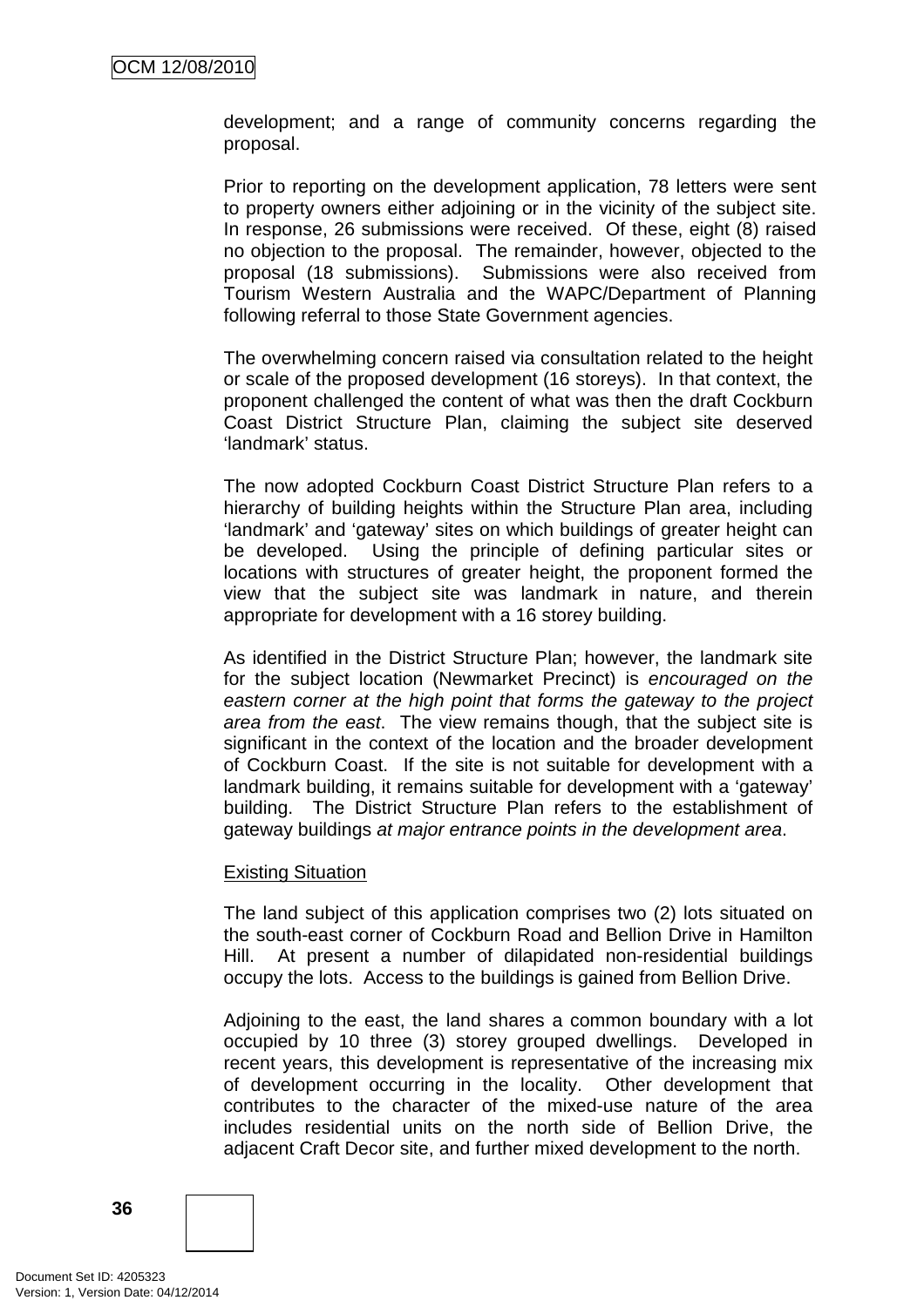development; and a range of community concerns regarding the proposal.

Prior to reporting on the development application, 78 letters were sent to property owners either adjoining or in the vicinity of the subject site. In response, 26 submissions were received. Of these, eight (8) raised no objection to the proposal. The remainder, however, objected to the proposal (18 submissions). Submissions were also received from Tourism Western Australia and the WAPC/Department of Planning following referral to those State Government agencies.

The overwhelming concern raised via consultation related to the height or scale of the proposed development (16 storeys). In that context, the proponent challenged the content of what was then the draft Cockburn Coast District Structure Plan, claiming the subject site deserved 'landmark' status.

The now adopted Cockburn Coast District Structure Plan refers to a hierarchy of building heights within the Structure Plan area, including 'landmark' and 'gateway' sites on which buildings of greater height can be developed. Using the principle of defining particular sites or locations with structures of greater height, the proponent formed the view that the subject site was landmark in nature, and therein appropriate for development with a 16 storey building.

As identified in the District Structure Plan; however, the landmark site for the subject location (Newmarket Precinct) is *encouraged on the eastern corner at the high point that forms the gateway to the project area from the east*. The view remains though, that the subject site is significant in the context of the location and the broader development of Cockburn Coast. If the site is not suitable for development with a landmark building, it remains suitable for development with a 'gateway' building. The District Structure Plan refers to the establishment of gateway buildings *at major entrance points in the development area*.

<u>Existing Situation</u>

The land subject of this application comprises two (2) lots situated on the south-east corner of Cockburn Road and Bellion Drive in Hamilton Hill. At present a number of dilapidated non-residential buildings occupy the lots. Access to the buildings is gained from Bellion Drive.

Adjoining to the east, the land shares a common boundary with a lot occupied by 10 three (3) storey grouped dwellings. Developed in recent years, this development is representative of the increasing mix of development occurring in the locality. Other development that contributes to the character of the mixed-use nature of the area includes residential units on the north side of Bellion Drive, the adjacent Craft Decor site, and further mixed development to the north.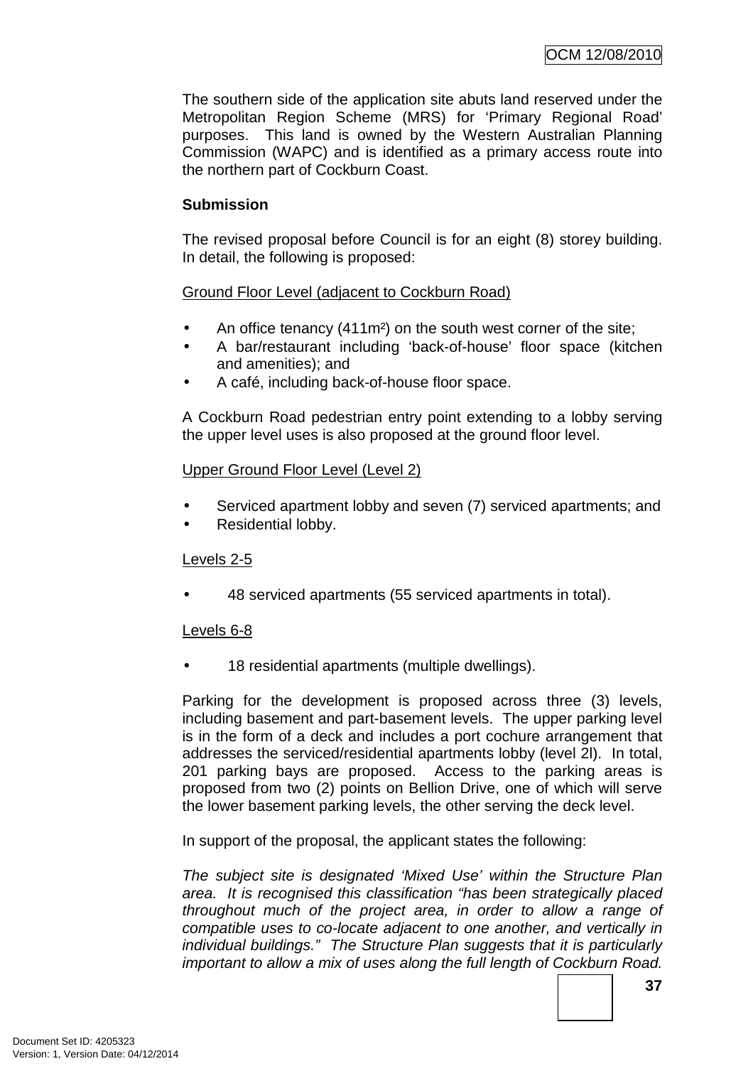The southern side of the application site abuts land reserved under the Metropolitan Region Scheme (MRS) for 'Primary Regional Road' purposes. This land is owned by the Western Australian Planning Commission (WAPC) and is identified as a primary access route into the northern part of Cockburn Coast.

**Submission**

The revised proposal before Council is for an eight (8) storey building. In detail, the following is proposed:

Ground Floor Level (adjacent to Cockburn Road)

- An office tenancy (411m²) on the south west corner of the site;
- A bar/restaurant including 'back-of-house' floor space (kitchen and amenities); and
- A café, including back-of-house floor space.

A Cockburn Road pedestrian entry point extending to a lobby serving the upper level uses is also proposed at the ground floor level.

Upper Ground Floor Level (Level 2)

- Serviced apartment lobby and seven (7) serviced apartments; and
- Residential lobby.

Levels 2-5

- 48 serviced apartments (55 serviced apartments in total).

Levels 6-8

- 18 residential apartments (multiple dwellings).

Parking for the development is proposed across three (3) levels, including basement and part-basement levels. The upper parking level is in the form of a deck and includes a port cochure arrangement that addresses the serviced/residential apartments lobby (level 2l). In total, 201 parking bays are proposed. Access to the parking areas is proposed from two (2) points on Bellion Drive, one of which will serve the lower basement parking levels, the other serving the deck level.

In support of the proposal, the applicant states the following:

*The subject site is designated 'Mixed Use' within the Structure Plan area. It is recognised this classification "has been strategically placed throughout much of the project area, in order to allow a range of compatible uses to co-locate adjacent to one another, and vertically in individual buildings." The Structure Plan suggests that it is particularly important to allow a mix of uses along the full length of Cockburn Road.*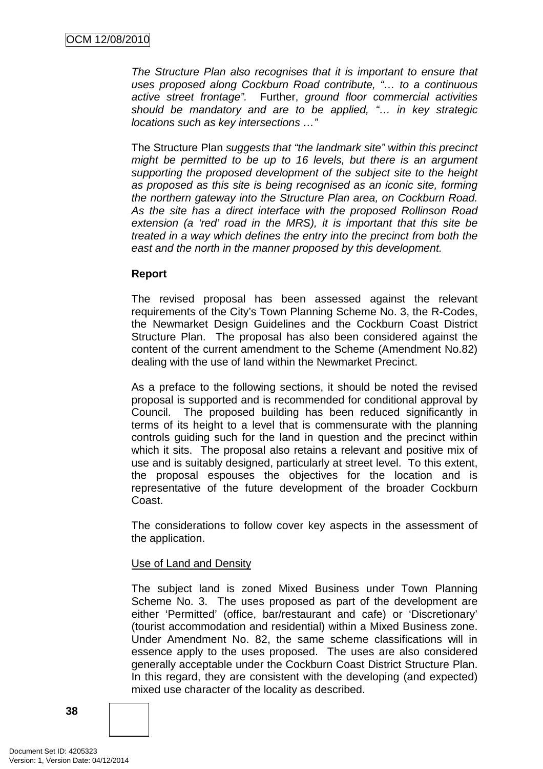*The Structure Plan also recognises that it is important to ensure that uses proposed along Cockburn Road contribute, "… to a continuous active street frontage".* Further, *ground floor commercial activities should be mandatory and are to be applied, "… in key strategic locations such as key intersections …"*

The Structure Plan *suggests that "the landmark site" within this precinct might be permitted to be up to 16 levels, but there is an argument supporting the proposed development of the subject site to the height as proposed as this site is being recognised as an iconic site, forming the northern gateway into the Structure Plan area, on Cockburn Road. As the site has a direct interface with the proposed Rollinson Road extension (a 'red' road in the MRS), it is important that this site be treated in a way which defines the entry into the precinct from both the east and the north in the manner proposed by this development.*

**Report**

The revised proposal has been assessed against the relevant requirements of the City's Town Planning Scheme No. 3, the R-Codes, the Newmarket Design Guidelines and the Cockburn Coast District Structure Plan. The proposal has also been considered against the content of the current amendment to the Scheme (Amendment No.82) dealing with the use of land within the Newmarket Precinct.

As a preface to the following sections, it should be noted the revised proposal is supported and is recommended for conditional approval by Council. The proposed building has been reduced significantly in terms of its height to a level that is commensurate with the planning controls guiding such for the land in question and the precinct within which it sits. The proposal also retains a relevant and positive mix of use and is suitably designed, particularly at street level. To this extent, the proposal espouses the objectives for the location and is representative of the future development of the broader Cockburn Coast.

The considerations to follow cover key aspects in the assessment of the application.

<u>Use of Land and Density</u>

The subject land is zoned Mixed Business under Town Planning Scheme No. 3. The uses proposed as part of the development are either 'Permitted' (office, bar/restaurant and cafe) or 'Discretionary' (tourist accommodation and residential) within a Mixed Business zone. Under Amendment No. 82, the same scheme classifications will in essence apply to the uses proposed. The uses are also considered generally acceptable under the Cockburn Coast District Structure Plan. In this regard, they are consistent with the developing (and expected) mixed use character of the locality as described.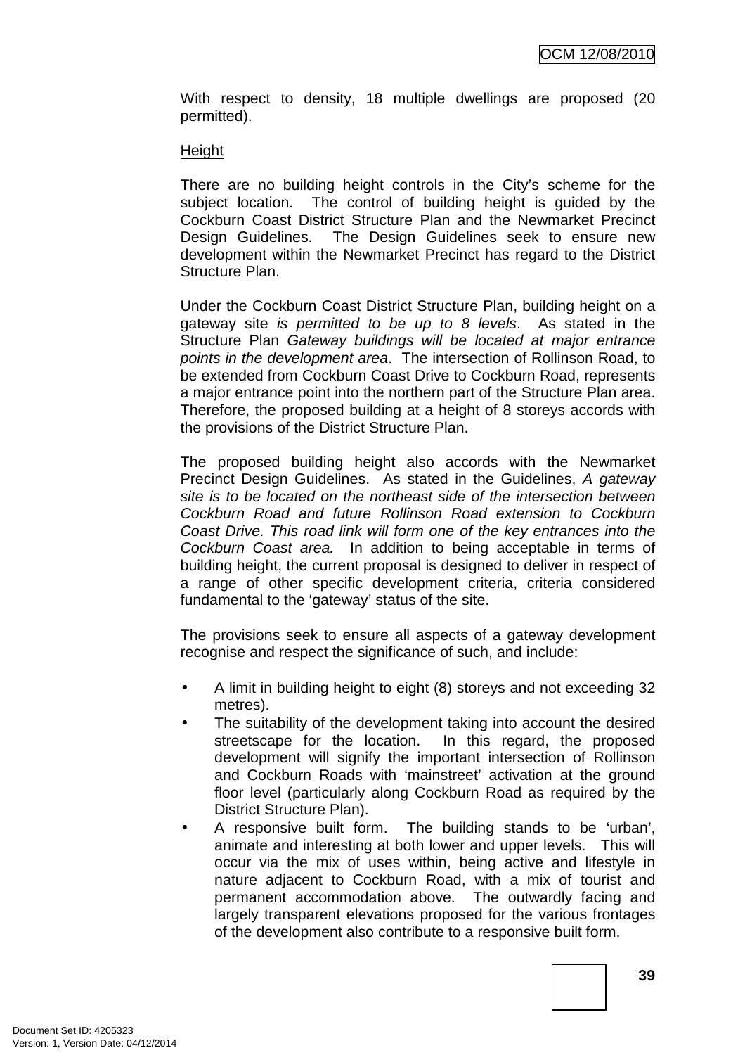With respect to density, 18 multiple dwellings are proposed (20 permitted).

Height

There are no building height controls in the City's scheme for the subject location. The control of building height is guided by the Cockburn Coast District Structure Plan and the Newmarket Precinct Design Guidelines. The Design Guidelines seek to ensure new development within the Newmarket Precinct has regard to the District Structure Plan.

Under the Cockburn Coast District Structure Plan, building height on a gateway site *is permitted to be up to 8 levels*. As stated in the Structure Plan *Gateway buildings will be located at major entrance points in the development area*. The intersection of Rollinson Road, to be extended from Cockburn Coast Drive to Cockburn Road, represents a major entrance point into the northern part of the Structure Plan area. Therefore, the proposed building at a height of 8 storeys accords with the provisions of the District Structure Plan.

The proposed building height also accords with the Newmarket Precinct Design Guidelines. As stated in the Guidelines, *A gateway site is to be located on the northeast side of the intersection between Cockburn Road and future Rollinson Road extension to Cockburn Coast Drive. This road link will form one of the key entrances into the Cockburn Coast area.* In addition to being acceptable in terms of building height, the current proposal is designed to deliver in respect of a range of other specific development criteria, criteria considered fundamental to the 'gateway' status of the site.

The provisions seek to ensure all aspects of a gateway development recognise and respect the significance of such, and include:

- A limit in building height to eight (8) storeys and not exceeding 32 metres).
- The suitability of the development taking into account the desired streetscape for the location. In this regard, the proposed development will signify the important intersection of Rollinson and Cockburn Roads with 'mainstreet' activation at the ground floor level (particularly along Cockburn Road as required by the District Structure Plan).
- A responsive built form. The building stands to be 'urban', animate and interesting at both lower and upper levels. This will occur via the mix of uses within, being active and lifestyle in nature adjacent to Cockburn Road, with a mix of tourist and permanent accommodation above. The outwardly facing and largely transparent elevations proposed for the various frontages of the development also contribute to a responsive built form.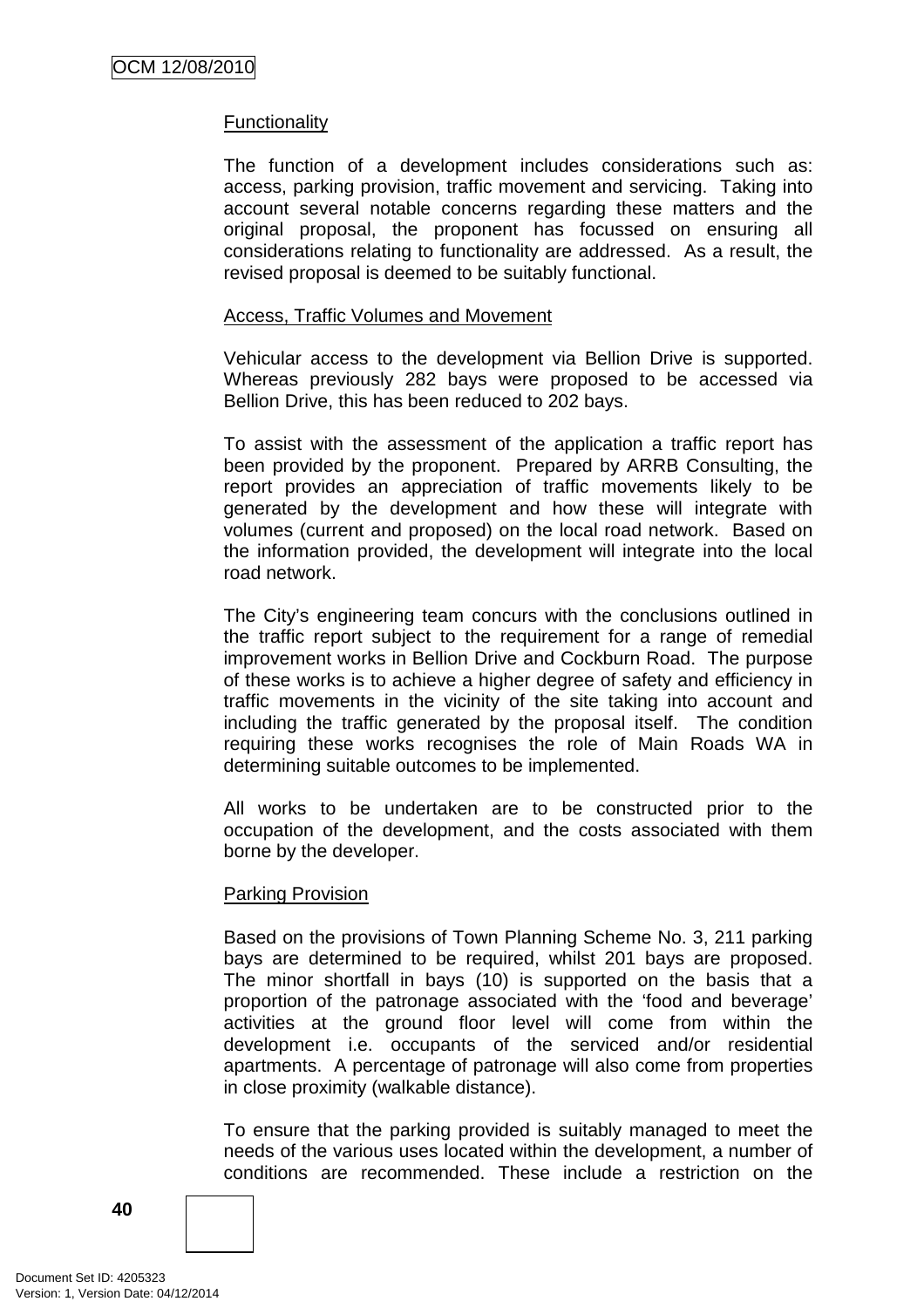Functionality

The function of a development includes considerations such as: access, parking provision, traffic movement and servicing. Taking into account several notable concerns regarding these matters and the original proposal, the proponent has focussed on ensuring all considerations relating to functionality are addressed. As a result, the revised proposal is deemed to be suitably functional.

Access, Traffic Volumes and Movement

Vehicular access to the development via Bellion Drive is supported. Whereas previously 282 bays were proposed to be accessed via Bellion Drive, this has been reduced to 202 bays.

To assist with the assessment of the application a traffic report has been provided by the proponent. Prepared by ARRB Consulting, the report provides an appreciation of traffic movements likely to be generated by the development and how these will integrate with volumes (current and proposed) on the local road network. Based on the information provided, the development will integrate into the local road network.

The City's engineering team concurs with the conclusions outlined in the traffic report subject to the requirement for a range of remedial improvement works in Bellion Drive and Cockburn Road. The purpose of these works is to achieve a higher degree of safety and efficiency in traffic movements in the vicinity of the site taking into account and including the traffic generated by the proposal itself. The condition requiring these works recognises the role of Main Roads WA in determining suitable outcomes to be implemented.

All works to be undertaken are to be constructed prior to the occupation of the development, and the costs associated with them borne by the developer.

Parking Provision

Based on the provisions of Town Planning Scheme No. 3, 211 parking bays are determined to be required, whilst 201 bays are proposed. The minor shortfall in bays (10) is supported on the basis that a proportion of the patronage associated with the 'food and beverage' activities at the ground floor level will come from within the development i.e. occupants of the serviced and/or residential apartments. A percentage of patronage will also come from properties in close proximity (walkable distance).

To ensure that the parking provided is suitably managed to meet the needs of the various uses located within the development, a number of conditions are recommended. These include a restriction on the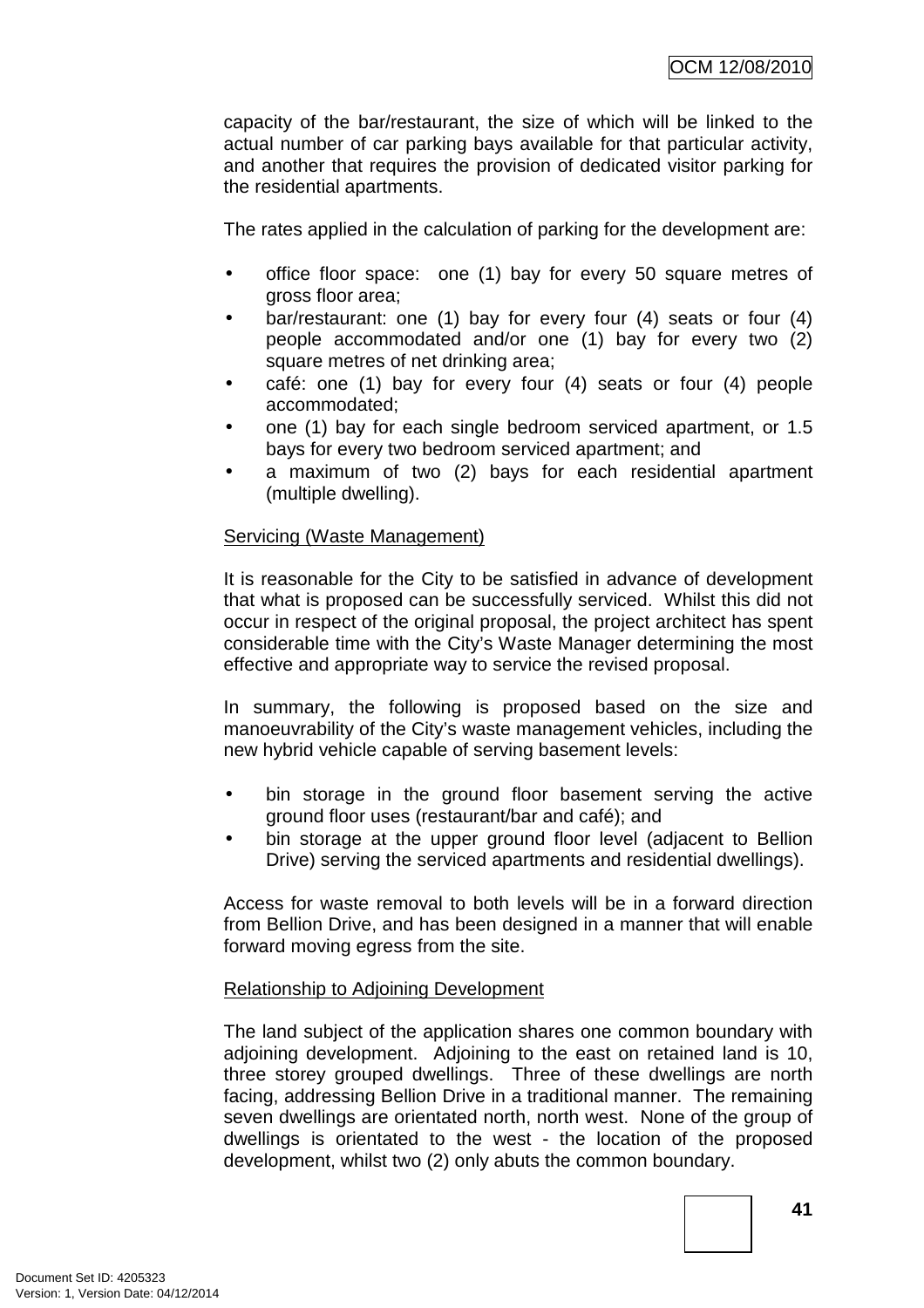capacity of the bar/restaurant, the size of which will be linked to the actual number of car parking bays available for that particular activity, and another that requires the provision of dedicated visitor parking for the residential apartments.

The rates applied in the calculation of parking for the development are:

- office floor space: one (1) bay for every 50 square metres of gross floor area;
- bar/restaurant: one (1) bay for every four (4) seats or four (4) people accommodated and/or one (1) bay for every two (2) square metres of net drinking area;
- café: one (1) bay for every four (4) seats or four (4) people accommodated;
- one (1) bay for each single bedroom serviced apartment, or 1.5 bays for every two bedroom serviced apartment; and
- a maximum of two (2) bays for each residential apartment (multiple dwelling).

<u>Servicing (Waste Management)</u>

It is reasonable for the City to be satisfied in advance of development that what is proposed can be successfully serviced. Whilst this did not occur in respect of the original proposal, the project architect has spent considerable time with the City's Waste Manager determining the most effective and appropriate way to service the revised proposal.

In summary, the following is proposed based on the size and manoeuvrability of the City's waste management vehicles, including the new hybrid vehicle capable of serving basement levels:

- bin storage in the ground floor basement serving the active ground floor uses (restaurant/bar and café); and
- bin storage at the upper ground floor level (adjacent to Bellion Drive) serving the serviced apartments and residential dwellings).

Access for waste removal to both levels will be in a forward direction from Bellion Drive, and has been designed in a manner that will enable forward moving egress from the site.

<u>Relationship to Adjoining Development</u>

The land subject of the application shares one common boundary with adjoining development. Adjoining to the east on retained land is 10, three storey grouped dwellings. Three of these dwellings are north facing, addressing Bellion Drive in a traditional manner. The remaining seven dwellings are orientated north, north west. None of the group of dwellings is orientated to the west - the location of the proposed development, whilst two (2) only abuts the common boundary.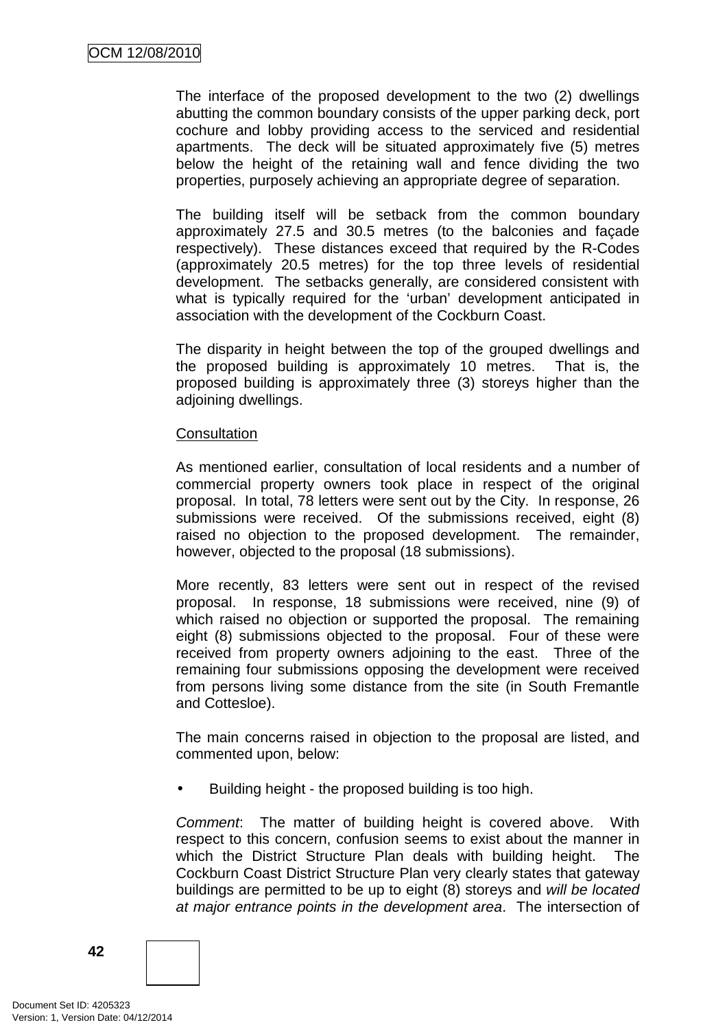The interface of the proposed development to the two (2) dwellings abutting the common boundary consists of the upper parking deck, port cochure and lobby providing access to the serviced and residential apartments. The deck will be situated approximately five (5) metres below the height of the retaining wall and fence dividing the two properties, purposely achieving an appropriate degree of separation.

The building itself will be setback from the common boundary approximately 27.5 and 30.5 metres (to the balconies and façade respectively). These distances exceed that required by the R-Codes (approximately 20.5 metres) for the top three levels of residential development. The setbacks generally, are considered consistent with what is typically required for the 'urban' development anticipated in association with the development of the Cockburn Coast.

The disparity in height between the top of the grouped dwellings and the proposed building is approximately 10 metres. That is, the proposed building is approximately three (3) storeys higher than the adjoining dwellings.

<u>Consultation</u>

As mentioned earlier, consultation of local residents and a number of commercial property owners took place in respect of the original proposal. In total, 78 letters were sent out by the City. In response, 26 submissions were received. Of the submissions received, eight (8) raised no objection to the proposed development. The remainder, however, objected to the proposal (18 submissions).

More recently, 83 letters were sent out in respect of the revised proposal. In response, 18 submissions were received, nine (9) of which raised no objection or supported the proposal. The remaining eight (8) submissions objected to the proposal. Four of these were received from property owners adjoining to the east. Three of the remaining four submissions opposing the development were received from persons living some distance from the site (in South Fremantle and Cottesloe).

The main concerns raised in objection to the proposal are listed, and commented upon, below:

- Building height - the proposed building is too high.

*Comment*: The matter of building height is covered above. With respect to this concern, confusion seems to exist about the manner in which the District Structure Plan deals with building height. The Cockburn Coast District Structure Plan very clearly states that gateway buildings are permitted to be up to eight (8) storeys and *will be located at major entrance points in the development area*. The intersection of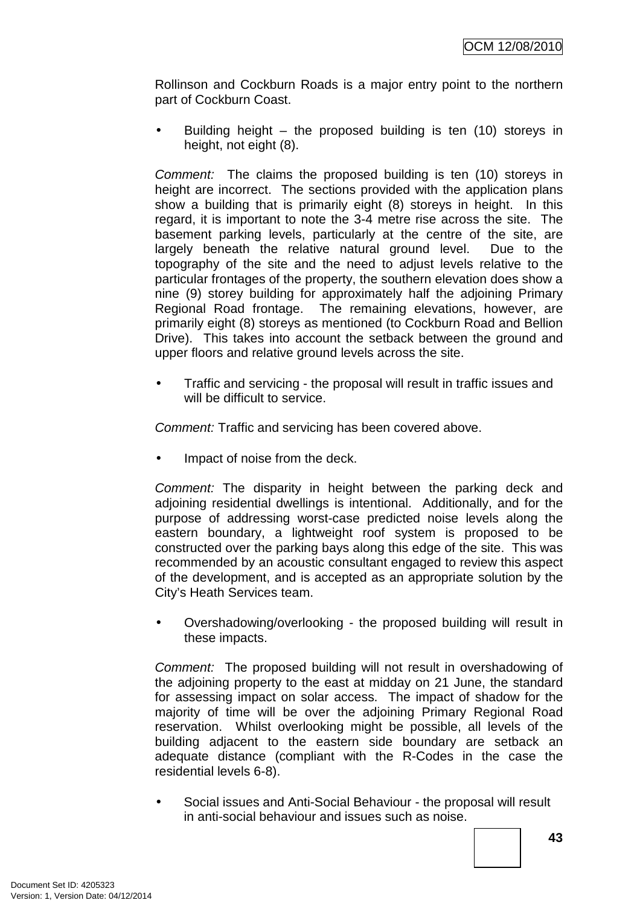Rollinson and Cockburn Roads is a major entry point to the northern part of Cockburn Coast.

- Building height – the proposed building is ten (10) storeys in height, not eight (8).

*Comment:* The claims the proposed building is ten (10) storeys in height are incorrect. The sections provided with the application plans show a building that is primarily eight (8) storeys in height. In this regard, it is important to note the 3-4 metre rise across the site. The basement parking levels, particularly at the centre of the site, are largely beneath the relative natural ground level. Due to the topography of the site and the need to adjust levels relative to the particular frontages of the property, the southern elevation does show a nine (9) storey building for approximately half the adjoining Primary Regional Road frontage. The remaining elevations, however, are primarily eight (8) storeys as mentioned (to Cockburn Road and Bellion Drive). This takes into account the setback between the ground and upper floors and relative ground levels across the site.

- Traffic and servicing - the proposal will result in traffic issues and will be difficult to service.

*Comment:* Traffic and servicing has been covered above.

- Impact of noise from the deck.

*Comment:* The disparity in height between the parking deck and adjoining residential dwellings is intentional. Additionally, and for the purpose of addressing worst-case predicted noise levels along the eastern boundary, a lightweight roof system is proposed to be constructed over the parking bays along this edge of the site. This was recommended by an acoustic consultant engaged to review this aspect of the development, and is accepted as an appropriate solution by the City's Heath Services team.

- Overshadowing/overlooking - the proposed building will result in these impacts.

*Comment:* The proposed building will not result in overshadowing of the adjoining property to the east at midday on 21 June, the standard for assessing impact on solar access. The impact of shadow for the majority of time will be over the adjoining Primary Regional Road reservation. Whilst overlooking might be possible, all levels of the building adjacent to the eastern side boundary are setback an adequate distance (compliant with the R-Codes in the case the residential levels 6-8).

- Social issues and Anti-Social Behaviour - the proposal will result in anti-social behaviour and issues such as noise.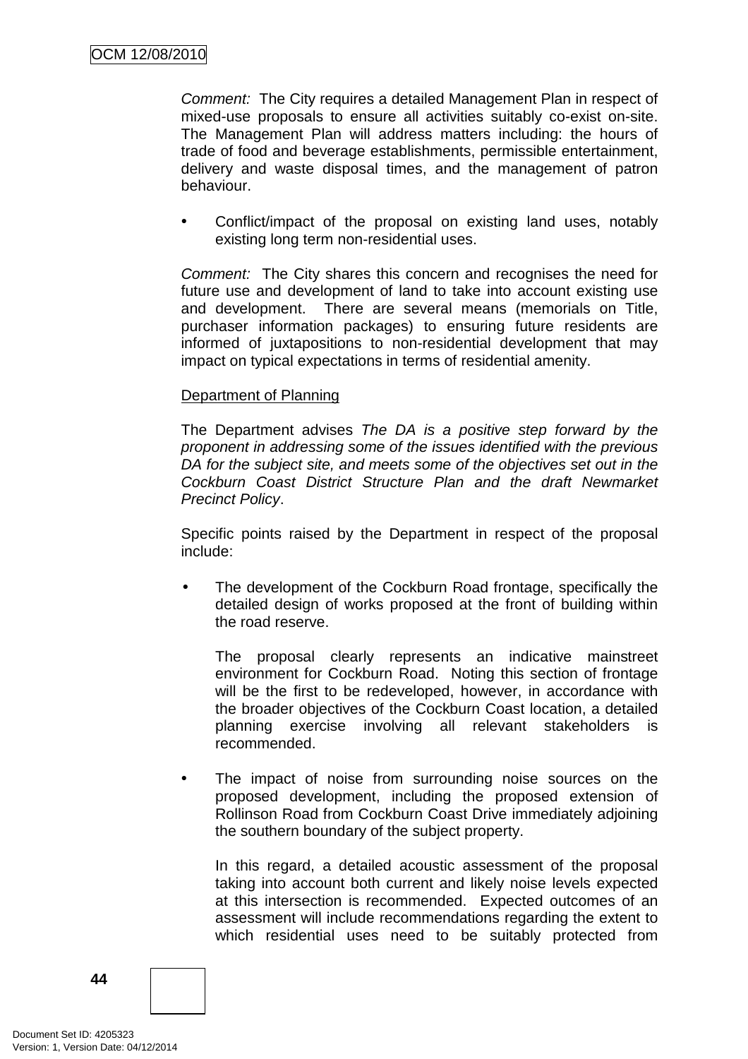*Comment:* The City requires a detailed Management Plan in respect of mixed-use proposals to ensure all activities suitably co-exist on-site. The Management Plan will address matters including: the hours of trade of food and beverage establishments, permissible entertainment, delivery and waste disposal times, and the management of patron behaviour.

- Conflict/impact of the proposal on existing land uses, notably existing long term non-residential uses.

*Comment:* The City shares this concern and recognises the need for future use and development of land to take into account existing use and development. There are several means (memorials on Title, purchaser information packages) to ensuring future residents are informed of juxtapositions to non-residential development that may impact on typical expectations in terms of residential amenity.

Department of Planning

The Department advises *The DA is a positive step forward by the proponent in addressing some of the issues identified with the previous DA for the subject site, and meets some of the objectives set out in the Cockburn Coast District Structure Plan and the draft Newmarket Precinct Policy*.

Specific points raised by the Department in respect of the proposal include:

- The development of the Cockburn Road frontage, specifically the detailed design of works proposed at the front of building within the road reserve.

  The proposal clearly represents an indicative mainstreet environment for Cockburn Road. Noting this section of frontage will be the first to be redeveloped, however, in accordance with the broader objectives of the Cockburn Coast location, a detailed planning exercise involving all relevant stakeholders is recommended.

- The impact of noise from surrounding noise sources on the proposed development, including the proposed extension of Rollinson Road from Cockburn Coast Drive immediately adjoining the southern boundary of the subject property.

  In this regard, a detailed acoustic assessment of the proposal taking into account both current and likely noise levels expected at this intersection is recommended. Expected outcomes of an assessment will include recommendations regarding the extent to which residential uses need to be suitably protected from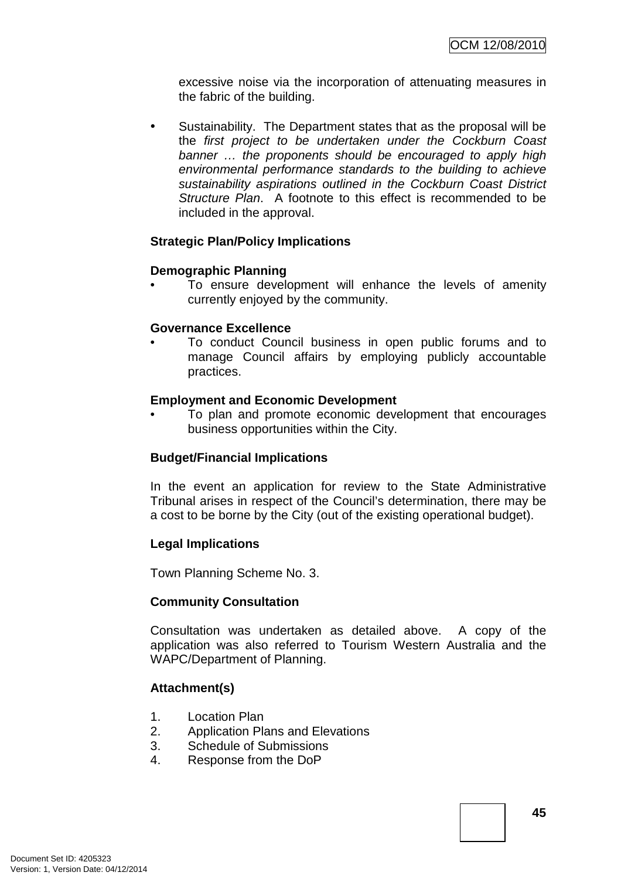excessive noise via the incorporation of attenuating measures in the fabric of the building.

- Sustainability. The Department states that as the proposal will be the *first project to be undertaken under the Cockburn Coast banner … the proponents should be encouraged to apply high environmental performance standards to the building to achieve sustainability aspirations outlined in the Cockburn Coast District Structure Plan*. A footnote to this effect is recommended to be included in the approval.

**Strategic Plan/Policy Implications**

**Demographic Planning**

- To ensure development will enhance the levels of amenity currently enjoyed by the community.

**Governance Excellence**

- To conduct Council business in open public forums and to manage Council affairs by employing publicly accountable practices.

**Employment and Economic Development**

- To plan and promote economic development that encourages business opportunities within the City.

**Budget/Financial Implications**

In the event an application for review to the State Administrative Tribunal arises in respect of the Council's determination, there may be a cost to be borne by the City (out of the existing operational budget).

**Legal Implications**

Town Planning Scheme No. 3.

**Community Consultation**

Consultation was undertaken as detailed above. A copy of the application was also referred to Tourism Western Australia and the WAPC/Department of Planning.

**Attachment(s)**

1. Location Plan
2. Application Plans and Elevations
3. Schedule of Submissions
4. Response from the DoP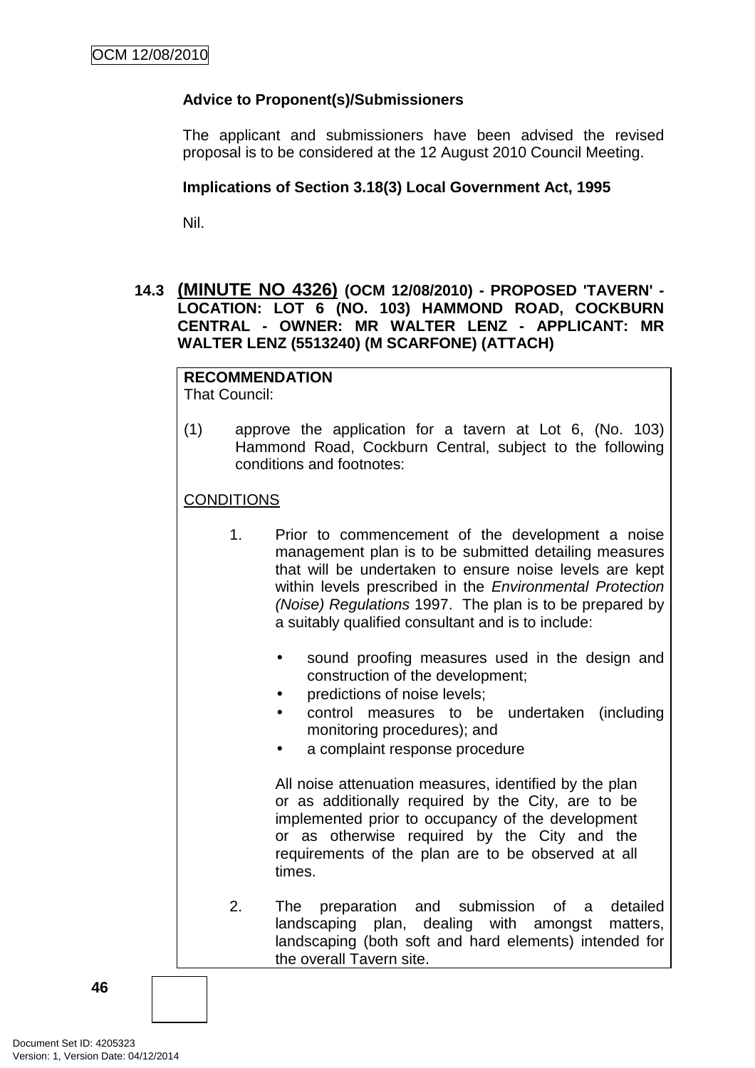**Advice to Proponent(s)/Submissioners**

The applicant and submissioners have been advised the revised proposal is to be considered at the 12 August 2010 Council Meeting.

**Implications of Section 3.18(3) Local Government Act, 1995**

Nil.

### 14.3 (MINUTE NO 4326) (OCM 12/08/2010) - PROPOSED 'TAVERN' - LOCATION: LOT 6 (NO. 103) HAMMOND ROAD, COCKBURN CENTRAL - OWNER: MR WALTER LENZ - APPLICANT: MR WALTER LENZ (5513240) (M SCARFONE) (ATTACH)

**RECOMMENDATION**

That Council:

(1) approve the application for a tavern at Lot 6, (No. 103) Hammond Road, Cockburn Central, subject to the following conditions and footnotes:

CONDITIONS

1. Prior to commencement of the development a noise management plan is to be submitted detailing measures that will be undertaken to ensure noise levels are kept within levels prescribed in the *Environmental Protection (Noise) Regulations* 1997. The plan is to be prepared by a suitably qualified consultant and is to include:

   - sound proofing measures used in the design and construction of the development;
   - predictions of noise levels;
   - control measures to be undertaken (including monitoring procedures); and
   - a complaint response procedure

   All noise attenuation measures, identified by the plan or as additionally required by the City, are to be implemented prior to occupancy of the development or as otherwise required by the City and the requirements of the plan are to be observed at all times.

2. The preparation and submission of a detailed landscaping plan, dealing with amongst matters, landscaping (both soft and hard elements) intended for the overall Tavern site.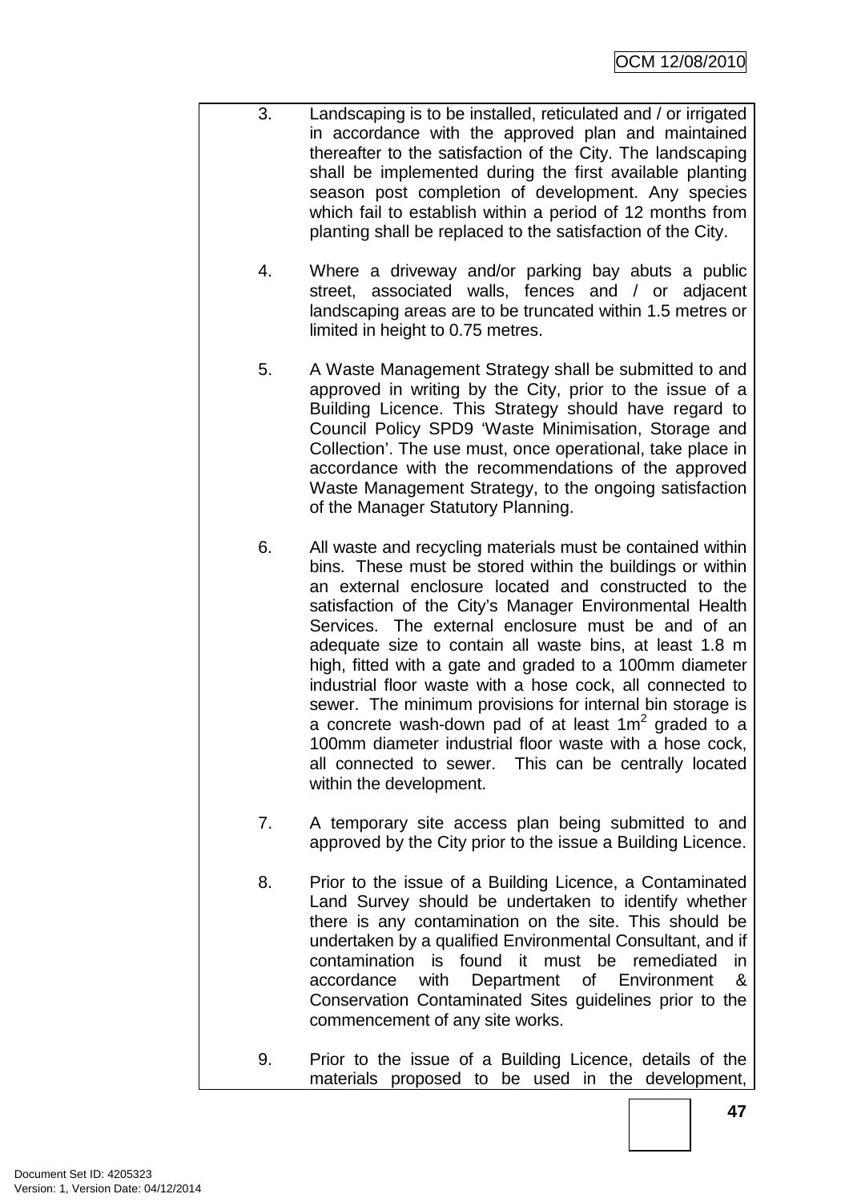3. Landscaping is to be installed, reticulated and / or irrigated in accordance with the approved plan and maintained thereafter to the satisfaction of the City. The landscaping shall be implemented during the first available planting season post completion of development. Any species which fail to establish within a period of 12 months from planting shall be replaced to the satisfaction of the City.

4. Where a driveway and/or parking bay abuts a public street, associated walls, fences and / or adjacent landscaping areas are to be truncated within 1.5 metres or limited in height to 0.75 metres.

5. A Waste Management Strategy shall be submitted to and approved in writing by the City, prior to the issue of a Building Licence. This Strategy should have regard to Council Policy SPD9 'Waste Minimisation, Storage and Collection'. The use must, once operational, take place in accordance with the recommendations of the approved Waste Management Strategy, to the ongoing satisfaction of the Manager Statutory Planning.

6. All waste and recycling materials must be contained within bins. These must be stored within the buildings or within an external enclosure located and constructed to the satisfaction of the City's Manager Environmental Health Services. The external enclosure must be and of an adequate size to contain all waste bins, at least 1.8 m high, fitted with a gate and graded to a 100mm diameter industrial floor waste with a hose cock, all connected to sewer. The minimum provisions for internal bin storage is a concrete wash-down pad of at least $1m^2$ graded to a 100mm diameter industrial floor waste with a hose cock, all connected to sewer. This can be centrally located within the development.

7. A temporary site access plan being submitted to and approved by the City prior to the issue a Building Licence.

8. Prior to the issue of a Building Licence, a Contaminated Land Survey should be undertaken to identify whether there is any contamination on the site. This should be undertaken by a qualified Environmental Consultant, and if contamination is found it must be remediated in accordance with Department of Environment & Conservation Contaminated Sites guidelines prior to the commencement of any site works.

9. Prior to the issue of a Building Licence, details of the materials proposed to be used in the development,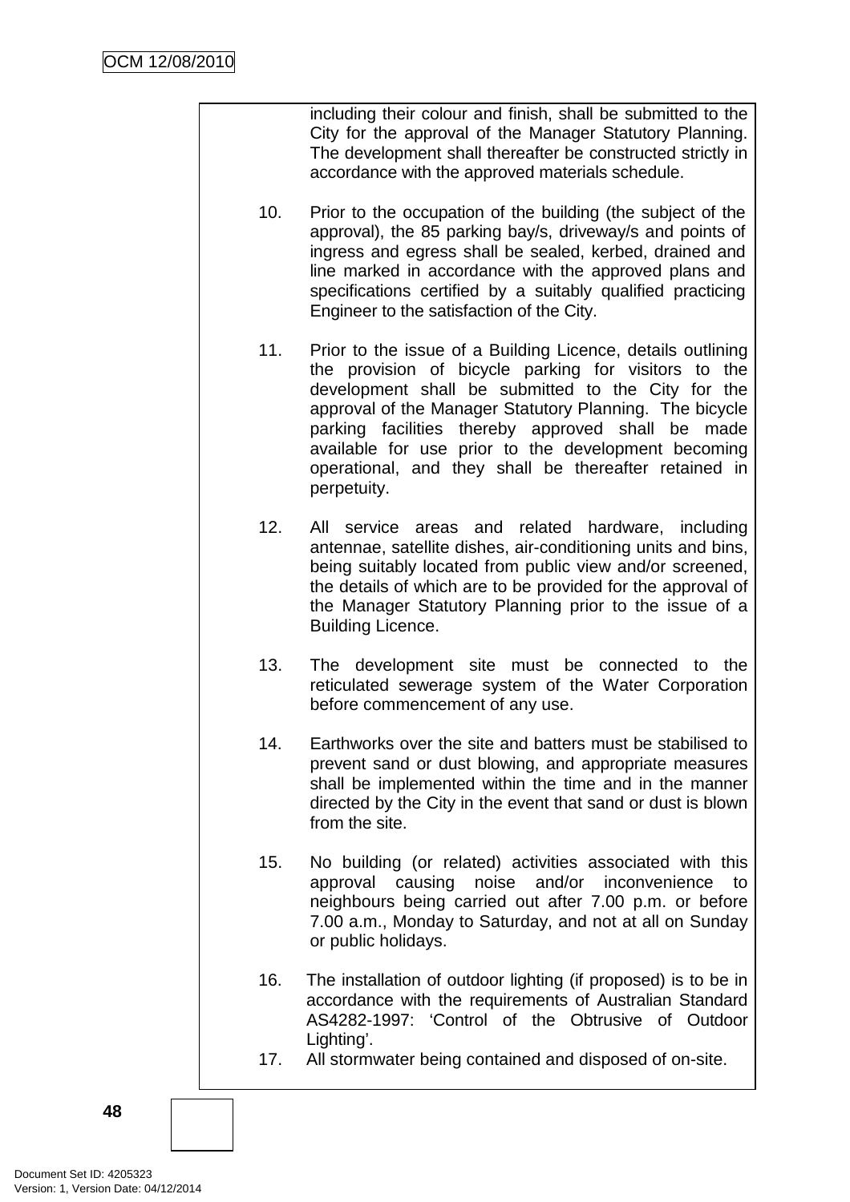including their colour and finish, shall be submitted to the City for the approval of the Manager Statutory Planning. The development shall thereafter be constructed strictly in accordance with the approved materials schedule.

10. Prior to the occupation of the building (the subject of the approval), the 85 parking bay/s, driveway/s and points of ingress and egress shall be sealed, kerbed, drained and line marked in accordance with the approved plans and specifications certified by a suitably qualified practicing Engineer to the satisfaction of the City.

11. Prior to the issue of a Building Licence, details outlining the provision of bicycle parking for visitors to the development shall be submitted to the City for the approval of the Manager Statutory Planning. The bicycle parking facilities thereby approved shall be made available for use prior to the development becoming operational, and they shall be thereafter retained in perpetuity.

12. All service areas and related hardware, including antennae, satellite dishes, air-conditioning units and bins, being suitably located from public view and/or screened, the details of which are to be provided for the approval of the Manager Statutory Planning prior to the issue of a Building Licence.

13. The development site must be connected to the reticulated sewerage system of the Water Corporation before commencement of any use.

14. Earthworks over the site and batters must be stabilised to prevent sand or dust blowing, and appropriate measures shall be implemented within the time and in the manner directed by the City in the event that sand or dust is blown from the site.

15. No building (or related) activities associated with this approval causing noise and/or inconvenience to neighbours being carried out after 7.00 p.m. or before 7.00 a.m., Monday to Saturday, and not at all on Sunday or public holidays.

16. The installation of outdoor lighting (if proposed) is to be in accordance with the requirements of Australian Standard AS4282-1997: 'Control of the Obtrusive of Outdoor Lighting'.

17. All stormwater being contained and disposed of on-site.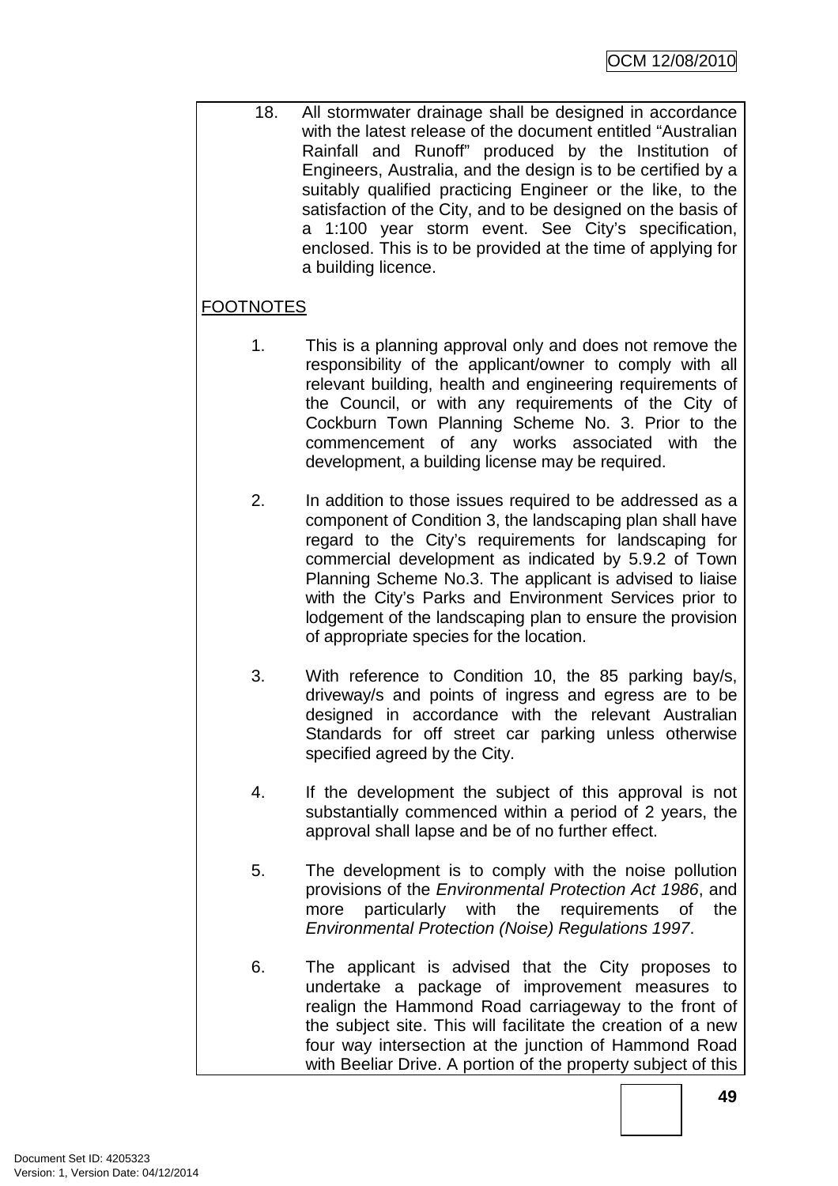18. All stormwater drainage shall be designed in accordance with the latest release of the document entitled "Australian Rainfall and Runoff" produced by the Institution of Engineers, Australia, and the design is to be certified by a suitably qualified practicing Engineer or the like, to the satisfaction of the City, and to be designed on the basis of a 1:100 year storm event. See City's specification, enclosed. This is to be provided at the time of applying for a building licence.

FOOTNOTES

1. This is a planning approval only and does not remove the responsibility of the applicant/owner to comply with all relevant building, health and engineering requirements of the Council, or with any requirements of the City of Cockburn Town Planning Scheme No. 3. Prior to the commencement of any works associated with the development, a building license may be required.

2. In addition to those issues required to be addressed as a component of Condition 3, the landscaping plan shall have regard to the City's requirements for landscaping for commercial development as indicated by 5.9.2 of Town Planning Scheme No.3. The applicant is advised to liaise with the City's Parks and Environment Services prior to lodgement of the landscaping plan to ensure the provision of appropriate species for the location.

3. With reference to Condition 10, the 85 parking bay/s, driveway/s and points of ingress and egress are to be designed in accordance with the relevant Australian Standards for off street car parking unless otherwise specified agreed by the City.

4. If the development the subject of this approval is not substantially commenced within a period of 2 years, the approval shall lapse and be of no further effect.

5. The development is to comply with the noise pollution provisions of the *Environmental Protection Act 1986*, and more particularly with the requirements of the *Environmental Protection (Noise) Regulations 1997*.

6. The applicant is advised that the City proposes to undertake a package of improvement measures to realign the Hammond Road carriageway to the front of the subject site. This will facilitate the creation of a new four way intersection at the junction of Hammond Road with Beeliar Drive. A portion of the property subject of this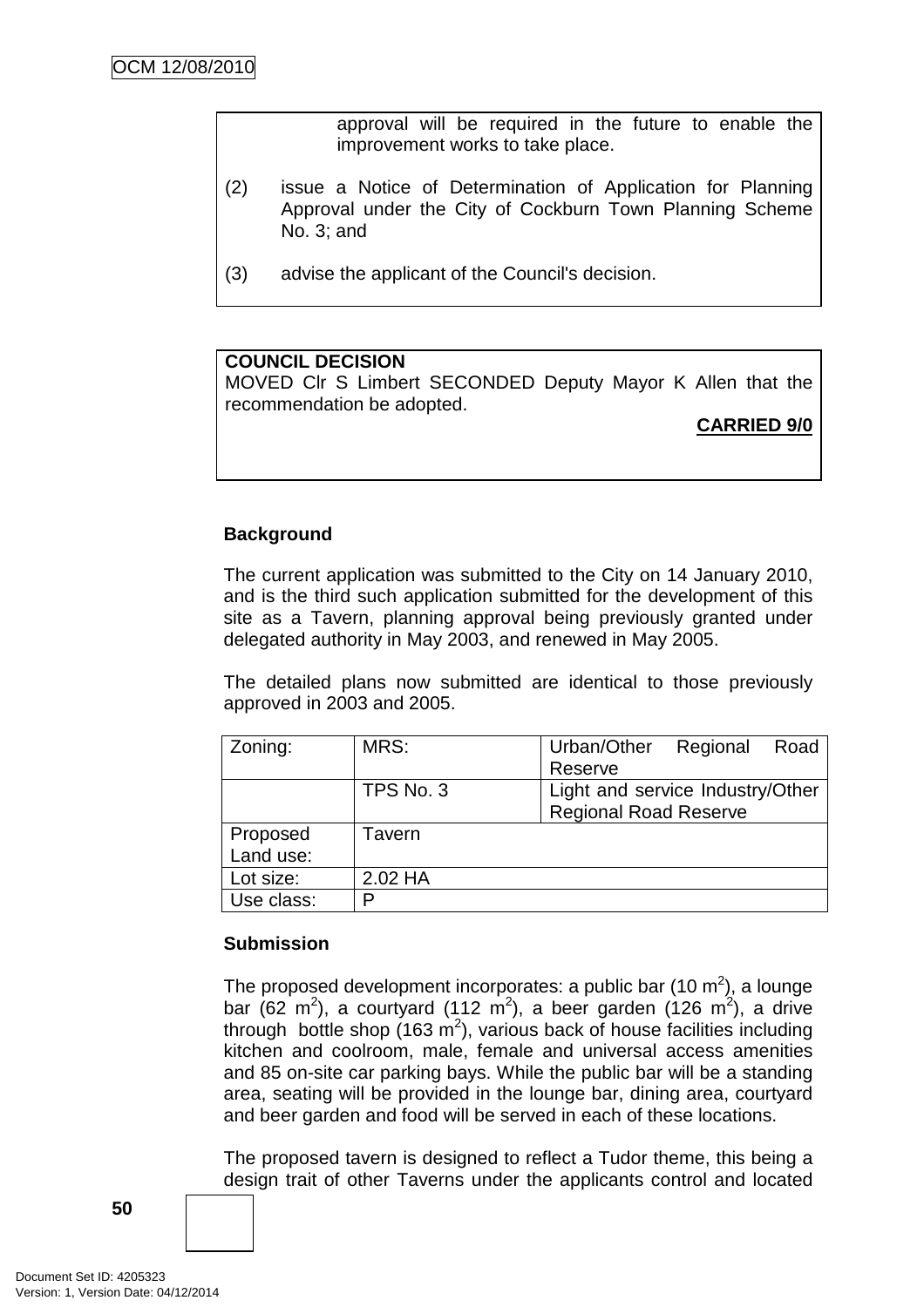approval will be required in the future to enable the improvement works to take place.

(2) issue a Notice of Determination of Application for Planning Approval under the City of Cockburn Town Planning Scheme No. 3; and

(3) advise the applicant of the Council's decision.

**COUNCIL DECISION**
MOVED Clr S Limbert SECONDED Deputy Mayor K Allen that the recommendation be adopted.

**CARRIED 9/0**

**Background**

The current application was submitted to the City on 14 January 2010, and is the third such application submitted for the development of this site as a Tavern, planning approval being previously granted under delegated authority in May 2003, and renewed in May 2005.

The detailed plans now submitted are identical to those previously approved in 2003 and 2005.

| Zoning: | MRS: | Urban/Other Regional Road Reserve |
|---|---|---|
| | TPS No. 3 | Light and service Industry/Other Regional Road Reserve |
| Proposed Land use: | Tavern | |
| Lot size: | 2.02 HA | |
| Use class: | P | |

**Submission**

The proposed development incorporates: a public bar (10 $m^2$), a lounge bar (62 $m^2$), a courtyard (112 $m^2$), a beer garden (126 $m^2$), a drive through bottle shop (163 $m^2$), various back of house facilities including kitchen and coolroom, male, female and universal access amenities and 85 on-site car parking bays. While the public bar will be a standing area, seating will be provided in the lounge bar, dining area, courtyard and beer garden and food will be served in each of these locations.

The proposed tavern is designed to reflect a Tudor theme, this being a design trait of other Taverns under the applicants control and located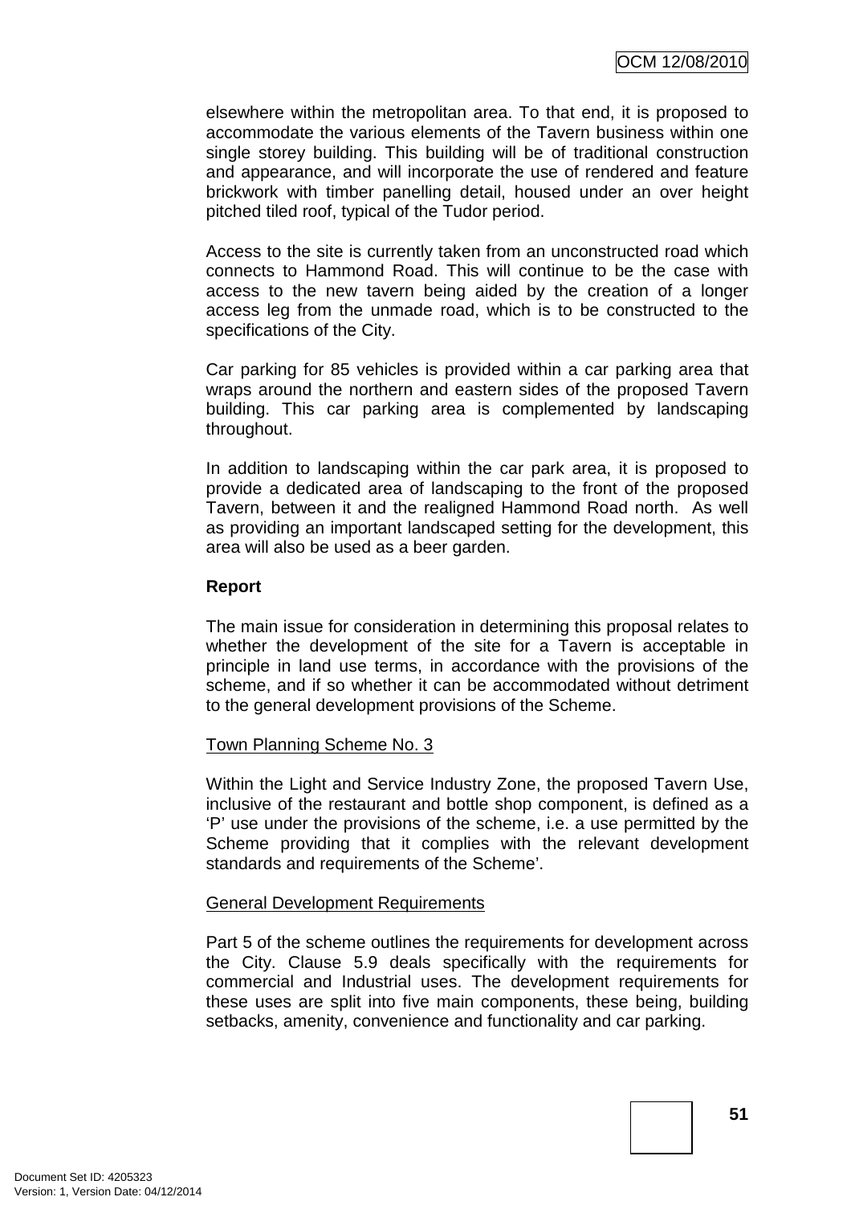elsewhere within the metropolitan area. To that end, it is proposed to accommodate the various elements of the Tavern business within one single storey building. This building will be of traditional construction and appearance, and will incorporate the use of rendered and feature brickwork with timber panelling detail, housed under an over height pitched tiled roof, typical of the Tudor period.

Access to the site is currently taken from an unconstructed road which connects to Hammond Road. This will continue to be the case with access to the new tavern being aided by the creation of a longer access leg from the unmade road, which is to be constructed to the specifications of the City.

Car parking for 85 vehicles is provided within a car parking area that wraps around the northern and eastern sides of the proposed Tavern building. This car parking area is complemented by landscaping throughout.

In addition to landscaping within the car park area, it is proposed to provide a dedicated area of landscaping to the front of the proposed Tavern, between it and the realigned Hammond Road north. As well as providing an important landscaped setting for the development, this area will also be used as a beer garden.

**Report**

The main issue for consideration in determining this proposal relates to whether the development of the site for a Tavern is acceptable in principle in land use terms, in accordance with the provisions of the scheme, and if so whether it can be accommodated without detriment to the general development provisions of the Scheme.

Town Planning Scheme No. 3

Within the Light and Service Industry Zone, the proposed Tavern Use, inclusive of the restaurant and bottle shop component, is defined as a 'P' use under the provisions of the scheme, i.e. a use permitted by the Scheme providing that it complies with the relevant development standards and requirements of the Scheme'.

General Development Requirements

Part 5 of the scheme outlines the requirements for development across the City. Clause 5.9 deals specifically with the requirements for commercial and Industrial uses. The development requirements for these uses are split into five main components, these being, building setbacks, amenity, convenience and functionality and car parking.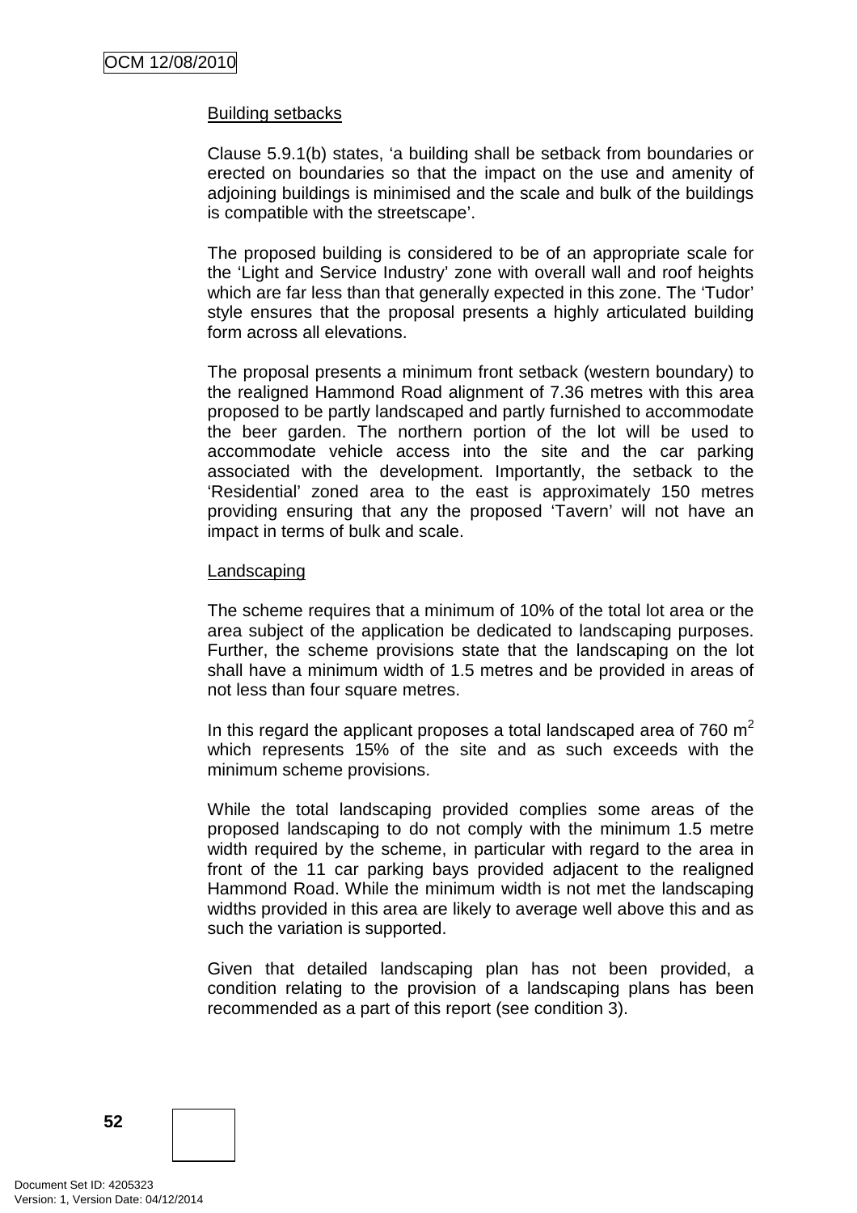Building setbacks

Clause 5.9.1(b) states, 'a building shall be setback from boundaries or erected on boundaries so that the impact on the use and amenity of adjoining buildings is minimised and the scale and bulk of the buildings is compatible with the streetscape'.

The proposed building is considered to be of an appropriate scale for the 'Light and Service Industry' zone with overall wall and roof heights which are far less than that generally expected in this zone. The 'Tudor' style ensures that the proposal presents a highly articulated building form across all elevations.

The proposal presents a minimum front setback (western boundary) to the realigned Hammond Road alignment of 7.36 metres with this area proposed to be partly landscaped and partly furnished to accommodate the beer garden. The northern portion of the lot will be used to accommodate vehicle access into the site and the car parking associated with the development. Importantly, the setback to the 'Residential' zoned area to the east is approximately 150 metres providing ensuring that any the proposed 'Tavern' will not have an impact in terms of bulk and scale.

Landscaping

The scheme requires that a minimum of 10% of the total lot area or the area subject of the application be dedicated to landscaping purposes. Further, the scheme provisions state that the landscaping on the lot shall have a minimum width of 1.5 metres and be provided in areas of not less than four square metres.

In this regard the applicant proposes a total landscaped area of 760 $m^2$ which represents 15% of the site and as such exceeds with the minimum scheme provisions.

While the total landscaping provided complies some areas of the proposed landscaping to do not comply with the minimum 1.5 metre width required by the scheme, in particular with regard to the area in front of the 11 car parking bays provided adjacent to the realigned Hammond Road. While the minimum width is not met the landscaping widths provided in this area are likely to average well above this and as such the variation is supported.

Given that detailed landscaping plan has not been provided, a condition relating to the provision of a landscaping plans has been recommended as a part of this report (see condition 3).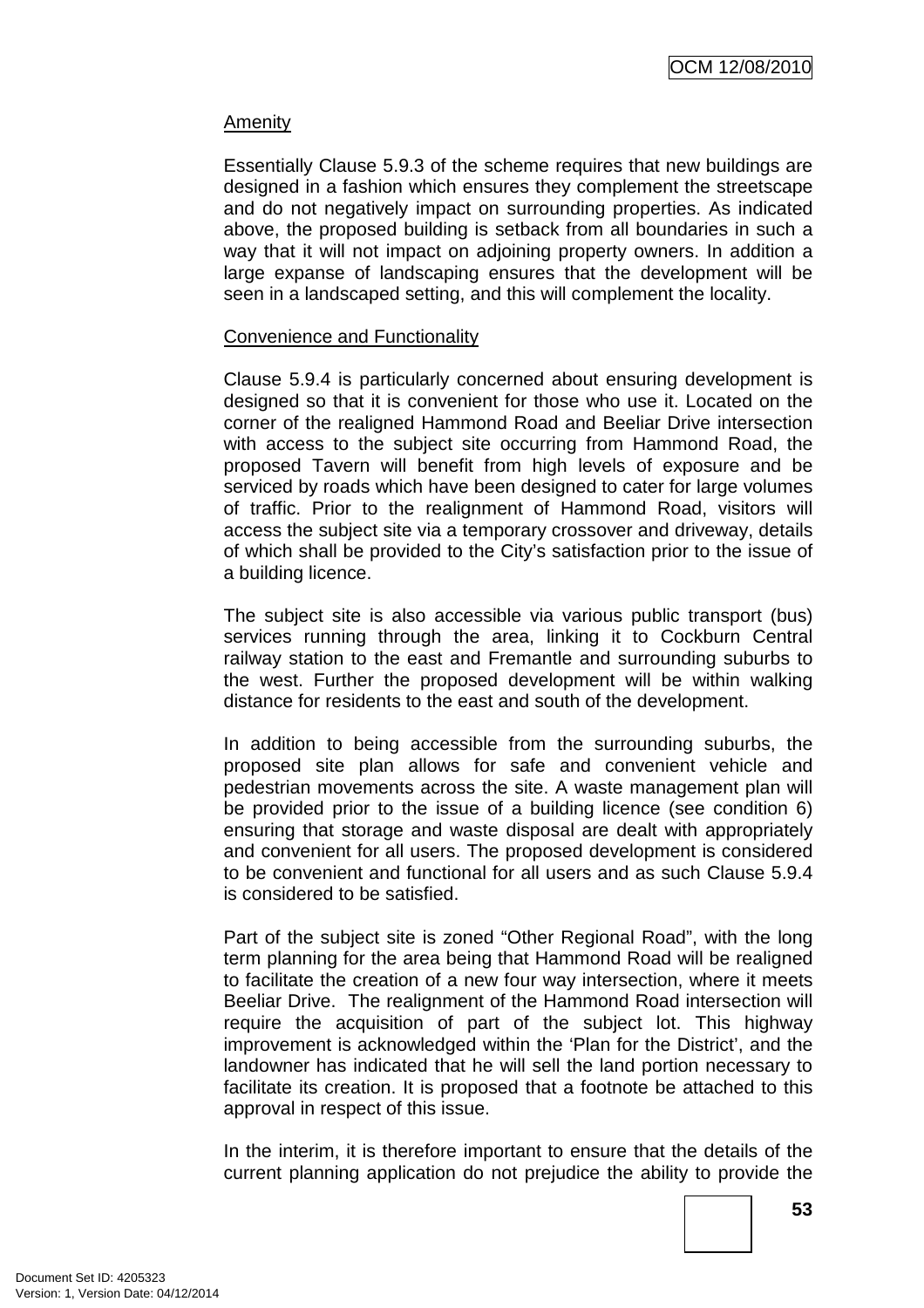Amenity

Essentially Clause 5.9.3 of the scheme requires that new buildings are designed in a fashion which ensures they complement the streetscape and do not negatively impact on surrounding properties. As indicated above, the proposed building is setback from all boundaries in such a way that it will not impact on adjoining property owners. In addition a large expanse of landscaping ensures that the development will be seen in a landscaped setting, and this will complement the locality.

Convenience and Functionality

Clause 5.9.4 is particularly concerned about ensuring development is designed so that it is convenient for those who use it. Located on the corner of the realigned Hammond Road and Beeliar Drive intersection with access to the subject site occurring from Hammond Road, the proposed Tavern will benefit from high levels of exposure and be serviced by roads which have been designed to cater for large volumes of traffic. Prior to the realignment of Hammond Road, visitors will access the subject site via a temporary crossover and driveway, details of which shall be provided to the City's satisfaction prior to the issue of a building licence.

The subject site is also accessible via various public transport (bus) services running through the area, linking it to Cockburn Central railway station to the east and Fremantle and surrounding suburbs to the west. Further the proposed development will be within walking distance for residents to the east and south of the development.

In addition to being accessible from the surrounding suburbs, the proposed site plan allows for safe and convenient vehicle and pedestrian movements across the site. A waste management plan will be provided prior to the issue of a building licence (see condition 6) ensuring that storage and waste disposal are dealt with appropriately and convenient for all users. The proposed development is considered to be convenient and functional for all users and as such Clause 5.9.4 is considered to be satisfied.

Part of the subject site is zoned "Other Regional Road", with the long term planning for the area being that Hammond Road will be realigned to facilitate the creation of a new four way intersection, where it meets Beeliar Drive. The realignment of the Hammond Road intersection will require the acquisition of part of the subject lot. This highway improvement is acknowledged within the 'Plan for the District', and the landowner has indicated that he will sell the land portion necessary to facilitate its creation. It is proposed that a footnote be attached to this approval in respect of this issue.

In the interim, it is therefore important to ensure that the details of the current planning application do not prejudice the ability to provide the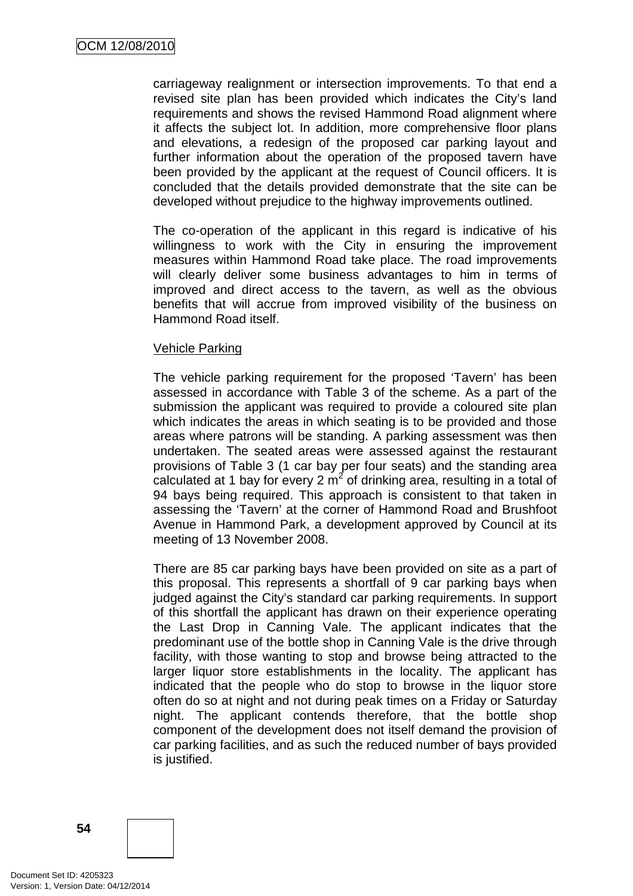carriageway realignment or intersection improvements. To that end a revised site plan has been provided which indicates the City's land requirements and shows the revised Hammond Road alignment where it affects the subject lot. In addition, more comprehensive floor plans and elevations, a redesign of the proposed car parking layout and further information about the operation of the proposed tavern have been provided by the applicant at the request of Council officers. It is concluded that the details provided demonstrate that the site can be developed without prejudice to the highway improvements outlined.

The co-operation of the applicant in this regard is indicative of his willingness to work with the City in ensuring the improvement measures within Hammond Road take place. The road improvements will clearly deliver some business advantages to him in terms of improved and direct access to the tavern, as well as the obvious benefits that will accrue from improved visibility of the business on Hammond Road itself.

Vehicle Parking

The vehicle parking requirement for the proposed 'Tavern' has been assessed in accordance with Table 3 of the scheme. As a part of the submission the applicant was required to provide a coloured site plan which indicates the areas in which seating is to be provided and those areas where patrons will be standing. A parking assessment was then undertaken. The seated areas were assessed against the restaurant provisions of Table 3 (1 car bay per four seats) and the standing area calculated at 1 bay for every 2 $m^2$ of drinking area, resulting in a total of 94 bays being required. This approach is consistent to that taken in assessing the 'Tavern' at the corner of Hammond Road and Brushfoot Avenue in Hammond Park, a development approved by Council at its meeting of 13 November 2008.

There are 85 car parking bays have been provided on site as a part of this proposal. This represents a shortfall of 9 car parking bays when judged against the City's standard car parking requirements. In support of this shortfall the applicant has drawn on their experience operating the Last Drop in Canning Vale. The applicant indicates that the predominant use of the bottle shop in Canning Vale is the drive through facility, with those wanting to stop and browse being attracted to the larger liquor store establishments in the locality. The applicant has indicated that the people who do stop to browse in the liquor store often do so at night and not during peak times on a Friday or Saturday night. The applicant contends therefore, that the bottle shop component of the development does not itself demand the provision of car parking facilities, and as such the reduced number of bays provided is justified.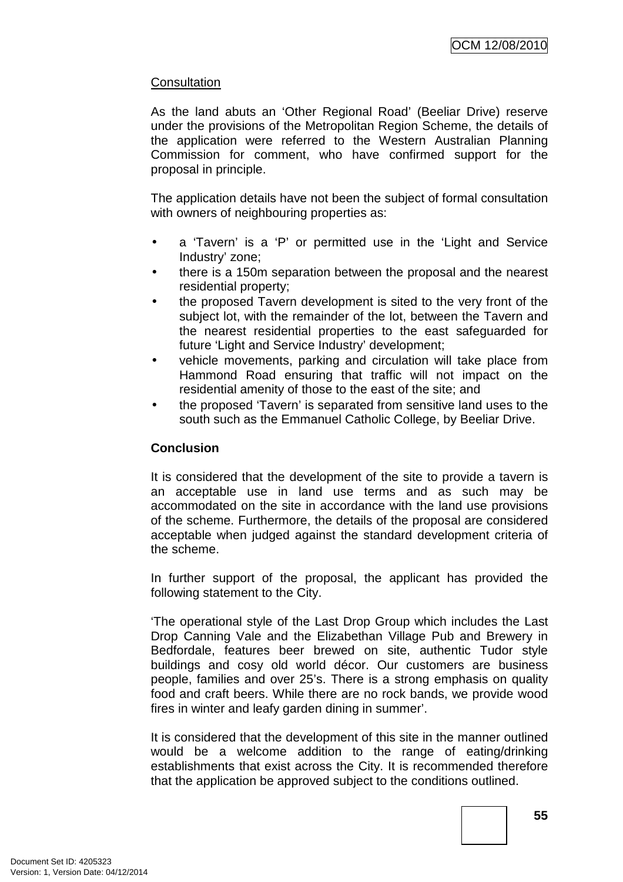Consultation

As the land abuts an 'Other Regional Road' (Beeliar Drive) reserve under the provisions of the Metropolitan Region Scheme, the details of the application were referred to the Western Australian Planning Commission for comment, who have confirmed support for the proposal in principle.

The application details have not been the subject of formal consultation with owners of neighbouring properties as:

- a 'Tavern' is a 'P' or permitted use in the 'Light and Service Industry' zone;
- there is a 150m separation between the proposal and the nearest residential property;
- the proposed Tavern development is sited to the very front of the subject lot, with the remainder of the lot, between the Tavern and the nearest residential properties to the east safeguarded for future 'Light and Service Industry' development;
- vehicle movements, parking and circulation will take place from Hammond Road ensuring that traffic will not impact on the residential amenity of those to the east of the site; and
- the proposed 'Tavern' is separated from sensitive land uses to the south such as the Emmanuel Catholic College, by Beeliar Drive.

**Conclusion**

It is considered that the development of the site to provide a tavern is an acceptable use in land use terms and as such may be accommodated on the site in accordance with the land use provisions of the scheme. Furthermore, the details of the proposal are considered acceptable when judged against the standard development criteria of the scheme.

In further support of the proposal, the applicant has provided the following statement to the City.

'The operational style of the Last Drop Group which includes the Last Drop Canning Vale and the Elizabethan Village Pub and Brewery in Bedfordale, features beer brewed on site, authentic Tudor style buildings and cosy old world décor. Our customers are business people, families and over 25's. There is a strong emphasis on quality food and craft beers. While there are no rock bands, we provide wood fires in winter and leafy garden dining in summer'.

It is considered that the development of this site in the manner outlined would be a welcome addition to the range of eating/drinking establishments that exist across the City. It is recommended therefore that the application be approved subject to the conditions outlined.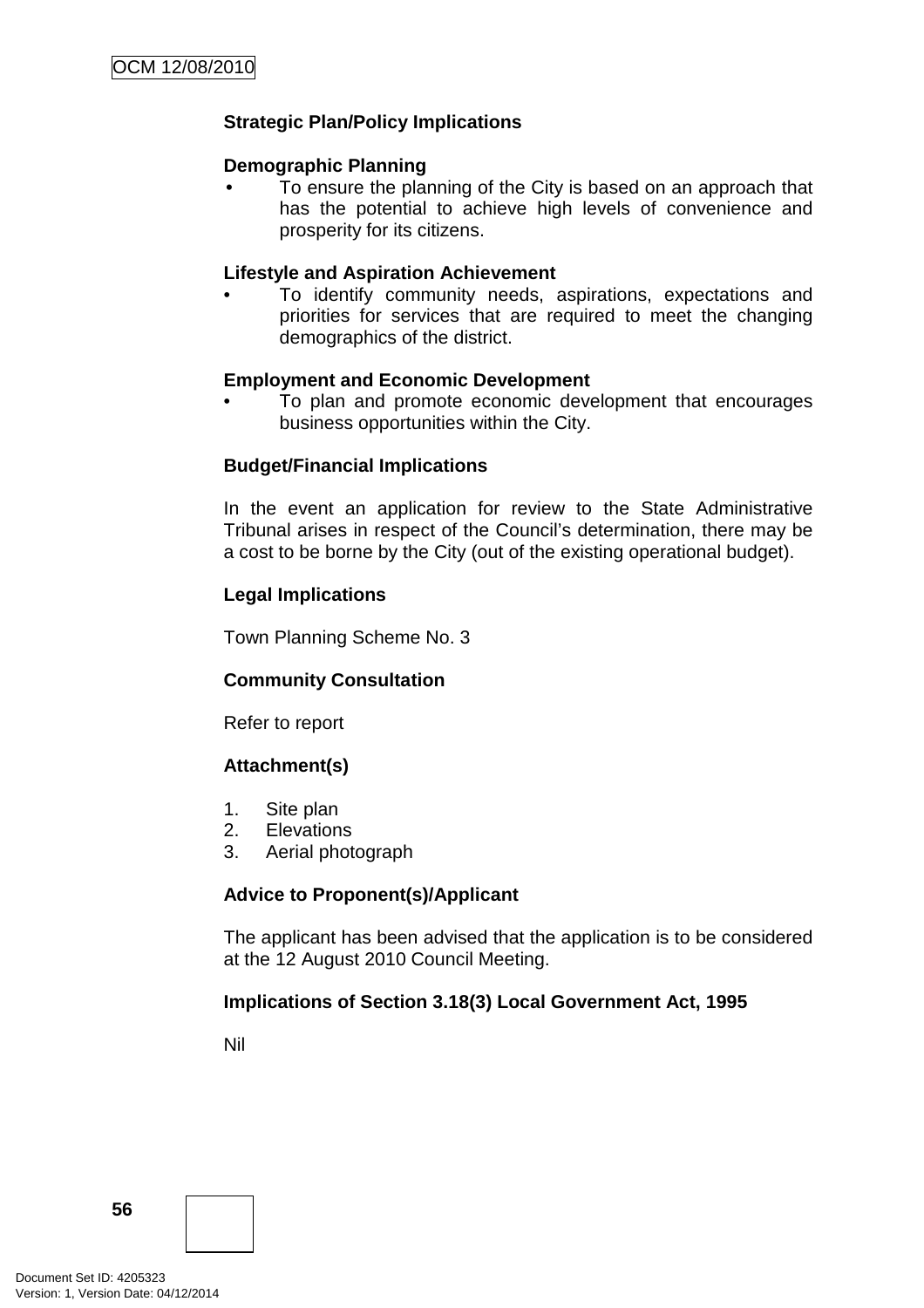**Strategic Plan/Policy Implications**

**Demographic Planning**

- To ensure the planning of the City is based on an approach that has the potential to achieve high levels of convenience and prosperity for its citizens.

**Lifestyle and Aspiration Achievement**

- To identify community needs, aspirations, expectations and priorities for services that are required to meet the changing demographics of the district.

**Employment and Economic Development**

- To plan and promote economic development that encourages business opportunities within the City.

**Budget/Financial Implications**

In the event an application for review to the State Administrative Tribunal arises in respect of the Council's determination, there may be a cost to be borne by the City (out of the existing operational budget).

**Legal Implications**

Town Planning Scheme No. 3

**Community Consultation**

Refer to report

**Attachment(s)**

1. Site plan
2. Elevations
3. Aerial photograph

**Advice to Proponent(s)/Applicant**

The applicant has been advised that the application is to be considered at the 12 August 2010 Council Meeting.

**Implications of Section 3.18(3) Local Government Act, 1995**

Nil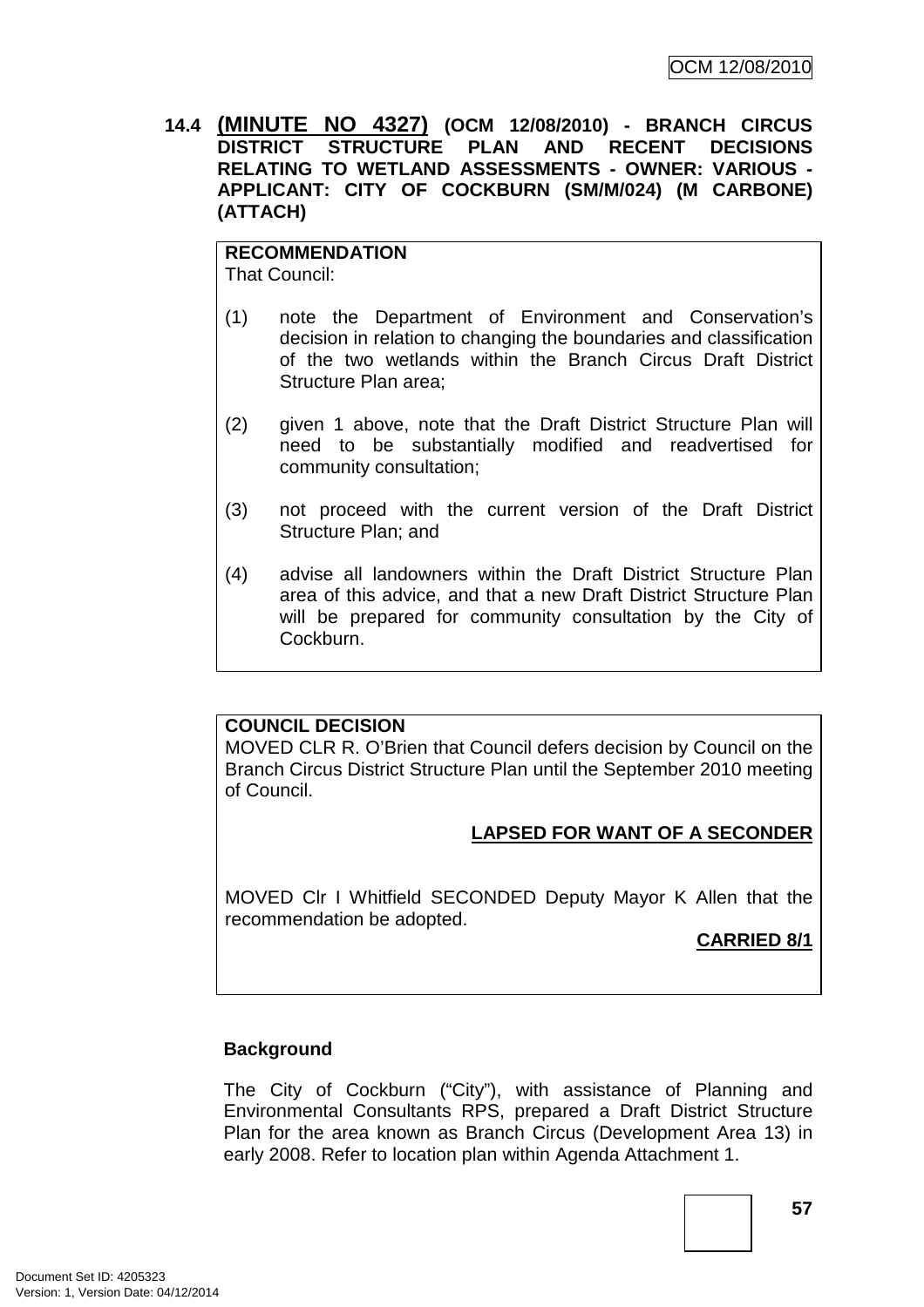**14.4** **(MINUTE NO 4327) (OCM 12/08/2010) - BRANCH CIRCUS DISTRICT STRUCTURE PLAN AND RECENT DECISIONS RELATING TO WETLAND ASSESSMENTS - OWNER: VARIOUS - APPLICANT: CITY OF COCKBURN (SM/M/024) (M CARBONE) (ATTACH)**

**RECOMMENDATION**

That Council:

(1) note the Department of Environment and Conservation's decision in relation to changing the boundaries and classification of the two wetlands within the Branch Circus Draft District Structure Plan area;

(2) given 1 above, note that the Draft District Structure Plan will need to be substantially modified and readvertised for community consultation;

(3) not proceed with the current version of the Draft District Structure Plan; and

(4) advise all landowners within the Draft District Structure Plan area of this advice, and that a new Draft District Structure Plan will be prepared for community consultation by the City of Cockburn.

**COUNCIL DECISION**

MOVED CLR R. O'Brien that Council defers decision by Council on the Branch Circus District Structure Plan until the September 2010 meeting of Council.

**LAPSED FOR WANT OF A SECONDER**

MOVED Clr I Whitfield SECONDED Deputy Mayor K Allen that the recommendation be adopted.

**CARRIED 8/1**

**Background**

The City of Cockburn ("City"), with assistance of Planning and Environmental Consultants RPS, prepared a Draft District Structure Plan for the area known as Branch Circus (Development Area 13) in early 2008. Refer to location plan within Agenda Attachment 1.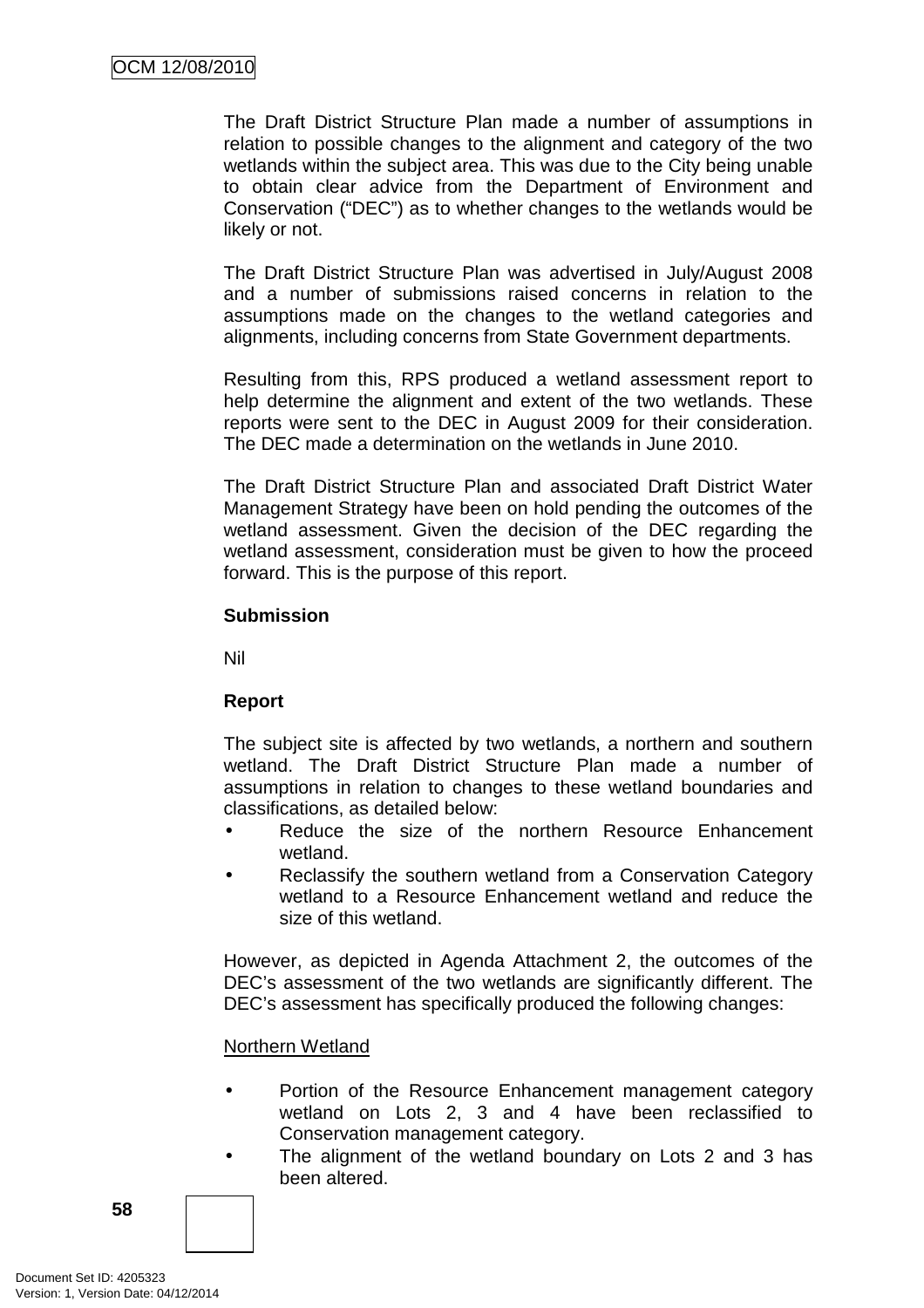The Draft District Structure Plan made a number of assumptions in relation to possible changes to the alignment and category of the two wetlands within the subject area. This was due to the City being unable to obtain clear advice from the Department of Environment and Conservation ("DEC") as to whether changes to the wetlands would be likely or not.

The Draft District Structure Plan was advertised in July/August 2008 and a number of submissions raised concerns in relation to the assumptions made on the changes to the wetland categories and alignments, including concerns from State Government departments.

Resulting from this, RPS produced a wetland assessment report to help determine the alignment and extent of the two wetlands. These reports were sent to the DEC in August 2009 for their consideration. The DEC made a determination on the wetlands in June 2010.

The Draft District Structure Plan and associated Draft District Water Management Strategy have been on hold pending the outcomes of the wetland assessment. Given the decision of the DEC regarding the wetland assessment, consideration must be given to how the proceed forward. This is the purpose of this report.

**Submission**

Nil

**Report**

The subject site is affected by two wetlands, a northern and southern wetland. The Draft District Structure Plan made a number of assumptions in relation to changes to these wetland boundaries and classifications, as detailed below:

- Reduce the size of the northern Resource Enhancement wetland.
- Reclassify the southern wetland from a Conservation Category wetland to a Resource Enhancement wetland and reduce the size of this wetland.

However, as depicted in Agenda Attachment 2, the outcomes of the DEC's assessment of the two wetlands are significantly different. The DEC's assessment has specifically produced the following changes:

<u>Northern Wetland</u>

- Portion of the Resource Enhancement management category wetland on Lots 2, 3 and 4 have been reclassified to Conservation management category.
- The alignment of the wetland boundary on Lots 2 and 3 has been altered.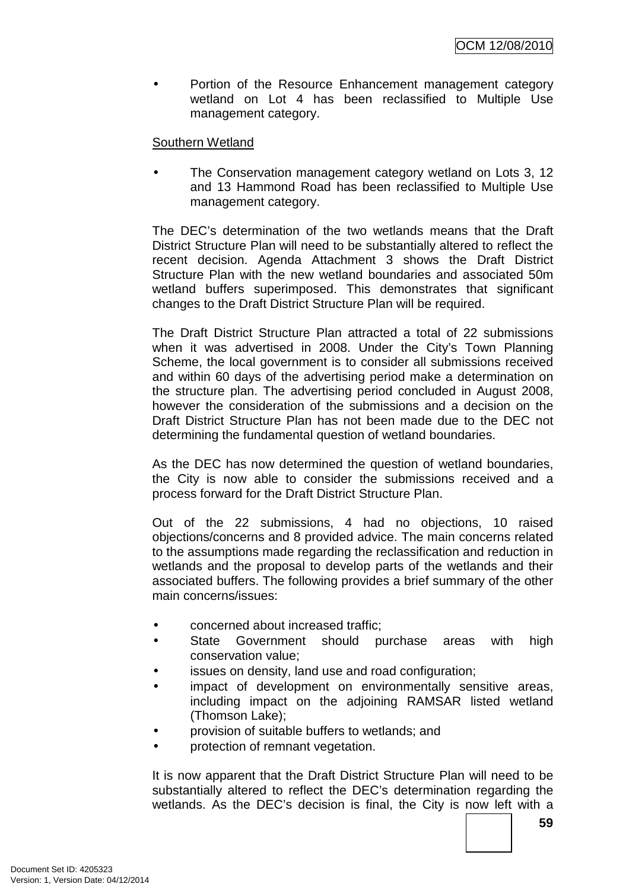- Portion of the Resource Enhancement management category wetland on Lot 4 has been reclassified to Multiple Use management category.

Southern Wetland

- The Conservation management category wetland on Lots 3, 12 and 13 Hammond Road has been reclassified to Multiple Use management category.

The DEC's determination of the two wetlands means that the Draft District Structure Plan will need to be substantially altered to reflect the recent decision. Agenda Attachment 3 shows the Draft District Structure Plan with the new wetland boundaries and associated 50m wetland buffers superimposed. This demonstrates that significant changes to the Draft District Structure Plan will be required.

The Draft District Structure Plan attracted a total of 22 submissions when it was advertised in 2008. Under the City's Town Planning Scheme, the local government is to consider all submissions received and within 60 days of the advertising period make a determination on the structure plan. The advertising period concluded in August 2008, however the consideration of the submissions and a decision on the Draft District Structure Plan has not been made due to the DEC not determining the fundamental question of wetland boundaries.

As the DEC has now determined the question of wetland boundaries, the City is now able to consider the submissions received and a process forward for the Draft District Structure Plan.

Out of the 22 submissions, 4 had no objections, 10 raised objections/concerns and 8 provided advice. The main concerns related to the assumptions made regarding the reclassification and reduction in wetlands and the proposal to develop parts of the wetlands and their associated buffers. The following provides a brief summary of the other main concerns/issues:

- concerned about increased traffic;
- State Government should purchase areas with high conservation value;
- issues on density, land use and road configuration;
- impact of development on environmentally sensitive areas, including impact on the adjoining RAMSAR listed wetland (Thomson Lake);
- provision of suitable buffers to wetlands; and
- protection of remnant vegetation.

It is now apparent that the Draft District Structure Plan will need to be substantially altered to reflect the DEC's determination regarding the wetlands. As the DEC's decision is final, the City is now left with a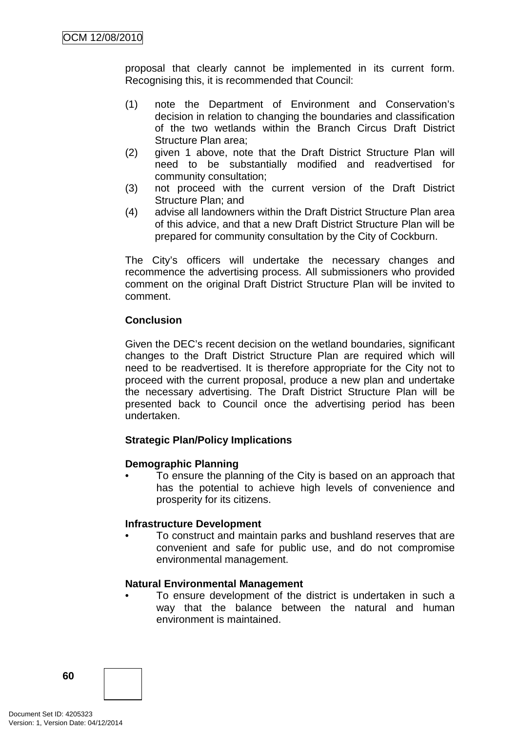proposal that clearly cannot be implemented in its current form. Recognising this, it is recommended that Council:

(1) note the Department of Environment and Conservation's decision in relation to changing the boundaries and classification of the two wetlands within the Branch Circus Draft District Structure Plan area;
(2) given 1 above, note that the Draft District Structure Plan will need to be substantially modified and readvertised for community consultation;
(3) not proceed with the current version of the Draft District Structure Plan; and
(4) advise all landowners within the Draft District Structure Plan area of this advice, and that a new Draft District Structure Plan will be prepared for community consultation by the City of Cockburn.

The City's officers will undertake the necessary changes and recommence the advertising process. All submissioners who provided comment on the original Draft District Structure Plan will be invited to comment.

**Conclusion**

Given the DEC's recent decision on the wetland boundaries, significant changes to the Draft District Structure Plan are required which will need to be readvertised. It is therefore appropriate for the City not to proceed with the current proposal, produce a new plan and undertake the necessary advertising. The Draft District Structure Plan will be presented back to Council once the advertising period has been undertaken.

**Strategic Plan/Policy Implications**

**Demographic Planning**

- To ensure the planning of the City is based on an approach that has the potential to achieve high levels of convenience and prosperity for its citizens.

**Infrastructure Development**

- To construct and maintain parks and bushland reserves that are convenient and safe for public use, and do not compromise environmental management.

**Natural Environmental Management**

- To ensure development of the district is undertaken in such a way that the balance between the natural and human environment is maintained.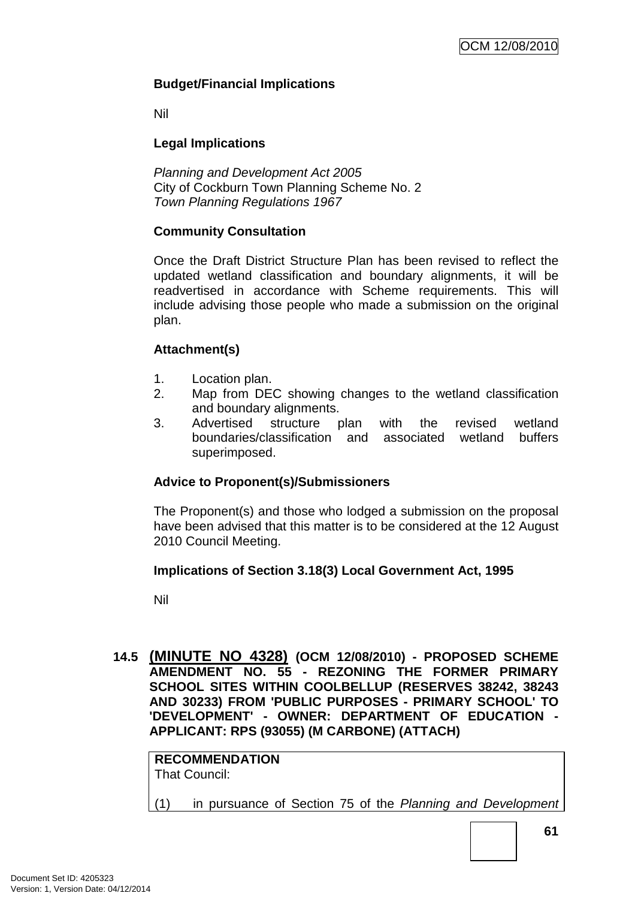**Budget/Financial Implications**

Nil

**Legal Implications**

*Planning and Development Act 2005*
City of Cockburn Town Planning Scheme No. 2
*Town Planning Regulations 1967*

**Community Consultation**

Once the Draft District Structure Plan has been revised to reflect the updated wetland classification and boundary alignments, it will be readvertised in accordance with Scheme requirements. This will include advising those people who made a submission on the original plan.

**Attachment(s)**

1. Location plan.
2. Map from DEC showing changes to the wetland classification and boundary alignments.
3. Advertised structure plan with the revised wetland boundaries/classification and associated wetland buffers superimposed.

**Advice to Proponent(s)/Submissioners**

The Proponent(s) and those who lodged a submission on the proposal have been advised that this matter is to be considered at the 12 August 2010 Council Meeting.

**Implications of Section 3.18(3) Local Government Act, 1995**

Nil

## 14.5 (MINUTE NO 4328) (OCM 12/08/2010) - PROPOSED SCHEME AMENDMENT NO. 55 - REZONING THE FORMER PRIMARY SCHOOL SITES WITHIN COOLBELLUP (RESERVES 38242, 38243 AND 30233) FROM 'PUBLIC PURPOSES - PRIMARY SCHOOL' TO 'DEVELOPMENT' - OWNER: DEPARTMENT OF EDUCATION - APPLICANT: RPS (93055) (M CARBONE) (ATTACH)

**RECOMMENDATION**
That Council:

(1) in pursuance of Section 75 of the *Planning and Development*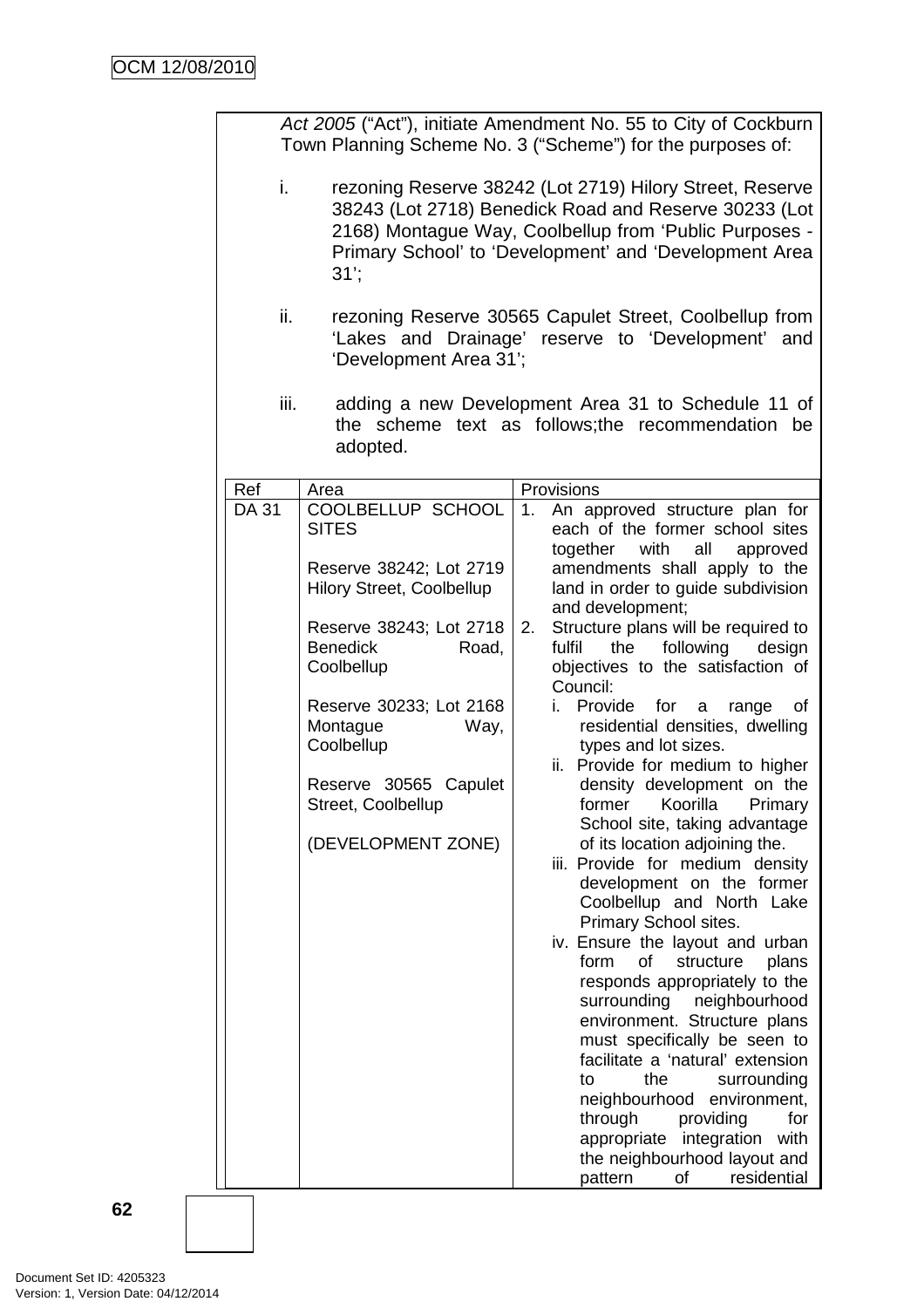*Act 2005* ("Act"), initiate Amendment No. 55 to City of Cockburn Town Planning Scheme No. 3 ("Scheme") for the purposes of:

i. rezoning Reserve 38242 (Lot 2719) Hilory Street, Reserve 38243 (Lot 2718) Benedick Road and Reserve 30233 (Lot 2168) Montague Way, Coolbellup from 'Public Purposes - Primary School' to 'Development' and 'Development Area 31';

ii. rezoning Reserve 30565 Capulet Street, Coolbellup from 'Lakes and Drainage' reserve to 'Development' and 'Development Area 31';

iii. adding a new Development Area 31 to Schedule 11 of the scheme text as follows;the recommendation be adopted.

| Ref | Area | Provisions |
|---|---|---|
| DA 31 | COOLBELLUP SCHOOL SITES<br><br>Reserve 38242; Lot 2719 Hilory Street, Coolbellup<br><br>Reserve 38243; Lot 2718 Benedick Road, Coolbellup<br><br>Reserve 30233; Lot 2168 Montague Way, Coolbellup<br><br>Reserve 30565 Capulet Street, Coolbellup<br><br>(DEVELOPMENT ZONE) | 1. An approved structure plan for each of the former school sites together with all approved amendments shall apply to the land in order to guide subdivision and development;<br>2. Structure plans will be required to fulfil the following design objectives to the satisfaction of Council:<br>i. Provide for a range of residential densities, dwelling types and lot sizes.<br>ii. Provide for medium to higher density development on the former Koorilla Primary School site, taking advantage of its location adjoining the.<br>iii. Provide for medium density development on the former Coolbellup and North Lake Primary School sites.<br>iv. Ensure the layout and urban form of structure plans responds appropriately to the surrounding neighbourhood environment. Structure plans must specifically be seen to facilitate a 'natural' extension to the surrounding neighbourhood environment, through providing for appropriate integration with the neighbourhood layout and pattern of residential |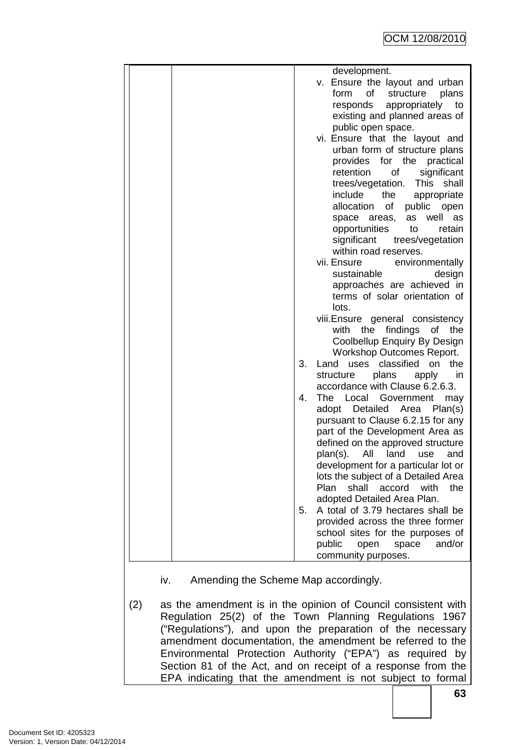| | | development.<br>v. Ensure the layout and urban form of structure plans responds appropriately to existing and planned areas of public open space.<br>vi. Ensure that the layout and urban form of structure plans provides for the practical retention of significant trees/vegetation. This shall include the appropriate allocation of public open space areas, as well as opportunities to retain significant trees/vegetation within road reserves.<br>vii. Ensure environmentally sustainable design approaches are achieved in terms of solar orientation of lots.<br>viii. Ensure general consistency with the findings of the Coolbellup Enquiry By Design Workshop Outcomes Report.<br>3. Land uses classified on the structure plans apply in accordance with Clause 6.2.6.3.<br>4. The Local Government may adopt Detailed Area Plan(s) pursuant to Clause 6.2.15 for any part of the Development Area as defined on the approved structure plan(s). All land use and development for a particular lot or lots the subject of a Detailed Area Plan shall accord with the adopted Detailed Area Plan.<br>5. A total of 3.79 hectares shall be provided across the three former school sites for the purposes of public open space and/or community purposes. |
|---|---|---|

iv. Amending the Scheme Map accordingly.

(2) as the amendment is in the opinion of Council consistent with Regulation 25(2) of the Town Planning Regulations 1967 ("Regulations"), and upon the preparation of the necessary amendment documentation, the amendment be referred to the Environmental Protection Authority ("EPA") as required by Section 81 of the Act, and on receipt of a response from the EPA indicating that the amendment is not subject to formal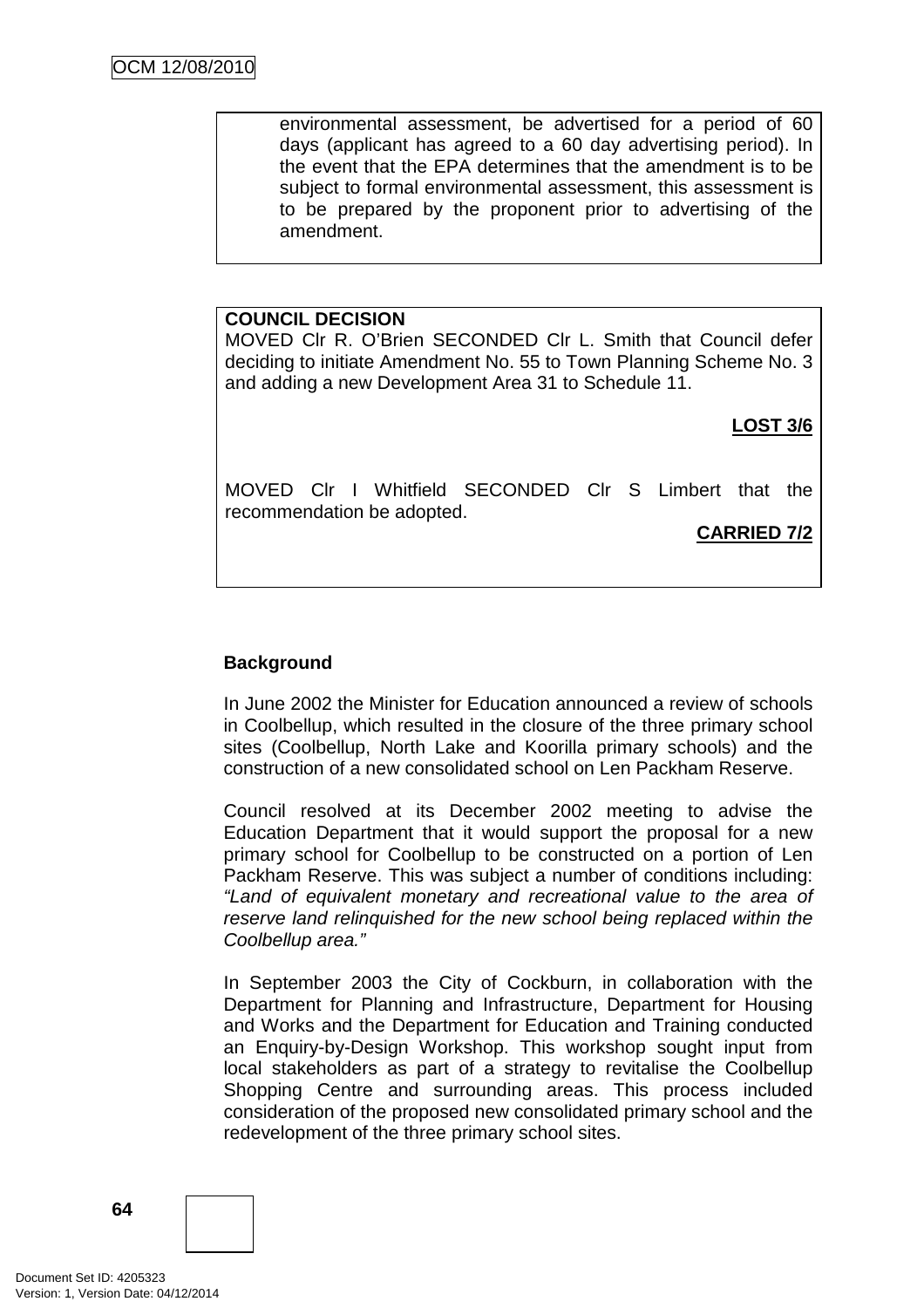environmental assessment, be advertised for a period of 60 days (applicant has agreed to a 60 day advertising period). In the event that the EPA determines that the amendment is to be subject to formal environmental assessment, this assessment is to be prepared by the proponent prior to advertising of the amendment.

**COUNCIL DECISION**
MOVED Clr R. O'Brien SECONDED Clr L. Smith that Council defer deciding to initiate Amendment No. 55 to Town Planning Scheme No. 3 and adding a new Development Area 31 to Schedule 11.

**LOST 3/6**

MOVED Clr I Whitfield SECONDED Clr S Limbert that the recommendation be adopted.

**CARRIED 7/2**

**Background**

In June 2002 the Minister for Education announced a review of schools in Coolbellup, which resulted in the closure of the three primary school sites (Coolbellup, North Lake and Koorilla primary schools) and the construction of a new consolidated school on Len Packham Reserve.

Council resolved at its December 2002 meeting to advise the Education Department that it would support the proposal for a new primary school for Coolbellup to be constructed on a portion of Len Packham Reserve. This was subject a number of conditions including: *"Land of equivalent monetary and recreational value to the area of reserve land relinquished for the new school being replaced within the Coolbellup area."*

In September 2003 the City of Cockburn, in collaboration with the Department for Planning and Infrastructure, Department for Housing and Works and the Department for Education and Training conducted an Enquiry-by-Design Workshop. This workshop sought input from local stakeholders as part of a strategy to revitalise the Coolbellup Shopping Centre and surrounding areas. This process included consideration of the proposed new consolidated primary school and the redevelopment of the three primary school sites.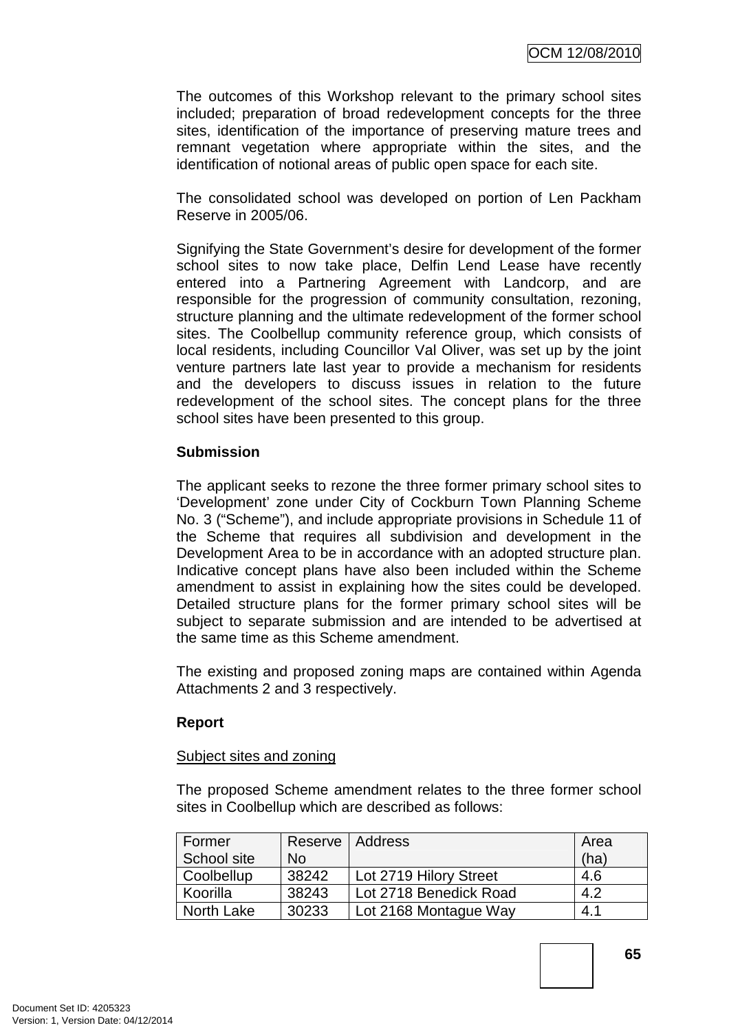The outcomes of this Workshop relevant to the primary school sites included; preparation of broad redevelopment concepts for the three sites, identification of the importance of preserving mature trees and remnant vegetation where appropriate within the sites, and the identification of notional areas of public open space for each site.

The consolidated school was developed on portion of Len Packham Reserve in 2005/06.

Signifying the State Government's desire for development of the former school sites to now take place, Delfin Lend Lease have recently entered into a Partnering Agreement with Landcorp, and are responsible for the progression of community consultation, rezoning, structure planning and the ultimate redevelopment of the former school sites. The Coolbellup community reference group, which consists of local residents, including Councillor Val Oliver, was set up by the joint venture partners late last year to provide a mechanism for residents and the developers to discuss issues in relation to the future redevelopment of the school sites. The concept plans for the three school sites have been presented to this group.

**Submission**

The applicant seeks to rezone the three former primary school sites to 'Development' zone under City of Cockburn Town Planning Scheme No. 3 ("Scheme"), and include appropriate provisions in Schedule 11 of the Scheme that requires all subdivision and development in the Development Area to be in accordance with an adopted structure plan. Indicative concept plans have also been included within the Scheme amendment to assist in explaining how the sites could be developed. Detailed structure plans for the former primary school sites will be subject to separate submission and are intended to be advertised at the same time as this Scheme amendment.

The existing and proposed zoning maps are contained within Agenda Attachments 2 and 3 respectively.

**Report**

Subject sites and zoning

The proposed Scheme amendment relates to the three former school sites in Coolbellup which are described as follows:

| Former School site | Reserve No | Address | Area (ha) |
|---|---|---|---|
| Coolbellup | 38242 | Lot 2719 Hilory Street | 4.6 |
| Koorilla | 38243 | Lot 2718 Benedick Road | 4.2 |
| North Lake | 30233 | Lot 2168 Montague Way | 4.1 |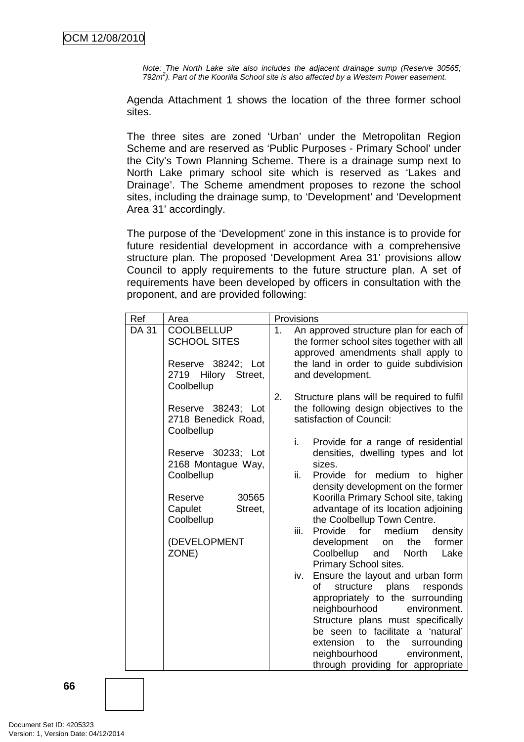*Note: The North Lake site also includes the adjacent drainage sump (Reserve 30565; 792m[2]). Part of the Koorilla School site is also affected by a Western Power easement.*

Agenda Attachment 1 shows the location of the three former school sites.

The three sites are zoned 'Urban' under the Metropolitan Region Scheme and are reserved as 'Public Purposes - Primary School' under the City's Town Planning Scheme. There is a drainage sump next to North Lake primary school site which is reserved as 'Lakes and Drainage'. The Scheme amendment proposes to rezone the school sites, including the drainage sump, to 'Development' and 'Development Area 31' accordingly.

The purpose of the 'Development' zone in this instance is to provide for future residential development in accordance with a comprehensive structure plan. The proposed 'Development Area 31' provisions allow Council to apply requirements to the future structure plan. A set of requirements have been developed by officers in consultation with the proponent, and are provided following:

| Ref | Area | Provisions |
|---|---|---|
| DA 31 | COOLBELLUP SCHOOL SITES<br><br>Reserve 38242; Lot 2719 Hilory Street, Coolbellup<br><br>Reserve 38243; Lot 2718 Benedick Road, Coolbellup<br><br>Reserve 30233; Lot 2168 Montague Way, Coolbellup<br><br>Reserve 30565 Capulet Street, Coolbellup<br><br>(DEVELOPMENT ZONE) | 1. An approved structure plan for each of the former school sites together with all approved amendments shall apply to the land in order to guide subdivision and development.<br><br>2. Structure plans will be required to fulfil the following design objectives to the satisfaction of Council:<br><br>i. Provide for a range of residential densities, dwelling types and lot sizes.<br>ii. Provide for medium to higher density development on the former Koorilla Primary School site, taking advantage of its location adjoining the Coolbellup Town Centre.<br>iii. Provide for medium density development on the former Coolbellup and North Lake Primary School sites.<br>iv. Ensure the layout and urban form of structure plans responds appropriately to the surrounding neighbourhood environment. Structure plans must specifically be seen to facilitate a 'natural' extension to the surrounding neighbourhood environment, through providing for appropriate |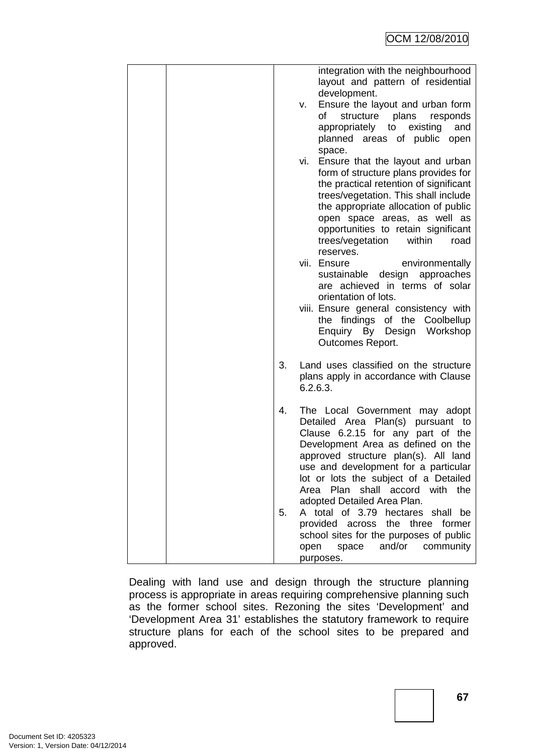| | | integration with the neighbourhood layout and pattern of residential development.<br>v. Ensure the layout and urban form of structure plans responds appropriately to existing and planned areas of public open space.<br>vi. Ensure that the layout and urban form of structure plans provides for the practical retention of significant trees/vegetation. This shall include the appropriate allocation of public open space areas, as well as opportunities to retain significant trees/vegetation within road reserves.<br>vii. Ensure environmentally sustainable design approaches are achieved in terms of solar orientation of lots.<br>viii. Ensure general consistency with the findings of the Coolbellup Enquiry By Design Workshop Outcomes Report.<br><br>3. Land uses classified on the structure plans apply in accordance with Clause 6.2.6.3.<br><br>4. The Local Government may adopt Detailed Area Plan(s) pursuant to Clause 6.2.15 for any part of the Development Area as defined on the approved structure plan(s). All land use and development for a particular lot or lots the subject of a Detailed Area Plan shall accord with the adopted Detailed Area Plan.<br>5. A total of 3.79 hectares shall be provided across the three former school sites for the purposes of public open space and/or community purposes. |
|---|---|---|

Dealing with land use and design through the structure planning process is appropriate in areas requiring comprehensive planning such as the former school sites. Rezoning the sites 'Development' and 'Development Area 31' establishes the statutory framework to require structure plans for each of the school sites to be prepared and approved.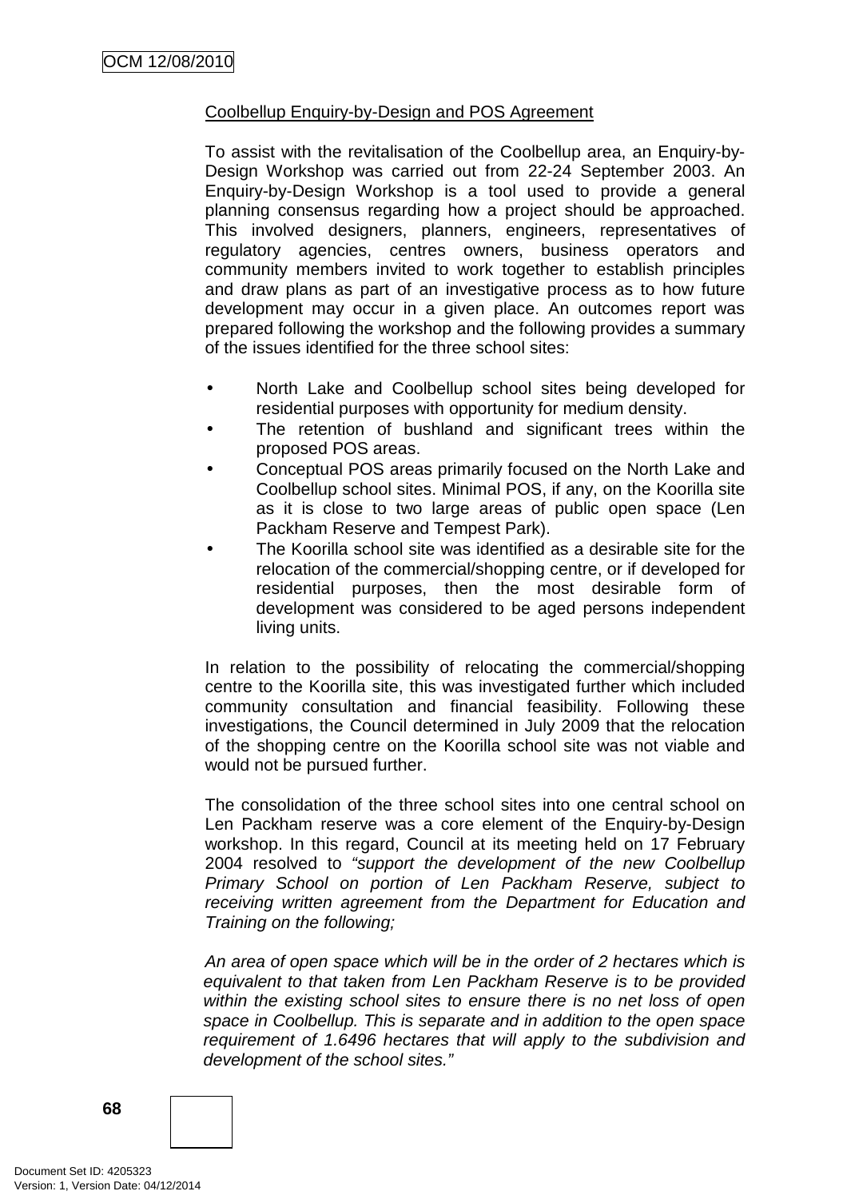Coolbellup Enquiry-by-Design and POS Agreement

To assist with the revitalisation of the Coolbellup area, an Enquiry-by-Design Workshop was carried out from 22-24 September 2003. An Enquiry-by-Design Workshop is a tool used to provide a general planning consensus regarding how a project should be approached. This involved designers, planners, engineers, representatives of regulatory agencies, centres owners, business operators and community members invited to work together to establish principles and draw plans as part of an investigative process as to how future development may occur in a given place. An outcomes report was prepared following the workshop and the following provides a summary of the issues identified for the three school sites:

- North Lake and Coolbellup school sites being developed for residential purposes with opportunity for medium density.
- The retention of bushland and significant trees within the proposed POS areas.
- Conceptual POS areas primarily focused on the North Lake and Coolbellup school sites. Minimal POS, if any, on the Koorilla site as it is close to two large areas of public open space (Len Packham Reserve and Tempest Park).
- The Koorilla school site was identified as a desirable site for the relocation of the commercial/shopping centre, or if developed for residential purposes, then the most desirable form of development was considered to be aged persons independent living units.

In relation to the possibility of relocating the commercial/shopping centre to the Koorilla site, this was investigated further which included community consultation and financial feasibility. Following these investigations, the Council determined in July 2009 that the relocation of the shopping centre on the Koorilla school site was not viable and would not be pursued further.

The consolidation of the three school sites into one central school on Len Packham reserve was a core element of the Enquiry-by-Design workshop. In this regard, Council at its meeting held on 17 February 2004 resolved to *"support the development of the new Coolbellup Primary School on portion of Len Packham Reserve, subject to receiving written agreement from the Department for Education and Training on the following;*

*An area of open space which will be in the order of 2 hectares which is equivalent to that taken from Len Packham Reserve is to be provided within the existing school sites to ensure there is no net loss of open space in Coolbellup. This is separate and in addition to the open space requirement of 1.6496 hectares that will apply to the subdivision and development of the school sites."*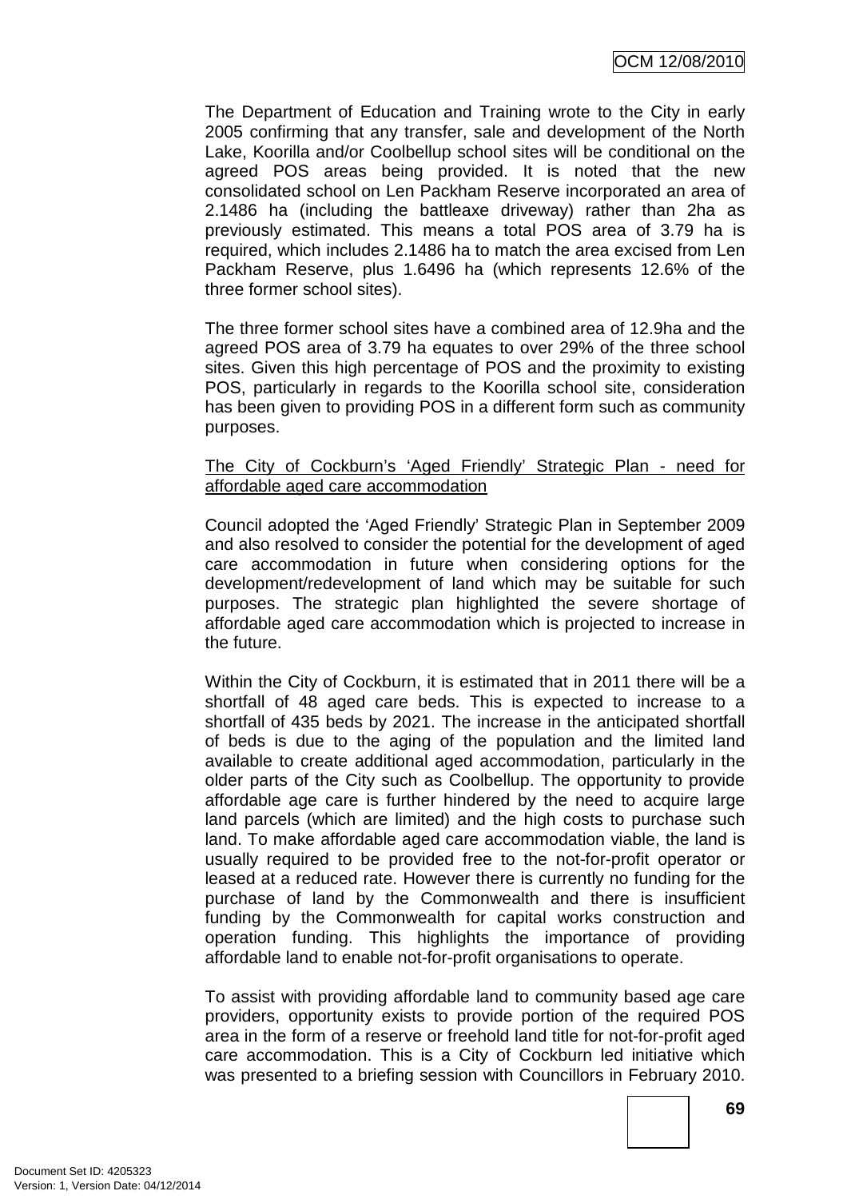The Department of Education and Training wrote to the City in early 2005 confirming that any transfer, sale and development of the North Lake, Koorilla and/or Coolbellup school sites will be conditional on the agreed POS areas being provided. It is noted that the new consolidated school on Len Packham Reserve incorporated an area of 2.1486 ha (including the battleaxe driveway) rather than 2ha as previously estimated. This means a total POS area of 3.79 ha is required, which includes 2.1486 ha to match the area excised from Len Packham Reserve, plus 1.6496 ha (which represents 12.6% of the three former school sites).

The three former school sites have a combined area of 12.9ha and the agreed POS area of 3.79 ha equates to over 29% of the three school sites. Given this high percentage of POS and the proximity to existing POS, particularly in regards to the Koorilla school site, consideration has been given to providing POS in a different form such as community purposes.

<u>The City of Cockburn's 'Aged Friendly' Strategic Plan - need for affordable aged care accommodation</u>

Council adopted the 'Aged Friendly' Strategic Plan in September 2009 and also resolved to consider the potential for the development of aged care accommodation in future when considering options for the development/redevelopment of land which may be suitable for such purposes. The strategic plan highlighted the severe shortage of affordable aged care accommodation which is projected to increase in the future.

Within the City of Cockburn, it is estimated that in 2011 there will be a shortfall of 48 aged care beds. This is expected to increase to a shortfall of 435 beds by 2021. The increase in the anticipated shortfall of beds is due to the aging of the population and the limited land available to create additional aged accommodation, particularly in the older parts of the City such as Coolbellup. The opportunity to provide affordable age care is further hindered by the need to acquire large land parcels (which are limited) and the high costs to purchase such land. To make affordable aged care accommodation viable, the land is usually required to be provided free to the not-for-profit operator or leased at a reduced rate. However there is currently no funding for the purchase of land by the Commonwealth and there is insufficient funding by the Commonwealth for capital works construction and operation funding. This highlights the importance of providing affordable land to enable not-for-profit organisations to operate.

To assist with providing affordable land to community based age care providers, opportunity exists to provide portion of the required POS area in the form of a reserve or freehold land title for not-for-profit aged care accommodation. This is a City of Cockburn led initiative which was presented to a briefing session with Councillors in February 2010.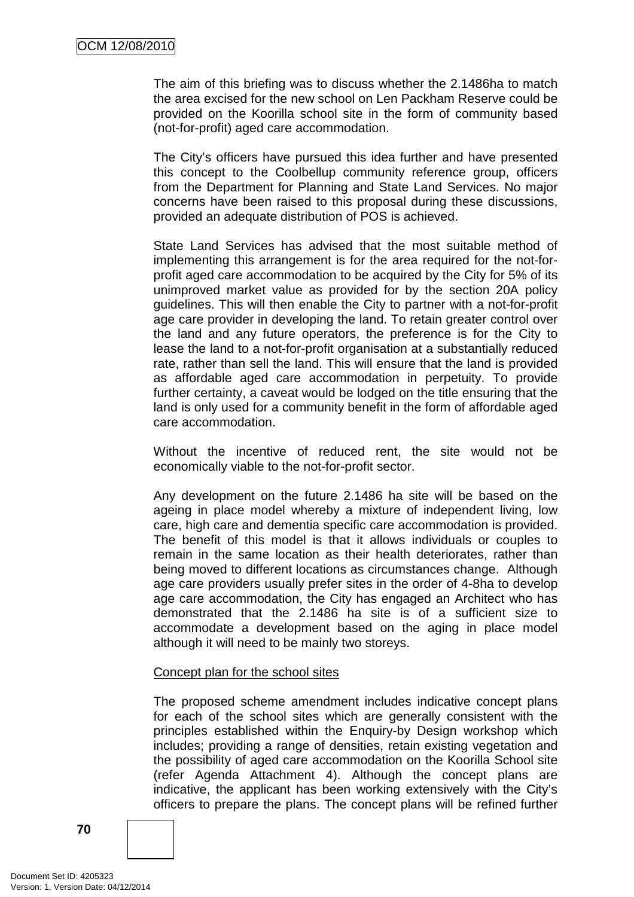The aim of this briefing was to discuss whether the 2.1486ha to match the area excised for the new school on Len Packham Reserve could be provided on the Koorilla school site in the form of community based (not-for-profit) aged care accommodation.

The City's officers have pursued this idea further and have presented this concept to the Coolbellup community reference group, officers from the Department for Planning and State Land Services. No major concerns have been raised to this proposal during these discussions, provided an adequate distribution of POS is achieved.

State Land Services has advised that the most suitable method of implementing this arrangement is for the area required for the not-for-profit aged care accommodation to be acquired by the City for 5% of its unimproved market value as provided for by the section 20A policy guidelines. This will then enable the City to partner with a not-for-profit age care provider in developing the land. To retain greater control over the land and any future operators, the preference is for the City to lease the land to a not-for-profit organisation at a substantially reduced rate, rather than sell the land. This will ensure that the land is provided as affordable aged care accommodation in perpetuity. To provide further certainty, a caveat would be lodged on the title ensuring that the land is only used for a community benefit in the form of affordable aged care accommodation.

Without the incentive of reduced rent, the site would not be economically viable to the not-for-profit sector.

Any development on the future 2.1486 ha site will be based on the ageing in place model whereby a mixture of independent living, low care, high care and dementia specific care accommodation is provided. The benefit of this model is that it allows individuals or couples to remain in the same location as their health deteriorates, rather than being moved to different locations as circumstances change. Although age care providers usually prefer sites in the order of 4-8ha to develop age care accommodation, the City has engaged an Architect who has demonstrated that the 2.1486 ha site is of a sufficient size to accommodate a development based on the aging in place model although it will need to be mainly two storeys.

Concept plan for the school sites

The proposed scheme amendment includes indicative concept plans for each of the school sites which are generally consistent with the principles established within the Enquiry-by Design workshop which includes; providing a range of densities, retain existing vegetation and the possibility of aged care accommodation on the Koorilla School site (refer Agenda Attachment 4). Although the concept plans are indicative, the applicant has been working extensively with the City's officers to prepare the plans. The concept plans will be refined further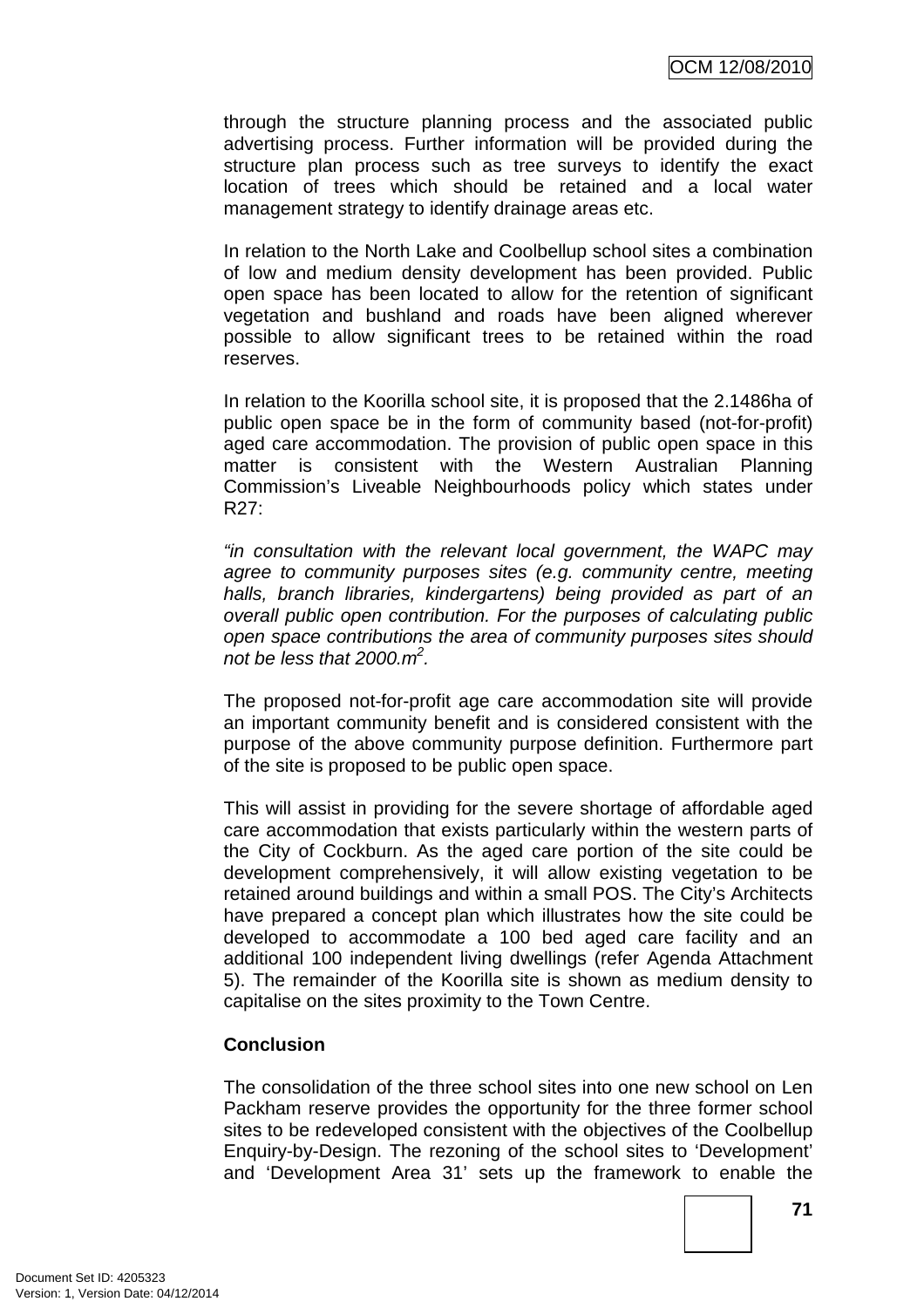through the structure planning process and the associated public advertising process. Further information will be provided during the structure plan process such as tree surveys to identify the exact location of trees which should be retained and a local water management strategy to identify drainage areas etc.

In relation to the North Lake and Coolbellup school sites a combination of low and medium density development has been provided. Public open space has been located to allow for the retention of significant vegetation and bushland and roads have been aligned wherever possible to allow significant trees to be retained within the road reserves.

In relation to the Koorilla school site, it is proposed that the 2.1486ha of public open space be in the form of community based (not-for-profit) aged care accommodation. The provision of public open space in this matter is consistent with the Western Australian Planning Commission's Liveable Neighbourhoods policy which states under R27:

*"in consultation with the relevant local government, the WAPC may agree to community purposes sites (e.g. community centre, meeting halls, branch libraries, kindergartens) being provided as part of an overall public open contribution. For the purposes of calculating public open space contributions the area of community purposes sites should not be less that 2000.m$^2$.*

The proposed not-for-profit age care accommodation site will provide an important community benefit and is considered consistent with the purpose of the above community purpose definition. Furthermore part of the site is proposed to be public open space.

This will assist in providing for the severe shortage of affordable aged care accommodation that exists particularly within the western parts of the City of Cockburn. As the aged care portion of the site could be development comprehensively, it will allow existing vegetation to be retained around buildings and within a small POS. The City's Architects have prepared a concept plan which illustrates how the site could be developed to accommodate a 100 bed aged care facility and an additional 100 independent living dwellings (refer Agenda Attachment 5). The remainder of the Koorilla site is shown as medium density to capitalise on the sites proximity to the Town Centre.

**Conclusion**

The consolidation of the three school sites into one new school on Len Packham reserve provides the opportunity for the three former school sites to be redeveloped consistent with the objectives of the Coolbellup Enquiry-by-Design. The rezoning of the school sites to 'Development' and 'Development Area 31' sets up the framework to enable the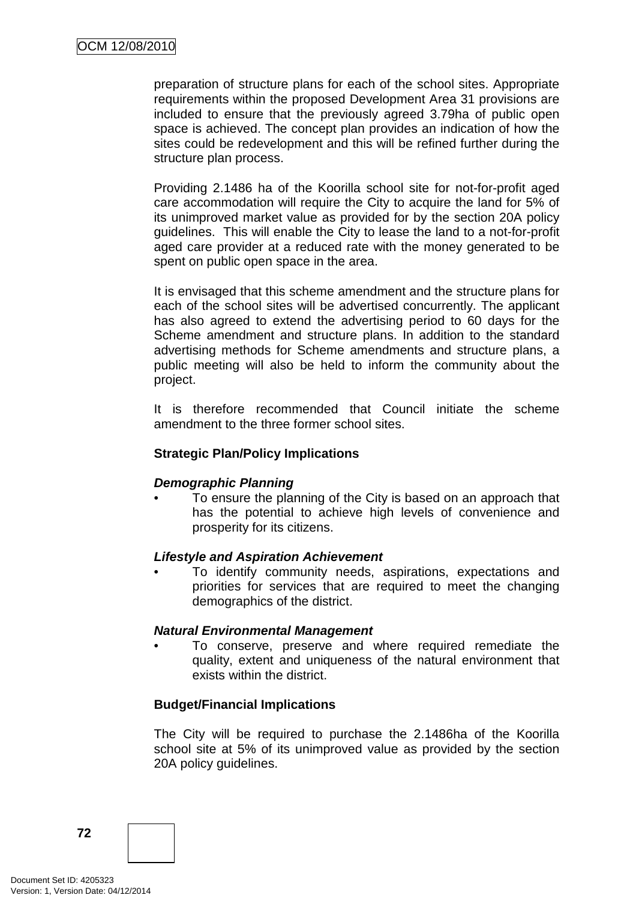preparation of structure plans for each of the school sites. Appropriate requirements within the proposed Development Area 31 provisions are included to ensure that the previously agreed 3.79ha of public open space is achieved. The concept plan provides an indication of how the sites could be redevelopment and this will be refined further during the structure plan process.

Providing 2.1486 ha of the Koorilla school site for not-for-profit aged care accommodation will require the City to acquire the land for 5% of its unimproved market value as provided for by the section 20A policy guidelines. This will enable the City to lease the land to a not-for-profit aged care provider at a reduced rate with the money generated to be spent on public open space in the area.

It is envisaged that this scheme amendment and the structure plans for each of the school sites will be advertised concurrently. The applicant has also agreed to extend the advertising period to 60 days for the Scheme amendment and structure plans. In addition to the standard advertising methods for Scheme amendments and structure plans, a public meeting will also be held to inform the community about the project.

It is therefore recommended that Council initiate the scheme amendment to the three former school sites.

**Strategic Plan/Policy Implications**

***Demographic Planning***

- To ensure the planning of the City is based on an approach that has the potential to achieve high levels of convenience and prosperity for its citizens.

***Lifestyle and Aspiration Achievement***

- To identify community needs, aspirations, expectations and priorities for services that are required to meet the changing demographics of the district.

***Natural Environmental Management***

- To conserve, preserve and where required remediate the quality, extent and uniqueness of the natural environment that exists within the district.

**Budget/Financial Implications**

The City will be required to purchase the 2.1486ha of the Koorilla school site at 5% of its unimproved value as provided by the section 20A policy guidelines.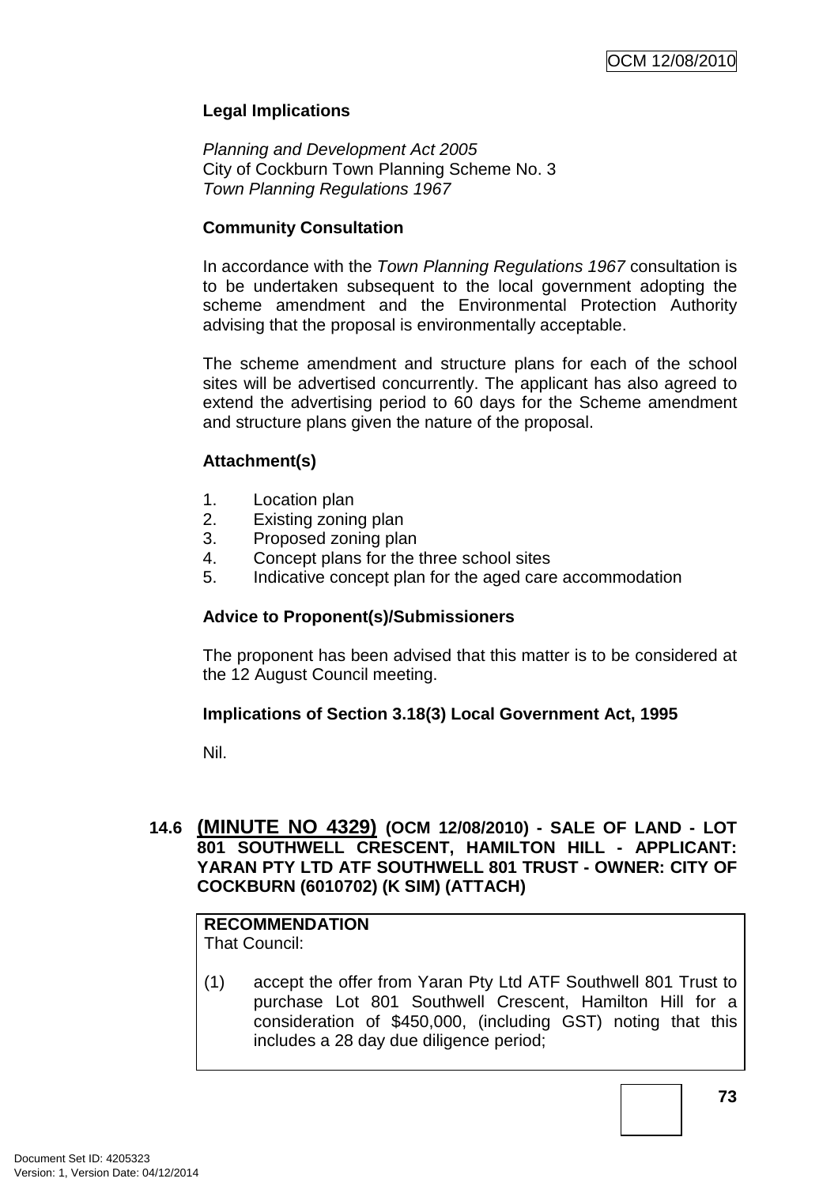**Legal Implications**

*Planning and Development Act 2005*
City of Cockburn Town Planning Scheme No. 3
*Town Planning Regulations 1967*

**Community Consultation**

In accordance with the *Town Planning Regulations 1967* consultation is to be undertaken subsequent to the local government adopting the scheme amendment and the Environmental Protection Authority advising that the proposal is environmentally acceptable.

The scheme amendment and structure plans for each of the school sites will be advertised concurrently. The applicant has also agreed to extend the advertising period to 60 days for the Scheme amendment and structure plans given the nature of the proposal.

**Attachment(s)**

1. Location plan
2. Existing zoning plan
3. Proposed zoning plan
4. Concept plans for the three school sites
5. Indicative concept plan for the aged care accommodation

**Advice to Proponent(s)/Submissioners**

The proponent has been advised that this matter is to be considered at the 12 August Council meeting.

**Implications of Section 3.18(3) Local Government Act, 1995**

Nil.

### 14.6 (MINUTE NO 4329) (OCM 12/08/2010) - SALE OF LAND - LOT 801 SOUTHWELL CRESCENT, HAMILTON HILL - APPLICANT: YARAN PTY LTD ATF SOUTHWELL 801 TRUST - OWNER: CITY OF COCKBURN (6010702) (K SIM) (ATTACH)

**RECOMMENDATION**
That Council:

(1) accept the offer from Yaran Pty Ltd ATF Southwell 801 Trust to purchase Lot 801 Southwell Crescent, Hamilton Hill for a consideration of $450,000, (including GST) noting that this includes a 28 day due diligence period;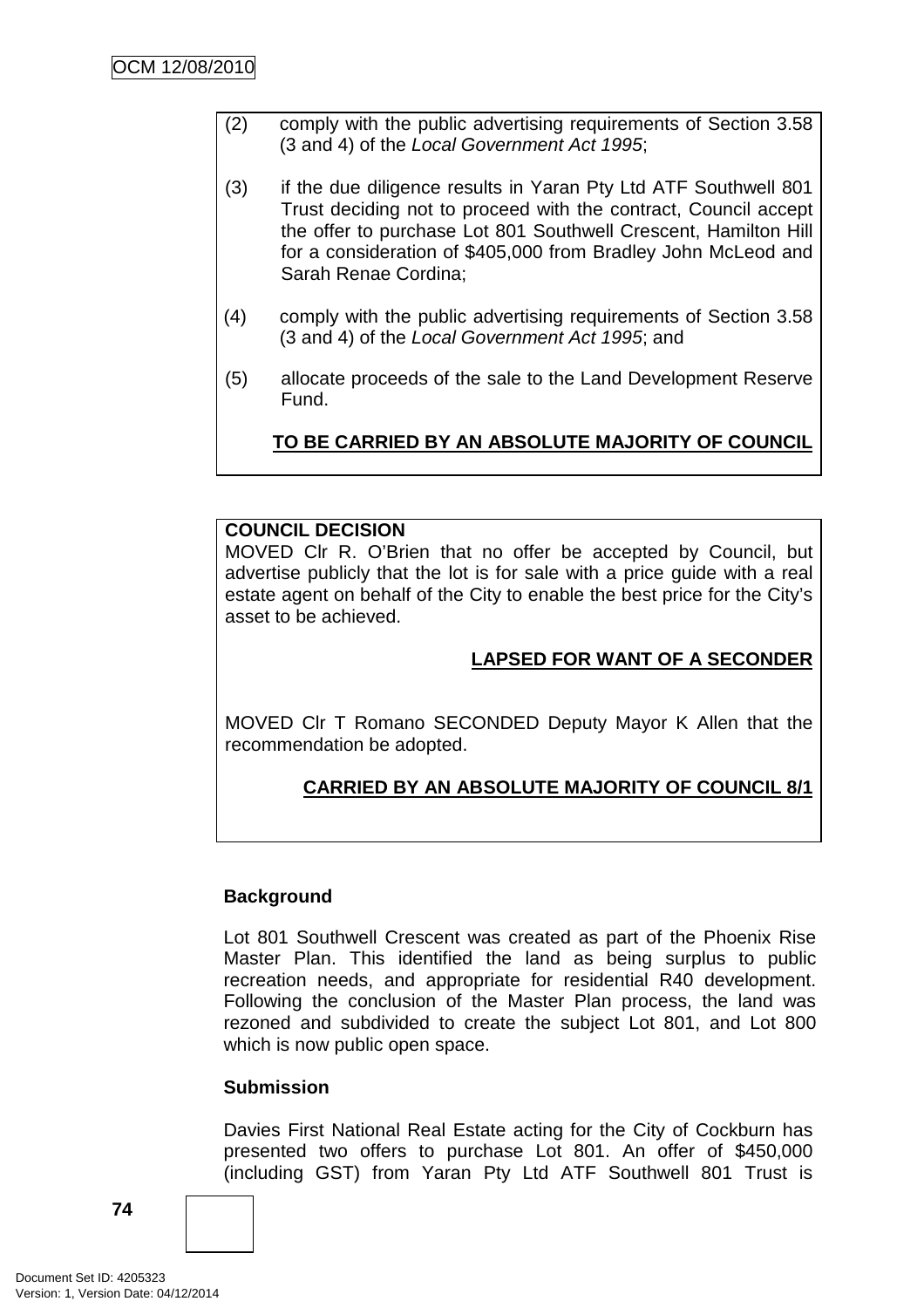(2) comply with the public advertising requirements of Section 3.58 (3 and 4) of the *Local Government Act 1995*;

(3) if the due diligence results in Yaran Pty Ltd ATF Southwell 801 Trust deciding not to proceed with the contract, Council accept the offer to purchase Lot 801 Southwell Crescent, Hamilton Hill for a consideration of $405,000 from Bradley John McLeod and Sarah Renae Cordina;

(4) comply with the public advertising requirements of Section 3.58 (3 and 4) of the *Local Government Act 1995*; and

(5) allocate proceeds of the sale to the Land Development Reserve Fund.

**TO BE CARRIED BY AN ABSOLUTE MAJORITY OF COUNCIL**

**COUNCIL DECISION**

MOVED Clr R. O'Brien that no offer be accepted by Council, but advertise publicly that the lot is for sale with a price guide with a real estate agent on behalf of the City to enable the best price for the City's asset to be achieved.

**LAPSED FOR WANT OF A SECONDER**

MOVED Clr T Romano SECONDED Deputy Mayor K Allen that the recommendation be adopted.

**CARRIED BY AN ABSOLUTE MAJORITY OF COUNCIL 8/1**

**Background**

Lot 801 Southwell Crescent was created as part of the Phoenix Rise Master Plan. This identified the land as being surplus to public recreation needs, and appropriate for residential R40 development. Following the conclusion of the Master Plan process, the land was rezoned and subdivided to create the subject Lot 801, and Lot 800 which is now public open space.

**Submission**

Davies First National Real Estate acting for the City of Cockburn has presented two offers to purchase Lot 801. An offer of $450,000 (including GST) from Yaran Pty Ltd ATF Southwell 801 Trust is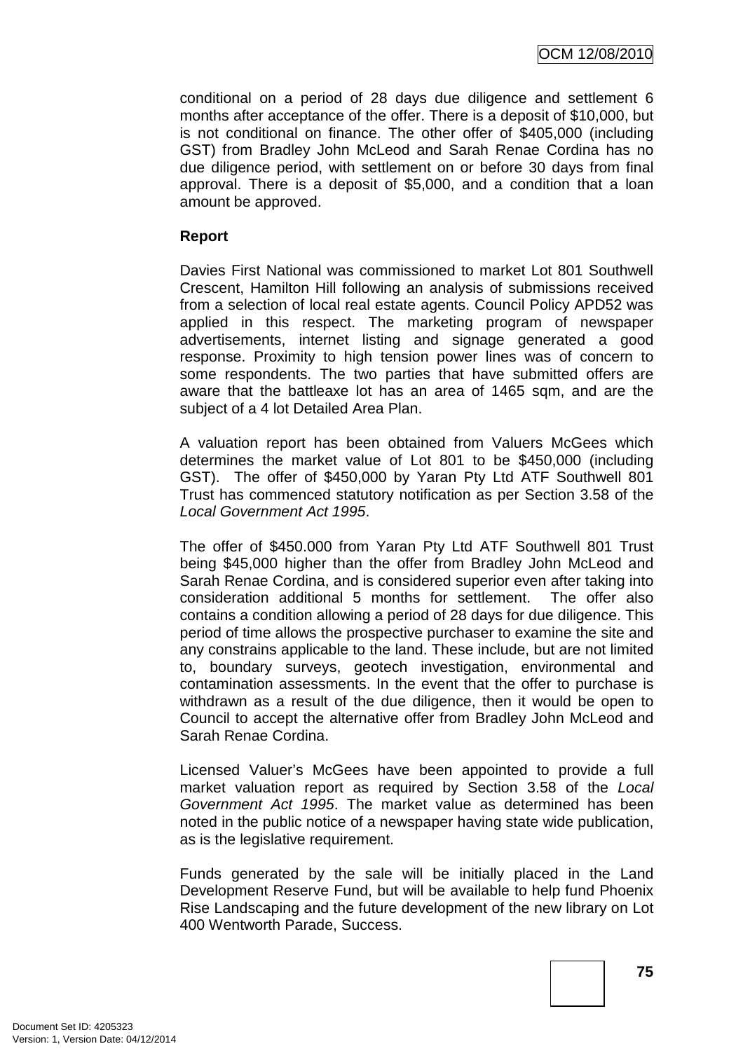conditional on a period of 28 days due diligence and settlement 6 months after acceptance of the offer. There is a deposit of $10,000, but is not conditional on finance. The other offer of $405,000 (including GST) from Bradley John McLeod and Sarah Renae Cordina has no due diligence period, with settlement on or before 30 days from final approval. There is a deposit of $5,000, and a condition that a loan amount be approved.

**Report**

Davies First National was commissioned to market Lot 801 Southwell Crescent, Hamilton Hill following an analysis of submissions received from a selection of local real estate agents. Council Policy APD52 was applied in this respect. The marketing program of newspaper advertisements, internet listing and signage generated a good response. Proximity to high tension power lines was of concern to some respondents. The two parties that have submitted offers are aware that the battleaxe lot has an area of 1465 sqm, and are the subject of a 4 lot Detailed Area Plan.

A valuation report has been obtained from Valuers McGees which determines the market value of Lot 801 to be $450,000 (including GST). The offer of $450,000 by Yaran Pty Ltd ATF Southwell 801 Trust has commenced statutory notification as per Section 3.58 of the *Local Government Act 1995*.

The offer of $450.000 from Yaran Pty Ltd ATF Southwell 801 Trust being $45,000 higher than the offer from Bradley John McLeod and Sarah Renae Cordina, and is considered superior even after taking into consideration additional 5 months for settlement. The offer also contains a condition allowing a period of 28 days for due diligence. This period of time allows the prospective purchaser to examine the site and any constrains applicable to the land. These include, but are not limited to, boundary surveys, geotech investigation, environmental and contamination assessments. In the event that the offer to purchase is withdrawn as a result of the due diligence, then it would be open to Council to accept the alternative offer from Bradley John McLeod and Sarah Renae Cordina.

Licensed Valuer's McGees have been appointed to provide a full market valuation report as required by Section 3.58 of the *Local Government Act 1995*. The market value as determined has been noted in the public notice of a newspaper having state wide publication, as is the legislative requirement.

Funds generated by the sale will be initially placed in the Land Development Reserve Fund, but will be available to help fund Phoenix Rise Landscaping and the future development of the new library on Lot 400 Wentworth Parade, Success.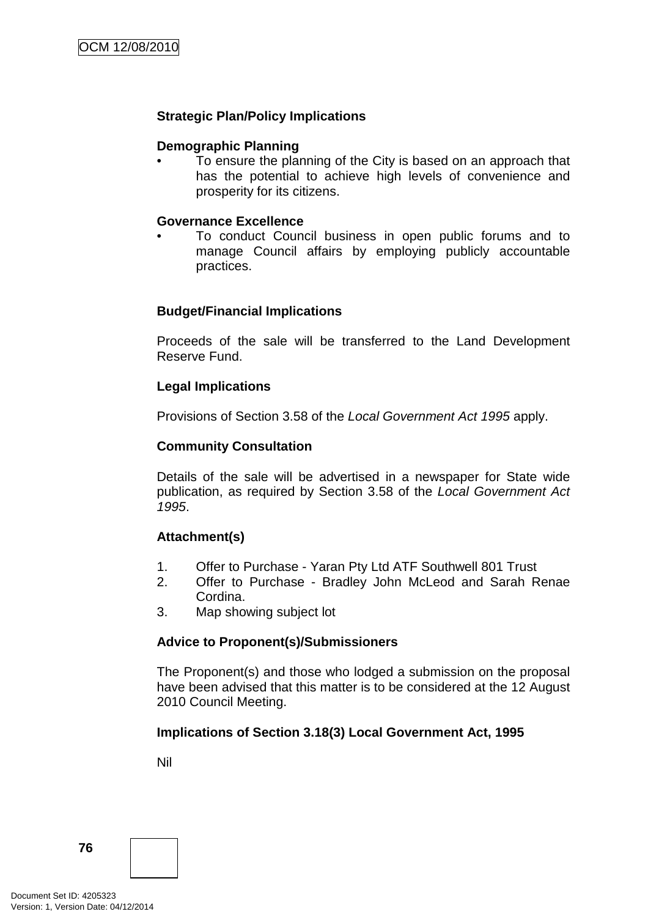**Strategic Plan/Policy Implications**

**Demographic Planning**

- To ensure the planning of the City is based on an approach that has the potential to achieve high levels of convenience and prosperity for its citizens.

**Governance Excellence**

- To conduct Council business in open public forums and to manage Council affairs by employing publicly accountable practices.

**Budget/Financial Implications**

Proceeds of the sale will be transferred to the Land Development Reserve Fund.

**Legal Implications**

Provisions of Section 3.58 of the *Local Government Act 1995* apply.

**Community Consultation**

Details of the sale will be advertised in a newspaper for State wide publication, as required by Section 3.58 of the *Local Government Act 1995*.

**Attachment(s)**

1. Offer to Purchase - Yaran Pty Ltd ATF Southwell 801 Trust
2. Offer to Purchase - Bradley John McLeod and Sarah Renae Cordina.
3. Map showing subject lot

**Advice to Proponent(s)/Submissioners**

The Proponent(s) and those who lodged a submission on the proposal have been advised that this matter is to be considered at the 12 August 2010 Council Meeting.

**Implications of Section 3.18(3) Local Government Act, 1995**

Nil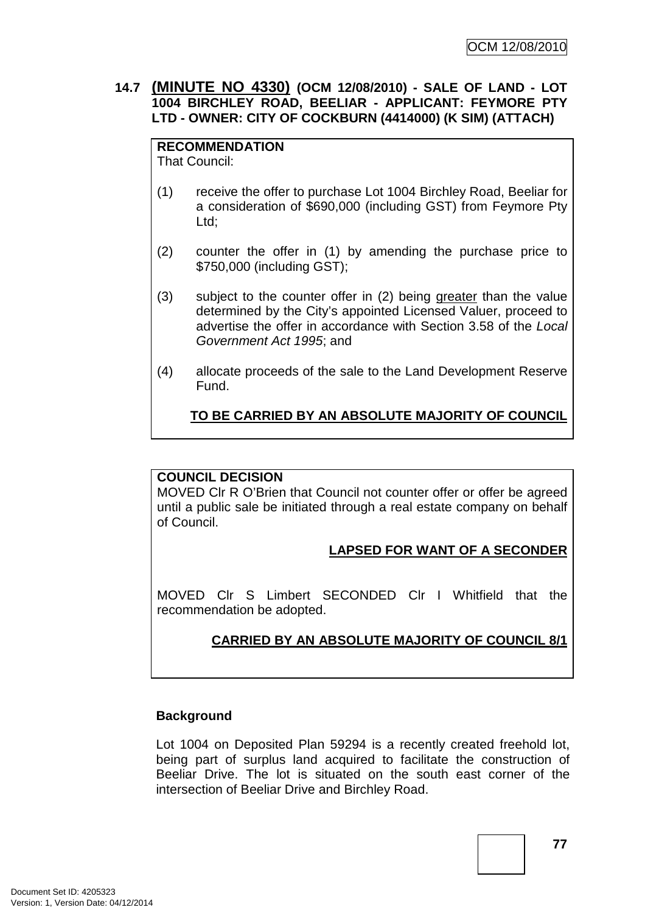### 14.7 **(MINUTE NO 4330)** (OCM 12/08/2010) - SALE OF LAND - LOT 1004 BIRCHLEY ROAD, BEELIAR - APPLICANT: FEYMORE PTY LTD - OWNER: CITY OF COCKBURN (4414000) (K SIM) (ATTACH)

**RECOMMENDATION**
That Council:

(1) receive the offer to purchase Lot 1004 Birchley Road, Beeliar for a consideration of $690,000 (including GST) from Feymore Pty Ltd;

(2) counter the offer in (1) by amending the purchase price to $750,000 (including GST);

(3) subject to the counter offer in (2) being greater than the value determined by the City's appointed Licensed Valuer, proceed to advertise the offer in accordance with Section 3.58 of the *Local Government Act 1995*; and

(4) allocate proceeds of the sale to the Land Development Reserve Fund.

**TO BE CARRIED BY AN ABSOLUTE MAJORITY OF COUNCIL**

**COUNCIL DECISION**
MOVED Clr R O'Brien that Council not counter offer or offer be agreed until a public sale be initiated through a real estate company on behalf of Council.

**LAPSED FOR WANT OF A SECONDER**

MOVED Clr S Limbert SECONDED Clr I Whitfield that the recommendation be adopted.

**CARRIED BY AN ABSOLUTE MAJORITY OF COUNCIL 8/1**

**Background**

Lot 1004 on Deposited Plan 59294 is a recently created freehold lot, being part of surplus land acquired to facilitate the construction of Beeliar Drive. The lot is situated on the south east corner of the intersection of Beeliar Drive and Birchley Road.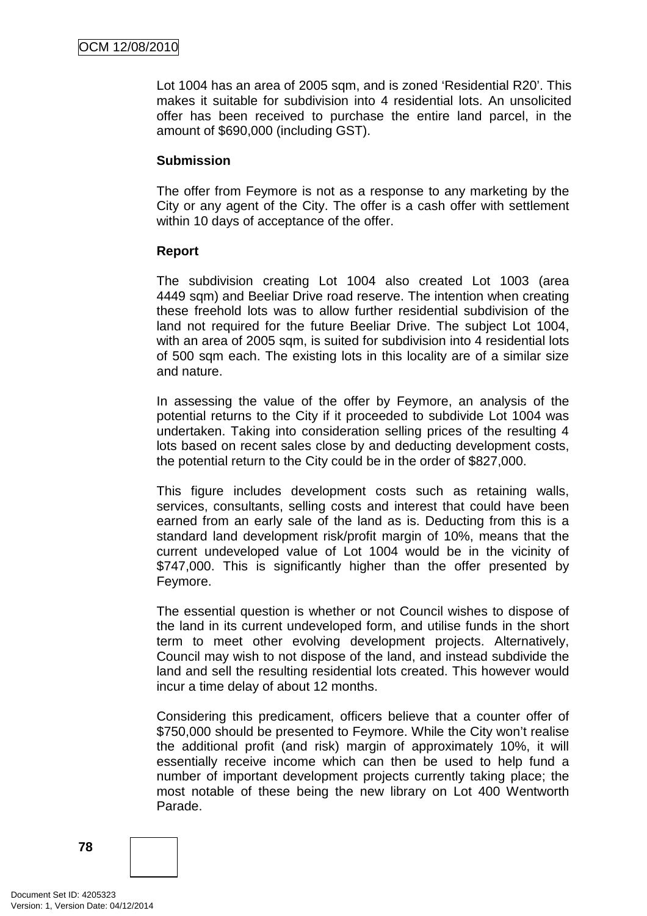Lot 1004 has an area of 2005 sqm, and is zoned 'Residential R20'. This makes it suitable for subdivision into 4 residential lots. An unsolicited offer has been received to purchase the entire land parcel, in the amount of $690,000 (including GST).

**Submission**

The offer from Feymore is not as a response to any marketing by the City or any agent of the City. The offer is a cash offer with settlement within 10 days of acceptance of the offer.

**Report**

The subdivision creating Lot 1004 also created Lot 1003 (area 4449 sqm) and Beeliar Drive road reserve. The intention when creating these freehold lots was to allow further residential subdivision of the land not required for the future Beeliar Drive. The subject Lot 1004, with an area of 2005 sqm, is suited for subdivision into 4 residential lots of 500 sqm each. The existing lots in this locality are of a similar size and nature.

In assessing the value of the offer by Feymore, an analysis of the potential returns to the City if it proceeded to subdivide Lot 1004 was undertaken. Taking into consideration selling prices of the resulting 4 lots based on recent sales close by and deducting development costs, the potential return to the City could be in the order of $827,000.

This figure includes development costs such as retaining walls, services, consultants, selling costs and interest that could have been earned from an early sale of the land as is. Deducting from this is a standard land development risk/profit margin of 10%, means that the current undeveloped value of Lot 1004 would be in the vicinity of $747,000. This is significantly higher than the offer presented by Feymore.

The essential question is whether or not Council wishes to dispose of the land in its current undeveloped form, and utilise funds in the short term to meet other evolving development projects. Alternatively, Council may wish to not dispose of the land, and instead subdivide the land and sell the resulting residential lots created. This however would incur a time delay of about 12 months.

Considering this predicament, officers believe that a counter offer of $750,000 should be presented to Feymore. While the City won't realise the additional profit (and risk) margin of approximately 10%, it will essentially receive income which can then be used to help fund a number of important development projects currently taking place; the most notable of these being the new library on Lot 400 Wentworth Parade.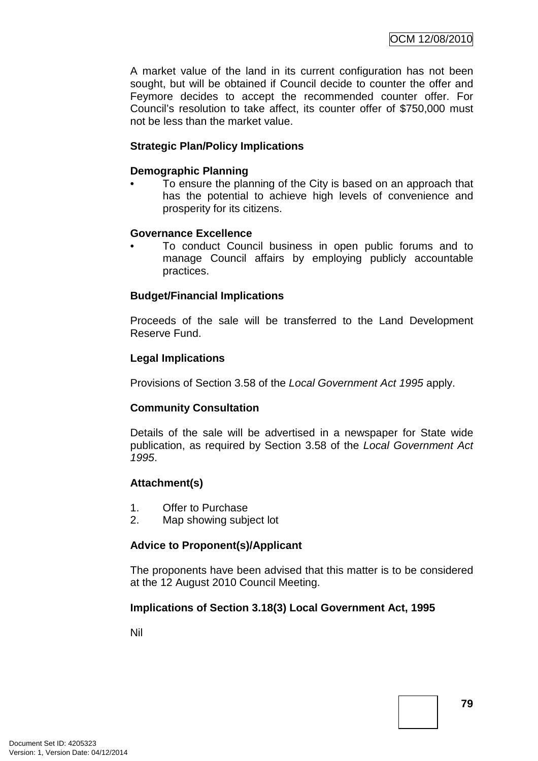A market value of the land in its current configuration has not been sought, but will be obtained if Council decide to counter the offer and Feymore decides to accept the recommended counter offer. For Council's resolution to take affect, its counter offer of $750,000 must not be less than the market value.

**Strategic Plan/Policy Implications**

**Demographic Planning**

- To ensure the planning of the City is based on an approach that has the potential to achieve high levels of convenience and prosperity for its citizens.

**Governance Excellence**

- To conduct Council business in open public forums and to manage Council affairs by employing publicly accountable practices.

**Budget/Financial Implications**

Proceeds of the sale will be transferred to the Land Development Reserve Fund.

**Legal Implications**

Provisions of Section 3.58 of the *Local Government Act 1995* apply.

**Community Consultation**

Details of the sale will be advertised in a newspaper for State wide publication, as required by Section 3.58 of the *Local Government Act 1995*.

**Attachment(s)**

1. Offer to Purchase
2. Map showing subject lot

**Advice to Proponent(s)/Applicant**

The proponents have been advised that this matter is to be considered at the 12 August 2010 Council Meeting.

**Implications of Section 3.18(3) Local Government Act, 1995**

Nil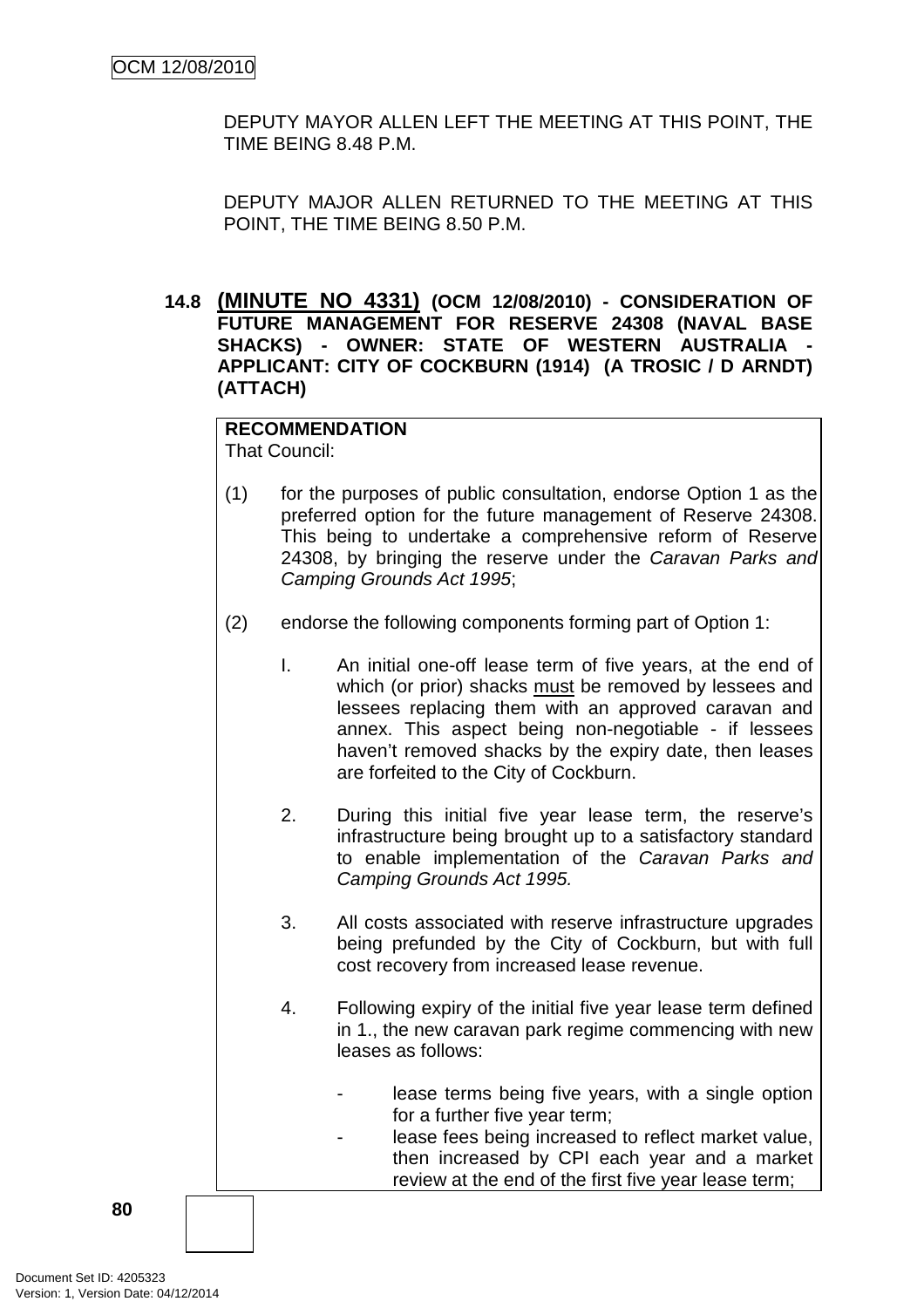DEPUTY MAYOR ALLEN LEFT THE MEETING AT THIS POINT, THE TIME BEING 8.48 P.M.

DEPUTY MAJOR ALLEN RETURNED TO THE MEETING AT THIS POINT, THE TIME BEING 8.50 P.M.

### 14.8 (MINUTE NO 4331) (OCM 12/08/2010) - CONSIDERATION OF FUTURE MANAGEMENT FOR RESERVE 24308 (NAVAL BASE SHACKS) - OWNER: STATE OF WESTERN AUSTRALIA - APPLICANT: CITY OF COCKBURN (1914) (A TROSIC / D ARNDT) (ATTACH)

**RECOMMENDATION**

That Council:

(1) for the purposes of public consultation, endorse Option 1 as the preferred option for the future management of Reserve 24308. This being to undertake a comprehensive reform of Reserve 24308, by bringing the reserve under the *Caravan Parks and Camping Grounds Act 1995*;

(2) endorse the following components forming part of Option 1:

I. An initial one-off lease term of five years, at the end of which (or prior) shacks must be removed by lessees and lessees replacing them with an approved caravan and annex. This aspect being non-negotiable - if lessees haven't removed shacks by the expiry date, then leases are forfeited to the City of Cockburn.

2. During this initial five year lease term, the reserve's infrastructure being brought up to a satisfactory standard to enable implementation of the *Caravan Parks and Camping Grounds Act 1995.*

3. All costs associated with reserve infrastructure upgrades being prefunded by the City of Cockburn, but with full cost recovery from increased lease revenue.

4. Following expiry of the initial five year lease term defined in 1., the new caravan park regime commencing with new leases as follows:

- lease terms being five years, with a single option for a further five year term;
- lease fees being increased to reflect market value, then increased by CPI each year and a market review at the end of the first five year lease term;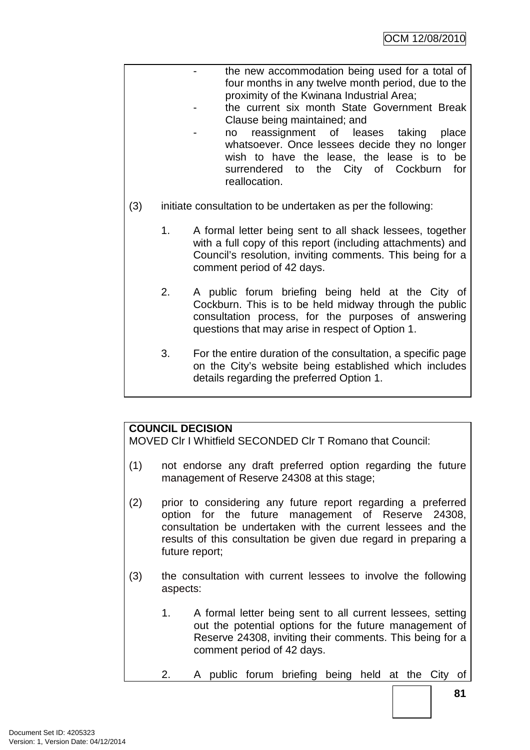- the new accommodation being used for a total of four months in any twelve month period, due to the proximity of the Kwinana Industrial Area;
- the current six month State Government Break Clause being maintained; and
- no reassignment of leases taking place whatsoever. Once lessees decide they no longer wish to have the lease, the lease is to be surrendered to the City of Cockburn for reallocation.

(3) initiate consultation to be undertaken as per the following:

1. A formal letter being sent to all shack lessees, together with a full copy of this report (including attachments) and Council's resolution, inviting comments. This being for a comment period of 42 days.

2. A public forum briefing being held at the City of Cockburn. This is to be held midway through the public consultation process, for the purposes of answering questions that may arise in respect of Option 1.

3. For the entire duration of the consultation, a specific page on the City's website being established which includes details regarding the preferred Option 1.

**COUNCIL DECISION**

MOVED Clr I Whitfield SECONDED Clr T Romano that Council:

(1) not endorse any draft preferred option regarding the future management of Reserve 24308 at this stage;

(2) prior to considering any future report regarding a preferred option for the future management of Reserve 24308, consultation be undertaken with the current lessees and the results of this consultation be given due regard in preparing a future report;

(3) the consultation with current lessees to involve the following aspects:

1. A formal letter being sent to all current lessees, setting out the potential options for the future management of Reserve 24308, inviting their comments. This being for a comment period of 42 days.

2. A public forum briefing being held at the City of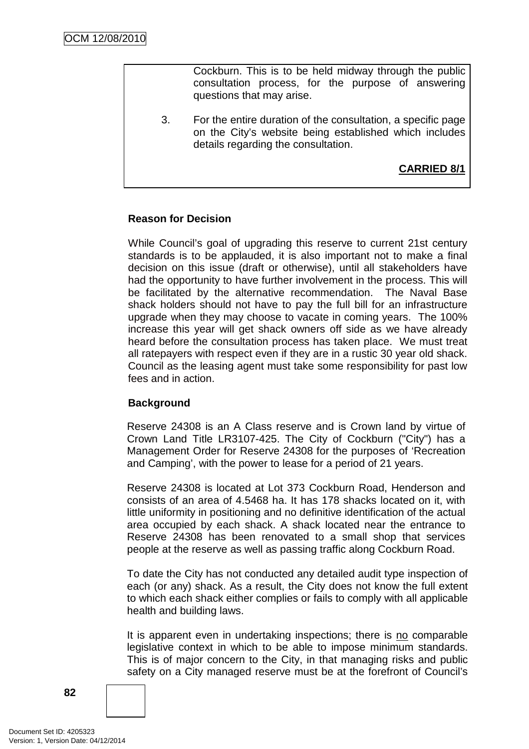Cockburn. This is to be held midway through the public consultation process, for the purpose of answering questions that may arise.

3. For the entire duration of the consultation, a specific page on the City's website being established which includes details regarding the consultation.

**CARRIED 8/1**

**Reason for Decision**

While Council's goal of upgrading this reserve to current 21st century standards is to be applauded, it is also important not to make a final decision on this issue (draft or otherwise), until all stakeholders have had the opportunity to have further involvement in the process. This will be facilitated by the alternative recommendation. The Naval Base shack holders should not have to pay the full bill for an infrastructure upgrade when they may choose to vacate in coming years. The 100% increase this year will get shack owners off side as we have already heard before the consultation process has taken place. We must treat all ratepayers with respect even if they are in a rustic 30 year old shack. Council as the leasing agent must take some responsibility for past low fees and in action.

**Background**

Reserve 24308 is an A Class reserve and is Crown land by virtue of Crown Land Title LR3107-425. The City of Cockburn ("City") has a Management Order for Reserve 24308 for the purposes of 'Recreation and Camping', with the power to lease for a period of 21 years.

Reserve 24308 is located at Lot 373 Cockburn Road, Henderson and consists of an area of 4.5468 ha. It has 178 shacks located on it, with little uniformity in positioning and no definitive identification of the actual area occupied by each shack. A shack located near the entrance to Reserve 24308 has been renovated to a small shop that services people at the reserve as well as passing traffic along Cockburn Road.

To date the City has not conducted any detailed audit type inspection of each (or any) shack. As a result, the City does not know the full extent to which each shack either complies or fails to comply with all applicable health and building laws.

It is apparent even in undertaking inspections; there is <u>no</u> comparable legislative context in which to be able to impose minimum standards. This is of major concern to the City, in that managing risks and public safety on a City managed reserve must be at the forefront of Council's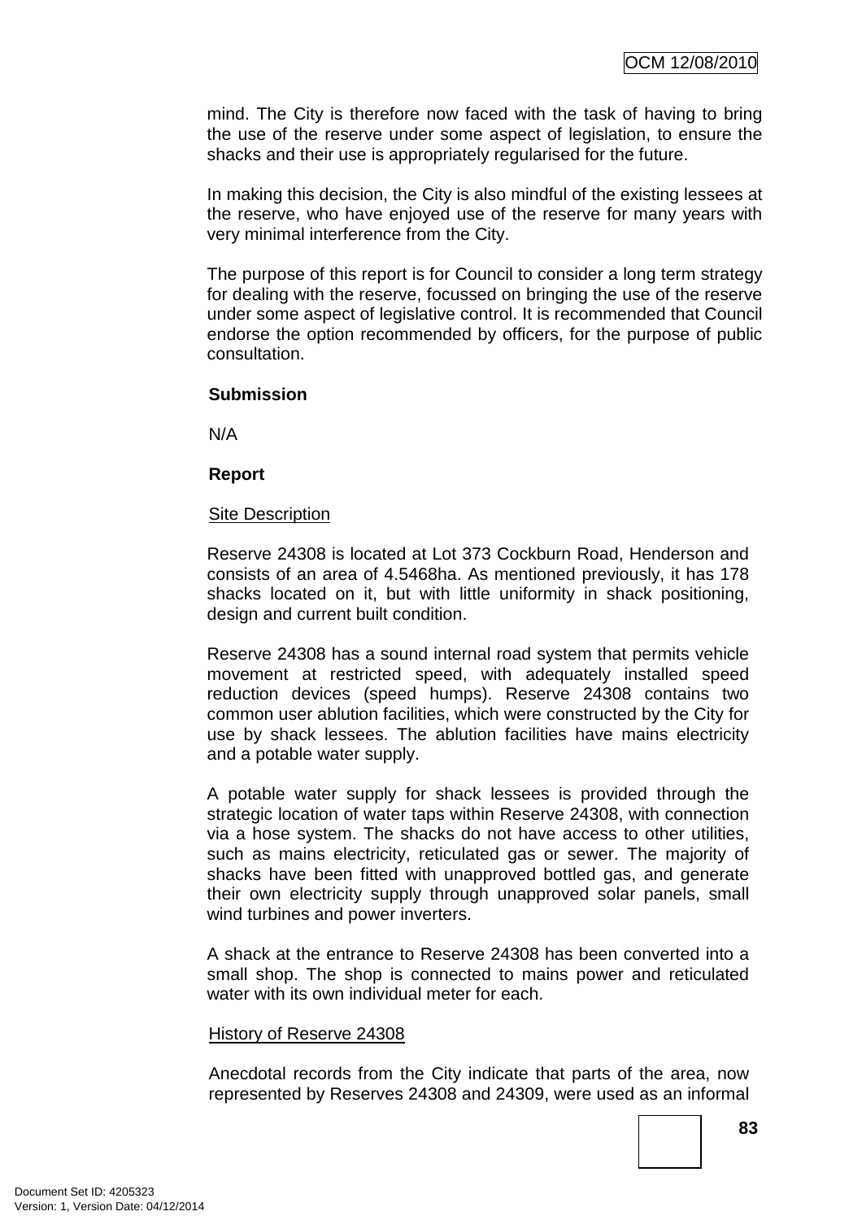mind. The City is therefore now faced with the task of having to bring the use of the reserve under some aspect of legislation, to ensure the shacks and their use is appropriately regularised for the future.

In making this decision, the City is also mindful of the existing lessees at the reserve, who have enjoyed use of the reserve for many years with very minimal interference from the City.

The purpose of this report is for Council to consider a long term strategy for dealing with the reserve, focussed on bringing the use of the reserve under some aspect of legislative control. It is recommended that Council endorse the option recommended by officers, for the purpose of public consultation.

**Submission**

N/A

**Report**

Site Description

Reserve 24308 is located at Lot 373 Cockburn Road, Henderson and consists of an area of 4.5468ha. As mentioned previously, it has 178 shacks located on it, but with little uniformity in shack positioning, design and current built condition.

Reserve 24308 has a sound internal road system that permits vehicle movement at restricted speed, with adequately installed speed reduction devices (speed humps). Reserve 24308 contains two common user ablution facilities, which were constructed by the City for use by shack lessees. The ablution facilities have mains electricity and a potable water supply.

A potable water supply for shack lessees is provided through the strategic location of water taps within Reserve 24308, with connection via a hose system. The shacks do not have access to other utilities, such as mains electricity, reticulated gas or sewer. The majority of shacks have been fitted with unapproved bottled gas, and generate their own electricity supply through unapproved solar panels, small wind turbines and power inverters.

A shack at the entrance to Reserve 24308 has been converted into a small shop. The shop is connected to mains power and reticulated water with its own individual meter for each.

History of Reserve 24308

Anecdotal records from the City indicate that parts of the area, now represented by Reserves 24308 and 24309, were used as an informal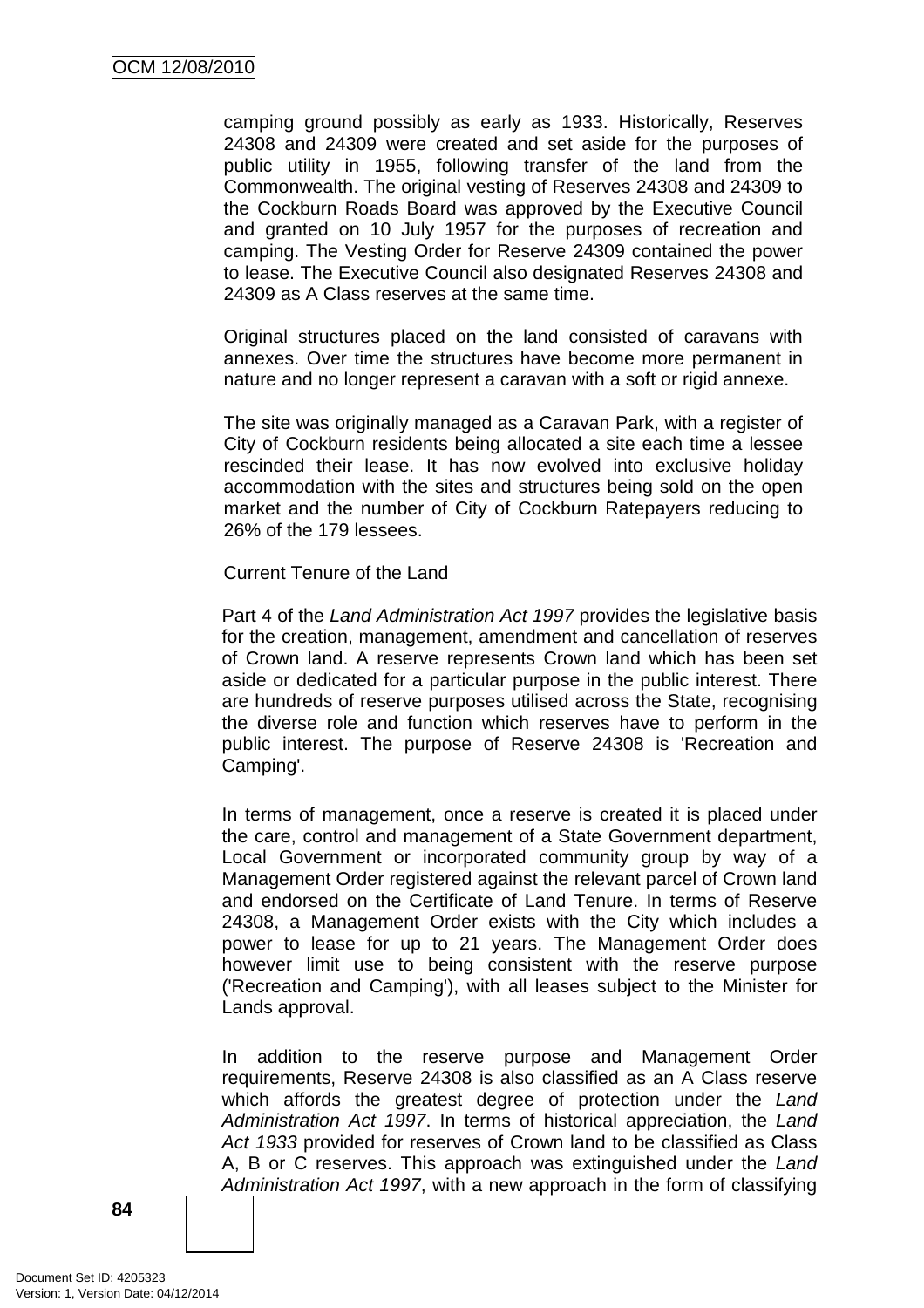camping ground possibly as early as 1933. Historically, Reserves 24308 and 24309 were created and set aside for the purposes of public utility in 1955, following transfer of the land from the Commonwealth. The original vesting of Reserves 24308 and 24309 to the Cockburn Roads Board was approved by the Executive Council and granted on 10 July 1957 for the purposes of recreation and camping. The Vesting Order for Reserve 24309 contained the power to lease. The Executive Council also designated Reserves 24308 and 24309 as A Class reserves at the same time.

Original structures placed on the land consisted of caravans with annexes. Over time the structures have become more permanent in nature and no longer represent a caravan with a soft or rigid annexe.

The site was originally managed as a Caravan Park, with a register of City of Cockburn residents being allocated a site each time a lessee rescinded their lease. It has now evolved into exclusive holiday accommodation with the sites and structures being sold on the open market and the number of City of Cockburn Ratepayers reducing to 26% of the 179 lessees.

<u>Current Tenure of the Land</u>

Part 4 of the *Land Administration Act 1997* provides the legislative basis for the creation, management, amendment and cancellation of reserves of Crown land. A reserve represents Crown land which has been set aside or dedicated for a particular purpose in the public interest. There are hundreds of reserve purposes utilised across the State, recognising the diverse role and function which reserves have to perform in the public interest. The purpose of Reserve 24308 is 'Recreation and Camping'.

In terms of management, once a reserve is created it is placed under the care, control and management of a State Government department, Local Government or incorporated community group by way of a Management Order registered against the relevant parcel of Crown land and endorsed on the Certificate of Land Tenure. In terms of Reserve 24308, a Management Order exists with the City which includes a power to lease for up to 21 years. The Management Order does however limit use to being consistent with the reserve purpose ('Recreation and Camping'), with all leases subject to the Minister for Lands approval.

In addition to the reserve purpose and Management Order requirements, Reserve 24308 is also classified as an A Class reserve which affords the greatest degree of protection under the *Land Administration Act 1997*. In terms of historical appreciation, the *Land Act 1933* provided for reserves of Crown land to be classified as Class A, B or C reserves. This approach was extinguished under the *Land Administration Act 1997*, with a new approach in the form of classifying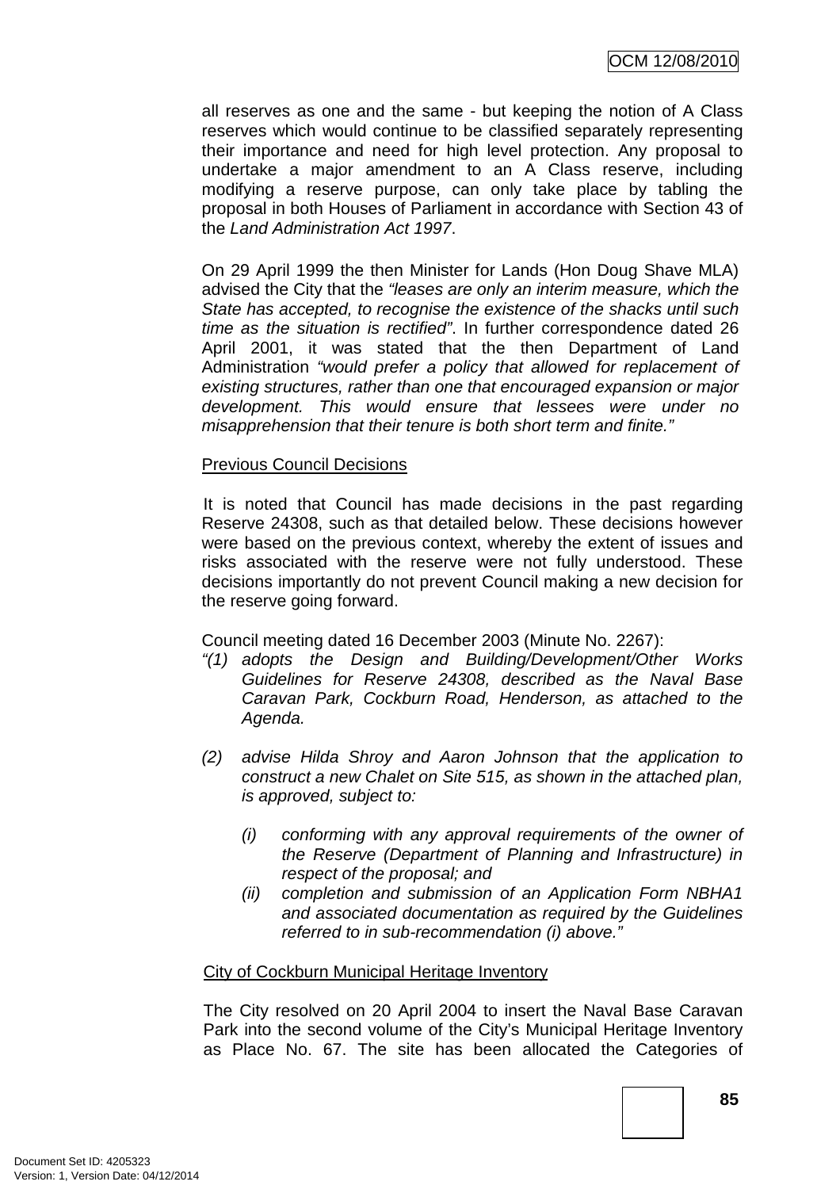all reserves as one and the same - but keeping the notion of A Class reserves which would continue to be classified separately representing their importance and need for high level protection. Any proposal to undertake a major amendment to an A Class reserve, including modifying a reserve purpose, can only take place by tabling the proposal in both Houses of Parliament in accordance with Section 43 of the *Land Administration Act 1997*.

On 29 April 1999 the then Minister for Lands (Hon Doug Shave MLA) advised the City that the *"leases are only an interim measure, which the State has accepted, to recognise the existence of the shacks until such time as the situation is rectified"*. In further correspondence dated 26 April 2001, it was stated that the then Department of Land Administration *"would prefer a policy that allowed for replacement of existing structures, rather than one that encouraged expansion or major development. This would ensure that lessees were under no misapprehension that their tenure is both short term and finite."*

<u>Previous Council Decisions</u>

It is noted that Council has made decisions in the past regarding Reserve 24308, such as that detailed below. These decisions however were based on the previous context, whereby the extent of issues and risks associated with the reserve were not fully understood. These decisions importantly do not prevent Council making a new decision for the reserve going forward.

Council meeting dated 16 December 2003 (Minute No. 2267):

*"(1) adopts the Design and Building/Development/Other Works Guidelines for Reserve 24308, described as the Naval Base Caravan Park, Cockburn Road, Henderson, as attached to the Agenda.*

*(2) advise Hilda Shroy and Aaron Johnson that the application to construct a new Chalet on Site 515, as shown in the attached plan, is approved, subject to:*

*(i) conforming with any approval requirements of the owner of the Reserve (Department of Planning and Infrastructure) in respect of the proposal; and*

*(ii) completion and submission of an Application Form NBHA1 and associated documentation as required by the Guidelines referred to in sub-recommendation (i) above."*

<u>City of Cockburn Municipal Heritage Inventory</u>

The City resolved on 20 April 2004 to insert the Naval Base Caravan Park into the second volume of the City's Municipal Heritage Inventory as Place No. 67. The site has been allocated the Categories of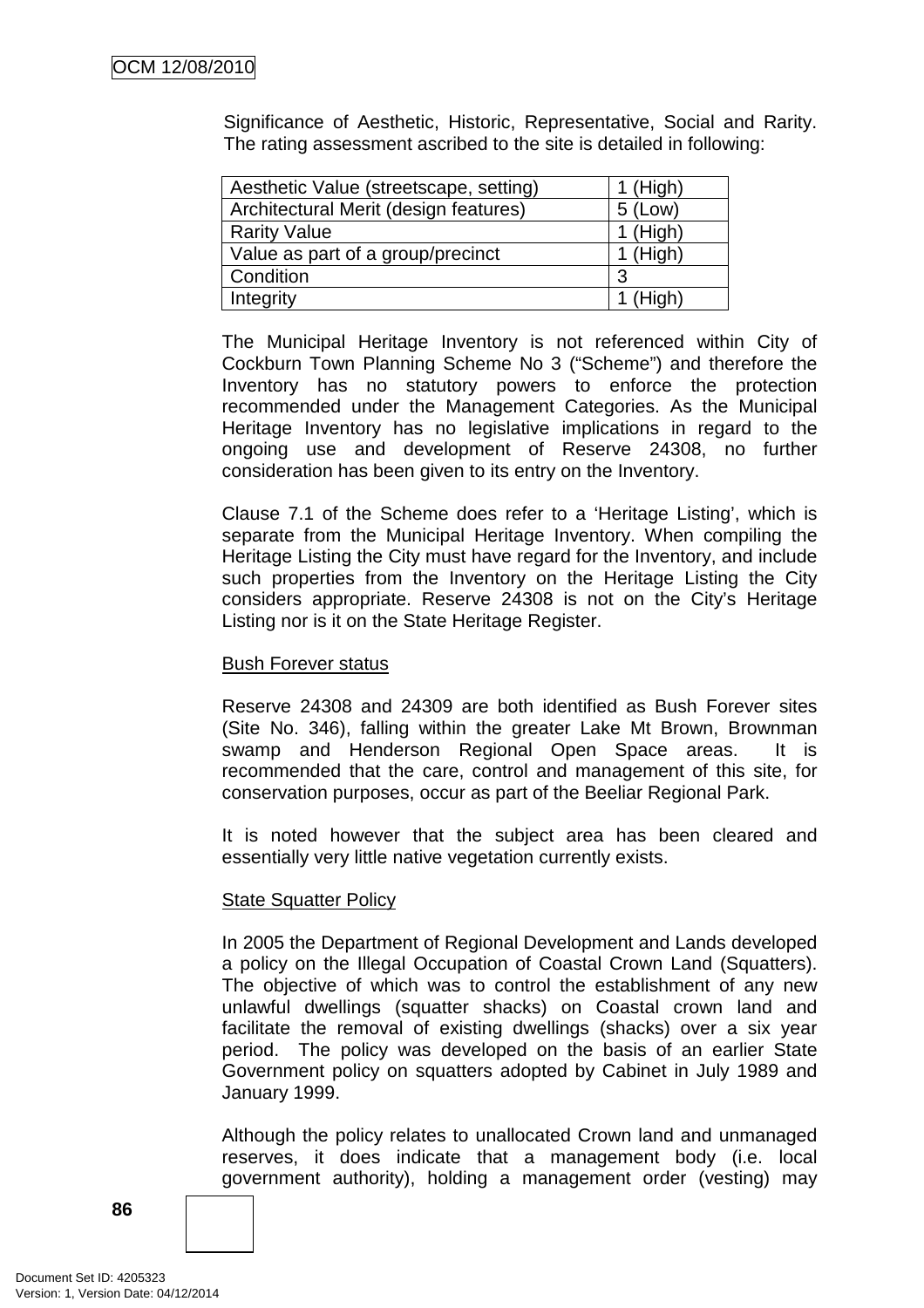Significance of Aesthetic, Historic, Representative, Social and Rarity. The rating assessment ascribed to the site is detailed in following:

| Aesthetic Value (streetscape, setting) | 1 (High) |
|---|---|
| Architectural Merit (design features) | 5 (Low) |
| Rarity Value | 1 (High) |
| Value as part of a group/precinct | 1 (High) |
| Condition | 3 |
| Integrity | 1 (High) |

The Municipal Heritage Inventory is not referenced within City of Cockburn Town Planning Scheme No 3 ("Scheme") and therefore the Inventory has no statutory powers to enforce the protection recommended under the Management Categories. As the Municipal Heritage Inventory has no legislative implications in regard to the ongoing use and development of Reserve 24308, no further consideration has been given to its entry on the Inventory.

Clause 7.1 of the Scheme does refer to a 'Heritage Listing', which is separate from the Municipal Heritage Inventory. When compiling the Heritage Listing the City must have regard for the Inventory, and include such properties from the Inventory on the Heritage Listing the City considers appropriate. Reserve 24308 is not on the City's Heritage Listing nor is it on the State Heritage Register.

<u>Bush Forever status</u>

Reserve 24308 and 24309 are both identified as Bush Forever sites (Site No. 346), falling within the greater Lake Mt Brown, Brownman swamp and Henderson Regional Open Space areas. It is recommended that the care, control and management of this site, for conservation purposes, occur as part of the Beeliar Regional Park.

It is noted however that the subject area has been cleared and essentially very little native vegetation currently exists.

<u>State Squatter Policy</u>

In 2005 the Department of Regional Development and Lands developed a policy on the Illegal Occupation of Coastal Crown Land (Squatters). The objective of which was to control the establishment of any new unlawful dwellings (squatter shacks) on Coastal crown land and facilitate the removal of existing dwellings (shacks) over a six year period. The policy was developed on the basis of an earlier State Government policy on squatters adopted by Cabinet in July 1989 and January 1999.

Although the policy relates to unallocated Crown land and unmanaged reserves, it does indicate that a management body (i.e. local government authority), holding a management order (vesting) may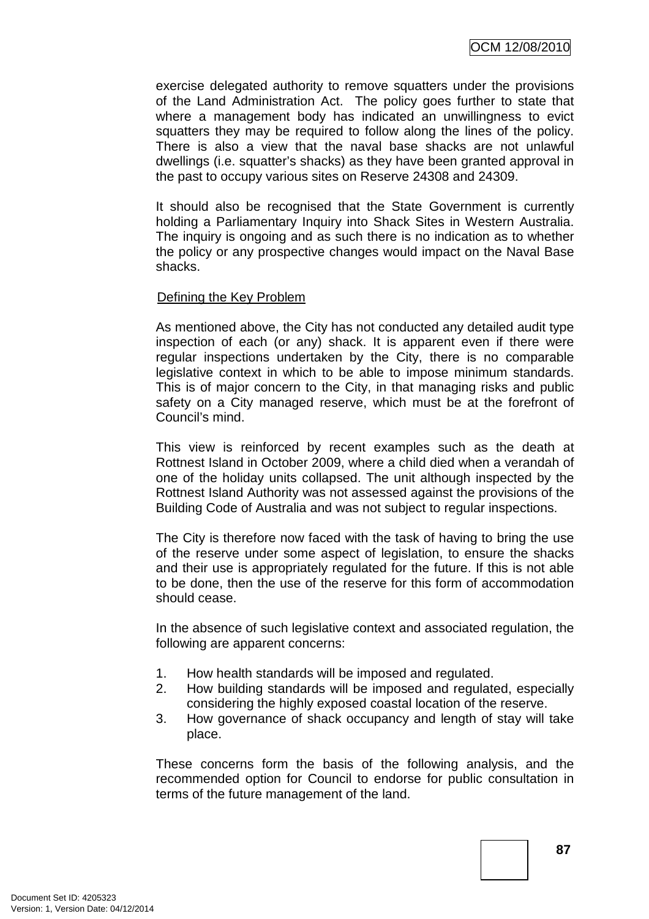exercise delegated authority to remove squatters under the provisions of the Land Administration Act. The policy goes further to state that where a management body has indicated an unwillingness to evict squatters they may be required to follow along the lines of the policy. There is also a view that the naval base shacks are not unlawful dwellings (i.e. squatter's shacks) as they have been granted approval in the past to occupy various sites on Reserve 24308 and 24309.

It should also be recognised that the State Government is currently holding a Parliamentary Inquiry into Shack Sites in Western Australia. The inquiry is ongoing and as such there is no indication as to whether the policy or any prospective changes would impact on the Naval Base shacks.

Defining the Key Problem

As mentioned above, the City has not conducted any detailed audit type inspection of each (or any) shack. It is apparent even if there were regular inspections undertaken by the City, there is no comparable legislative context in which to be able to impose minimum standards. This is of major concern to the City, in that managing risks and public safety on a City managed reserve, which must be at the forefront of Council's mind.

This view is reinforced by recent examples such as the death at Rottnest Island in October 2009, where a child died when a verandah of one of the holiday units collapsed. The unit although inspected by the Rottnest Island Authority was not assessed against the provisions of the Building Code of Australia and was not subject to regular inspections.

The City is therefore now faced with the task of having to bring the use of the reserve under some aspect of legislation, to ensure the shacks and their use is appropriately regulated for the future. If this is not able to be done, then the use of the reserve for this form of accommodation should cease.

In the absence of such legislative context and associated regulation, the following are apparent concerns:

1. How health standards will be imposed and regulated.
2. How building standards will be imposed and regulated, especially considering the highly exposed coastal location of the reserve.
3. How governance of shack occupancy and length of stay will take place.

These concerns form the basis of the following analysis, and the recommended option for Council to endorse for public consultation in terms of the future management of the land.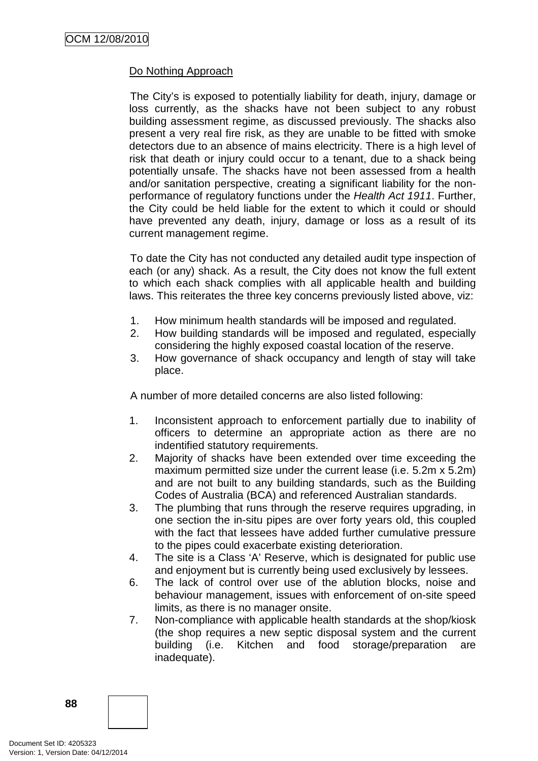Do Nothing Approach

The City's is exposed to potentially liability for death, injury, damage or loss currently, as the shacks have not been subject to any robust building assessment regime, as discussed previously. The shacks also present a very real fire risk, as they are unable to be fitted with smoke detectors due to an absence of mains electricity. There is a high level of risk that death or injury could occur to a tenant, due to a shack being potentially unsafe. The shacks have not been assessed from a health and/or sanitation perspective, creating a significant liability for the non-performance of regulatory functions under the *Health Act 1911*. Further, the City could be held liable for the extent to which it could or should have prevented any death, injury, damage or loss as a result of its current management regime.

To date the City has not conducted any detailed audit type inspection of each (or any) shack. As a result, the City does not know the full extent to which each shack complies with all applicable health and building laws. This reiterates the three key concerns previously listed above, viz:

1. How minimum health standards will be imposed and regulated.
2. How building standards will be imposed and regulated, especially considering the highly exposed coastal location of the reserve.
3. How governance of shack occupancy and length of stay will take place.

A number of more detailed concerns are also listed following:

1. Inconsistent approach to enforcement partially due to inability of officers to determine an appropriate action as there are no indentified statutory requirements.
2. Majority of shacks have been extended over time exceeding the maximum permitted size under the current lease (i.e. 5.2m x 5.2m) and are not built to any building standards, such as the Building Codes of Australia (BCA) and referenced Australian standards.
3. The plumbing that runs through the reserve requires upgrading, in one section the in-situ pipes are over forty years old, this coupled with the fact that lessees have added further cumulative pressure to the pipes could exacerbate existing deterioration.
4. The site is a Class 'A' Reserve, which is designated for public use and enjoyment but is currently being used exclusively by lessees.
6. The lack of control over use of the ablution blocks, noise and behaviour management, issues with enforcement of on-site speed limits, as there is no manager onsite.
7. Non-compliance with applicable health standards at the shop/kiosk (the shop requires a new septic disposal system and the current building (i.e. Kitchen and food storage/preparation are inadequate).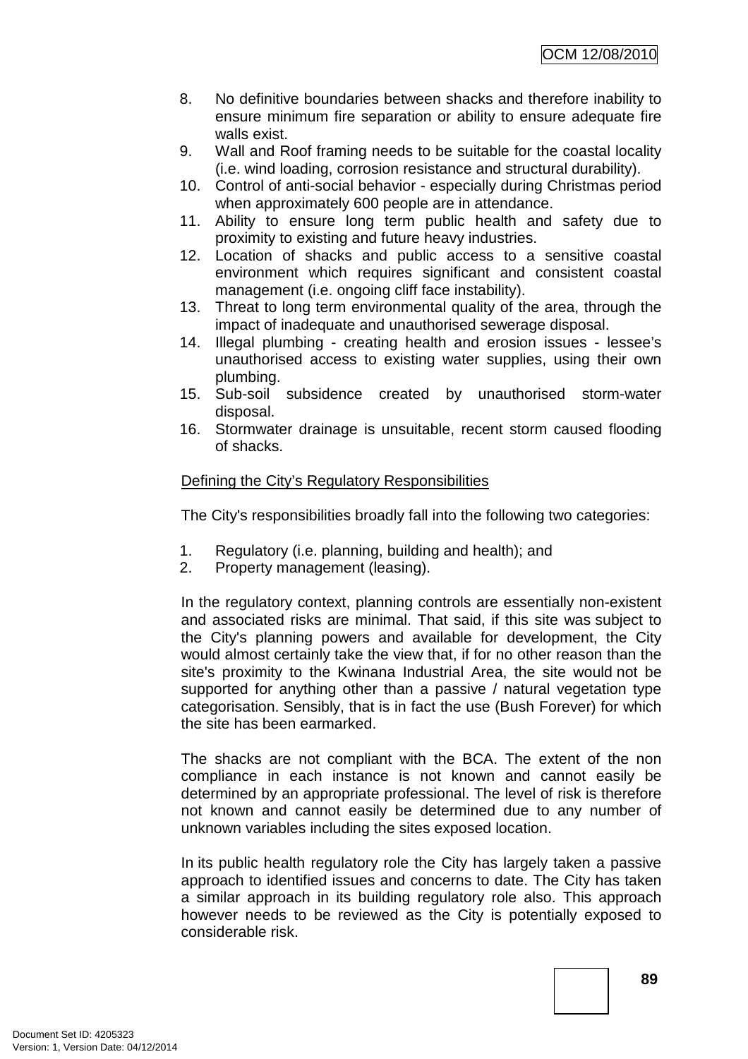8. No definitive boundaries between shacks and therefore inability to ensure minimum fire separation or ability to ensure adequate fire walls exist.
9. Wall and Roof framing needs to be suitable for the coastal locality (i.e. wind loading, corrosion resistance and structural durability).
10. Control of anti-social behavior - especially during Christmas period when approximately 600 people are in attendance.
11. Ability to ensure long term public health and safety due to proximity to existing and future heavy industries.
12. Location of shacks and public access to a sensitive coastal environment which requires significant and consistent coastal management (i.e. ongoing cliff face instability).
13. Threat to long term environmental quality of the area, through the impact of inadequate and unauthorised sewerage disposal.
14. Illegal plumbing - creating health and erosion issues - lessee's unauthorised access to existing water supplies, using their own plumbing.
15. Sub-soil subsidence created by unauthorised storm-water disposal.
16. Stormwater drainage is unsuitable, recent storm caused flooding of shacks.

Defining the City's Regulatory Responsibilities

The City's responsibilities broadly fall into the following two categories:

1. Regulatory (i.e. planning, building and health); and
2. Property management (leasing).

In the regulatory context, planning controls are essentially non-existent and associated risks are minimal. That said, if this site was subject to the City's planning powers and available for development, the City would almost certainly take the view that, if for no other reason than the site's proximity to the Kwinana Industrial Area, the site would not be supported for anything other than a passive / natural vegetation type categorisation. Sensibly, that is in fact the use (Bush Forever) for which the site has been earmarked.

The shacks are not compliant with the BCA. The extent of the non compliance in each instance is not known and cannot easily be determined by an appropriate professional. The level of risk is therefore not known and cannot easily be determined due to any number of unknown variables including the sites exposed location.

In its public health regulatory role the City has largely taken a passive approach to identified issues and concerns to date. The City has taken a similar approach in its building regulatory role also. This approach however needs to be reviewed as the City is potentially exposed to considerable risk.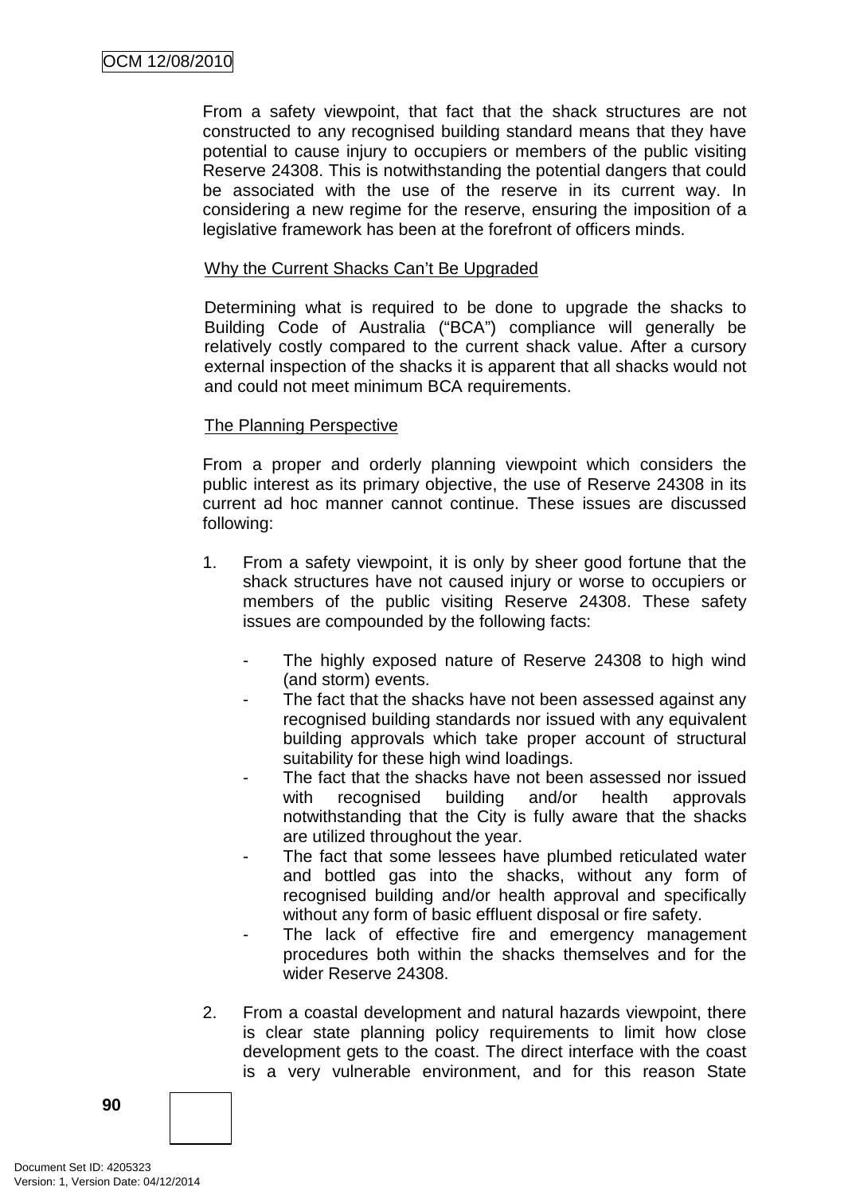From a safety viewpoint, that fact that the shack structures are not constructed to any recognised building standard means that they have potential to cause injury to occupiers or members of the public visiting Reserve 24308. This is notwithstanding the potential dangers that could be associated with the use of the reserve in its current way. In considering a new regime for the reserve, ensuring the imposition of a legislative framework has been at the forefront of officers minds.

Why the Current Shacks Can't Be Upgraded

Determining what is required to be done to upgrade the shacks to Building Code of Australia ("BCA") compliance will generally be relatively costly compared to the current shack value. After a cursory external inspection of the shacks it is apparent that all shacks would not and could not meet minimum BCA requirements.

The Planning Perspective

From a proper and orderly planning viewpoint which considers the public interest as its primary objective, the use of Reserve 24308 in its current ad hoc manner cannot continue. These issues are discussed following:

1. From a safety viewpoint, it is only by sheer good fortune that the shack structures have not caused injury or worse to occupiers or members of the public visiting Reserve 24308. These safety issues are compounded by the following facts:

   - The highly exposed nature of Reserve 24308 to high wind (and storm) events.
   - The fact that the shacks have not been assessed against any recognised building standards nor issued with any equivalent building approvals which take proper account of structural suitability for these high wind loadings.
   - The fact that the shacks have not been assessed nor issued with recognised building and/or health approvals notwithstanding that the City is fully aware that the shacks are utilized throughout the year.
   - The fact that some lessees have plumbed reticulated water and bottled gas into the shacks, without any form of recognised building and/or health approval and specifically without any form of basic effluent disposal or fire safety.
   - The lack of effective fire and emergency management procedures both within the shacks themselves and for the wider Reserve 24308.

2. From a coastal development and natural hazards viewpoint, there is clear state planning policy requirements to limit how close development gets to the coast. The direct interface with the coast is a very vulnerable environment, and for this reason State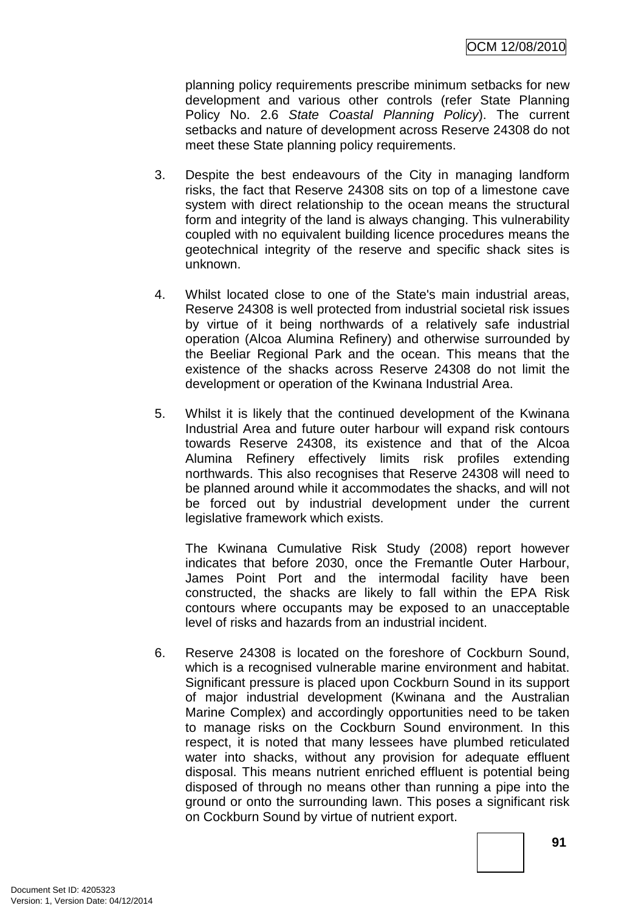planning policy requirements prescribe minimum setbacks for new development and various other controls (refer State Planning Policy No. 2.6 *State Coastal Planning Policy*). The current setbacks and nature of development across Reserve 24308 do not meet these State planning policy requirements.

3. Despite the best endeavours of the City in managing landform risks, the fact that Reserve 24308 sits on top of a limestone cave system with direct relationship to the ocean means the structural form and integrity of the land is always changing. This vulnerability coupled with no equivalent building licence procedures means the geotechnical integrity of the reserve and specific shack sites is unknown.

4. Whilst located close to one of the State's main industrial areas, Reserve 24308 is well protected from industrial societal risk issues by virtue of it being northwards of a relatively safe industrial operation (Alcoa Alumina Refinery) and otherwise surrounded by the Beeliar Regional Park and the ocean. This means that the existence of the shacks across Reserve 24308 do not limit the development or operation of the Kwinana Industrial Area.

5. Whilst it is likely that the continued development of the Kwinana Industrial Area and future outer harbour will expand risk contours towards Reserve 24308, its existence and that of the Alcoa Alumina Refinery effectively limits risk profiles extending northwards. This also recognises that Reserve 24308 will need to be planned around while it accommodates the shacks, and will not be forced out by industrial development under the current legislative framework which exists.

   The Kwinana Cumulative Risk Study (2008) report however indicates that before 2030, once the Fremantle Outer Harbour, James Point Port and the intermodal facility have been constructed, the shacks are likely to fall within the EPA Risk contours where occupants may be exposed to an unacceptable level of risks and hazards from an industrial incident.

6. Reserve 24308 is located on the foreshore of Cockburn Sound, which is a recognised vulnerable marine environment and habitat. Significant pressure is placed upon Cockburn Sound in its support of major industrial development (Kwinana and the Australian Marine Complex) and accordingly opportunities need to be taken to manage risks on the Cockburn Sound environment. In this respect, it is noted that many lessees have plumbed reticulated water into shacks, without any provision for adequate effluent disposal. This means nutrient enriched effluent is potential being disposed of through no means other than running a pipe into the ground or onto the surrounding lawn. This poses a significant risk on Cockburn Sound by virtue of nutrient export.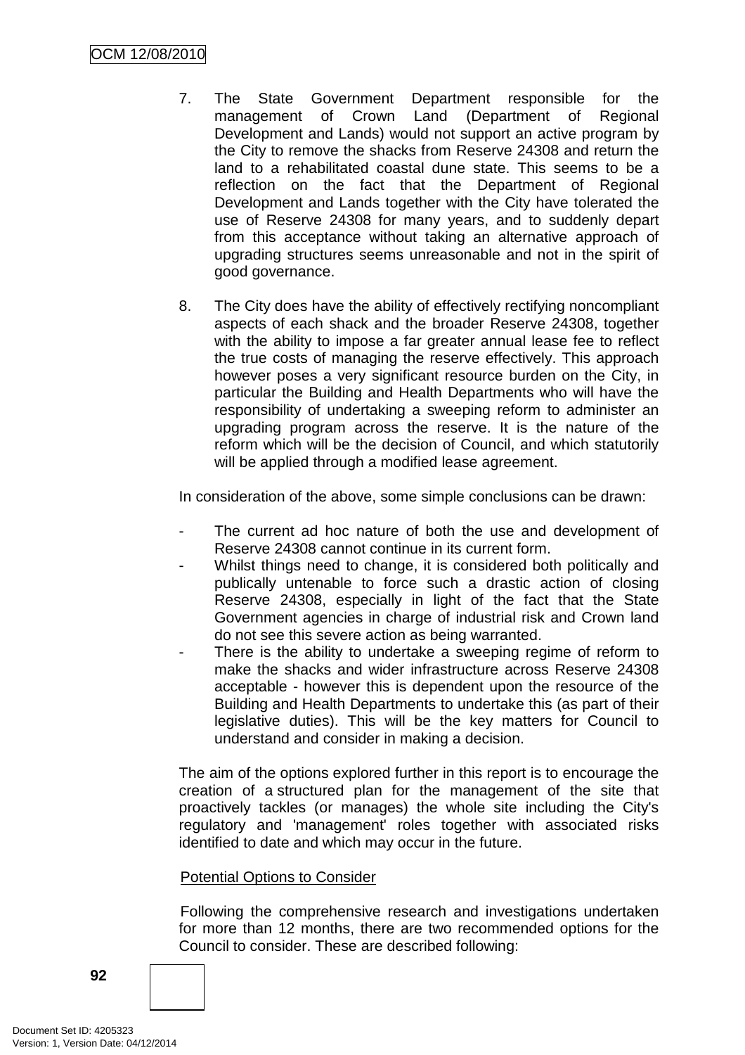7. The State Government Department responsible for the management of Crown Land (Department of Regional Development and Lands) would not support an active program by the City to remove the shacks from Reserve 24308 and return the land to a rehabilitated coastal dune state. This seems to be a reflection on the fact that the Department of Regional Development and Lands together with the City have tolerated the use of Reserve 24308 for many years, and to suddenly depart from this acceptance without taking an alternative approach of upgrading structures seems unreasonable and not in the spirit of good governance.

8. The City does have the ability of effectively rectifying noncompliant aspects of each shack and the broader Reserve 24308, together with the ability to impose a far greater annual lease fee to reflect the true costs of managing the reserve effectively. This approach however poses a very significant resource burden on the City, in particular the Building and Health Departments who will have the responsibility of undertaking a sweeping reform to administer an upgrading program across the reserve. It is the nature of the reform which will be the decision of Council, and which statutorily will be applied through a modified lease agreement.

In consideration of the above, some simple conclusions can be drawn:

- The current ad hoc nature of both the use and development of Reserve 24308 cannot continue in its current form.
- Whilst things need to change, it is considered both politically and publically untenable to force such a drastic action of closing Reserve 24308, especially in light of the fact that the State Government agencies in charge of industrial risk and Crown land do not see this severe action as being warranted.
- There is the ability to undertake a sweeping regime of reform to make the shacks and wider infrastructure across Reserve 24308 acceptable - however this is dependent upon the resource of the Building and Health Departments to undertake this (as part of their legislative duties). This will be the key matters for Council to understand and consider in making a decision.

The aim of the options explored further in this report is to encourage the creation of a structured plan for the management of the site that proactively tackles (or manages) the whole site including the City's regulatory and 'management' roles together with associated risks identified to date and which may occur in the future.

Potential Options to Consider

Following the comprehensive research and investigations undertaken for more than 12 months, there are two recommended options for the Council to consider. These are described following: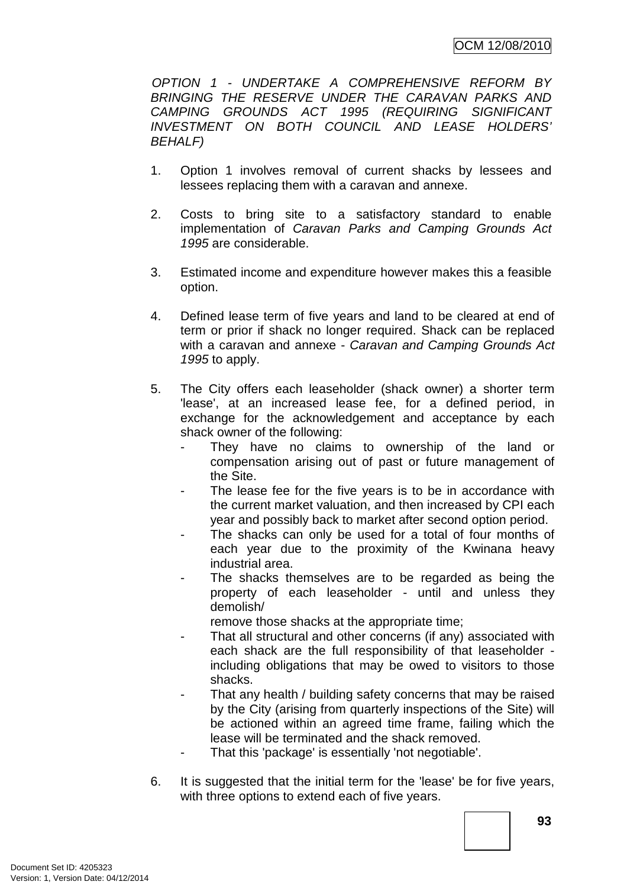*OPTION 1 - UNDERTAKE A COMPREHENSIVE REFORM BY BRINGING THE RESERVE UNDER THE CARAVAN PARKS AND CAMPING GROUNDS ACT 1995 (REQUIRING SIGNIFICANT INVESTMENT ON BOTH COUNCIL AND LEASE HOLDERS' BEHALF)*

1. Option 1 involves removal of current shacks by lessees and lessees replacing them with a caravan and annexe.

2. Costs to bring site to a satisfactory standard to enable implementation of *Caravan Parks and Camping Grounds Act 1995* are considerable.

3. Estimated income and expenditure however makes this a feasible option.

4. Defined lease term of five years and land to be cleared at end of term or prior if shack no longer required. Shack can be replaced with a caravan and annexe - *Caravan and Camping Grounds Act 1995* to apply.

5. The City offers each leaseholder (shack owner) a shorter term 'lease', at an increased lease fee, for a defined period, in exchange for the acknowledgement and acceptance by each shack owner of the following:
   - They have no claims to ownership of the land or compensation arising out of past or future management of the Site.
   - The lease fee for the five years is to be in accordance with the current market valuation, and then increased by CPI each year and possibly back to market after second option period.
   - The shacks can only be used for a total of four months of each year due to the proximity of the Kwinana heavy industrial area.
   - The shacks themselves are to be regarded as being the property of each leaseholder - until and unless they demolish/
     remove those shacks at the appropriate time;
   - That all structural and other concerns (if any) associated with each shack are the full responsibility of that leaseholder - including obligations that may be owed to visitors to those shacks.
   - That any health / building safety concerns that may be raised by the City (arising from quarterly inspections of the Site) will be actioned within an agreed time frame, failing which the lease will be terminated and the shack removed.
   - That this 'package' is essentially 'not negotiable'.

6. It is suggested that the initial term for the 'lease' be for five years, with three options to extend each of five years.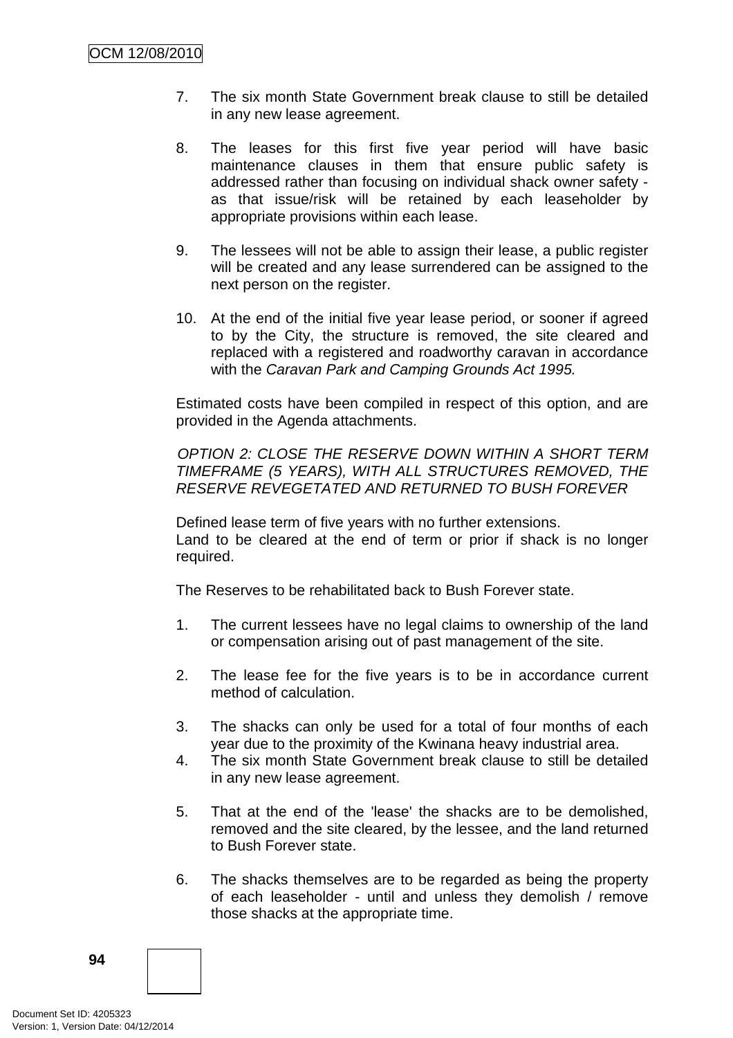7. The six month State Government break clause to still be detailed in any new lease agreement.

8. The leases for this first five year period will have basic maintenance clauses in them that ensure public safety is addressed rather than focusing on individual shack owner safety - as that issue/risk will be retained by each leaseholder by appropriate provisions within each lease.

9. The lessees will not be able to assign their lease, a public register will be created and any lease surrendered can be assigned to the next person on the register.

10. At the end of the initial five year lease period, or sooner if agreed to by the City, the structure is removed, the site cleared and replaced with a registered and roadworthy caravan in accordance with the *Caravan Park and Camping Grounds Act 1995.*

Estimated costs have been compiled in respect of this option, and are provided in the Agenda attachments.

*OPTION 2: CLOSE THE RESERVE DOWN WITHIN A SHORT TERM TIMEFRAME (5 YEARS), WITH ALL STRUCTURES REMOVED, THE RESERVE REVEGETATED AND RETURNED TO BUSH FOREVER*

Defined lease term of five years with no further extensions.
Land to be cleared at the end of term or prior if shack is no longer required.

The Reserves to be rehabilitated back to Bush Forever state.

1. The current lessees have no legal claims to ownership of the land or compensation arising out of past management of the site.

2. The lease fee for the five years is to be in accordance current method of calculation.

3. The shacks can only be used for a total of four months of each year due to the proximity of the Kwinana heavy industrial area.
4. The six month State Government break clause to still be detailed in any new lease agreement.

5. That at the end of the 'lease' the shacks are to be demolished, removed and the site cleared, by the lessee, and the land returned to Bush Forever state.

6. The shacks themselves are to be regarded as being the property of each leaseholder - until and unless they demolish / remove those shacks at the appropriate time.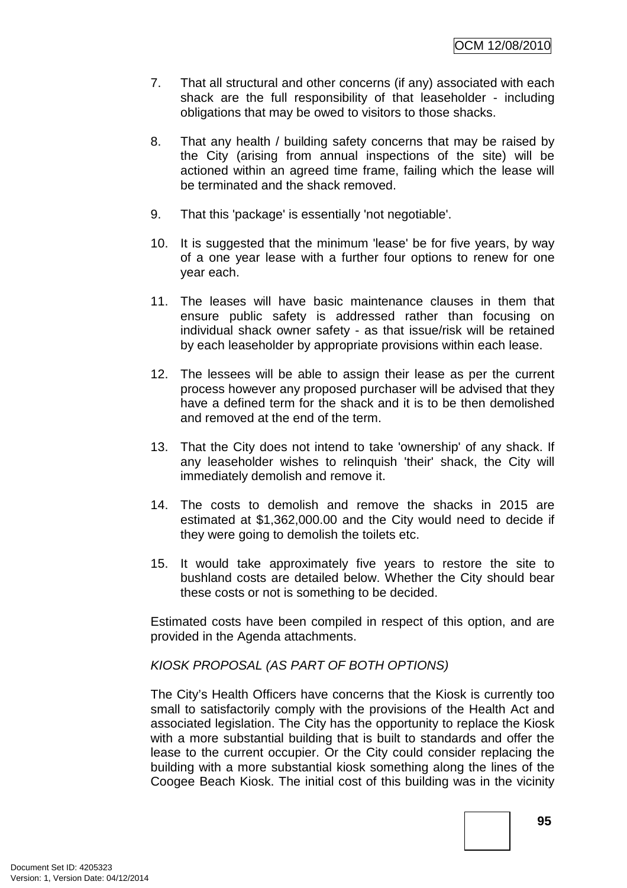7. That all structural and other concerns (if any) associated with each shack are the full responsibility of that leaseholder - including obligations that may be owed to visitors to those shacks.

8. That any health / building safety concerns that may be raised by the City (arising from annual inspections of the site) will be actioned within an agreed time frame, failing which the lease will be terminated and the shack removed.

9. That this 'package' is essentially 'not negotiable'.

10. It is suggested that the minimum 'lease' be for five years, by way of a one year lease with a further four options to renew for one year each.

11. The leases will have basic maintenance clauses in them that ensure public safety is addressed rather than focusing on individual shack owner safety - as that issue/risk will be retained by each leaseholder by appropriate provisions within each lease.

12. The lessees will be able to assign their lease as per the current process however any proposed purchaser will be advised that they have a defined term for the shack and it is to be then demolished and removed at the end of the term.

13. That the City does not intend to take 'ownership' of any shack. If any leaseholder wishes to relinquish 'their' shack, the City will immediately demolish and remove it.

14. The costs to demolish and remove the shacks in 2015 are estimated at $1,362,000.00 and the City would need to decide if they were going to demolish the toilets etc.

15. It would take approximately five years to restore the site to bushland costs are detailed below. Whether the City should bear these costs or not is something to be decided.

Estimated costs have been compiled in respect of this option, and are provided in the Agenda attachments.

*KIOSK PROPOSAL (AS PART OF BOTH OPTIONS)*

The City's Health Officers have concerns that the Kiosk is currently too small to satisfactorily comply with the provisions of the Health Act and associated legislation. The City has the opportunity to replace the Kiosk with a more substantial building that is built to standards and offer the lease to the current occupier. Or the City could consider replacing the building with a more substantial kiosk something along the lines of the Coogee Beach Kiosk. The initial cost of this building was in the vicinity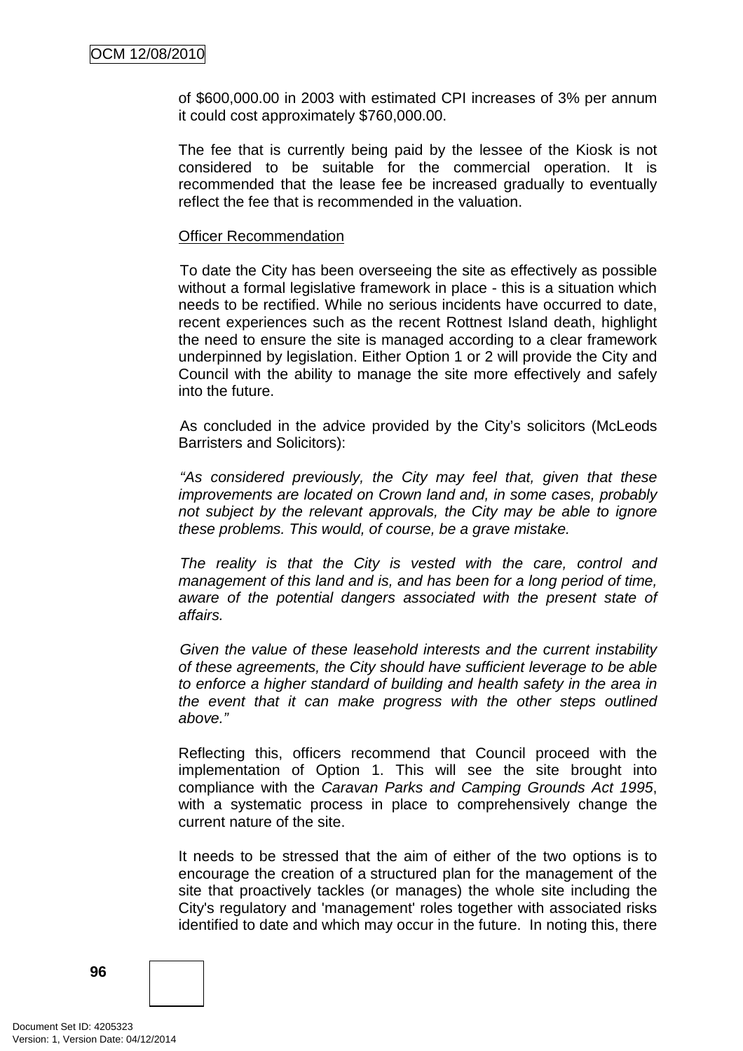of $600,000.00 in 2003 with estimated CPI increases of 3% per annum it could cost approximately $760,000.00.

The fee that is currently being paid by the lessee of the Kiosk is not considered to be suitable for the commercial operation. It is recommended that the lease fee be increased gradually to eventually reflect the fee that is recommended in the valuation.

Officer Recommendation

To date the City has been overseeing the site as effectively as possible without a formal legislative framework in place - this is a situation which needs to be rectified. While no serious incidents have occurred to date, recent experiences such as the recent Rottnest Island death, highlight the need to ensure the site is managed according to a clear framework underpinned by legislation. Either Option 1 or 2 will provide the City and Council with the ability to manage the site more effectively and safely into the future.

As concluded in the advice provided by the City's solicitors (McLeods Barristers and Solicitors):

*"As considered previously, the City may feel that, given that these improvements are located on Crown land and, in some cases, probably not subject by the relevant approvals, the City may be able to ignore these problems. This would, of course, be a grave mistake.*

*The reality is that the City is vested with the care, control and management of this land and is, and has been for a long period of time, aware of the potential dangers associated with the present state of affairs.*

*Given the value of these leasehold interests and the current instability of these agreements, the City should have sufficient leverage to be able to enforce a higher standard of building and health safety in the area in the event that it can make progress with the other steps outlined above."*

Reflecting this, officers recommend that Council proceed with the implementation of Option 1. This will see the site brought into compliance with the *Caravan Parks and Camping Grounds Act 1995*, with a systematic process in place to comprehensively change the current nature of the site.

It needs to be stressed that the aim of either of the two options is to encourage the creation of a structured plan for the management of the site that proactively tackles (or manages) the whole site including the City's regulatory and 'management' roles together with associated risks identified to date and which may occur in the future. In noting this, there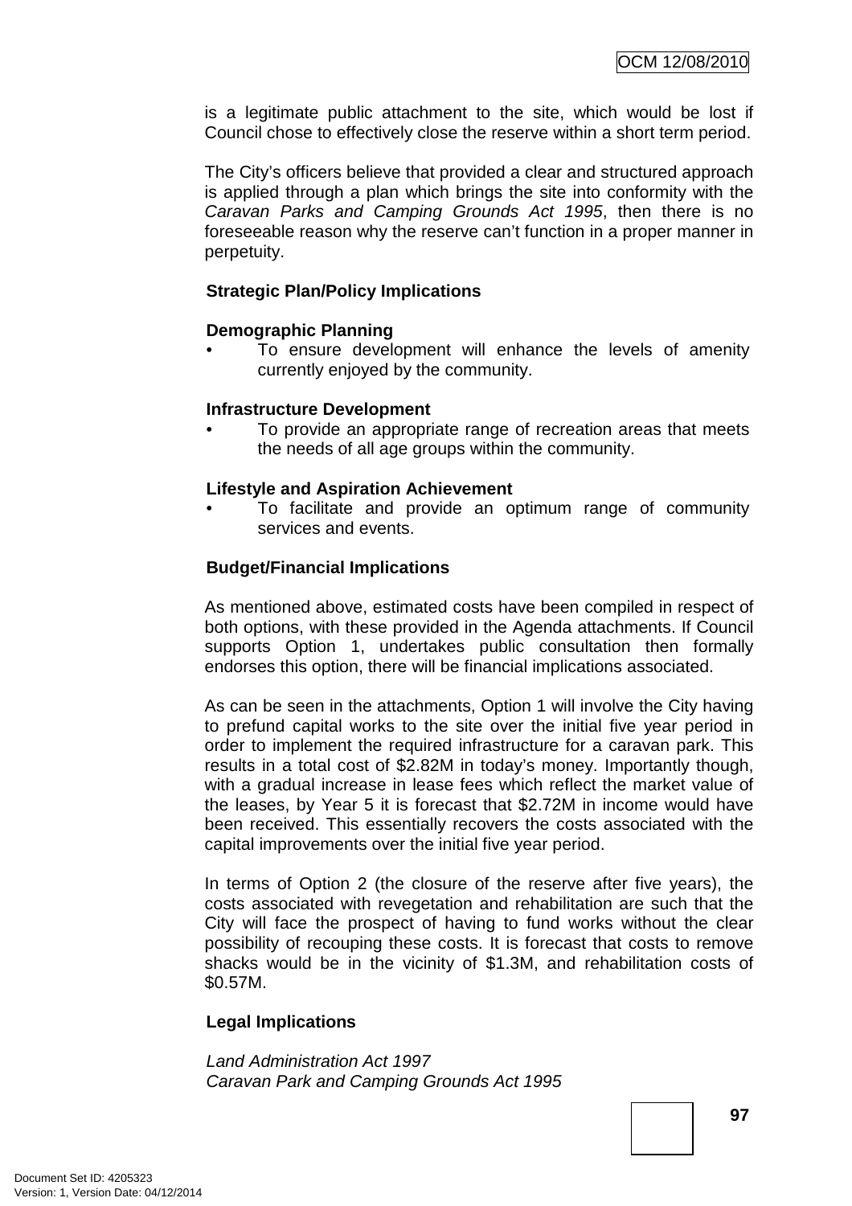is a legitimate public attachment to the site, which would be lost if Council chose to effectively close the reserve within a short term period.

The City's officers believe that provided a clear and structured approach is applied through a plan which brings the site into conformity with the *Caravan Parks and Camping Grounds Act 1995*, then there is no foreseeable reason why the reserve can't function in a proper manner in perpetuity.

**Strategic Plan/Policy Implications**

**Demographic Planning**

- To ensure development will enhance the levels of amenity currently enjoyed by the community.

**Infrastructure Development**

- To provide an appropriate range of recreation areas that meets the needs of all age groups within the community.

**Lifestyle and Aspiration Achievement**

- To facilitate and provide an optimum range of community services and events.

**Budget/Financial Implications**

As mentioned above, estimated costs have been compiled in respect of both options, with these provided in the Agenda attachments. If Council supports Option 1, undertakes public consultation then formally endorses this option, there will be financial implications associated.

As can be seen in the attachments, Option 1 will involve the City having to prefund capital works to the site over the initial five year period in order to implement the required infrastructure for a caravan park. This results in a total cost of $2.82M in today's money. Importantly though, with a gradual increase in lease fees which reflect the market value of the leases, by Year 5 it is forecast that $2.72M in income would have been received. This essentially recovers the costs associated with the capital improvements over the initial five year period.

In terms of Option 2 (the closure of the reserve after five years), the costs associated with revegetation and rehabilitation are such that the City will face the prospect of having to fund works without the clear possibility of recouping these costs. It is forecast that costs to remove shacks would be in the vicinity of $1.3M, and rehabilitation costs of $0.57M.

**Legal Implications**

*Land Administration Act 1997*
*Caravan Park and Camping Grounds Act 1995*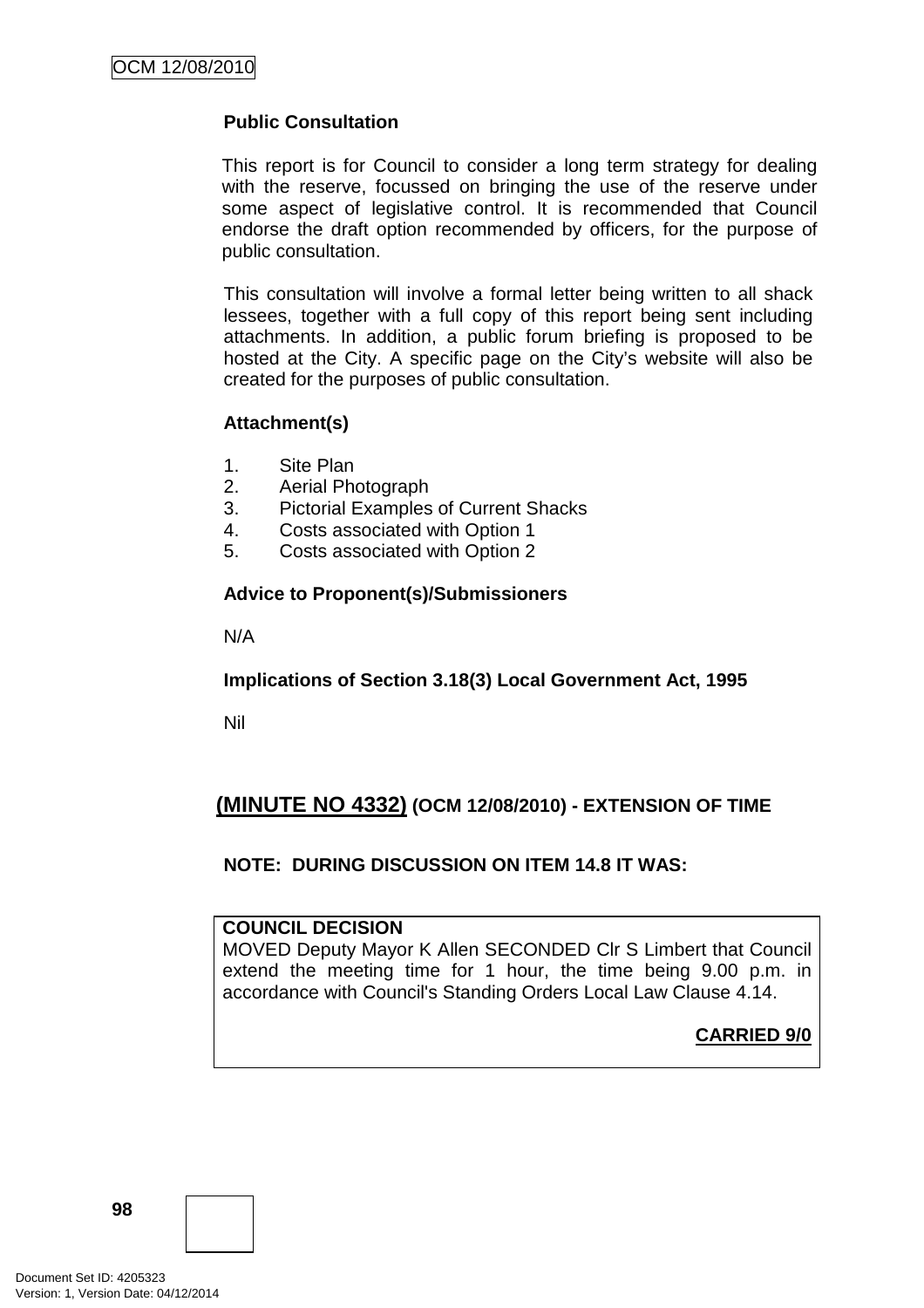**Public Consultation**

This report is for Council to consider a long term strategy for dealing with the reserve, focussed on bringing the use of the reserve under some aspect of legislative control. It is recommended that Council endorse the draft option recommended by officers, for the purpose of public consultation.

This consultation will involve a formal letter being written to all shack lessees, together with a full copy of this report being sent including attachments. In addition, a public forum briefing is proposed to be hosted at the City. A specific page on the City's website will also be created for the purposes of public consultation.

**Attachment(s)**

1. Site Plan
2. Aerial Photograph
3. Pictorial Examples of Current Shacks
4. Costs associated with Option 1
5. Costs associated with Option 2

**Advice to Proponent(s)/Submissioners**

N/A

**Implications of Section 3.18(3) Local Government Act, 1995**

Nil

## (MINUTE NO 4332) (OCM 12/08/2010) - EXTENSION OF TIME

**NOTE: DURING DISCUSSION ON ITEM 14.8 IT WAS:**

**COUNCIL DECISION**

MOVED Deputy Mayor K Allen SECONDED Clr S Limbert that Council extend the meeting time for 1 hour, the time being 9.00 p.m. in accordance with Council's Standing Orders Local Law Clause 4.14.

**CARRIED 9/0**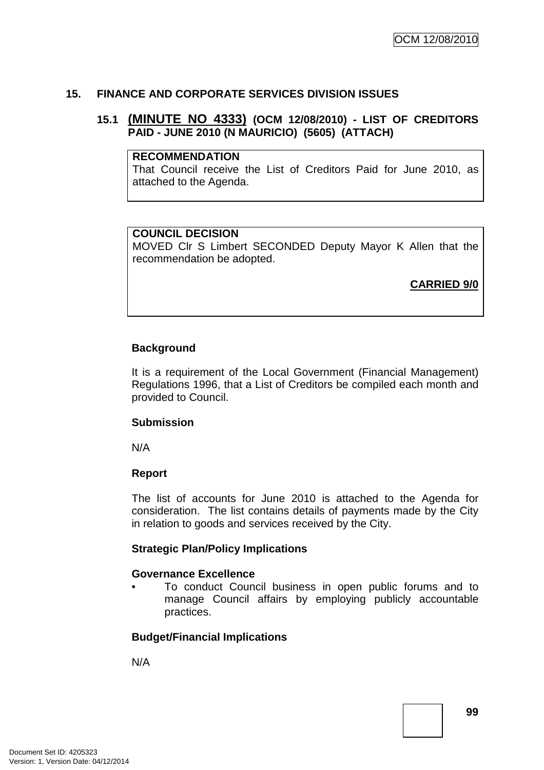## 15. FINANCE AND CORPORATE SERVICES DIVISION ISSUES

### 15.1 (MINUTE NO 4333) (OCM 12/08/2010) - LIST OF CREDITORS PAID - JUNE 2010 (N MAURICIO) (5605) (ATTACH)

**RECOMMENDATION**
That Council receive the List of Creditors Paid for June 2010, as attached to the Agenda.

**COUNCIL DECISION**
MOVED Clr S Limbert SECONDED Deputy Mayor K Allen that the recommendation be adopted.

**CARRIED 9/0**

**Background**

It is a requirement of the Local Government (Financial Management) Regulations 1996, that a List of Creditors be compiled each month and provided to Council.

**Submission**

N/A

**Report**

The list of accounts for June 2010 is attached to the Agenda for consideration. The list contains details of payments made by the City in relation to goods and services received by the City.

**Strategic Plan/Policy Implications**

**Governance Excellence**

- To conduct Council business in open public forums and to manage Council affairs by employing publicly accountable practices.

**Budget/Financial Implications**

N/A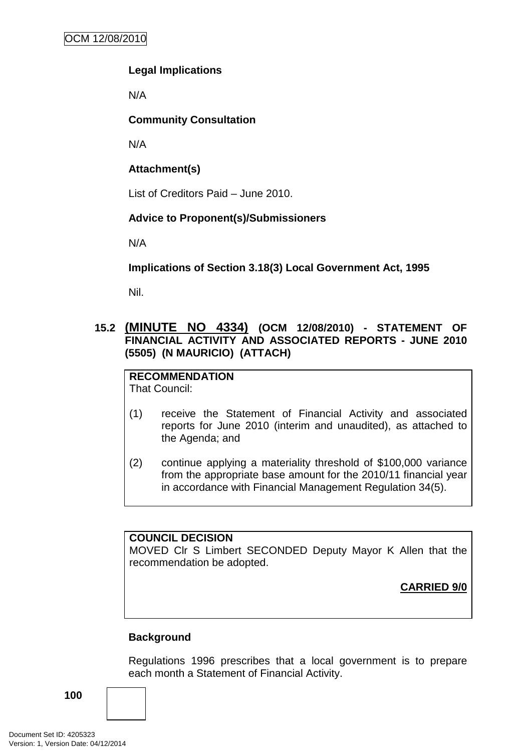**Legal Implications**

N/A

**Community Consultation**

N/A

**Attachment(s)**

List of Creditors Paid – June 2010.

**Advice to Proponent(s)/Submissioners**

N/A

**Implications of Section 3.18(3) Local Government Act, 1995**

Nil.

### 15.2 (MINUTE NO 4334) (OCM 12/08/2010) - STATEMENT OF FINANCIAL ACTIVITY AND ASSOCIATED REPORTS - JUNE 2010 (5505) (N MAURICIO) (ATTACH)

**RECOMMENDATION**

That Council:

(1) receive the Statement of Financial Activity and associated reports for June 2010 (interim and unaudited), as attached to the Agenda; and

(2) continue applying a materiality threshold of $100,000 variance from the appropriate base amount for the 2010/11 financial year in accordance with Financial Management Regulation 34(5).

**COUNCIL DECISION**

MOVED Clr S Limbert SECONDED Deputy Mayor K Allen that the recommendation be adopted.

**CARRIED 9/0**

**Background**

Regulations 1996 prescribes that a local government is to prepare each month a Statement of Financial Activity.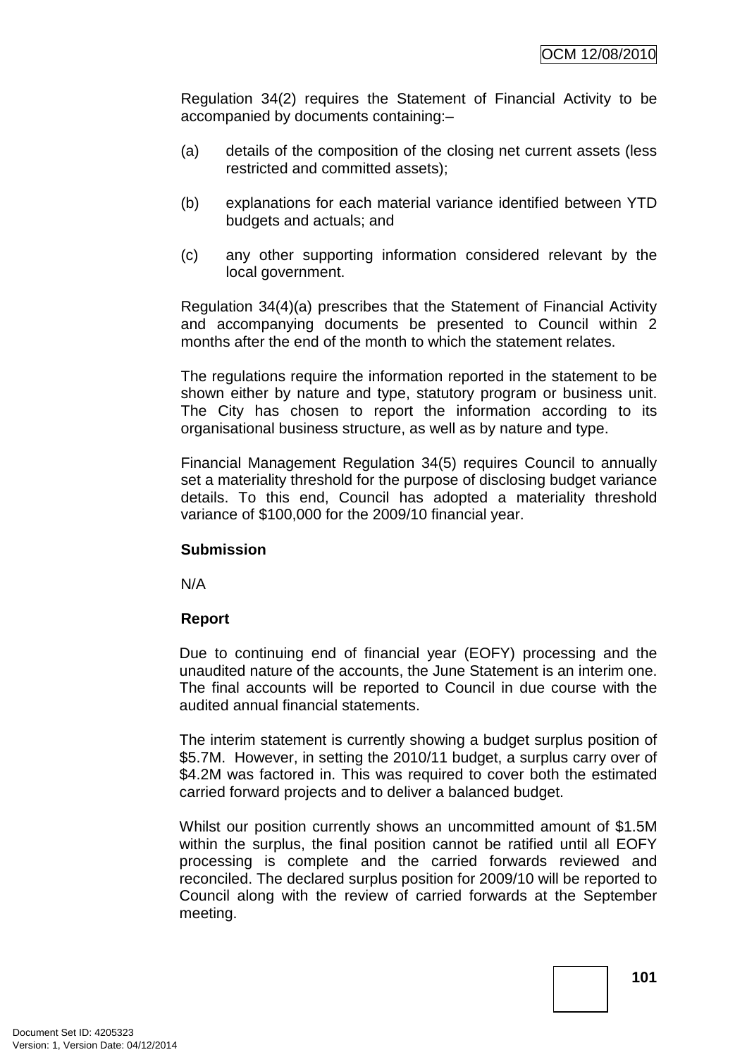Regulation 34(2) requires the Statement of Financial Activity to be accompanied by documents containing:–

(a) details of the composition of the closing net current assets (less restricted and committed assets);

(b) explanations for each material variance identified between YTD budgets and actuals; and

(c) any other supporting information considered relevant by the local government.

Regulation 34(4)(a) prescribes that the Statement of Financial Activity and accompanying documents be presented to Council within 2 months after the end of the month to which the statement relates.

The regulations require the information reported in the statement to be shown either by nature and type, statutory program or business unit. The City has chosen to report the information according to its organisational business structure, as well as by nature and type.

Financial Management Regulation 34(5) requires Council to annually set a materiality threshold for the purpose of disclosing budget variance details. To this end, Council has adopted a materiality threshold variance of $100,000 for the 2009/10 financial year.

**Submission**

N/A

**Report**

Due to continuing end of financial year (EOFY) processing and the unaudited nature of the accounts, the June Statement is an interim one. The final accounts will be reported to Council in due course with the audited annual financial statements.

The interim statement is currently showing a budget surplus position of $5.7M. However, in setting the 2010/11 budget, a surplus carry over of $4.2M was factored in. This was required to cover both the estimated carried forward projects and to deliver a balanced budget.

Whilst our position currently shows an uncommitted amount of $1.5M within the surplus, the final position cannot be ratified until all EOFY processing is complete and the carried forwards reviewed and reconciled. The declared surplus position for 2009/10 will be reported to Council along with the review of carried forwards at the September meeting.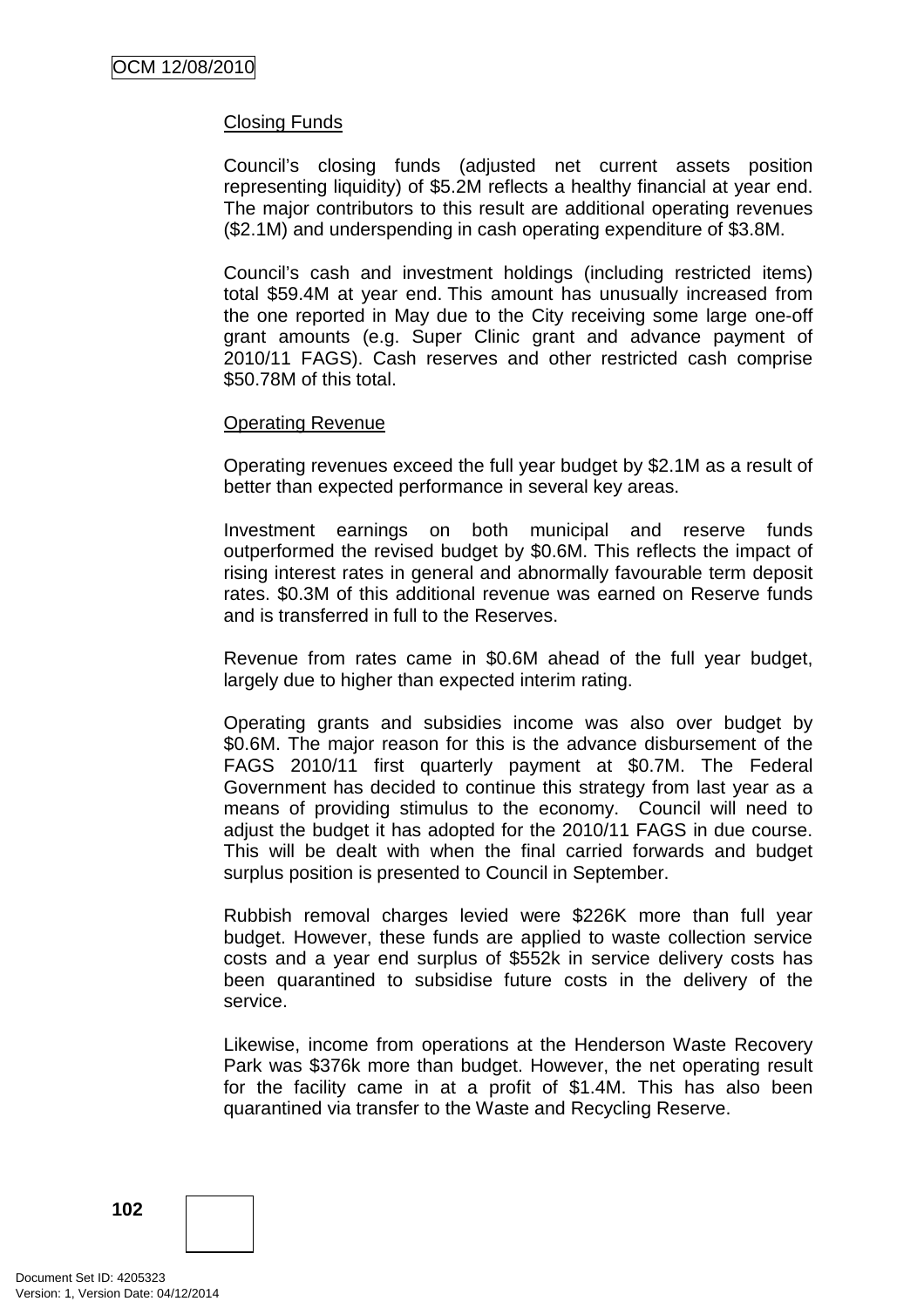Closing Funds

Council's closing funds (adjusted net current assets position representing liquidity) of $5.2M reflects a healthy financial at year end. The major contributors to this result are additional operating revenues ($2.1M) and underspending in cash operating expenditure of $3.8M.

Council's cash and investment holdings (including restricted items) total $59.4M at year end. This amount has unusually increased from the one reported in May due to the City receiving some large one-off grant amounts (e.g. Super Clinic grant and advance payment of 2010/11 FAGS). Cash reserves and other restricted cash comprise $50.78M of this total.

Operating Revenue

Operating revenues exceed the full year budget by $2.1M as a result of better than expected performance in several key areas.

Investment earnings on both municipal and reserve funds outperformed the revised budget by $0.6M. This reflects the impact of rising interest rates in general and abnormally favourable term deposit rates. $0.3M of this additional revenue was earned on Reserve funds and is transferred in full to the Reserves.

Revenue from rates came in $0.6M ahead of the full year budget, largely due to higher than expected interim rating.

Operating grants and subsidies income was also over budget by $0.6M. The major reason for this is the advance disbursement of the FAGS 2010/11 first quarterly payment at $0.7M. The Federal Government has decided to continue this strategy from last year as a means of providing stimulus to the economy. Council will need to adjust the budget it has adopted for the 2010/11 FAGS in due course. This will be dealt with when the final carried forwards and budget surplus position is presented to Council in September.

Rubbish removal charges levied were $226K more than full year budget. However, these funds are applied to waste collection service costs and a year end surplus of $552k in service delivery costs has been quarantined to subsidise future costs in the delivery of the service.

Likewise, income from operations at the Henderson Waste Recovery Park was $376k more than budget. However, the net operating result for the facility came in at a profit of $1.4M. This has also been quarantined via transfer to the Waste and Recycling Reserve.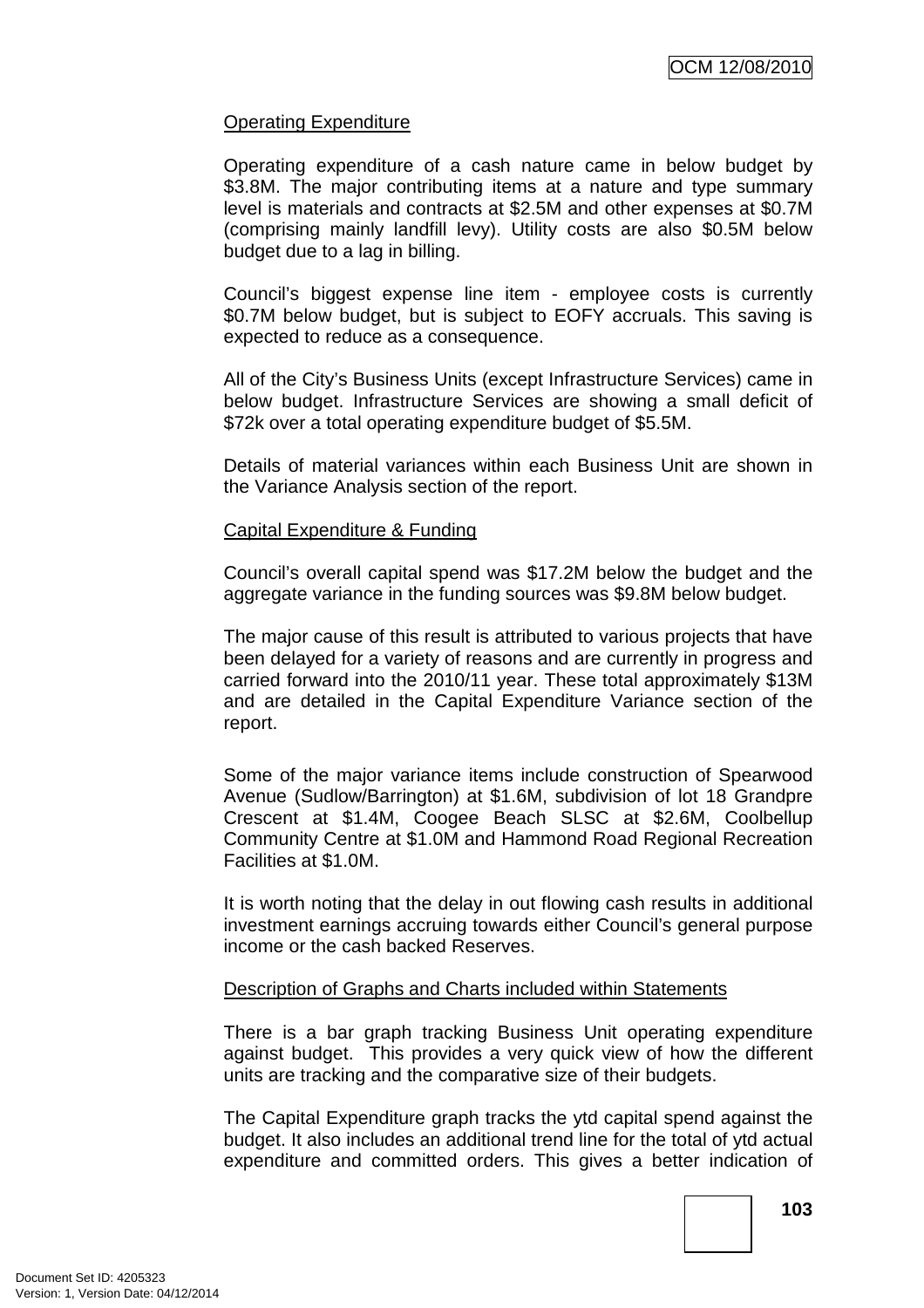Operating Expenditure

Operating expenditure of a cash nature came in below budget by $3.8M. The major contributing items at a nature and type summary level is materials and contracts at $2.5M and other expenses at $0.7M (comprising mainly landfill levy). Utility costs are also $0.5M below budget due to a lag in billing.

Council's biggest expense line item - employee costs is currently $0.7M below budget, but is subject to EOFY accruals. This saving is expected to reduce as a consequence.

All of the City's Business Units (except Infrastructure Services) came in below budget. Infrastructure Services are showing a small deficit of $72k over a total operating expenditure budget of $5.5M.

Details of material variances within each Business Unit are shown in the Variance Analysis section of the report.

Capital Expenditure & Funding

Council's overall capital spend was $17.2M below the budget and the aggregate variance in the funding sources was $9.8M below budget.

The major cause of this result is attributed to various projects that have been delayed for a variety of reasons and are currently in progress and carried forward into the 2010/11 year. These total approximately $13M and are detailed in the Capital Expenditure Variance section of the report.

Some of the major variance items include construction of Spearwood Avenue (Sudlow/Barrington) at $1.6M, subdivision of lot 18 Grandpre Crescent at $1.4M, Coogee Beach SLSC at $2.6M, Coolbellup Community Centre at $1.0M and Hammond Road Regional Recreation Facilities at $1.0M.

It is worth noting that the delay in out flowing cash results in additional investment earnings accruing towards either Council's general purpose income or the cash backed Reserves.

Description of Graphs and Charts included within Statements

There is a bar graph tracking Business Unit operating expenditure against budget. This provides a very quick view of how the different units are tracking and the comparative size of their budgets.

The Capital Expenditure graph tracks the ytd capital spend against the budget. It also includes an additional trend line for the total of ytd actual expenditure and committed orders. This gives a better indication of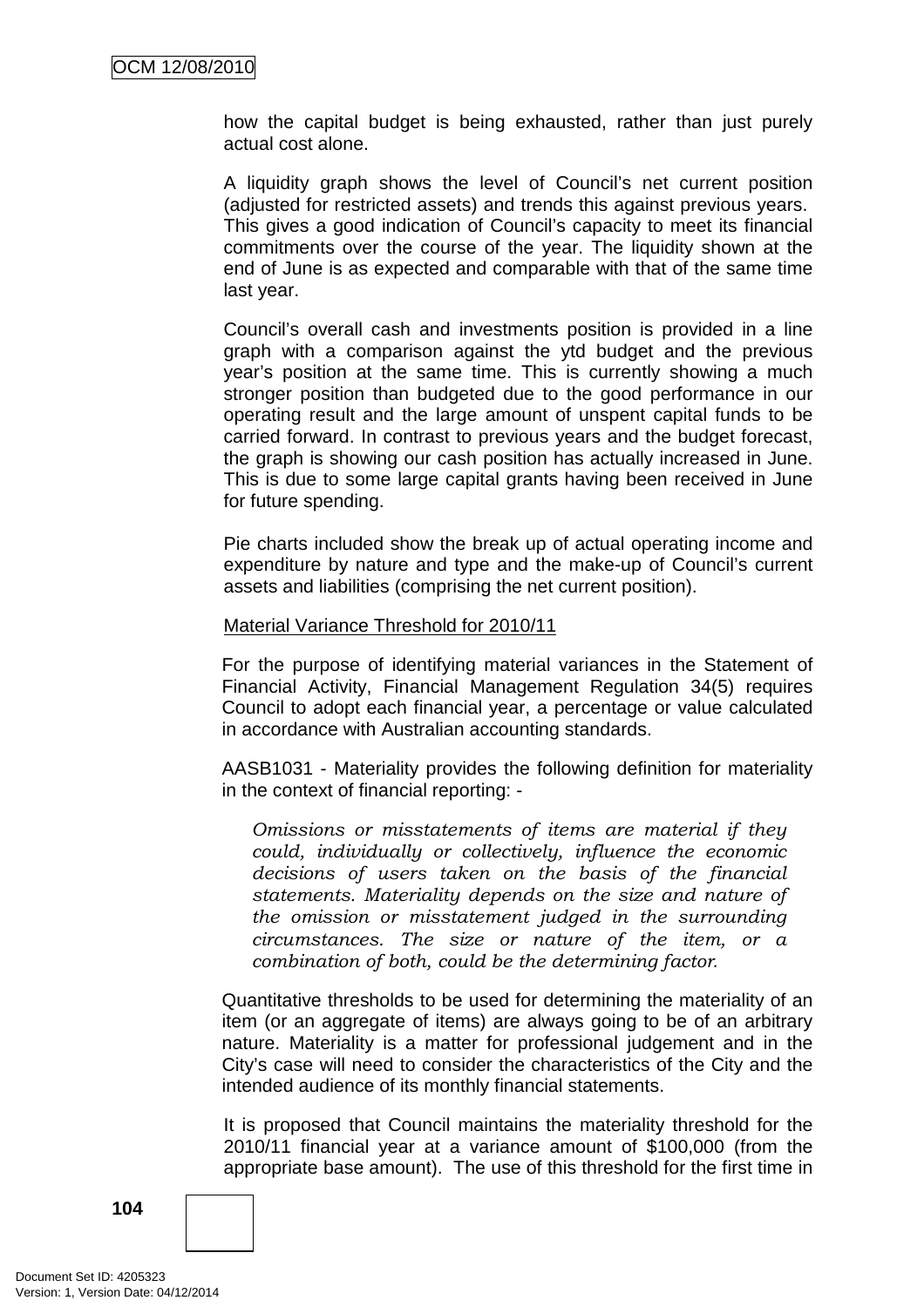how the capital budget is being exhausted, rather than just purely actual cost alone.

A liquidity graph shows the level of Council's net current position (adjusted for restricted assets) and trends this against previous years. This gives a good indication of Council's capacity to meet its financial commitments over the course of the year. The liquidity shown at the end of June is as expected and comparable with that of the same time last year.

Council's overall cash and investments position is provided in a line graph with a comparison against the ytd budget and the previous year's position at the same time. This is currently showing a much stronger position than budgeted due to the good performance in our operating result and the large amount of unspent capital funds to be carried forward. In contrast to previous years and the budget forecast, the graph is showing our cash position has actually increased in June. This is due to some large capital grants having been received in June for future spending.

Pie charts included show the break up of actual operating income and expenditure by nature and type and the make-up of Council's current assets and liabilities (comprising the net current position).

<u>Material Variance Threshold for 2010/11</u>

For the purpose of identifying material variances in the Statement of Financial Activity, Financial Management Regulation 34(5) requires Council to adopt each financial year, a percentage or value calculated in accordance with Australian accounting standards.

AASB1031 - Materiality provides the following definition for materiality in the context of financial reporting: -

> *Omissions or misstatements of items are material if they could, individually or collectively, influence the economic decisions of users taken on the basis of the financial statements. Materiality depends on the size and nature of the omission or misstatement judged in the surrounding circumstances. The size or nature of the item, or a combination of both, could be the determining factor.*

Quantitative thresholds to be used for determining the materiality of an item (or an aggregate of items) are always going to be of an arbitrary nature. Materiality is a matter for professional judgement and in the City's case will need to consider the characteristics of the City and the intended audience of its monthly financial statements.

It is proposed that Council maintains the materiality threshold for the 2010/11 financial year at a variance amount of $100,000 (from the appropriate base amount). The use of this threshold for the first time in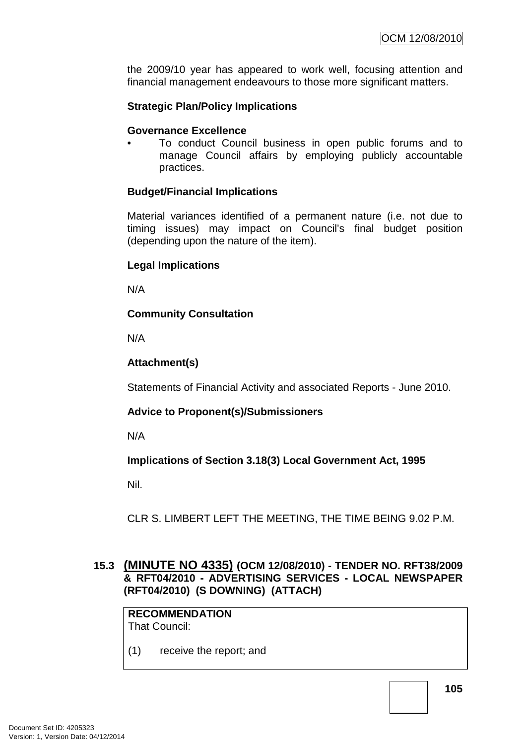the 2009/10 year has appeared to work well, focusing attention and financial management endeavours to those more significant matters.

**Strategic Plan/Policy Implications**

**Governance Excellence**

- To conduct Council business in open public forums and to manage Council affairs by employing publicly accountable practices.

**Budget/Financial Implications**

Material variances identified of a permanent nature (i.e. not due to timing issues) may impact on Council's final budget position (depending upon the nature of the item).

**Legal Implications**

N/A

**Community Consultation**

N/A

**Attachment(s)**

Statements of Financial Activity and associated Reports - June 2010.

**Advice to Proponent(s)/Submissioners**

N/A

**Implications of Section 3.18(3) Local Government Act, 1995**

Nil.

CLR S. LIMBERT LEFT THE MEETING, THE TIME BEING 9.02 P.M.

## 15.3 (MINUTE NO 4335) (OCM 12/08/2010) - TENDER NO. RFT38/2009 & RFT04/2010 - ADVERTISING SERVICES - LOCAL NEWSPAPER (RFT04/2010) (S DOWNING) (ATTACH)

**RECOMMENDATION**
That Council:

(1) receive the report; and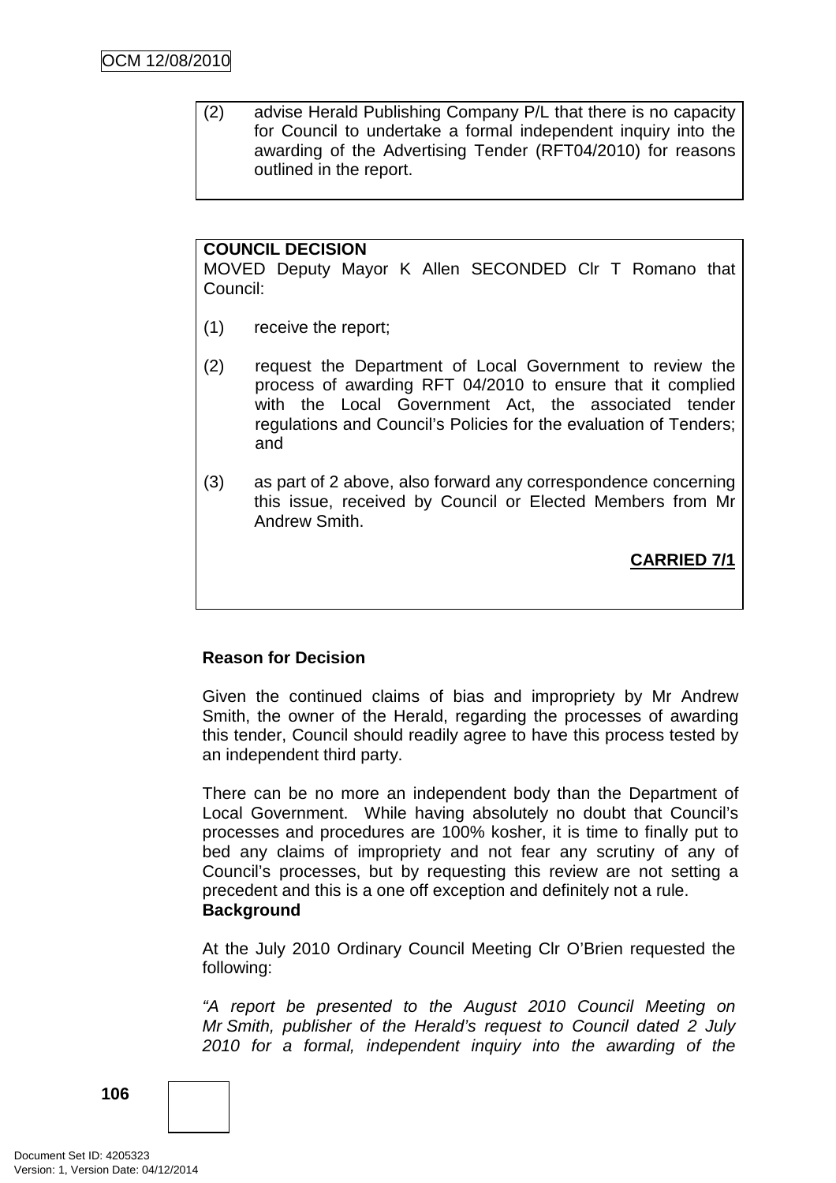(2) advise Herald Publishing Company P/L that there is no capacity for Council to undertake a formal independent inquiry into the awarding of the Advertising Tender (RFT04/2010) for reasons outlined in the report.

**COUNCIL DECISION**

MOVED Deputy Mayor K Allen SECONDED Clr T Romano that Council:

(1) receive the report;

(2) request the Department of Local Government to review the process of awarding RFT 04/2010 to ensure that it complied with the Local Government Act, the associated tender regulations and Council's Policies for the evaluation of Tenders; and

(3) as part of 2 above, also forward any correspondence concerning this issue, received by Council or Elected Members from Mr Andrew Smith.

**CARRIED 7/1**

**Reason for Decision**

Given the continued claims of bias and impropriety by Mr Andrew Smith, the owner of the Herald, regarding the processes of awarding this tender, Council should readily agree to have this process tested by an independent third party.

There can be no more an independent body than the Department of Local Government. While having absolutely no doubt that Council's processes and procedures are 100% kosher, it is time to finally put to bed any claims of impropriety and not fear any scrutiny of any of Council's processes, but by requesting this review are not setting a precedent and this is a one off exception and definitely not a rule.

**Background**

At the July 2010 Ordinary Council Meeting Clr O'Brien requested the following:

*"A report be presented to the August 2010 Council Meeting on Mr Smith, publisher of the Herald's request to Council dated 2 July 2010 for a formal, independent inquiry into the awarding of the*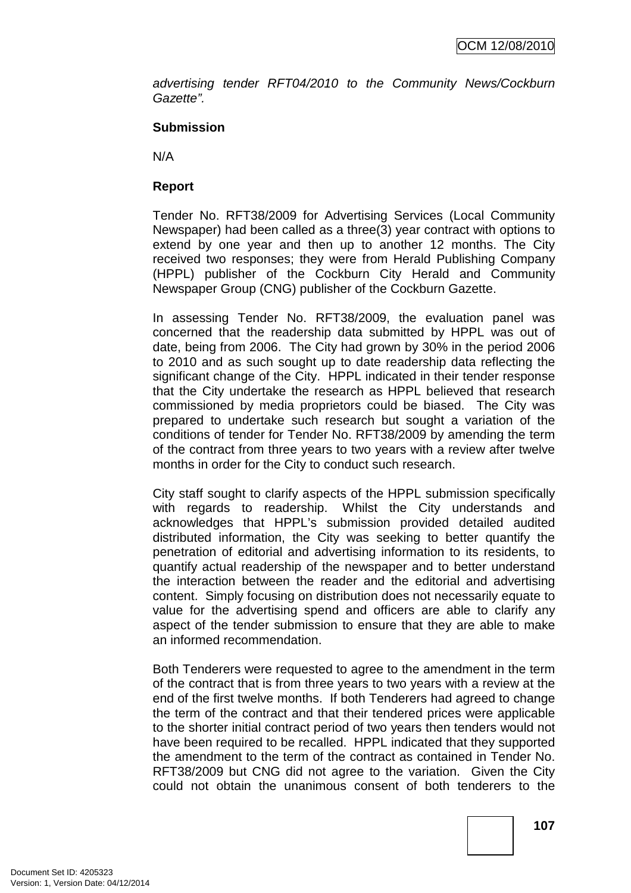*advertising tender RFT04/2010 to the Community News/Cockburn Gazette".*

**Submission**

N/A

**Report**

Tender No. RFT38/2009 for Advertising Services (Local Community Newspaper) had been called as a three(3) year contract with options to extend by one year and then up to another 12 months. The City received two responses; they were from Herald Publishing Company (HPPL) publisher of the Cockburn City Herald and Community Newspaper Group (CNG) publisher of the Cockburn Gazette.

In assessing Tender No. RFT38/2009, the evaluation panel was concerned that the readership data submitted by HPPL was out of date, being from 2006. The City had grown by 30% in the period 2006 to 2010 and as such sought up to date readership data reflecting the significant change of the City. HPPL indicated in their tender response that the City undertake the research as HPPL believed that research commissioned by media proprietors could be biased. The City was prepared to undertake such research but sought a variation of the conditions of tender for Tender No. RFT38/2009 by amending the term of the contract from three years to two years with a review after twelve months in order for the City to conduct such research.

City staff sought to clarify aspects of the HPPL submission specifically with regards to readership. Whilst the City understands and acknowledges that HPPL's submission provided detailed audited distributed information, the City was seeking to better quantify the penetration of editorial and advertising information to its residents, to quantify actual readership of the newspaper and to better understand the interaction between the reader and the editorial and advertising content. Simply focusing on distribution does not necessarily equate to value for the advertising spend and officers are able to clarify any aspect of the tender submission to ensure that they are able to make an informed recommendation.

Both Tenderers were requested to agree to the amendment in the term of the contract that is from three years to two years with a review at the end of the first twelve months. If both Tenderers had agreed to change the term of the contract and that their tendered prices were applicable to the shorter initial contract period of two years then tenders would not have been required to be recalled. HPPL indicated that they supported the amendment to the term of the contract as contained in Tender No. RFT38/2009 but CNG did not agree to the variation. Given the City could not obtain the unanimous consent of both tenderers to the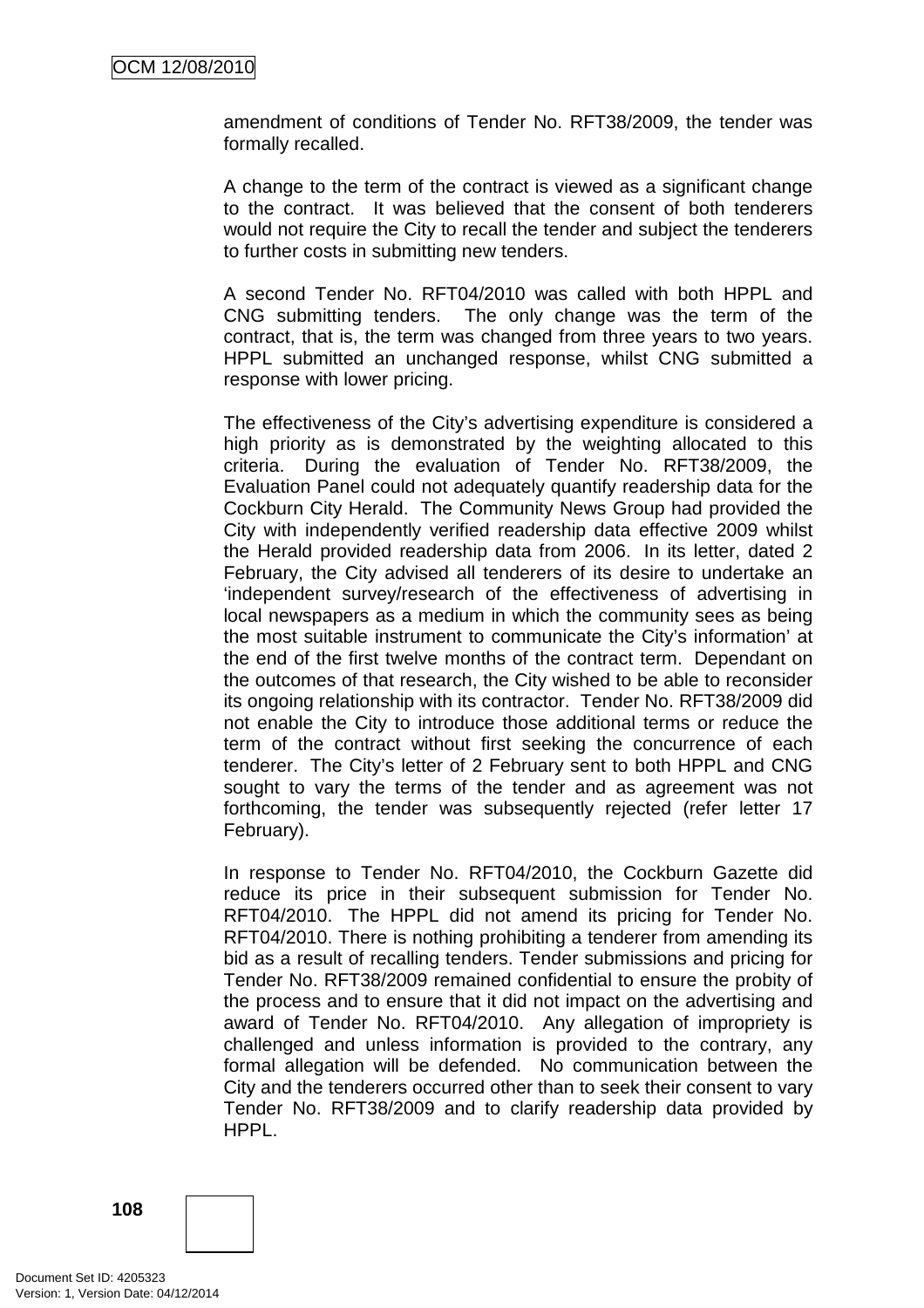amendment of conditions of Tender No. RFT38/2009, the tender was formally recalled.

A change to the term of the contract is viewed as a significant change to the contract. It was believed that the consent of both tenderers would not require the City to recall the tender and subject the tenderers to further costs in submitting new tenders.

A second Tender No. RFT04/2010 was called with both HPPL and CNG submitting tenders. The only change was the term of the contract, that is, the term was changed from three years to two years. HPPL submitted an unchanged response, whilst CNG submitted a response with lower pricing.

The effectiveness of the City's advertising expenditure is considered a high priority as is demonstrated by the weighting allocated to this criteria. During the evaluation of Tender No. RFT38/2009, the Evaluation Panel could not adequately quantify readership data for the Cockburn City Herald. The Community News Group had provided the City with independently verified readership data effective 2009 whilst the Herald provided readership data from 2006. In its letter, dated 2 February, the City advised all tenderers of its desire to undertake an 'independent survey/research of the effectiveness of advertising in local newspapers as a medium in which the community sees as being the most suitable instrument to communicate the City's information' at the end of the first twelve months of the contract term. Dependant on the outcomes of that research, the City wished to be able to reconsider its ongoing relationship with its contractor. Tender No. RFT38/2009 did not enable the City to introduce those additional terms or reduce the term of the contract without first seeking the concurrence of each tenderer. The City's letter of 2 February sent to both HPPL and CNG sought to vary the terms of the tender and as agreement was not forthcoming, the tender was subsequently rejected (refer letter 17 February).

In response to Tender No. RFT04/2010, the Cockburn Gazette did reduce its price in their subsequent submission for Tender No. RFT04/2010. The HPPL did not amend its pricing for Tender No. RFT04/2010. There is nothing prohibiting a tenderer from amending its bid as a result of recalling tenders. Tender submissions and pricing for Tender No. RFT38/2009 remained confidential to ensure the probity of the process and to ensure that it did not impact on the advertising and award of Tender No. RFT04/2010. Any allegation of impropriety is challenged and unless information is provided to the contrary, any formal allegation will be defended. No communication between the City and the tenderers occurred other than to seek their consent to vary Tender No. RFT38/2009 and to clarify readership data provided by HPPL.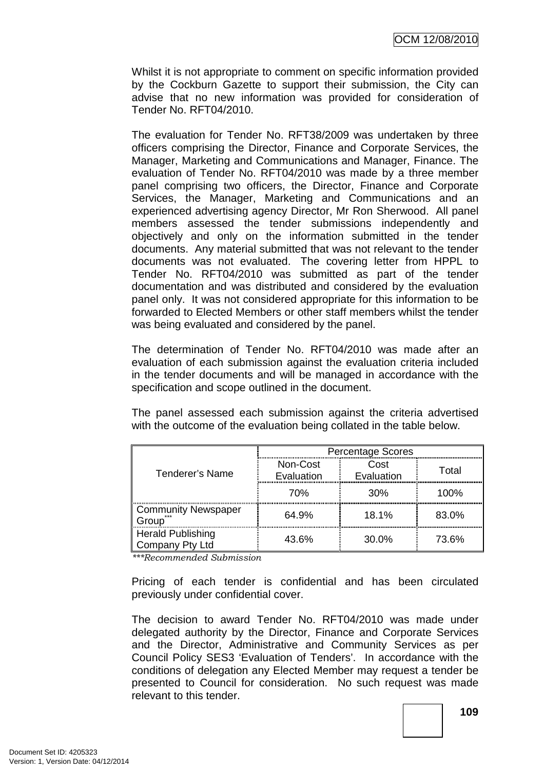Whilst it is not appropriate to comment on specific information provided by the Cockburn Gazette to support their submission, the City can advise that no new information was provided for consideration of Tender No. RFT04/2010.

The evaluation for Tender No. RFT38/2009 was undertaken by three officers comprising the Director, Finance and Corporate Services, the Manager, Marketing and Communications and Manager, Finance. The evaluation of Tender No. RFT04/2010 was made by a three member panel comprising two officers, the Director, Finance and Corporate Services, the Manager, Marketing and Communications and an experienced advertising agency Director, Mr Ron Sherwood. All panel members assessed the tender submissions independently and objectively and only on the information submitted in the tender documents. Any material submitted that was not relevant to the tender documents was not evaluated. The covering letter from HPPL to Tender No. RFT04/2010 was submitted as part of the tender documentation and was distributed and considered by the evaluation panel only. It was not considered appropriate for this information to be forwarded to Elected Members or other staff members whilst the tender was being evaluated and considered by the panel.

The determination of Tender No. RFT04/2010 was made after an evaluation of each submission against the evaluation criteria included in the tender documents and will be managed in accordance with the specification and scope outlined in the document.

The panel assessed each submission against the criteria advertised with the outcome of the evaluation being collated in the table below.

| Tenderer's Name | Percentage Scores | | |
|---|---|---|---|
| | Non-Cost Evaluation | Cost Evaluation | Total |
| | 70% | 30% | 100% |
| Community Newspaper Group*** | 64.9% | 18.1% | 83.0% |
| Herald Publishing Company Pty Ltd | 43.6% | 30.0% | 73.6% |

****Recommended Submission*

Pricing of each tender is confidential and has been circulated previously under confidential cover.

The decision to award Tender No. RFT04/2010 was made under delegated authority by the Director, Finance and Corporate Services and the Director, Administrative and Community Services as per Council Policy SES3 'Evaluation of Tenders'. In accordance with the conditions of delegation any Elected Member may request a tender be presented to Council for consideration. No such request was made relevant to this tender.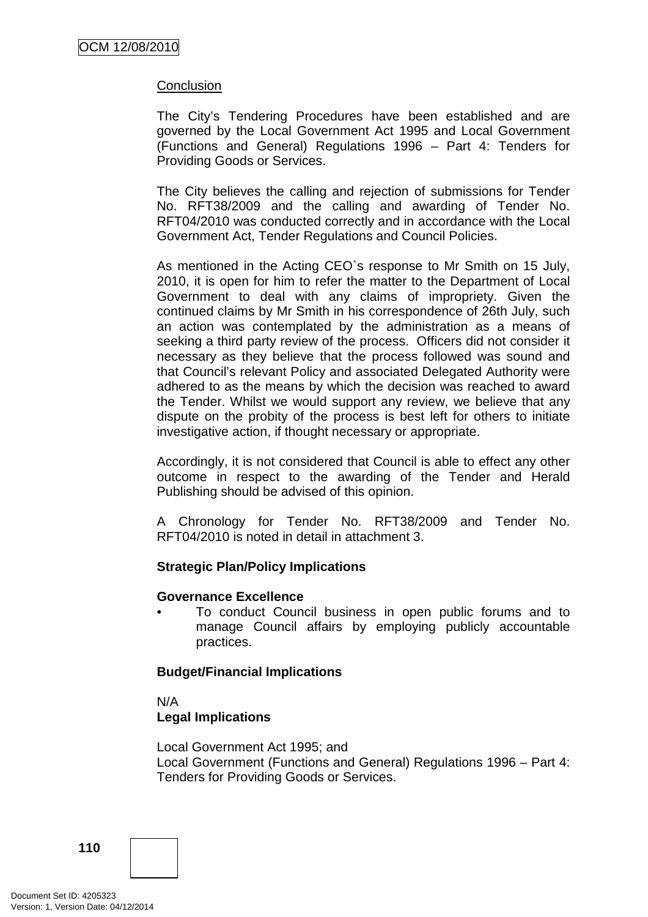Conclusion

The City's Tendering Procedures have been established and are governed by the Local Government Act 1995 and Local Government (Functions and General) Regulations 1996 – Part 4: Tenders for Providing Goods or Services.

The City believes the calling and rejection of submissions for Tender No. RFT38/2009 and the calling and awarding of Tender No. RFT04/2010 was conducted correctly and in accordance with the Local Government Act, Tender Regulations and Council Policies.

As mentioned in the Acting CEO`s response to Mr Smith on 15 July, 2010, it is open for him to refer the matter to the Department of Local Government to deal with any claims of impropriety. Given the continued claims by Mr Smith in his correspondence of 26th July, such an action was contemplated by the administration as a means of seeking a third party review of the process. Officers did not consider it necessary as they believe that the process followed was sound and that Council's relevant Policy and associated Delegated Authority were adhered to as the means by which the decision was reached to award the Tender. Whilst we would support any review, we believe that any dispute on the probity of the process is best left for others to initiate investigative action, if thought necessary or appropriate.

Accordingly, it is not considered that Council is able to effect any other outcome in respect to the awarding of the Tender and Herald Publishing should be advised of this opinion.

A Chronology for Tender No. RFT38/2009 and Tender No. RFT04/2010 is noted in detail in attachment 3.

**Strategic Plan/Policy Implications**

**Governance Excellence**

- To conduct Council business in open public forums and to manage Council affairs by employing publicly accountable practices.

**Budget/Financial Implications**

N/A

**Legal Implications**

Local Government Act 1995; and
Local Government (Functions and General) Regulations 1996 – Part 4: Tenders for Providing Goods or Services.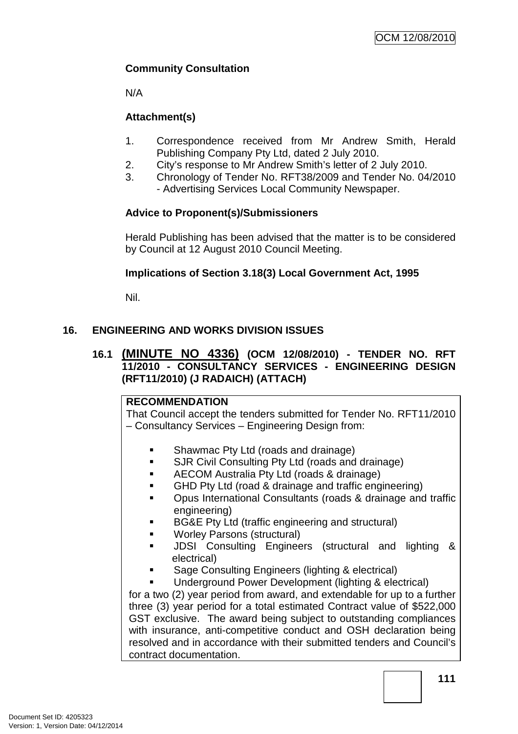**Community Consultation**

N/A

**Attachment(s)**

1. Correspondence received from Mr Andrew Smith, Herald Publishing Company Pty Ltd, dated 2 July 2010.
2. City's response to Mr Andrew Smith's letter of 2 July 2010.
3. Chronology of Tender No. RFT38/2009 and Tender No. 04/2010 - Advertising Services Local Community Newspaper.

**Advice to Proponent(s)/Submissioners**

Herald Publishing has been advised that the matter is to be considered by Council at 12 August 2010 Council Meeting.

**Implications of Section 3.18(3) Local Government Act, 1995**

Nil.

## 16. ENGINEERING AND WORKS DIVISION ISSUES

### 16.1 (MINUTE NO 4336) (OCM 12/08/2010) - TENDER NO. RFT 11/2010 - CONSULTANCY SERVICES - ENGINEERING DESIGN (RFT11/2010) (J RADAICH) (ATTACH)

**RECOMMENDATION**

That Council accept the tenders submitted for Tender No. RFT11/2010 – Consultancy Services – Engineering Design from:

- Shawmac Pty Ltd (roads and drainage)
- SJR Civil Consulting Pty Ltd (roads and drainage)
- AECOM Australia Pty Ltd (roads & drainage)
- GHD Pty Ltd (road & drainage and traffic engineering)
- Opus International Consultants (roads & drainage and traffic engineering)
- BG&E Pty Ltd (traffic engineering and structural)
- Worley Parsons (structural)
- JDSI Consulting Engineers (structural and lighting & electrical)
- Sage Consulting Engineers (lighting & electrical)
- Underground Power Development (lighting & electrical)

for a two (2) year period from award, and extendable for up to a further three (3) year period for a total estimated Contract value of $522,000 GST exclusive. The award being subject to outstanding compliances with insurance, anti-competitive conduct and OSH declaration being resolved and in accordance with their submitted tenders and Council's contract documentation.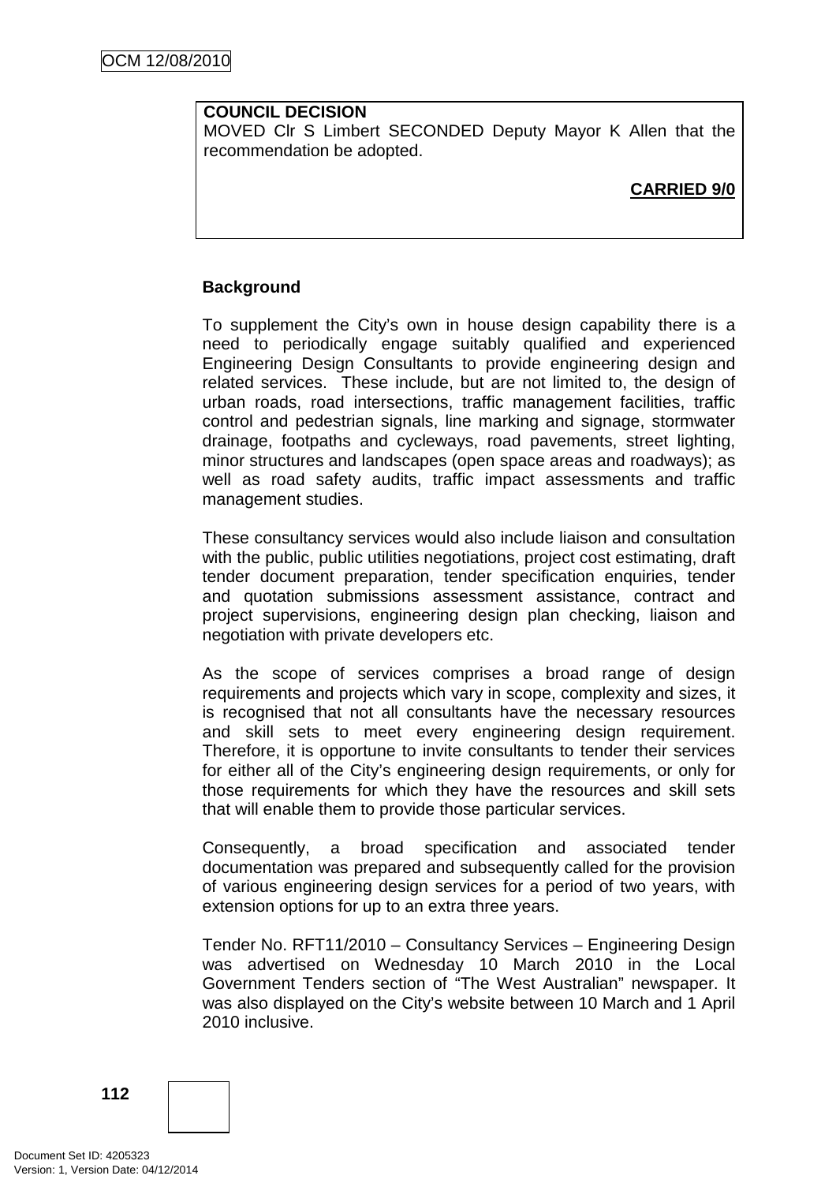**COUNCIL DECISION**
MOVED Clr S Limbert SECONDED Deputy Mayor K Allen that the recommendation be adopted.

**CARRIED 9/0**

**Background**

To supplement the City's own in house design capability there is a need to periodically engage suitably qualified and experienced Engineering Design Consultants to provide engineering design and related services. These include, but are not limited to, the design of urban roads, road intersections, traffic management facilities, traffic control and pedestrian signals, line marking and signage, stormwater drainage, footpaths and cycleways, road pavements, street lighting, minor structures and landscapes (open space areas and roadways); as well as road safety audits, traffic impact assessments and traffic management studies.

These consultancy services would also include liaison and consultation with the public, public utilities negotiations, project cost estimating, draft tender document preparation, tender specification enquiries, tender and quotation submissions assessment assistance, contract and project supervisions, engineering design plan checking, liaison and negotiation with private developers etc.

As the scope of services comprises a broad range of design requirements and projects which vary in scope, complexity and sizes, it is recognised that not all consultants have the necessary resources and skill sets to meet every engineering design requirement. Therefore, it is opportune to invite consultants to tender their services for either all of the City's engineering design requirements, or only for those requirements for which they have the resources and skill sets that will enable them to provide those particular services.

Consequently, a broad specification and associated tender documentation was prepared and subsequently called for the provision of various engineering design services for a period of two years, with extension options for up to an extra three years.

Tender No. RFT11/2010 – Consultancy Services – Engineering Design was advertised on Wednesday 10 March 2010 in the Local Government Tenders section of "The West Australian" newspaper. It was also displayed on the City's website between 10 March and 1 April 2010 inclusive.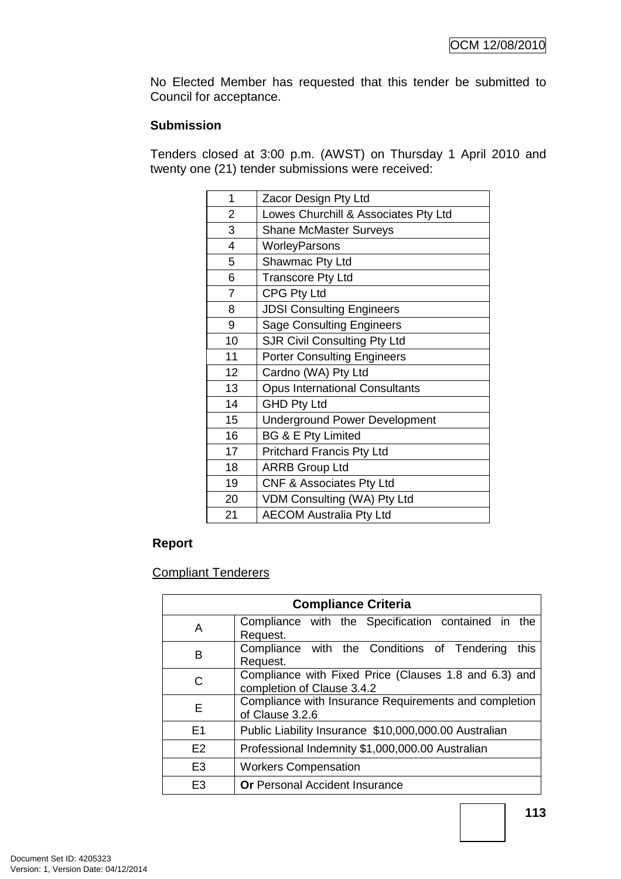No Elected Member has requested that this tender be submitted to Council for acceptance.

**Submission**

Tenders closed at 3:00 p.m. (AWST) on Thursday 1 April 2010 and twenty one (21) tender submissions were received:

| | |
|---|---|
| 1 | Zacor Design Pty Ltd |
| 2 | Lowes Churchill & Associates Pty Ltd |
| 3 | Shane McMaster Surveys |
| 4 | WorleyParsons |
| 5 | Shawmac Pty Ltd |
| 6 | Transcore Pty Ltd |
| 7 | CPG Pty Ltd |
| 8 | JDSI Consulting Engineers |
| 9 | Sage Consulting Engineers |
| 10 | SJR Civil Consulting Pty Ltd |
| 11 | Porter Consulting Engineers |
| 12 | Cardno (WA) Pty Ltd |
| 13 | Opus International Consultants |
| 14 | GHD Pty Ltd |
| 15 | Underground Power Development |
| 16 | BG & E Pty Limited |
| 17 | Pritchard Francis Pty Ltd |
| 18 | ARRB Group Ltd |
| 19 | CNF & Associates Pty Ltd |
| 20 | VDM Consulting (WA) Pty Ltd |
| 21 | AECOM Australia Pty Ltd |

**Report**

<u>Compliant Tenderers</u>

| **Compliance Criteria** | |
|---|---|
| A | Compliance with the Specification contained in the Request. |
| B | Compliance with the Conditions of Tendering this Request. |
| C | Compliance with Fixed Price (Clauses 1.8 and 6.3) and completion of Clause 3.4.2 |
| E | Compliance with Insurance Requirements and completion of Clause 3.2.6 |
| E1 | Public Liability Insurance $10,000,000.00 Australian |
| E2 | Professional Indemnity $1,000,000.00 Australian |
| E3 | Workers Compensation |
| E3 | **Or** Personal Accident Insurance |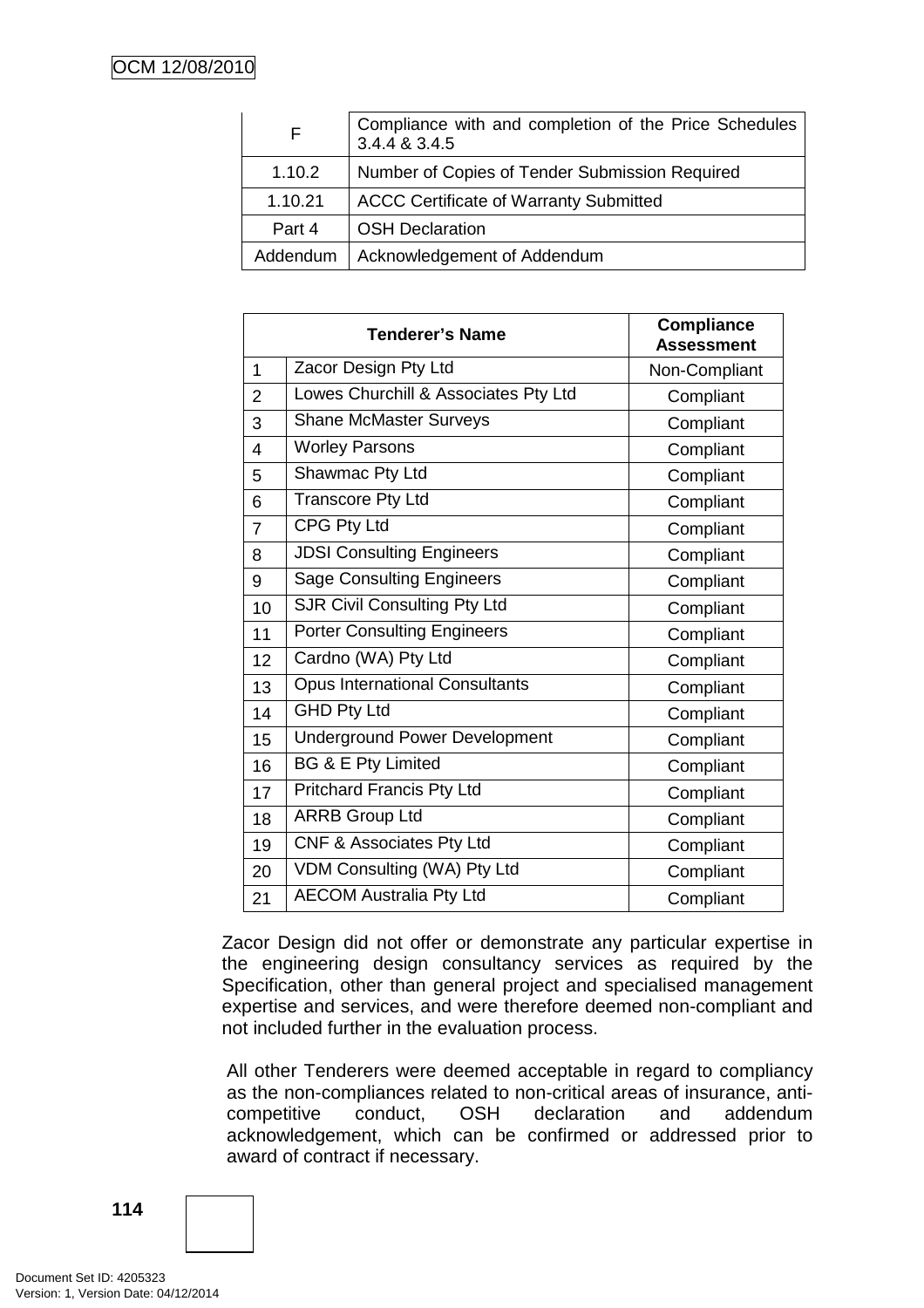| F | Compliance with and completion of the Price Schedules 3.4.4 & 3.4.5 |
|---|---|
| 1.10.2 | Number of Copies of Tender Submission Required |
| 1.10.21 | ACCC Certificate of Warranty Submitted |
| Part 4 | OSH Declaration |
| Addendum | Acknowledgement of Addendum |

| Tenderer's Name | | Compliance Assessment |
|---|---|---|
| 1 | Zacor Design Pty Ltd | Non-Compliant |
| 2 | Lowes Churchill & Associates Pty Ltd | Compliant |
| 3 | Shane McMaster Surveys | Compliant |
| 4 | Worley Parsons | Compliant |
| 5 | Shawmac Pty Ltd | Compliant |
| 6 | Transcore Pty Ltd | Compliant |
| 7 | CPG Pty Ltd | Compliant |
| 8 | JDSI Consulting Engineers | Compliant |
| 9 | Sage Consulting Engineers | Compliant |
| 10 | SJR Civil Consulting Pty Ltd | Compliant |
| 11 | Porter Consulting Engineers | Compliant |
| 12 | Cardno (WA) Pty Ltd | Compliant |
| 13 | Opus International Consultants | Compliant |
| 14 | GHD Pty Ltd | Compliant |
| 15 | Underground Power Development | Compliant |
| 16 | BG & E Pty Limited | Compliant |
| 17 | Pritchard Francis Pty Ltd | Compliant |
| 18 | ARRB Group Ltd | Compliant |
| 19 | CNF & Associates Pty Ltd | Compliant |
| 20 | VDM Consulting (WA) Pty Ltd | Compliant |
| 21 | AECOM Australia Pty Ltd | Compliant |

Zacor Design did not offer or demonstrate any particular expertise in the engineering design consultancy services as required by the Specification, other than general project and specialised management expertise and services, and were therefore deemed non-compliant and not included further in the evaluation process.

All other Tenderers were deemed acceptable in regard to compliancy as the non-compliances related to non-critical areas of insurance, anti-competitive conduct, OSH declaration and addendum acknowledgement, which can be confirmed or addressed prior to award of contract if necessary.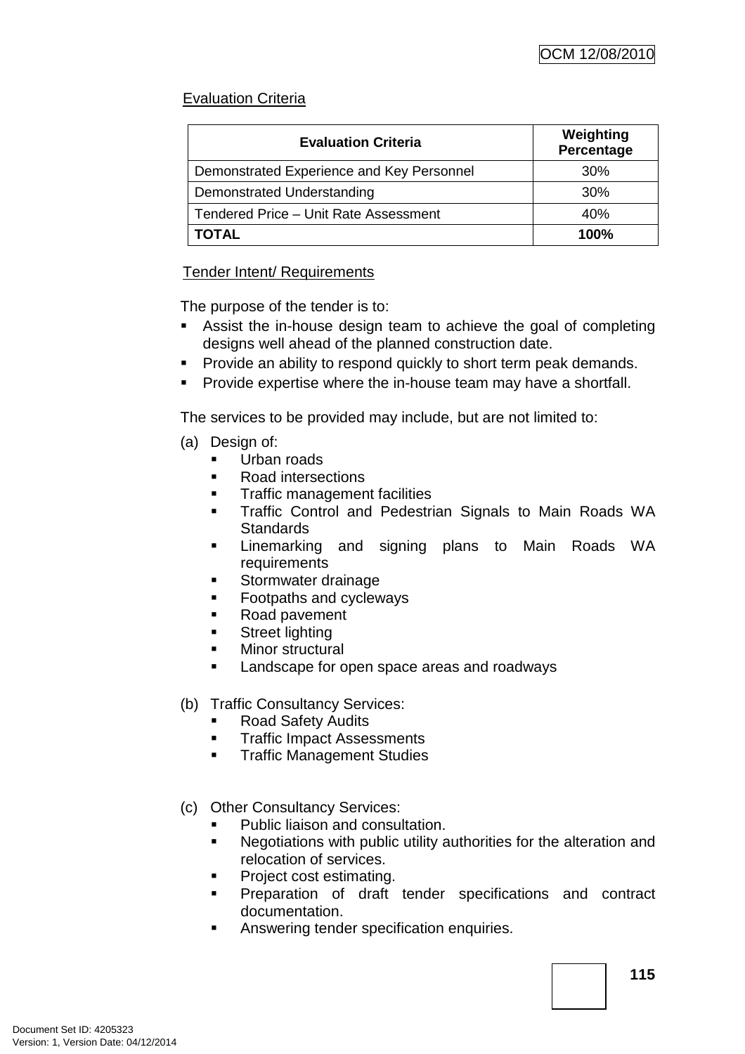Evaluation Criteria

| Evaluation Criteria | Weighting Percentage |
|---|---|
| Demonstrated Experience and Key Personnel | 30% |
| Demonstrated Understanding | 30% |
| Tendered Price – Unit Rate Assessment | 40% |
| **TOTAL** | **100%** |

Tender Intent/ Requirements

The purpose of the tender is to:

- Assist the in-house design team to achieve the goal of completing designs well ahead of the planned construction date.
- Provide an ability to respond quickly to short term peak demands.
- Provide expertise where the in-house team may have a shortfall.

The services to be provided may include, but are not limited to:

(a) Design of:
  - Urban roads
  - Road intersections
  - Traffic management facilities
  - Traffic Control and Pedestrian Signals to Main Roads WA Standards
  - Linemarking and signing plans to Main Roads WA requirements
  - Stormwater drainage
  - Footpaths and cycleways
  - Road pavement
  - Street lighting
  - Minor structural
  - Landscape for open space areas and roadways

(b) Traffic Consultancy Services:
  - Road Safety Audits
  - Traffic Impact Assessments
  - Traffic Management Studies

(c) Other Consultancy Services:
  - Public liaison and consultation.
  - Negotiations with public utility authorities for the alteration and relocation of services.
  - Project cost estimating.
  - Preparation of draft tender specifications and contract documentation.
  - Answering tender specification enquiries.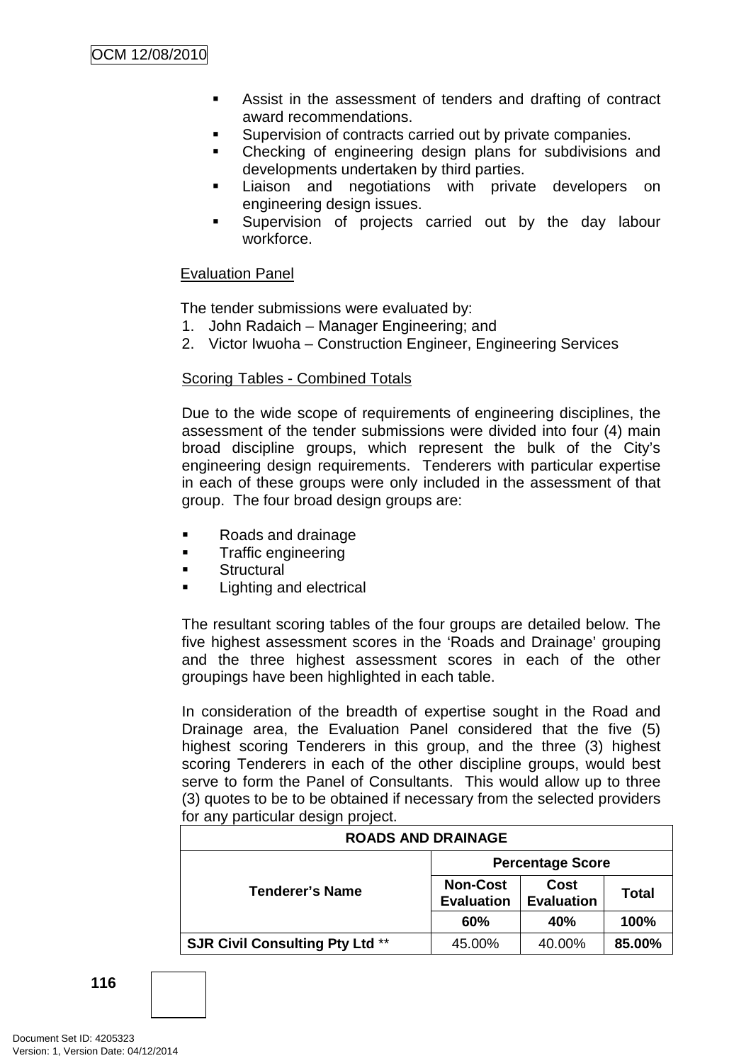- Assist in the assessment of tenders and drafting of contract award recommendations.
- Supervision of contracts carried out by private companies.
- Checking of engineering design plans for subdivisions and developments undertaken by third parties.
- Liaison and negotiations with private developers on engineering design issues.
- Supervision of projects carried out by the day labour workforce.

Evaluation Panel

The tender submissions were evaluated by:

1. John Radaich – Manager Engineering; and
2. Victor Iwuoha – Construction Engineer, Engineering Services

Scoring Tables - Combined Totals

Due to the wide scope of requirements of engineering disciplines, the assessment of the tender submissions were divided into four (4) main broad discipline groups, which represent the bulk of the City's engineering design requirements. Tenderers with particular expertise in each of these groups were only included in the assessment of that group. The four broad design groups are:

- Roads and drainage
- Traffic engineering
- Structural
- Lighting and electrical

The resultant scoring tables of the four groups are detailed below. The five highest assessment scores in the 'Roads and Drainage' grouping and the three highest assessment scores in each of the other groupings have been highlighted in each table.

In consideration of the breadth of expertise sought in the Road and Drainage area, the Evaluation Panel considered that the five (5) highest scoring Tenderers in this group, and the three (3) highest scoring Tenderers in each of the other discipline groups, would best serve to form the Panel of Consultants. This would allow up to three (3) quotes to be to be obtained if necessary from the selected providers for any particular design project.

| ROADS AND DRAINAGE | | | |
|---|---|---|---|
| **Tenderer's Name** | **Percentage Score** | | |
| | **Non-Cost Evaluation** | **Cost Evaluation** | **Total** |
| | **60%** | **40%** | **100%** |
| **SJR Civil Consulting Pty Ltd** ** | 45.00% | 40.00% | **85.00%** |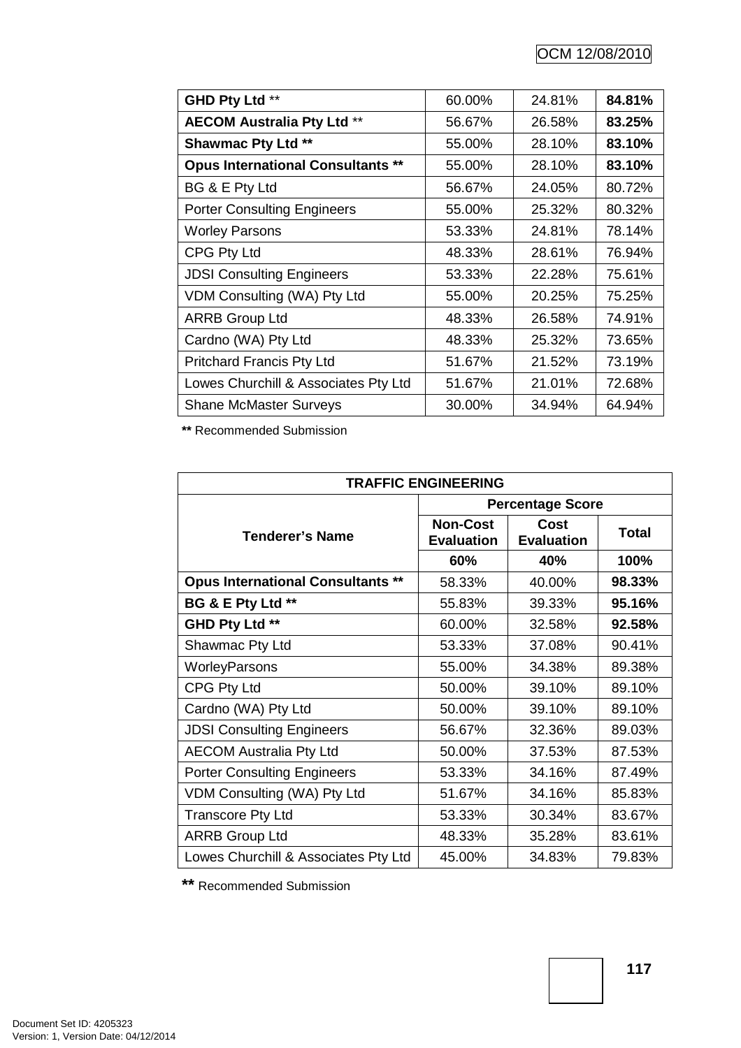| | | | |
|---|---|---|---|
| **GHD Pty Ltd** ** | 60.00% | 24.81% | **84.81%** |
| **AECOM Australia Pty Ltd** ** | 56.67% | 26.58% | **83.25%** |
| **Shawmac Pty Ltd** ** | 55.00% | 28.10% | **83.10%** |
| **Opus International Consultants** ** | 55.00% | 28.10% | **83.10%** |
| BG & E Pty Ltd | 56.67% | 24.05% | 80.72% |
| Porter Consulting Engineers | 55.00% | 25.32% | 80.32% |
| Worley Parsons | 53.33% | 24.81% | 78.14% |
| CPG Pty Ltd | 48.33% | 28.61% | 76.94% |
| JDSI Consulting Engineers | 53.33% | 22.28% | 75.61% |
| VDM Consulting (WA) Pty Ltd | 55.00% | 20.25% | 75.25% |
| ARRB Group Ltd | 48.33% | 26.58% | 74.91% |
| Cardno (WA) Pty Ltd | 48.33% | 25.32% | 73.65% |
| Pritchard Francis Pty Ltd | 51.67% | 21.52% | 73.19% |
| Lowes Churchill & Associates Pty Ltd | 51.67% | 21.01% | 72.68% |
| Shane McMaster Surveys | 30.00% | 34.94% | 64.94% |

** Recommended Submission

| **TRAFFIC ENGINEERING** | | | |
|---|---|---|---|
| **Tenderer's Name** | **Percentage Score** | | |
| | **Non-Cost Evaluation** | **Cost Evaluation** | **Total** |
| | **60%** | **40%** | **100%** |
| **Opus International Consultants** ** | 58.33% | 40.00% | **98.33%** |
| **BG & E Pty Ltd** ** | 55.83% | 39.33% | **95.16%** |
| **GHD Pty Ltd** ** | 60.00% | 32.58% | **92.58%** |
| Shawmac Pty Ltd | 53.33% | 37.08% | 90.41% |
| WorleyParsons | 55.00% | 34.38% | 89.38% |
| CPG Pty Ltd | 50.00% | 39.10% | 89.10% |
| Cardno (WA) Pty Ltd | 50.00% | 39.10% | 89.10% |
| JDSI Consulting Engineers | 56.67% | 32.36% | 89.03% |
| AECOM Australia Pty Ltd | 50.00% | 37.53% | 87.53% |
| Porter Consulting Engineers | 53.33% | 34.16% | 87.49% |
| VDM Consulting (WA) Pty Ltd | 51.67% | 34.16% | 85.83% |
| Transcore Pty Ltd | 53.33% | 30.34% | 83.67% |
| ARRB Group Ltd | 48.33% | 35.28% | 83.61% |
| Lowes Churchill & Associates Pty Ltd | 45.00% | 34.83% | 79.83% |

** Recommended Submission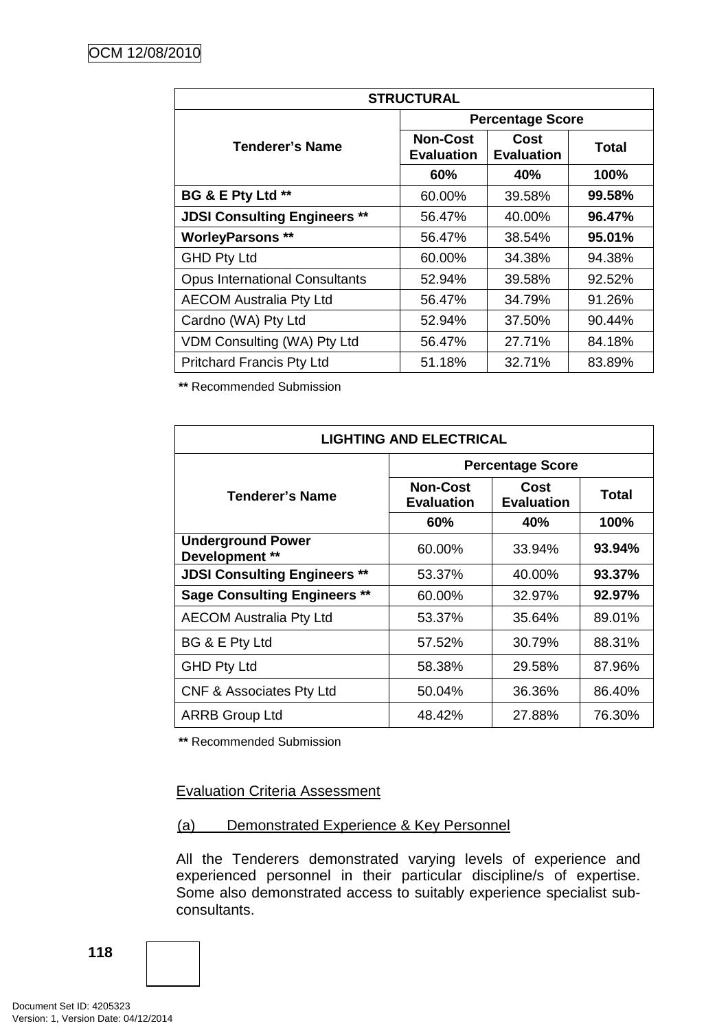| STRUCTURAL | | | |
|---|---|---|---|
| **Tenderer's Name** | **Percentage Score** | | |
| | **Non-Cost Evaluation** | **Cost Evaluation** | **Total** |
| | **60%** | **40%** | **100%** |
| **BG & E Pty Ltd** ** | 60.00% | 39.58% | **99.58%** |
| **JDSI Consulting Engineers** ** | 56.47% | 40.00% | **96.47%** |
| **WorleyParsons** ** | 56.47% | 38.54% | **95.01%** |
| GHD Pty Ltd | 60.00% | 34.38% | 94.38% |
| Opus International Consultants | 52.94% | 39.58% | 92.52% |
| AECOM Australia Pty Ltd | 56.47% | 34.79% | 91.26% |
| Cardno (WA) Pty Ltd | 52.94% | 37.50% | 90.44% |
| VDM Consulting (WA) Pty Ltd | 56.47% | 27.71% | 84.18% |
| Pritchard Francis Pty Ltd | 51.18% | 32.71% | 83.89% |

** Recommended Submission

| LIGHTING AND ELECTRICAL | | | |
|---|---|---|---|
| **Tenderer's Name** | **Percentage Score** | | |
| | **Non-Cost Evaluation** | **Cost Evaluation** | **Total** |
| | **60%** | **40%** | **100%** |
| **Underground Power Development** ** | 60.00% | 33.94% | **93.94%** |
| **JDSI Consulting Engineers** ** | 53.37% | 40.00% | **93.37%** |
| **Sage Consulting Engineers** ** | 60.00% | 32.97% | **92.97%** |
| AECOM Australia Pty Ltd | 53.37% | 35.64% | 89.01% |
| BG & E Pty Ltd | 57.52% | 30.79% | 88.31% |
| GHD Pty Ltd | 58.38% | 29.58% | 87.96% |
| CNF & Associates Pty Ltd | 50.04% | 36.36% | 86.40% |
| ARRB Group Ltd | 48.42% | 27.88% | 76.30% |

** Recommended Submission

Evaluation Criteria Assessment

(a) Demonstrated Experience & Key Personnel

All the Tenderers demonstrated varying levels of experience and experienced personnel in their particular discipline/s of expertise. Some also demonstrated access to suitably experience specialist sub-consultants.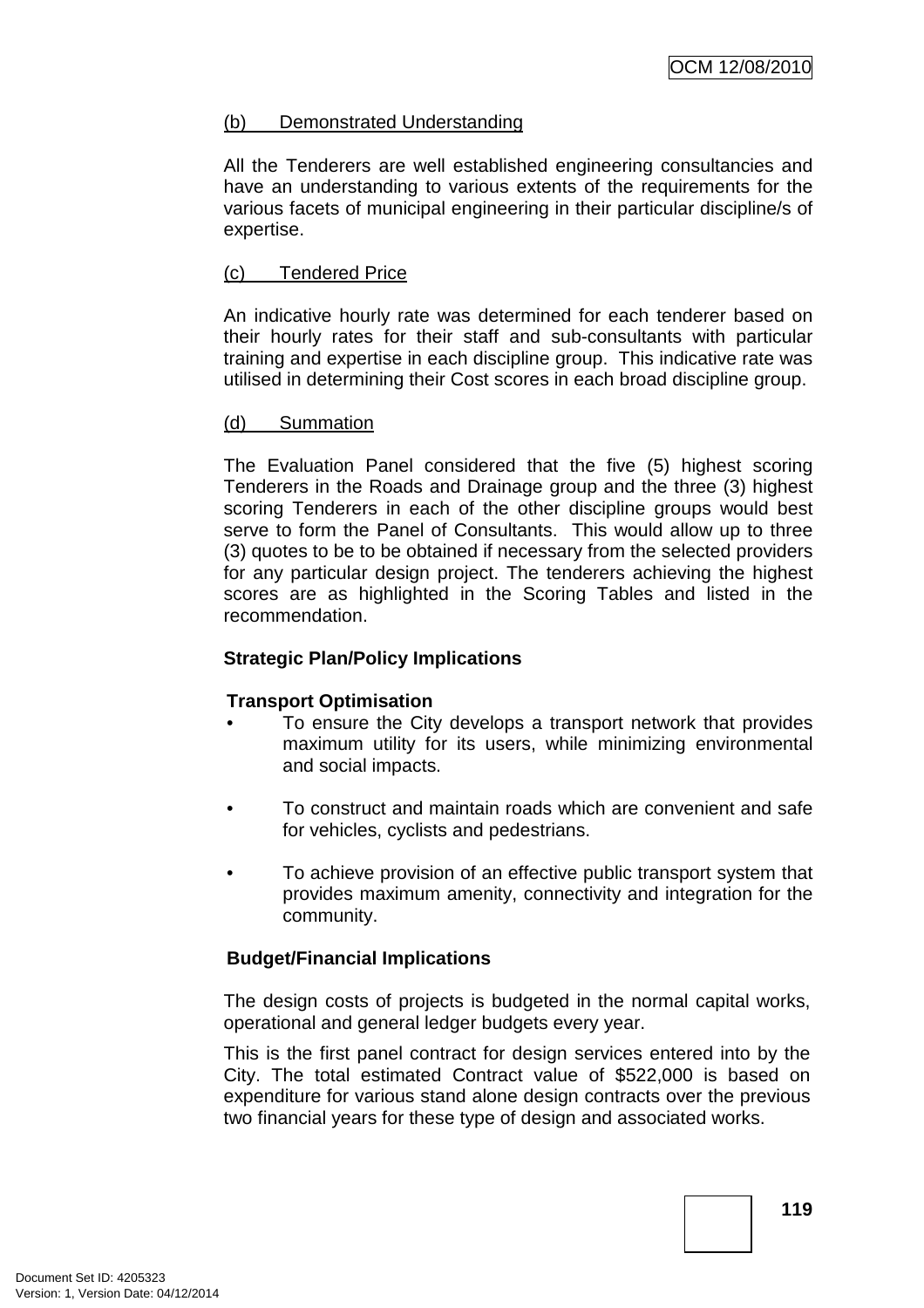(b) Demonstrated Understanding

All the Tenderers are well established engineering consultancies and have an understanding to various extents of the requirements for the various facets of municipal engineering in their particular discipline/s of expertise.

(c) Tendered Price

An indicative hourly rate was determined for each tenderer based on their hourly rates for their staff and sub-consultants with particular training and expertise in each discipline group. This indicative rate was utilised in determining their Cost scores in each broad discipline group.

(d) Summation

The Evaluation Panel considered that the five (5) highest scoring Tenderers in the Roads and Drainage group and the three (3) highest scoring Tenderers in each of the other discipline groups would best serve to form the Panel of Consultants. This would allow up to three (3) quotes to be to be obtained if necessary from the selected providers for any particular design project. The tenderers achieving the highest scores are as highlighted in the Scoring Tables and listed in the recommendation.

**Strategic Plan/Policy Implications**

**Transport Optimisation**

- To ensure the City develops a transport network that provides maximum utility for its users, while minimizing environmental and social impacts.
- To construct and maintain roads which are convenient and safe for vehicles, cyclists and pedestrians.
- To achieve provision of an effective public transport system that provides maximum amenity, connectivity and integration for the community.

**Budget/Financial Implications**

The design costs of projects is budgeted in the normal capital works, operational and general ledger budgets every year.

This is the first panel contract for design services entered into by the City. The total estimated Contract value of $522,000 is based on expenditure for various stand alone design contracts over the previous two financial years for these type of design and associated works.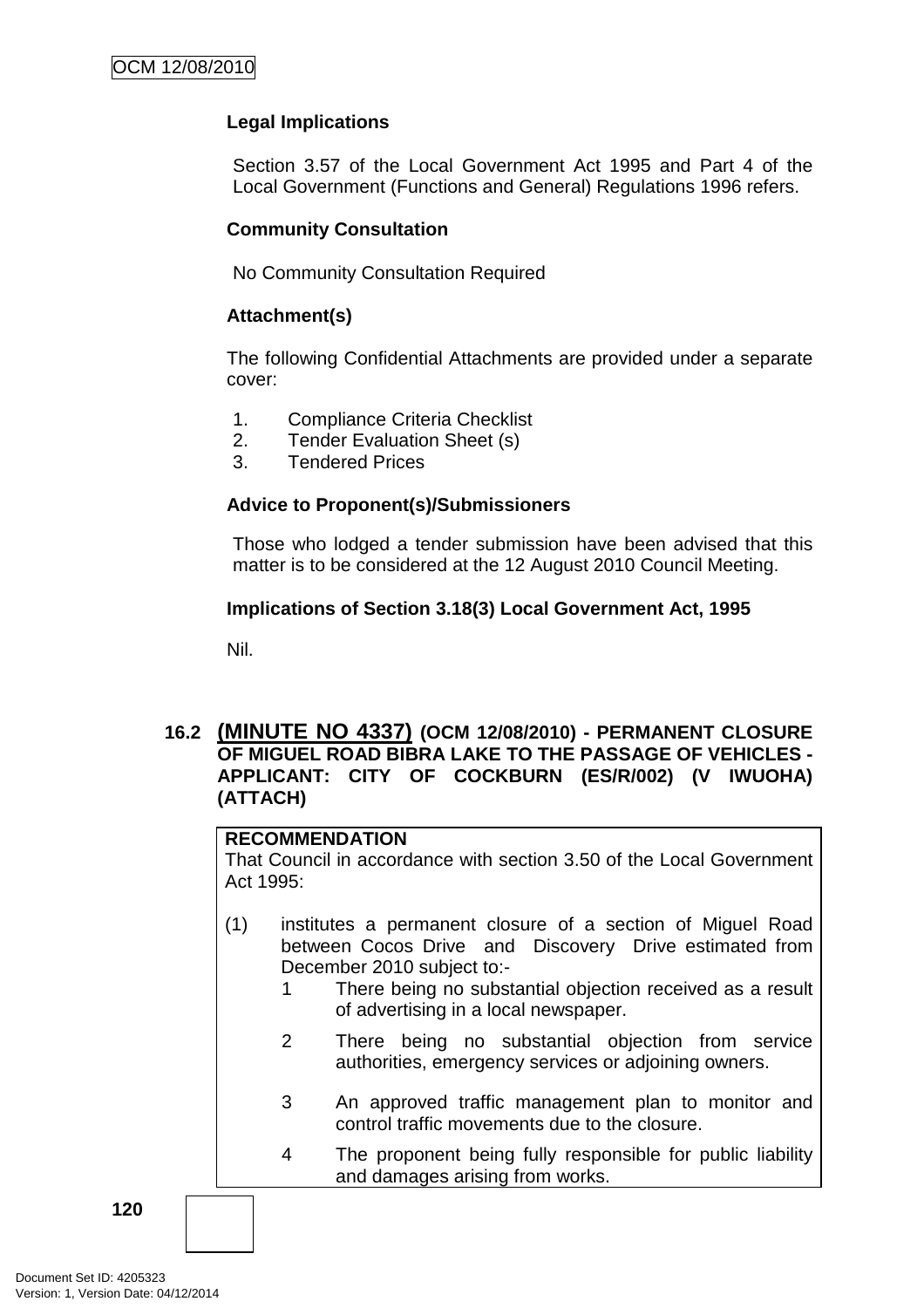**Legal Implications**

Section 3.57 of the Local Government Act 1995 and Part 4 of the Local Government (Functions and General) Regulations 1996 refers.

**Community Consultation**

No Community Consultation Required

**Attachment(s)**

The following Confidential Attachments are provided under a separate cover:

1. Compliance Criteria Checklist
2. Tender Evaluation Sheet (s)
3. Tendered Prices

**Advice to Proponent(s)/Submissioners**

Those who lodged a tender submission have been advised that this matter is to be considered at the 12 August 2010 Council Meeting.

**Implications of Section 3.18(3) Local Government Act, 1995**

Nil.

## 16.2 (MINUTE NO 4337) (OCM 12/08/2010) - PERMANENT CLOSURE OF MIGUEL ROAD BIBRA LAKE TO THE PASSAGE OF VEHICLES - APPLICANT: CITY OF COCKBURN (ES/R/002) (V IWUOHA) (ATTACH)

**RECOMMENDATION**

That Council in accordance with section 3.50 of the Local Government Act 1995:

(1) institutes a permanent closure of a section of Miguel Road between Cocos Drive and Discovery Drive estimated from December 2010 subject to:-

1. There being no substantial objection received as a result of advertising in a local newspaper.
2. There being no substantial objection from service authorities, emergency services or adjoining owners.
3. An approved traffic management plan to monitor and control traffic movements due to the closure.
4. The proponent being fully responsible for public liability and damages arising from works.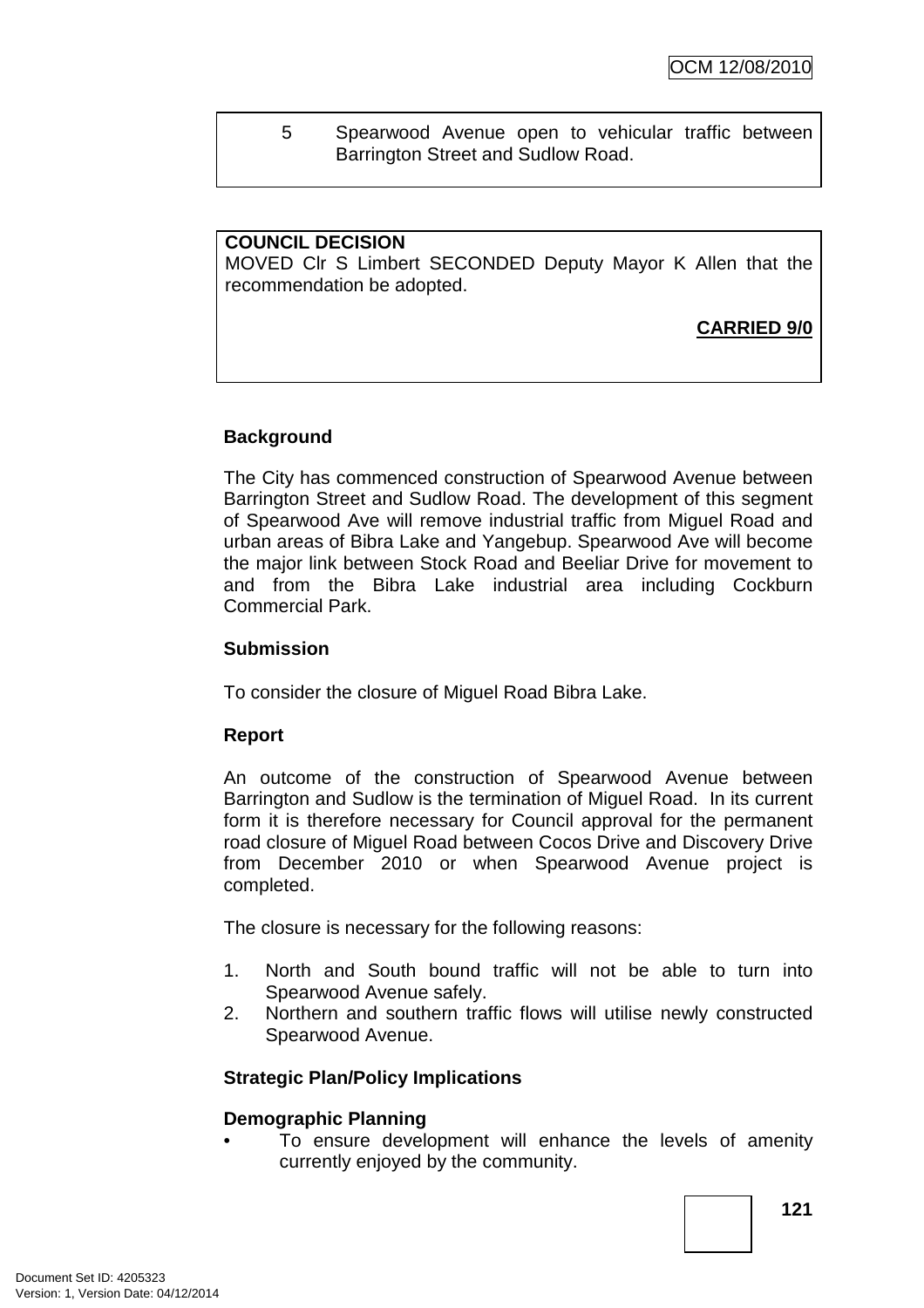5 Spearwood Avenue open to vehicular traffic between Barrington Street and Sudlow Road.

**COUNCIL DECISION**
MOVED Clr S Limbert SECONDED Deputy Mayor K Allen that the recommendation be adopted.

**CARRIED 9/0**

**Background**

The City has commenced construction of Spearwood Avenue between Barrington Street and Sudlow Road. The development of this segment of Spearwood Ave will remove industrial traffic from Miguel Road and urban areas of Bibra Lake and Yangebup. Spearwood Ave will become the major link between Stock Road and Beeliar Drive for movement to and from the Bibra Lake industrial area including Cockburn Commercial Park.

**Submission**

To consider the closure of Miguel Road Bibra Lake.

**Report**

An outcome of the construction of Spearwood Avenue between Barrington and Sudlow is the termination of Miguel Road. In its current form it is therefore necessary for Council approval for the permanent road closure of Miguel Road between Cocos Drive and Discovery Drive from December 2010 or when Spearwood Avenue project is completed.

The closure is necessary for the following reasons:

1. North and South bound traffic will not be able to turn into Spearwood Avenue safely.
2. Northern and southern traffic flows will utilise newly constructed Spearwood Avenue.

**Strategic Plan/Policy Implications**

**Demographic Planning**

- To ensure development will enhance the levels of amenity currently enjoyed by the community.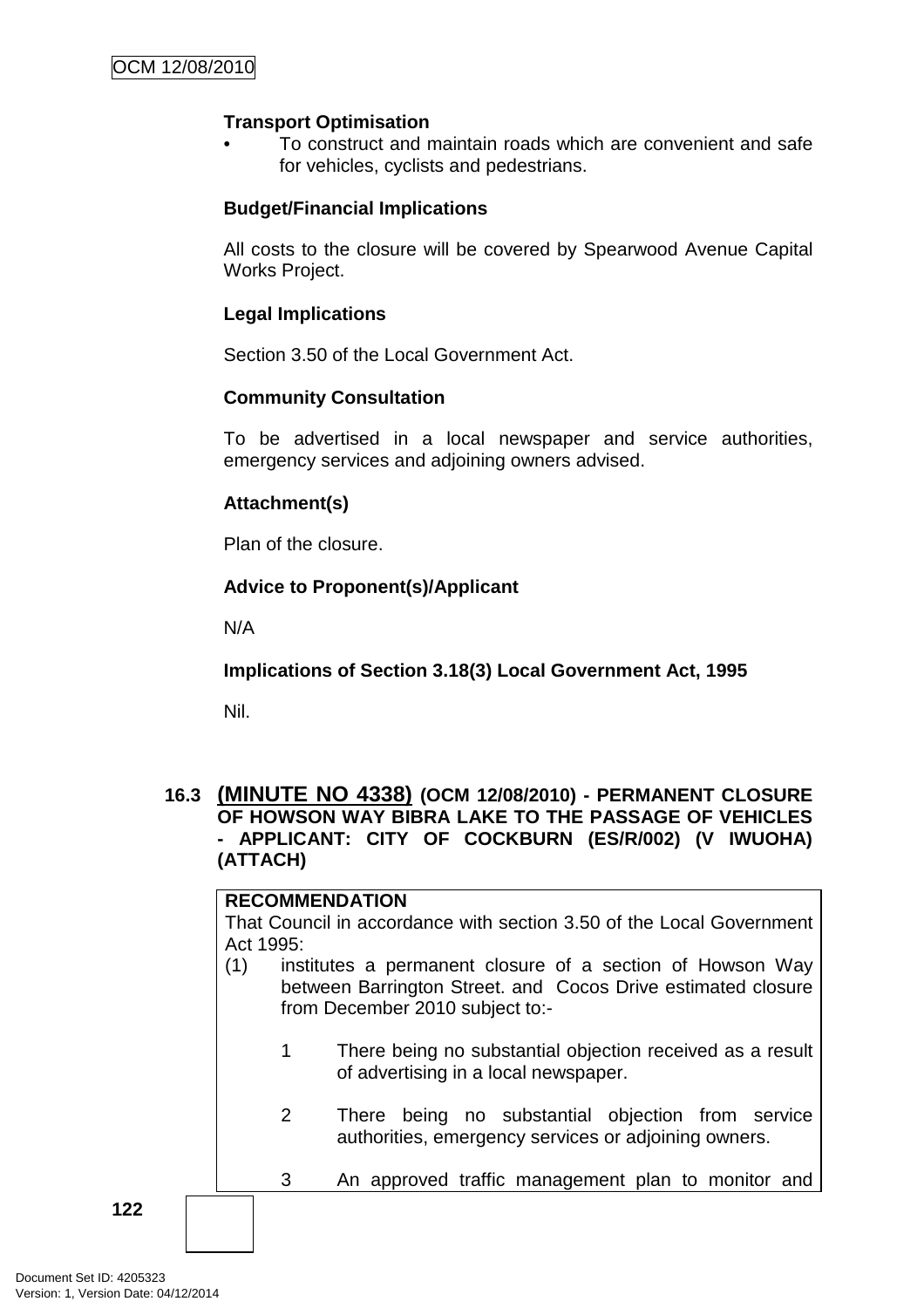**Transport Optimisation**

- To construct and maintain roads which are convenient and safe for vehicles, cyclists and pedestrians.

**Budget/Financial Implications**

All costs to the closure will be covered by Spearwood Avenue Capital Works Project.

**Legal Implications**

Section 3.50 of the Local Government Act.

**Community Consultation**

To be advertised in a local newspaper and service authorities, emergency services and adjoining owners advised.

**Attachment(s)**

Plan of the closure.

**Advice to Proponent(s)/Applicant**

N/A

**Implications of Section 3.18(3) Local Government Act, 1995**

Nil.

### 16.3 (MINUTE NO 4338) (OCM 12/08/2010) - PERMANENT CLOSURE OF HOWSON WAY BIBRA LAKE TO THE PASSAGE OF VEHICLES - APPLICANT: CITY OF COCKBURN (ES/R/002) (V IWUOHA) (ATTACH)

**RECOMMENDATION**

That Council in accordance with section 3.50 of the Local Government Act 1995:

(1) institutes a permanent closure of a section of Howson Way between Barrington Street. and Cocos Drive estimated closure from December 2010 subject to:-

1 There being no substantial objection received as a result of advertising in a local newspaper.

2 There being no substantial objection from service authorities, emergency services or adjoining owners.

3 An approved traffic management plan to monitor and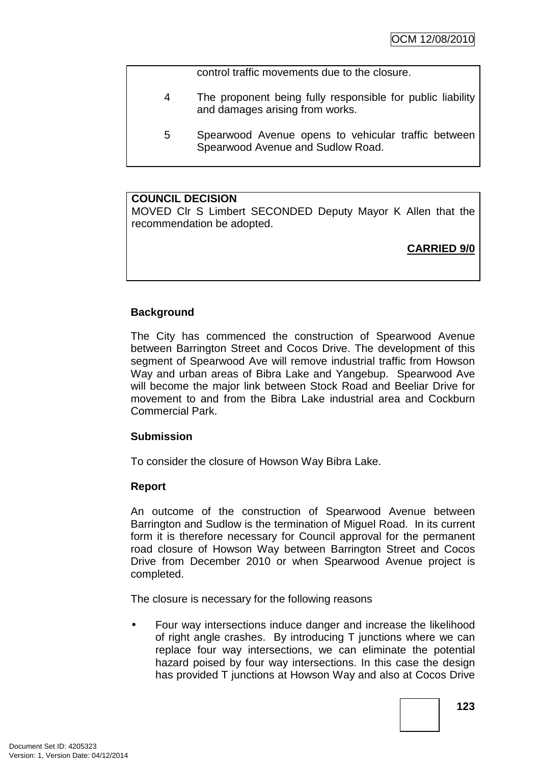control traffic movements due to the closure.

4 The proponent being fully responsible for public liability and damages arising from works.

5 Spearwood Avenue opens to vehicular traffic between Spearwood Avenue and Sudlow Road.

**COUNCIL DECISION**

MOVED Clr S Limbert SECONDED Deputy Mayor K Allen that the recommendation be adopted.

**CARRIED 9/0**

**Background**

The City has commenced the construction of Spearwood Avenue between Barrington Street and Cocos Drive. The development of this segment of Spearwood Ave will remove industrial traffic from Howson Way and urban areas of Bibra Lake and Yangebup. Spearwood Ave will become the major link between Stock Road and Beeliar Drive for movement to and from the Bibra Lake industrial area and Cockburn Commercial Park.

**Submission**

To consider the closure of Howson Way Bibra Lake.

**Report**

An outcome of the construction of Spearwood Avenue between Barrington and Sudlow is the termination of Miguel Road. In its current form it is therefore necessary for Council approval for the permanent road closure of Howson Way between Barrington Street and Cocos Drive from December 2010 or when Spearwood Avenue project is completed.

The closure is necessary for the following reasons

- Four way intersections induce danger and increase the likelihood of right angle crashes. By introducing T junctions where we can replace four way intersections, we can eliminate the potential hazard poised by four way intersections. In this case the design has provided T junctions at Howson Way and also at Cocos Drive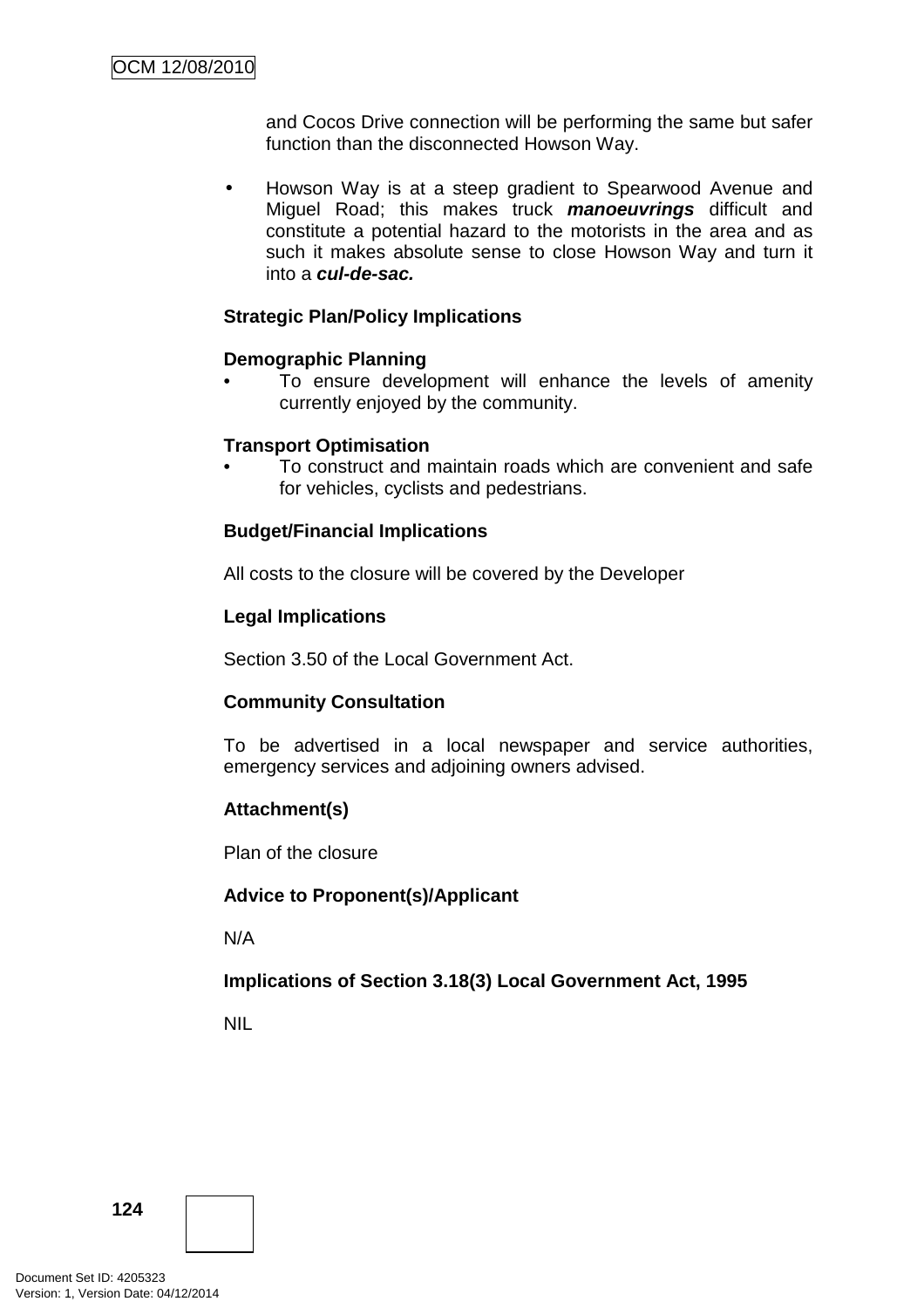and Cocos Drive connection will be performing the same but safer function than the disconnected Howson Way.

- Howson Way is at a steep gradient to Spearwood Avenue and Miguel Road; this makes truck ***manoeuvrings*** difficult and constitute a potential hazard to the motorists in the area and as such it makes absolute sense to close Howson Way and turn it into a ***cul-de-sac.***

**Strategic Plan/Policy Implications**

**Demographic Planning**

- To ensure development will enhance the levels of amenity currently enjoyed by the community.

**Transport Optimisation**

- To construct and maintain roads which are convenient and safe for vehicles, cyclists and pedestrians.

**Budget/Financial Implications**

All costs to the closure will be covered by the Developer

**Legal Implications**

Section 3.50 of the Local Government Act.

**Community Consultation**

To be advertised in a local newspaper and service authorities, emergency services and adjoining owners advised.

**Attachment(s)**

Plan of the closure

**Advice to Proponent(s)/Applicant**

N/A

**Implications of Section 3.18(3) Local Government Act, 1995**

NIL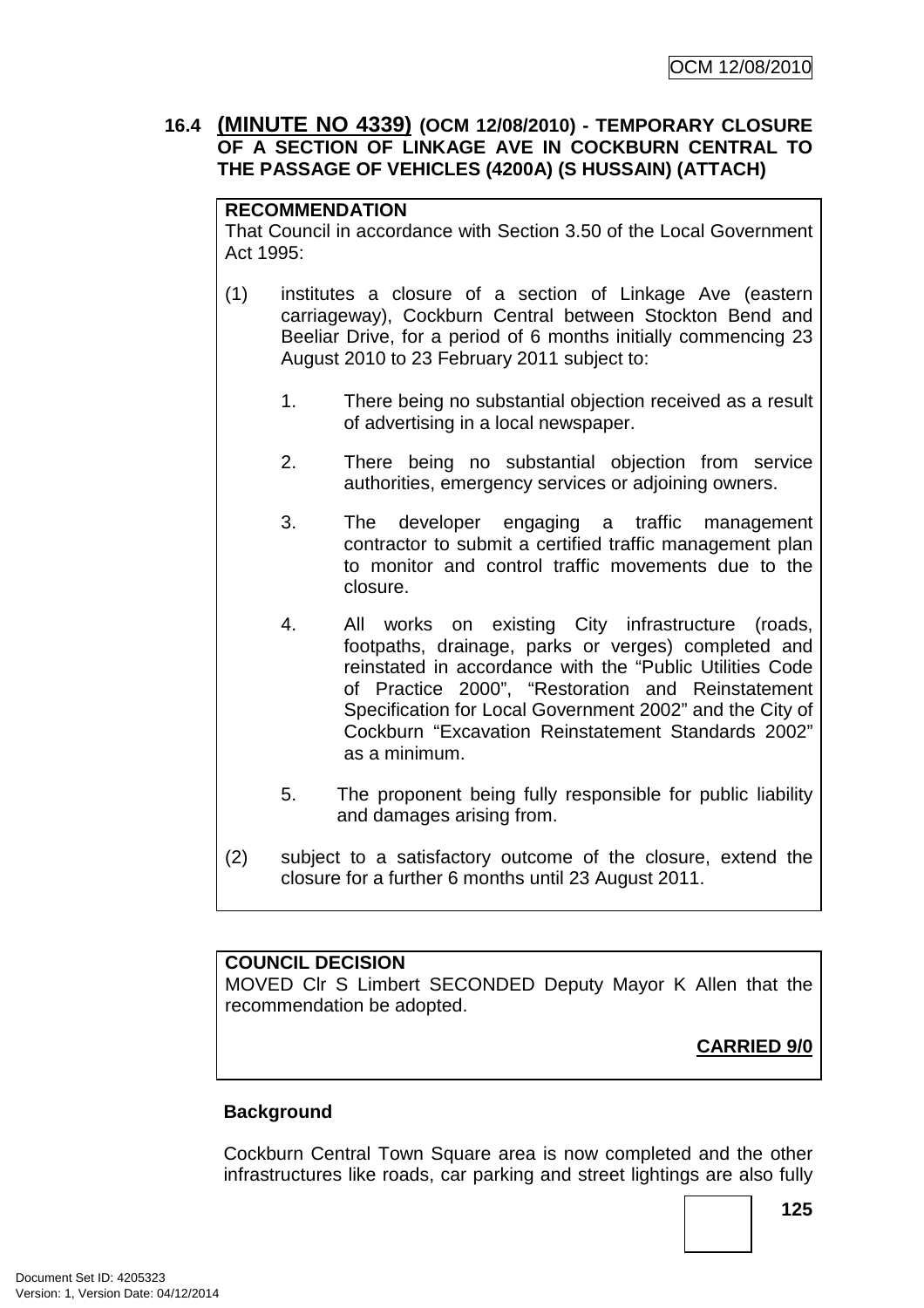### 16.4 (MINUTE NO 4339) (OCM 12/08/2010) - TEMPORARY CLOSURE OF A SECTION OF LINKAGE AVE IN COCKBURN CENTRAL TO THE PASSAGE OF VEHICLES (4200A) (S HUSSAIN) (ATTACH)

**RECOMMENDATION**

That Council in accordance with Section 3.50 of the Local Government Act 1995:

(1) institutes a closure of a section of Linkage Ave (eastern carriageway), Cockburn Central between Stockton Bend and Beeliar Drive, for a period of 6 months initially commencing 23 August 2010 to 23 February 2011 subject to:

1. There being no substantial objection received as a result of advertising in a local newspaper.

2. There being no substantial objection from service authorities, emergency services or adjoining owners.

3. The developer engaging a traffic management contractor to submit a certified traffic management plan to monitor and control traffic movements due to the closure.

4. All works on existing City infrastructure (roads, footpaths, drainage, parks or verges) completed and reinstated in accordance with the "Public Utilities Code of Practice 2000", "Restoration and Reinstatement Specification for Local Government 2002" and the City of Cockburn "Excavation Reinstatement Standards 2002" as a minimum.

5. The proponent being fully responsible for public liability and damages arising from.

(2) subject to a satisfactory outcome of the closure, extend the closure for a further 6 months until 23 August 2011.

**COUNCIL DECISION**

MOVED Clr S Limbert SECONDED Deputy Mayor K Allen that the recommendation be adopted.

**CARRIED 9/0**

**Background**

Cockburn Central Town Square area is now completed and the other infrastructures like roads, car parking and street lightings are also fully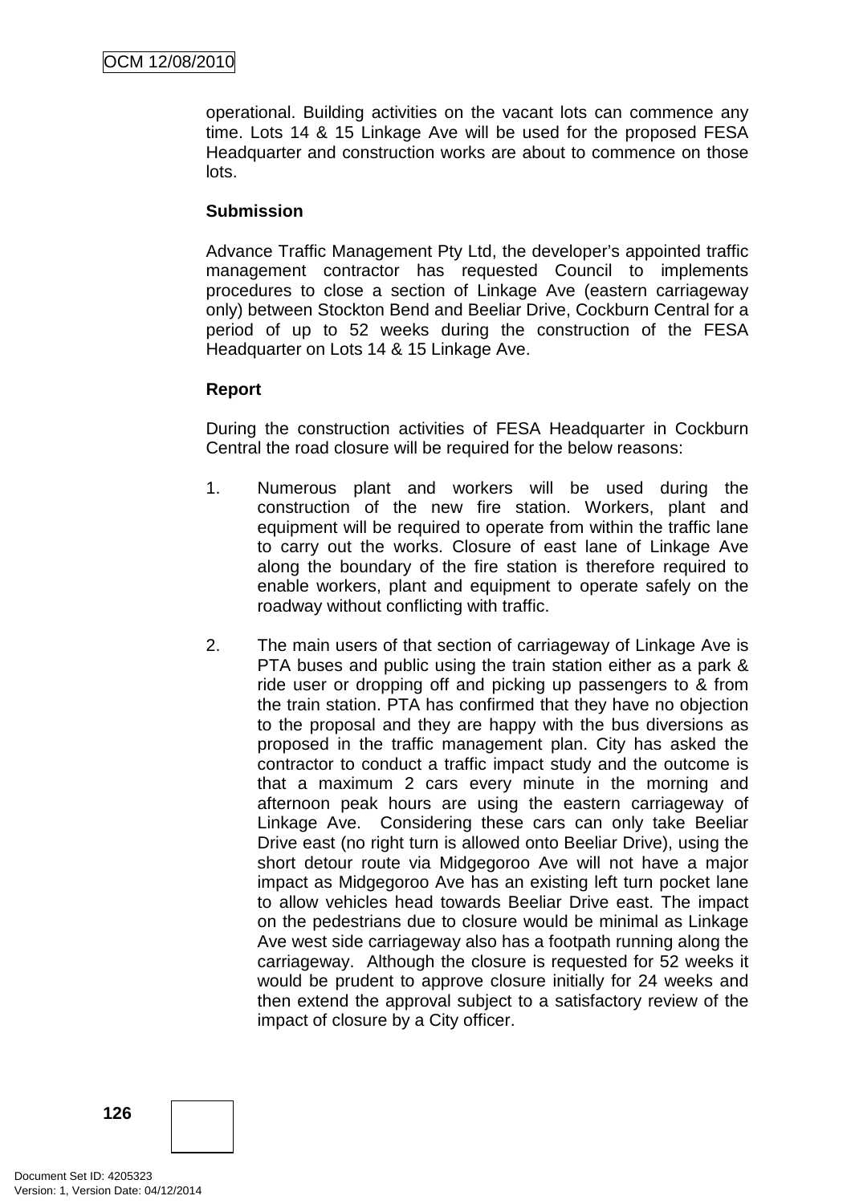operational. Building activities on the vacant lots can commence any time. Lots 14 & 15 Linkage Ave will be used for the proposed FESA Headquarter and construction works are about to commence on those lots.

**Submission**

Advance Traffic Management Pty Ltd, the developer's appointed traffic management contractor has requested Council to implements procedures to close a section of Linkage Ave (eastern carriageway only) between Stockton Bend and Beeliar Drive, Cockburn Central for a period of up to 52 weeks during the construction of the FESA Headquarter on Lots 14 & 15 Linkage Ave.

**Report**

During the construction activities of FESA Headquarter in Cockburn Central the road closure will be required for the below reasons:

1. Numerous plant and workers will be used during the construction of the new fire station. Workers, plant and equipment will be required to operate from within the traffic lane to carry out the works. Closure of east lane of Linkage Ave along the boundary of the fire station is therefore required to enable workers, plant and equipment to operate safely on the roadway without conflicting with traffic.

2. The main users of that section of carriageway of Linkage Ave is PTA buses and public using the train station either as a park & ride user or dropping off and picking up passengers to & from the train station. PTA has confirmed that they have no objection to the proposal and they are happy with the bus diversions as proposed in the traffic management plan. City has asked the contractor to conduct a traffic impact study and the outcome is that a maximum 2 cars every minute in the morning and afternoon peak hours are using the eastern carriageway of Linkage Ave. Considering these cars can only take Beeliar Drive east (no right turn is allowed onto Beeliar Drive), using the short detour route via Midgegoroo Ave will not have a major impact as Midgegoroo Ave has an existing left turn pocket lane to allow vehicles head towards Beeliar Drive east. The impact on the pedestrians due to closure would be minimal as Linkage Ave west side carriageway also has a footpath running along the carriageway. Although the closure is requested for 52 weeks it would be prudent to approve closure initially for 24 weeks and then extend the approval subject to a satisfactory review of the impact of closure by a City officer.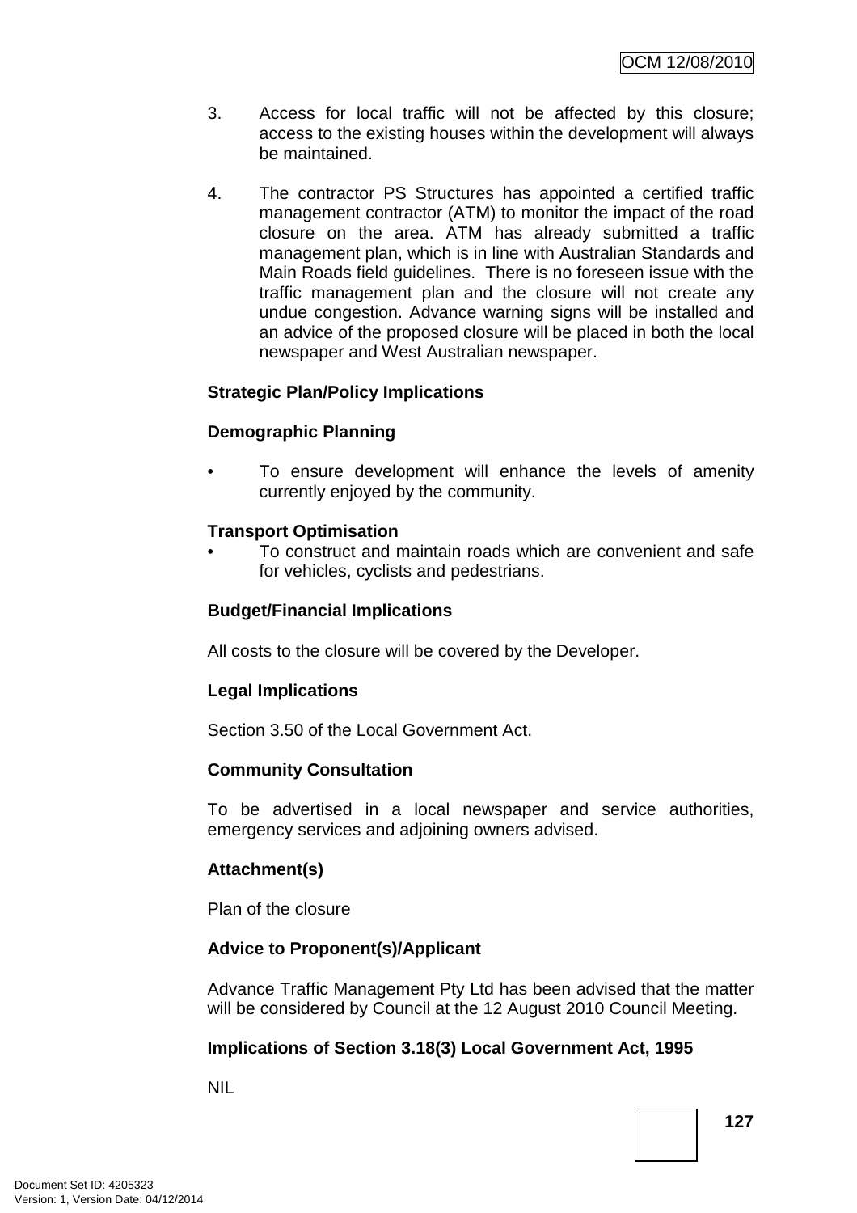3. Access for local traffic will not be affected by this closure; access to the existing houses within the development will always be maintained.

4. The contractor PS Structures has appointed a certified traffic management contractor (ATM) to monitor the impact of the road closure on the area. ATM has already submitted a traffic management plan, which is in line with Australian Standards and Main Roads field guidelines. There is no foreseen issue with the traffic management plan and the closure will not create any undue congestion. Advance warning signs will be installed and an advice of the proposed closure will be placed in both the local newspaper and West Australian newspaper.

**Strategic Plan/Policy Implications**

**Demographic Planning**

- To ensure development will enhance the levels of amenity currently enjoyed by the community.

**Transport Optimisation**

- To construct and maintain roads which are convenient and safe for vehicles, cyclists and pedestrians.

**Budget/Financial Implications**

All costs to the closure will be covered by the Developer.

**Legal Implications**

Section 3.50 of the Local Government Act.

**Community Consultation**

To be advertised in a local newspaper and service authorities, emergency services and adjoining owners advised.

**Attachment(s)**

Plan of the closure

**Advice to Proponent(s)/Applicant**

Advance Traffic Management Pty Ltd has been advised that the matter will be considered by Council at the 12 August 2010 Council Meeting.

**Implications of Section 3.18(3) Local Government Act, 1995**

NIL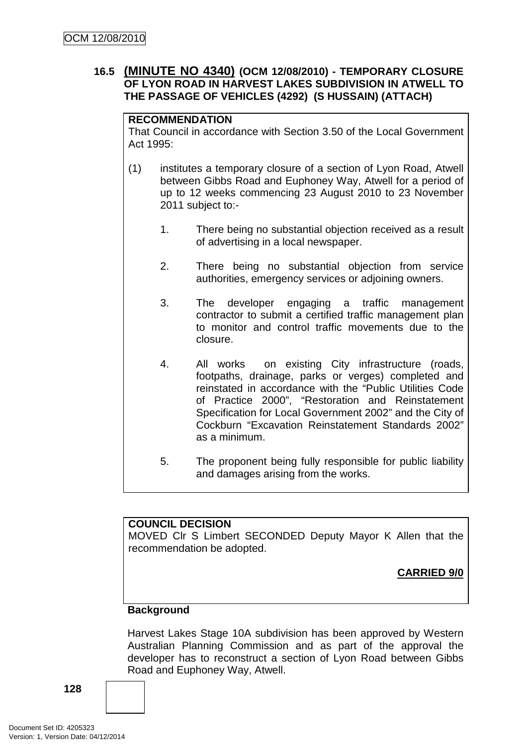### 16.5 (MINUTE NO 4340) (OCM 12/08/2010) - TEMPORARY CLOSURE OF LYON ROAD IN HARVEST LAKES SUBDIVISION IN ATWELL TO THE PASSAGE OF VEHICLES (4292) (S HUSSAIN) (ATTACH)

**RECOMMENDATION**

That Council in accordance with Section 3.50 of the Local Government Act 1995:

(1) institutes a temporary closure of a section of Lyon Road, Atwell between Gibbs Road and Euphoney Way, Atwell for a period of up to 12 weeks commencing 23 August 2010 to 23 November 2011 subject to:-

1. There being no substantial objection received as a result of advertising in a local newspaper.

2. There being no substantial objection from service authorities, emergency services or adjoining owners.

3. The developer engaging a traffic management contractor to submit a certified traffic management plan to monitor and control traffic movements due to the closure.

4. All works on existing City infrastructure (roads, footpaths, drainage, parks or verges) completed and reinstated in accordance with the "Public Utilities Code of Practice 2000", "Restoration and Reinstatement Specification for Local Government 2002" and the City of Cockburn "Excavation Reinstatement Standards 2002" as a minimum.

5. The proponent being fully responsible for public liability and damages arising from the works.

**COUNCIL DECISION**

MOVED Clr S Limbert SECONDED Deputy Mayor K Allen that the recommendation be adopted.

**CARRIED 9/0**

**Background**

Harvest Lakes Stage 10A subdivision has been approved by Western Australian Planning Commission and as part of the approval the developer has to reconstruct a section of Lyon Road between Gibbs Road and Euphoney Way, Atwell.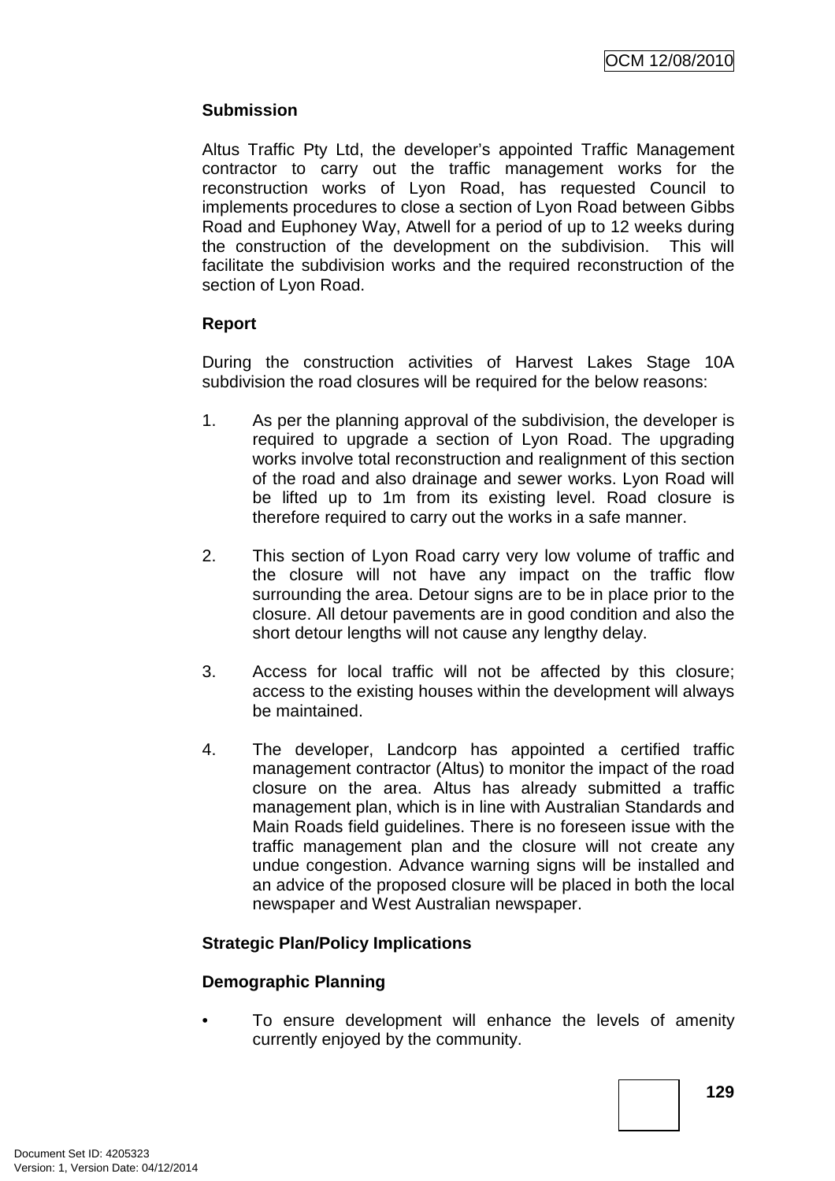**Submission**

Altus Traffic Pty Ltd, the developer's appointed Traffic Management contractor to carry out the traffic management works for the reconstruction works of Lyon Road, has requested Council to implements procedures to close a section of Lyon Road between Gibbs Road and Euphoney Way, Atwell for a period of up to 12 weeks during the construction of the development on the subdivision. This will facilitate the subdivision works and the required reconstruction of the section of Lyon Road.

**Report**

During the construction activities of Harvest Lakes Stage 10A subdivision the road closures will be required for the below reasons:

1. As per the planning approval of the subdivision, the developer is required to upgrade a section of Lyon Road. The upgrading works involve total reconstruction and realignment of this section of the road and also drainage and sewer works. Lyon Road will be lifted up to 1m from its existing level. Road closure is therefore required to carry out the works in a safe manner.

2. This section of Lyon Road carry very low volume of traffic and the closure will not have any impact on the traffic flow surrounding the area. Detour signs are to be in place prior to the closure. All detour pavements are in good condition and also the short detour lengths will not cause any lengthy delay.

3. Access for local traffic will not be affected by this closure; access to the existing houses within the development will always be maintained.

4. The developer, Landcorp has appointed a certified traffic management contractor (Altus) to monitor the impact of the road closure on the area. Altus has already submitted a traffic management plan, which is in line with Australian Standards and Main Roads field guidelines. There is no foreseen issue with the traffic management plan and the closure will not create any undue congestion. Advance warning signs will be installed and an advice of the proposed closure will be placed in both the local newspaper and West Australian newspaper.

**Strategic Plan/Policy Implications**

**Demographic Planning**

- To ensure development will enhance the levels of amenity currently enjoyed by the community.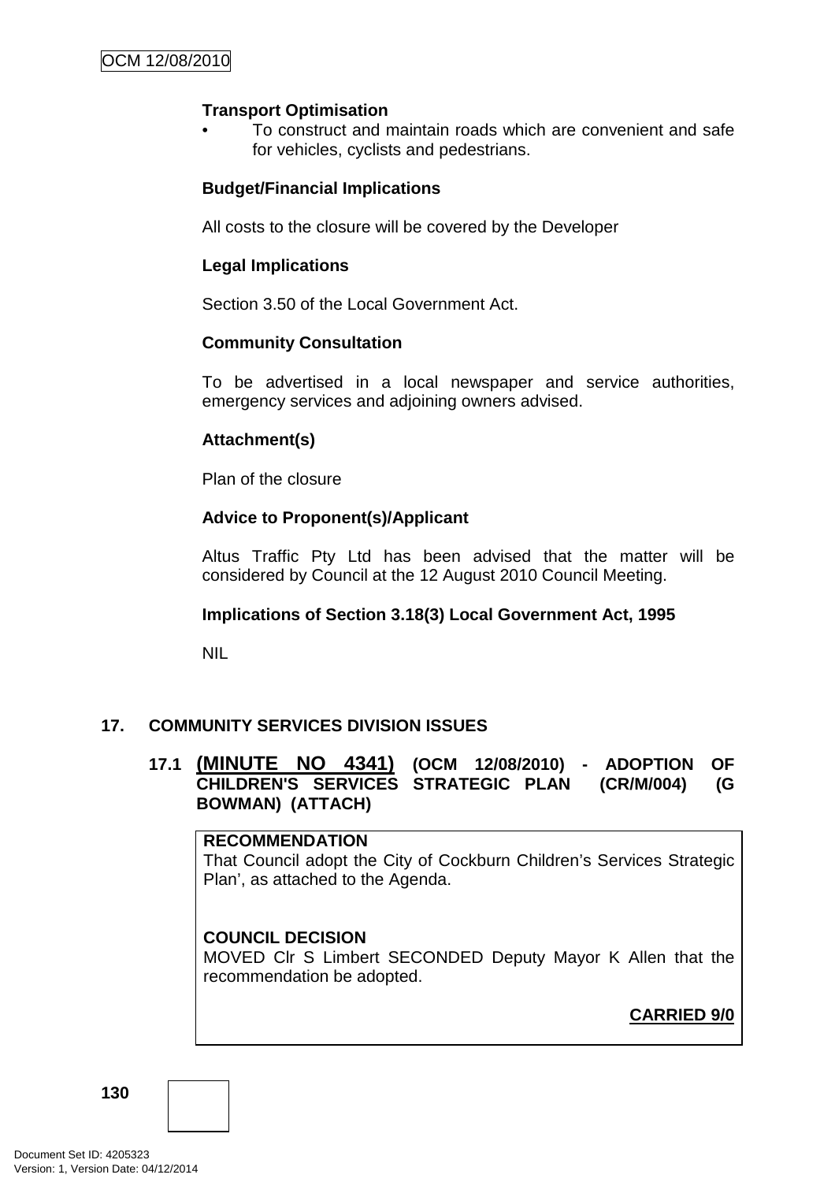**Transport Optimisation**

- To construct and maintain roads which are convenient and safe for vehicles, cyclists and pedestrians.

**Budget/Financial Implications**

All costs to the closure will be covered by the Developer

**Legal Implications**

Section 3.50 of the Local Government Act.

**Community Consultation**

To be advertised in a local newspaper and service authorities, emergency services and adjoining owners advised.

**Attachment(s)**

Plan of the closure

**Advice to Proponent(s)/Applicant**

Altus Traffic Pty Ltd has been advised that the matter will be considered by Council at the 12 August 2010 Council Meeting.

**Implications of Section 3.18(3) Local Government Act, 1995**

NIL

## 17. COMMUNITY SERVICES DIVISION ISSUES

### 17.1 (MINUTE NO 4341) (OCM 12/08/2010) - ADOPTION OF CHILDREN'S SERVICES STRATEGIC PLAN (CR/M/004) (G BOWMAN) (ATTACH)

**RECOMMENDATION**
That Council adopt the City of Cockburn Children's Services Strategic Plan', as attached to the Agenda.

**COUNCIL DECISION**
MOVED Clr S Limbert SECONDED Deputy Mayor K Allen that the recommendation be adopted.

**CARRIED 9/0**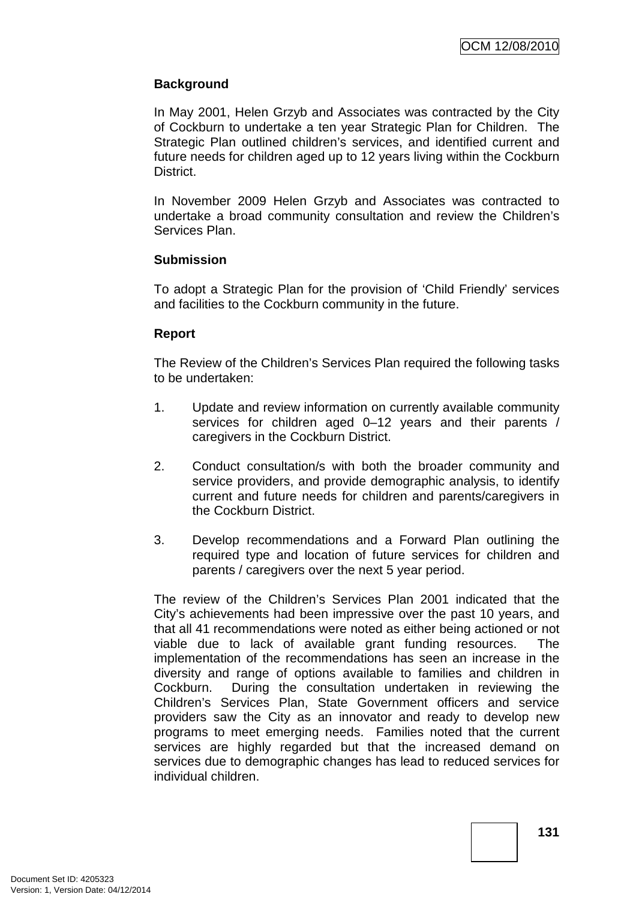**Background**

In May 2001, Helen Grzyb and Associates was contracted by the City of Cockburn to undertake a ten year Strategic Plan for Children. The Strategic Plan outlined children's services, and identified current and future needs for children aged up to 12 years living within the Cockburn District.

In November 2009 Helen Grzyb and Associates was contracted to undertake a broad community consultation and review the Children's Services Plan.

**Submission**

To adopt a Strategic Plan for the provision of 'Child Friendly' services and facilities to the Cockburn community in the future.

**Report**

The Review of the Children's Services Plan required the following tasks to be undertaken:

1. Update and review information on currently available community services for children aged 0–12 years and their parents / caregivers in the Cockburn District.

2. Conduct consultation/s with both the broader community and service providers, and provide demographic analysis, to identify current and future needs for children and parents/caregivers in the Cockburn District.

3. Develop recommendations and a Forward Plan outlining the required type and location of future services for children and parents / caregivers over the next 5 year period.

The review of the Children's Services Plan 2001 indicated that the City's achievements had been impressive over the past 10 years, and that all 41 recommendations were noted as either being actioned or not viable due to lack of available grant funding resources. The implementation of the recommendations has seen an increase in the diversity and range of options available to families and children in Cockburn. During the consultation undertaken in reviewing the Children's Services Plan, State Government officers and service providers saw the City as an innovator and ready to develop new programs to meet emerging needs. Families noted that the current services are highly regarded but that the increased demand on services due to demographic changes has lead to reduced services for individual children.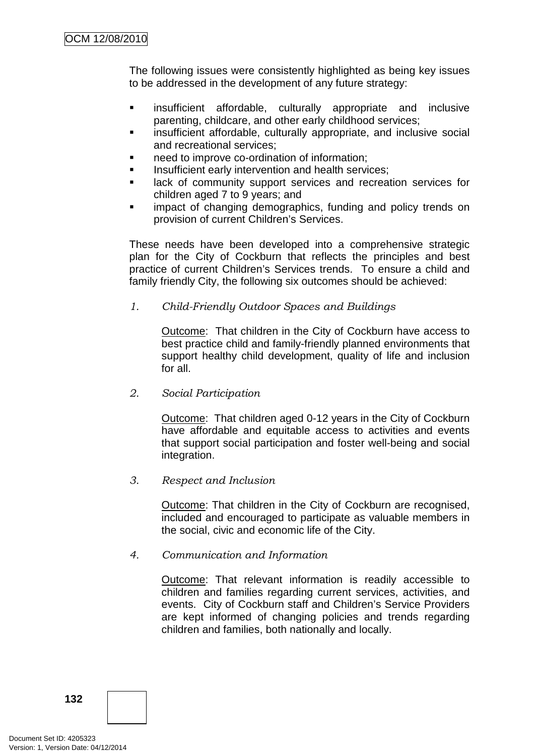The following issues were consistently highlighted as being key issues to be addressed in the development of any future strategy:

- insufficient affordable, culturally appropriate and inclusive parenting, childcare, and other early childhood services;
- insufficient affordable, culturally appropriate, and inclusive social and recreational services;
- need to improve co-ordination of information;
- Insufficient early intervention and health services;
- lack of community support services and recreation services for children aged 7 to 9 years; and
- impact of changing demographics, funding and policy trends on provision of current Children's Services.

These needs have been developed into a comprehensive strategic plan for the City of Cockburn that reflects the principles and best practice of current Children's Services trends. To ensure a child and family friendly City, the following six outcomes should be achieved:

1. *Child-Friendly Outdoor Spaces and Buildings*

   Outcome: That children in the City of Cockburn have access to best practice child and family-friendly planned environments that support healthy child development, quality of life and inclusion for all.

2. *Social Participation*

   Outcome: That children aged 0-12 years in the City of Cockburn have affordable and equitable access to activities and events that support social participation and foster well-being and social integration.

3. *Respect and Inclusion*

   Outcome: That children in the City of Cockburn are recognised, included and encouraged to participate as valuable members in the social, civic and economic life of the City.

4. *Communication and Information*

   Outcome: That relevant information is readily accessible to children and families regarding current services, activities, and events. City of Cockburn staff and Children's Service Providers are kept informed of changing policies and trends regarding children and families, both nationally and locally.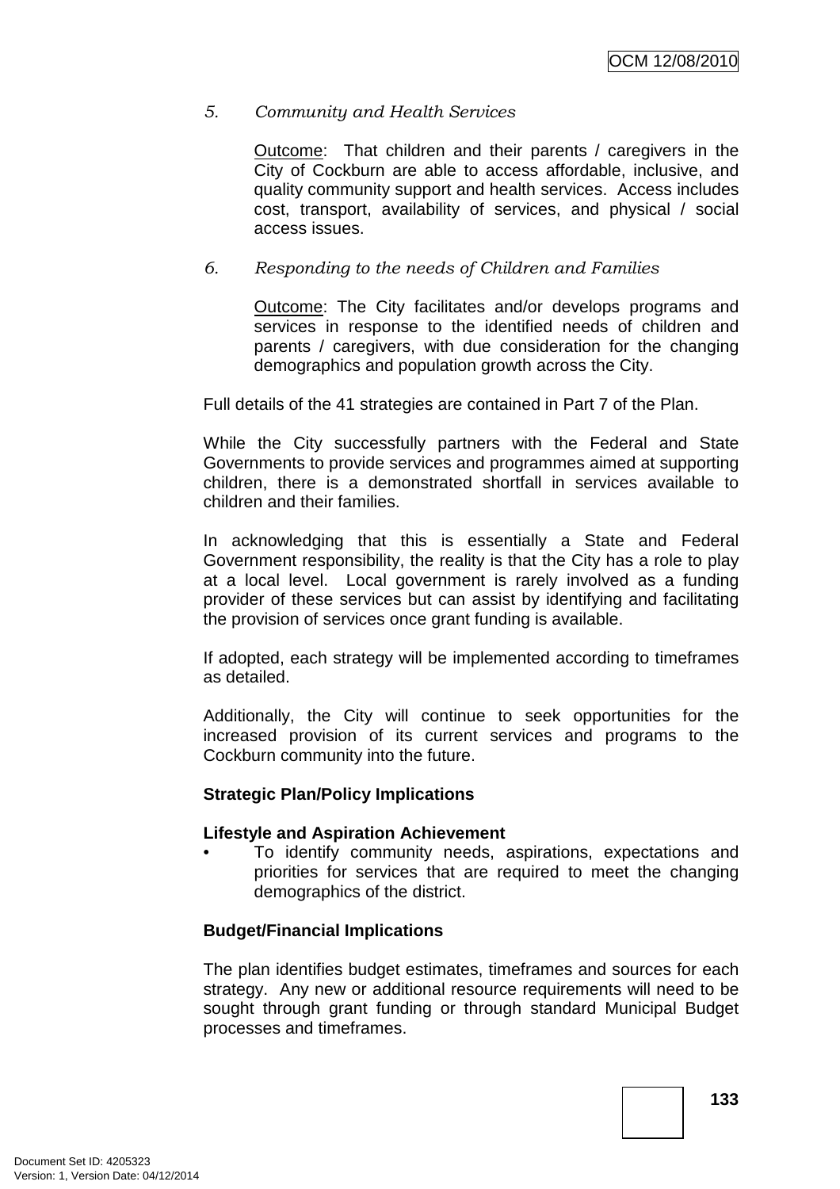5. *Community and Health Services*

 Outcome: That children and their parents / caregivers in the City of Cockburn are able to access affordable, inclusive, and quality community support and health services. Access includes cost, transport, availability of services, and physical / social access issues.

6. *Responding to the needs of Children and Families*

 Outcome: The City facilitates and/or develops programs and services in response to the identified needs of children and parents / caregivers, with due consideration for the changing demographics and population growth across the City.

Full details of the 41 strategies are contained in Part 7 of the Plan.

While the City successfully partners with the Federal and State Governments to provide services and programmes aimed at supporting children, there is a demonstrated shortfall in services available to children and their families.

In acknowledging that this is essentially a State and Federal Government responsibility, the reality is that the City has a role to play at a local level. Local government is rarely involved as a funding provider of these services but can assist by identifying and facilitating the provision of services once grant funding is available.

If adopted, each strategy will be implemented according to timeframes as detailed.

Additionally, the City will continue to seek opportunities for the increased provision of its current services and programs to the Cockburn community into the future.

**Strategic Plan/Policy Implications**

**Lifestyle and Aspiration Achievement**

- To identify community needs, aspirations, expectations and priorities for services that are required to meet the changing demographics of the district.

**Budget/Financial Implications**

The plan identifies budget estimates, timeframes and sources for each strategy. Any new or additional resource requirements will need to be sought through grant funding or through standard Municipal Budget processes and timeframes.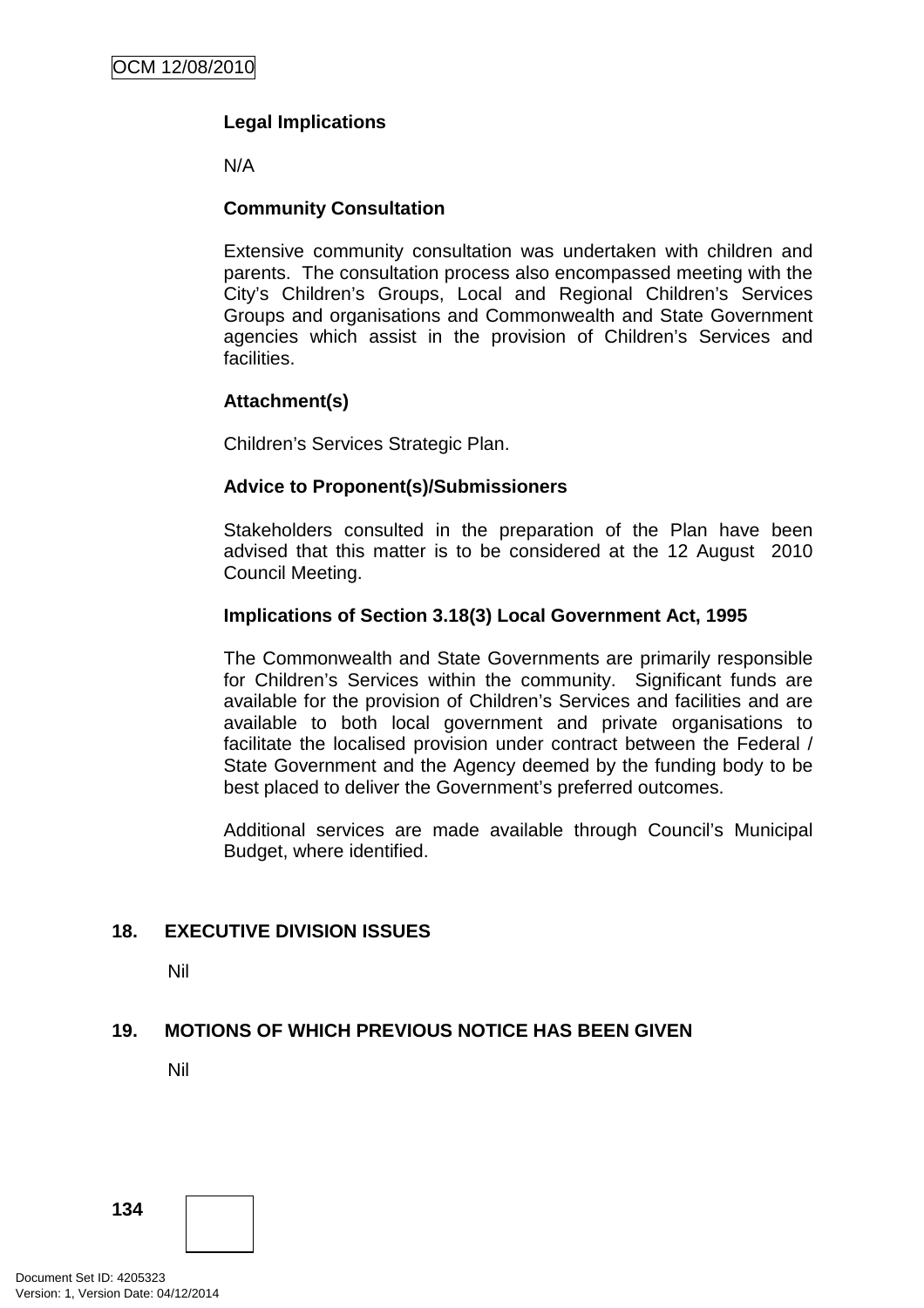**Legal Implications**

N/A

**Community Consultation**

Extensive community consultation was undertaken with children and parents. The consultation process also encompassed meeting with the City's Children's Groups, Local and Regional Children's Services Groups and organisations and Commonwealth and State Government agencies which assist in the provision of Children's Services and facilities.

**Attachment(s)**

Children's Services Strategic Plan.

**Advice to Proponent(s)/Submissioners**

Stakeholders consulted in the preparation of the Plan have been advised that this matter is to be considered at the 12 August 2010 Council Meeting.

**Implications of Section 3.18(3) Local Government Act, 1995**

The Commonwealth and State Governments are primarily responsible for Children's Services within the community. Significant funds are available for the provision of Children's Services and facilities and are available to both local government and private organisations to facilitate the localised provision under contract between the Federal / State Government and the Agency deemed by the funding body to be best placed to deliver the Government's preferred outcomes.

Additional services are made available through Council's Municipal Budget, where identified.

## 18. EXECUTIVE DIVISION ISSUES

Nil

## 19. MOTIONS OF WHICH PREVIOUS NOTICE HAS BEEN GIVEN

Nil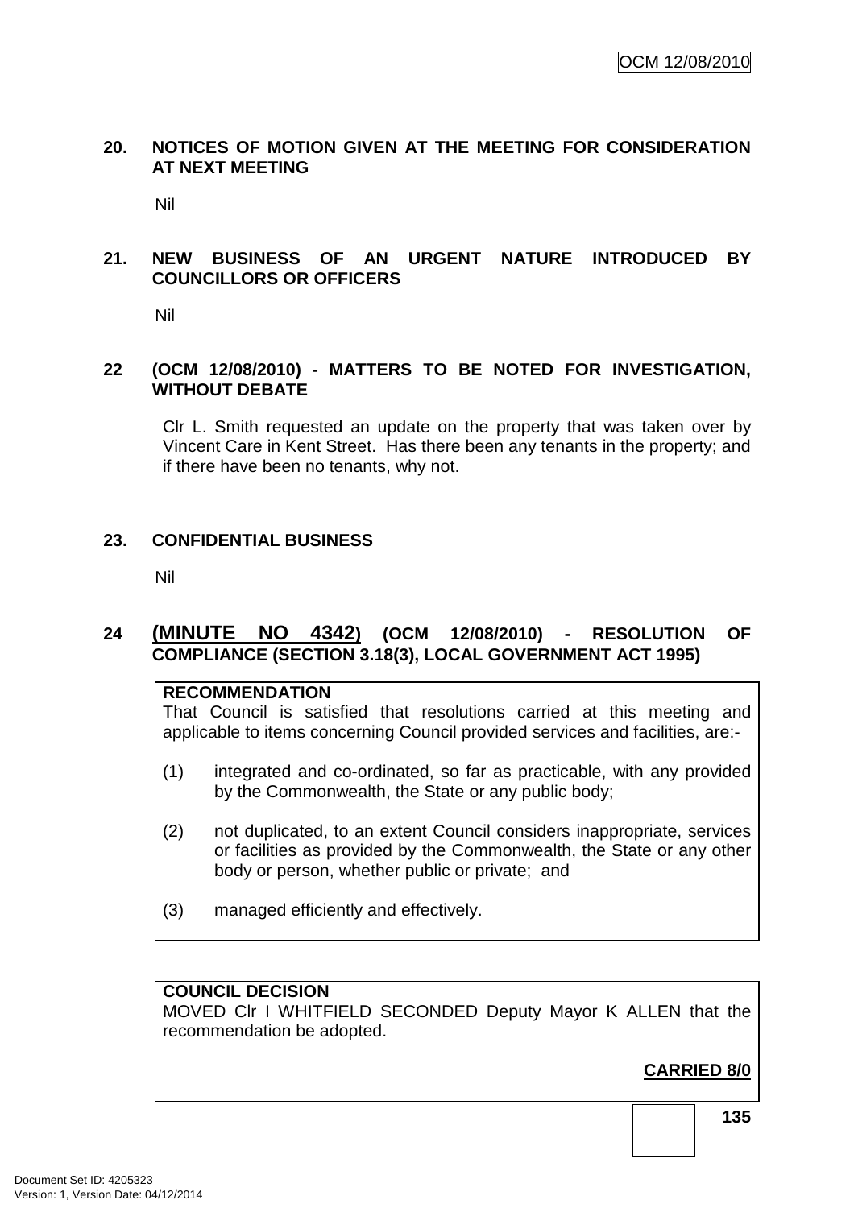## 20. NOTICES OF MOTION GIVEN AT THE MEETING FOR CONSIDERATION AT NEXT MEETING

Nil

## 21. NEW BUSINESS OF AN URGENT NATURE INTRODUCED BY COUNCILLORS OR OFFICERS

Nil

## 22 (OCM 12/08/2010) - MATTERS TO BE NOTED FOR INVESTIGATION, WITHOUT DEBATE

Clr L. Smith requested an update on the property that was taken over by Vincent Care in Kent Street. Has there been any tenants in the property; and if there have been no tenants, why not.

## 23. CONFIDENTIAL BUSINESS

Nil

## 24 (MINUTE NO 4342) (OCM 12/08/2010) - RESOLUTION OF COMPLIANCE (SECTION 3.18(3), LOCAL GOVERNMENT ACT 1995)

**RECOMMENDATION**

That Council is satisfied that resolutions carried at this meeting and applicable to items concerning Council provided services and facilities, are:-

(1) integrated and co-ordinated, so far as practicable, with any provided by the Commonwealth, the State or any public body;

(2) not duplicated, to an extent Council considers inappropriate, services or facilities as provided by the Commonwealth, the State or any other body or person, whether public or private; and

(3) managed efficiently and effectively.

**COUNCIL DECISION**

MOVED Clr I WHITFIELD SECONDED Deputy Mayor K ALLEN that the recommendation be adopted.

**CARRIED 8/0**

Document Set ID: 4205323
Version: 1, Version Date: 04/12/2014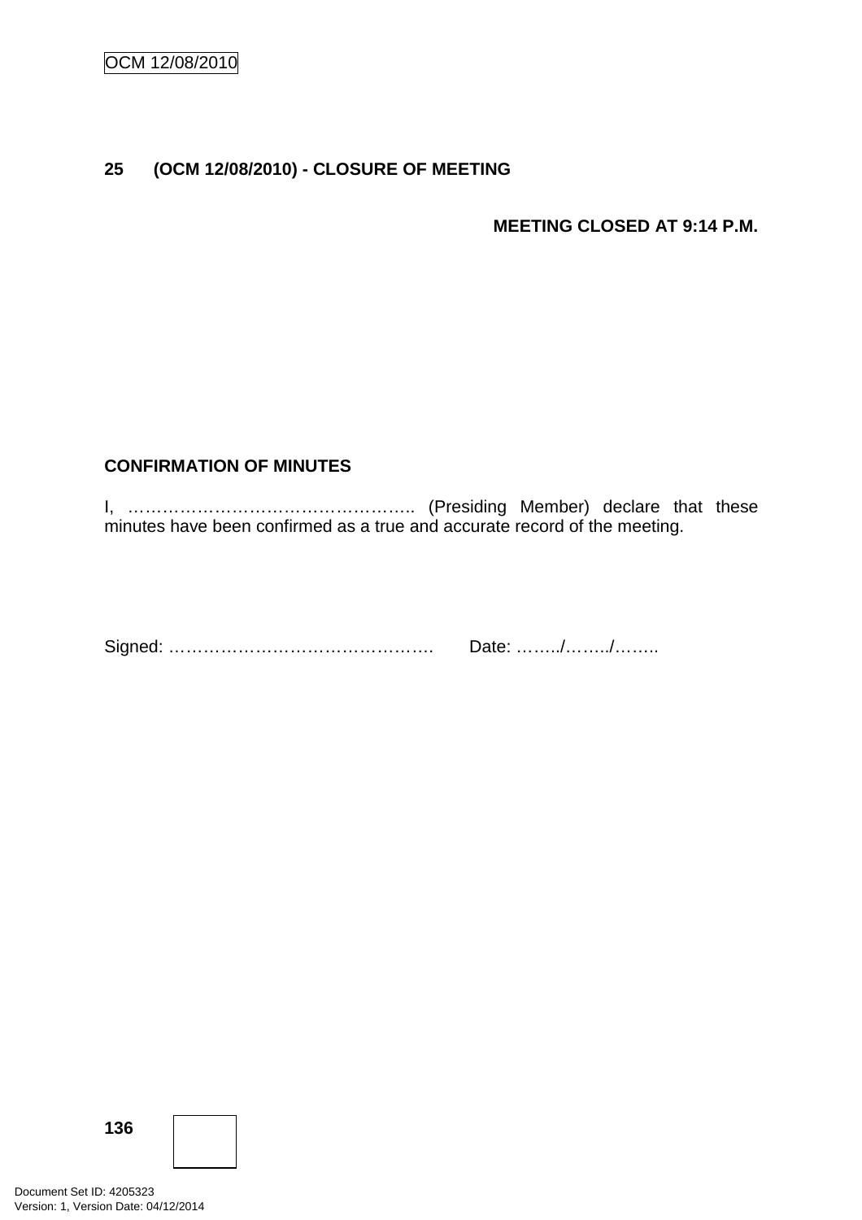## 25 (OCM 12/08/2010) - CLOSURE OF MEETING

**MEETING CLOSED AT 9:14 P.M.**

**CONFIRMATION OF MINUTES**

I, ………………………………………….. (Presiding Member) declare that these minutes have been confirmed as a true and accurate record of the meeting.

Signed: ………………………………………. Date: ……../……../……..